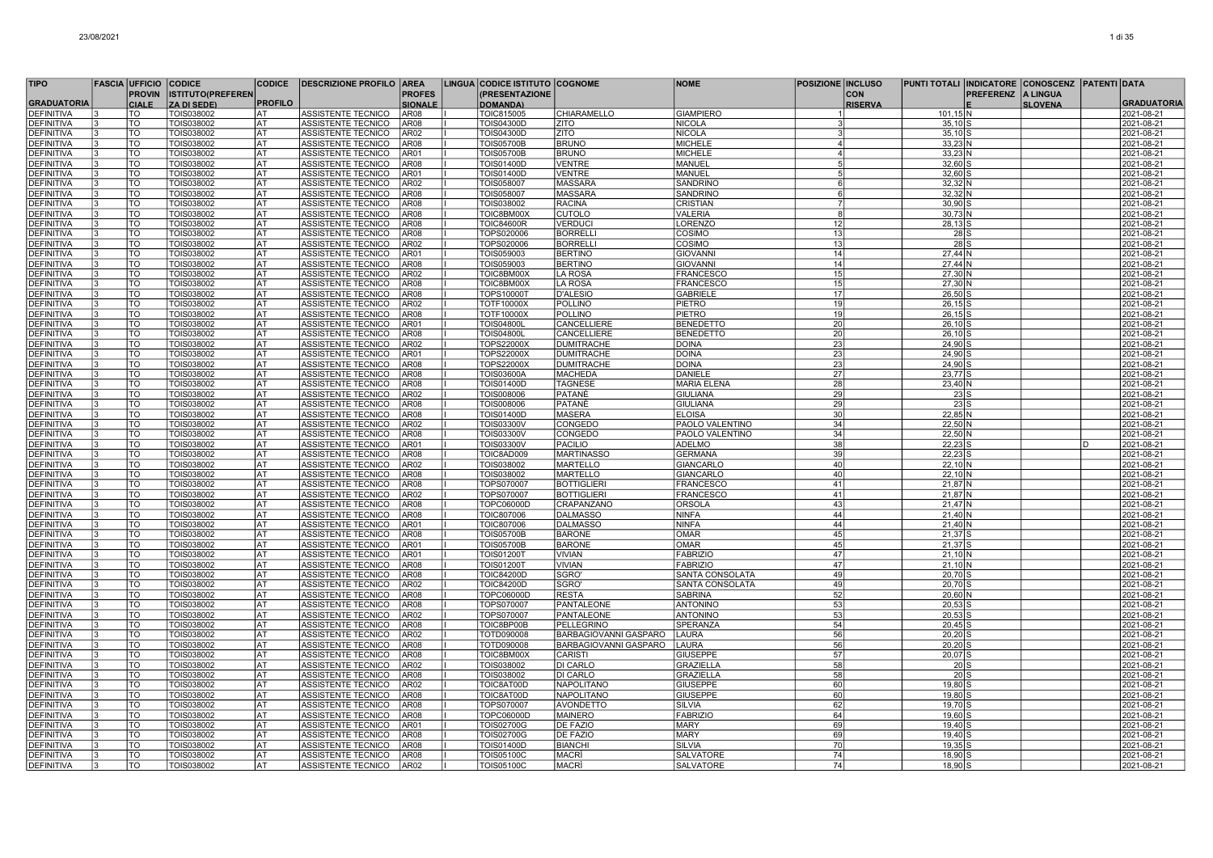| TIPO GRADUATORIA | FASCIA | UFFICIO PROVINCIALE | CODICE ISTITUTO(PREFERENZA DI SEDE) | CODICE PROFILO | DESCRIZIONE PROFILO | AREA PROFESSIONALE | LINGUA | CODICE ISTITUTO (PRESENTAZIONE DOMANDA) | COGNOME | NOME | POSIZIONE | INCLUSO CON RISERVA | PUNTI TOTALI | INDICATORE PREFERENZE | CONOSCENZA LINGUA SLOVENA | PATENTI | DATA GRADUATORIA |
|---|---|---|---|---|---|---|---|---|---|---|---|---|---|---|---|---|---|
| DEFINITIVA | 3 | TO | TOIS038002 | AT | ASSISTENTE TECNICO | AR08 | I | TOIC815005 | CHIARAMELLO | GIAMPIERO | 1 | | 101,15 | N | | | 2021-08-21 |
| DEFINITIVA | 3 | TO | TOIS038002 | AT | ASSISTENTE TECNICO | AR08 | I | TOIS04300D | ZITO | NICOLA | 3 | | 35,10 | S | | | 2021-08-21 |
| DEFINITIVA | 3 | TO | TOIS038002 | AT | ASSISTENTE TECNICO | AR02 | I | TOIS04300D | ZITO | NICOLA | 3 | | 35,10 | S | | | 2021-08-21 |
| DEFINITIVA | 3 | TO | TOIS038002 | AT | ASSISTENTE TECNICO | AR08 | I | TOIS05700B | BRUNO | MICHELE | 4 | | 33,23 | N | | | 2021-08-21 |
| DEFINITIVA | 3 | TO | TOIS038002 | AT | ASSISTENTE TECNICO | AR01 | I | TOIS05700B | BRUNO | MICHELE | 4 | | 33,23 | N | | | 2021-08-21 |
| DEFINITIVA | 3 | TO | TOIS038002 | AT | ASSISTENTE TECNICO | AR08 | I | TOIS01400D | VENTRE | MANUEL | 5 | | 32,60 | S | | | 2021-08-21 |
| DEFINITIVA | 3 | TO | TOIS038002 | AT | ASSISTENTE TECNICO | AR01 | I | TOIS01400D | VENTRE | MANUEL | 5 | | 32,60 | S | | | 2021-08-21 |
| DEFINITIVA | 3 | TO | TOIS038002 | AT | ASSISTENTE TECNICO | AR02 | I | TOIS058007 | MASSARA | SANDRINO | 6 | | 32,32 | N | | | 2021-08-21 |
| DEFINITIVA | 3 | TO | TOIS038002 | AT | ASSISTENTE TECNICO | AR08 | I | TOIS058007 | MASSARA | SANDRINO | 6 | | 32,32 | N | | | 2021-08-21 |
| DEFINITIVA | 3 | TO | TOIS038002 | AT | ASSISTENTE TECNICO | AR08 | I | TOIS038002 | RACINA | CRISTIAN | 7 | | 30,90 | S | | | 2021-08-21 |
| DEFINITIVA | 3 | TO | TOIS038002 | AT | ASSISTENTE TECNICO | AR08 | I | TOIC8BM00X | CUTOLO | VALERIA | 8 | | 30,73 | N | | | 2021-08-21 |
| DEFINITIVA | 3 | TO | TOIS038002 | AT | ASSISTENTE TECNICO | AR08 | I | TOIC84600R | VERDUCI | LORENZO | 12 | | 28,13 | S | | | 2021-08-21 |
| DEFINITIVA | 3 | TO | TOIS038002 | AT | ASSISTENTE TECNICO | AR08 | I | TOPS020006 | BORRELLI | COSIMO | 13 | | 28 | S | | | 2021-08-21 |
| DEFINITIVA | 3 | TO | TOIS038002 | AT | ASSISTENTE TECNICO | AR02 | I | TOPS020006 | BORRELLI | COSIMO | 13 | | 28 | S | | | 2021-08-21 |
| DEFINITIVA | 3 | TO | TOIS038002 | AT | ASSISTENTE TECNICO | AR01 | I | TOIS059003 | BERTINO | GIOVANNI | 14 | | 27,44 | N | | | 2021-08-21 |
| DEFINITIVA | 3 | TO | TOIS038002 | AT | ASSISTENTE TECNICO | AR08 | I | TOIS059003 | BERTINO | GIOVANNI | 14 | | 27,44 | N | | | 2021-08-21 |
| DEFINITIVA | 3 | TO | TOIS038002 | AT | ASSISTENTE TECNICO | AR02 | I | TOIC8BM00X | LA ROSA | FRANCESCO | 15 | | 27,30 | N | | | 2021-08-21 |
| DEFINITIVA | 3 | TO | TOIS038002 | AT | ASSISTENTE TECNICO | AR08 | I | TOIC8BM00X | LA ROSA | FRANCESCO | 15 | | 27,30 | N | | | 2021-08-21 |
| DEFINITIVA | 3 | TO | TOIS038002 | AT | ASSISTENTE TECNICO | AR08 | I | TOPS10000T | D'ALESIO | GABRIELE | 17 | | 26,50 | S | | | 2021-08-21 |
| DEFINITIVA | 3 | TO | TOIS038002 | AT | ASSISTENTE TECNICO | AR02 | I | TOTF10000X | POLLINO | PIETRO | 19 | | 26,15 | S | | | 2021-08-21 |
| DEFINITIVA | 3 | TO | TOIS038002 | AT | ASSISTENTE TECNICO | AR08 | I | TOTF10000X | POLLINO | PIETRO | 19 | | 26,15 | S | | | 2021-08-21 |
| DEFINITIVA | 3 | TO | TOIS038002 | AT | ASSISTENTE TECNICO | AR01 | I | TOIS04800L | CANCELLIERE | BENEDETTO | 20 | | 26,10 | S | | | 2021-08-21 |
| DEFINITIVA | 3 | TO | TOIS038002 | AT | ASSISTENTE TECNICO | AR08 | I | TOIS04800L | CANCELLIERE | BENEDETTO | 20 | | 26,10 | S | | | 2021-08-21 |
| DEFINITIVA | 3 | TO | TOIS038002 | AT | ASSISTENTE TECNICO | AR02 | I | TOPS22000X | DUMITRACHE | DOINA | 23 | | 24,90 | S | | | 2021-08-21 |
| DEFINITIVA | 3 | TO | TOIS038002 | AT | ASSISTENTE TECNICO | AR01 | I | TOPS22000X | DUMITRACHE | DOINA | 23 | | 24,90 | S | | | 2021-08-21 |
| DEFINITIVA | 3 | TO | TOIS038002 | AT | ASSISTENTE TECNICO | AR08 | I | TOPS22000X | DUMITRACHE | DOINA | 23 | | 24,90 | S | | | 2021-08-21 |
| DEFINITIVA | 3 | TO | TOIS038002 | AT | ASSISTENTE TECNICO | AR08 | I | TOIS03600A | MACHEDA | DANIELE | 27 | | 23,77 | S | | | 2021-08-21 |
| DEFINITIVA | 3 | TO | TOIS038002 | AT | ASSISTENTE TECNICO | AR08 | I | TOIS01400D | TAGNESE | MARIA ELENA | 28 | | 23,40 | N | | | 2021-08-21 |
| DEFINITIVA | 3 | TO | TOIS038002 | AT | ASSISTENTE TECNICO | AR02 | I | TOIS008006 | PATANÈ | GIULIANA | 29 | | 23 | S | | | 2021-08-21 |
| DEFINITIVA | 3 | TO | TOIS038002 | AT | ASSISTENTE TECNICO | AR08 | I | TOIS008006 | PATANÈ | GIULIANA | 29 | | 23 | S | | | 2021-08-21 |
| DEFINITIVA | 3 | TO | TOIS038002 | AT | ASSISTENTE TECNICO | AR08 | I | TOIS01400D | MASERA | ELOISA | 30 | | 22,85 | N | | | 2021-08-21 |
| DEFINITIVA | 3 | TO | TOIS038002 | AT | ASSISTENTE TECNICO | AR02 | I | TOIS03300V | CONGEDO | PAOLO VALENTINO | 34 | | 22,50 | N | | | 2021-08-21 |
| DEFINITIVA | 3 | TO | TOIS038002 | AT | ASSISTENTE TECNICO | AR08 | I | TOIS03300V | CONGEDO | PAOLO VALENTINO | 34 | | 22,50 | N | | | 2021-08-21 |
| DEFINITIVA | 3 | TO | TOIS038002 | AT | ASSISTENTE TECNICO | AR01 | I | TOIS03300V | PACILIO | ADELMO | 38 | | 22,23 | S | | D | 2021-08-21 |
| DEFINITIVA | 3 | TO | TOIS038002 | AT | ASSISTENTE TECNICO | AR08 | I | TOIC8AD009 | MARTINASSO | GERMANA | 39 | | 22,23 | S | | | 2021-08-21 |
| DEFINITIVA | 3 | TO | TOIS038002 | AT | ASSISTENTE TECNICO | AR02 | I | TOIS038002 | MARTELLO | GIANCARLO | 40 | | 22,10 | N | | | 2021-08-21 |
| DEFINITIVA | 3 | TO | TOIS038002 | AT | ASSISTENTE TECNICO | AR08 | I | TOIS038002 | MARTELLO | GIANCARLO | 40 | | 22,10 | N | | | 2021-08-21 |
| DEFINITIVA | 3 | TO | TOIS038002 | AT | ASSISTENTE TECNICO | AR08 | I | TOPS070007 | BOTTIGLIERI | FRANCESCO | 41 | | 21,87 | N | | | 2021-08-21 |
| DEFINITIVA | 3 | TO | TOIS038002 | AT | ASSISTENTE TECNICO | AR02 | I | TOPS070007 | BOTTIGLIERI | FRANCESCO | 41 | | 21,87 | N | | | 2021-08-21 |
| DEFINITIVA | 3 | TO | TOIS038002 | AT | ASSISTENTE TECNICO | AR08 | I | TOPC06000D | CRAPANZANO | ORSOLA | 43 | | 21,47 | N | | | 2021-08-21 |
| DEFINITIVA | 3 | TO | TOIS038002 | AT | ASSISTENTE TECNICO | AR08 | I | TOIC807006 | DALMASSO | NINFA | 44 | | 21,40 | N | | | 2021-08-21 |
| DEFINITIVA | 3 | TO | TOIS038002 | AT | ASSISTENTE TECNICO | AR01 | I | TOIC807006 | DALMASSO | NINFA | 44 | | 21,40 | N | | | 2021-08-21 |
| DEFINITIVA | 3 | TO | TOIS038002 | AT | ASSISTENTE TECNICO | AR08 | I | TOIS05700B | BARONE | OMAR | 45 | | 21,37 | S | | | 2021-08-21 |
| DEFINITIVA | 3 | TO | TOIS038002 | AT | ASSISTENTE TECNICO | AR01 | I | TOIS05700B | BARONE | OMAR | 45 | | 21,37 | S | | | 2021-08-21 |
| DEFINITIVA | 3 | TO | TOIS038002 | AT | ASSISTENTE TECNICO | AR01 | I | TOIS01200T | VIVIAN | FABRIZIO | 47 | | 21,10 | N | | | 2021-08-21 |
| DEFINITIVA | 3 | TO | TOIS038002 | AT | ASSISTENTE TECNICO | AR08 | I | TOIS01200T | VIVIAN | FABRIZIO | 47 | | 21,10 | N | | | 2021-08-21 |
| DEFINITIVA | 3 | TO | TOIS038002 | AT | ASSISTENTE TECNICO | AR08 | I | TOIC84200D | SGRO' | SANTA CONSOLATA | 49 | | 20,70 | S | | | 2021-08-21 |
| DEFINITIVA | 3 | TO | TOIS038002 | AT | ASSISTENTE TECNICO | AR02 | I | TOIC84200D | SGRO' | SANTA CONSOLATA | 49 | | 20,70 | S | | | 2021-08-21 |
| DEFINITIVA | 3 | TO | TOIS038002 | AT | ASSISTENTE TECNICO | AR08 | I | TOPC06000D | RESTA | SABRINA | 52 | | 20,60 | N | | | 2021-08-21 |
| DEFINITIVA | 3 | TO | TOIS038002 | AT | ASSISTENTE TECNICO | AR08 | I | TOPS070007 | PANTALEONE | ANTONINO | 53 | | 20,53 | S | | | 2021-08-21 |
| DEFINITIVA | 3 | TO | TOIS038002 | AT | ASSISTENTE TECNICO | AR02 | I | TOPS070007 | PANTALEONE | ANTONINO | 53 | | 20,53 | S | | | 2021-08-21 |
| DEFINITIVA | 3 | TO | TOIS038002 | AT | ASSISTENTE TECNICO | AR08 | I | TOIC8BP00B | PELLEGRINO | SPERANZA | 54 | | 20,45 | S | | | 2021-08-21 |
| DEFINITIVA | 3 | TO | TOIS038002 | AT | ASSISTENTE TECNICO | AR02 | I | TOTD090008 | BARBAGIOVANNI GASPARO | LAURA | 56 | | 20,20 | S | | | 2021-08-21 |
| DEFINITIVA | 3 | TO | TOIS038002 | AT | ASSISTENTE TECNICO | AR08 | I | TOTD090008 | BARBAGIOVANNI GASPARO | LAURA | 56 | | 20,20 | S | | | 2021-08-21 |
| DEFINITIVA | 3 | TO | TOIS038002 | AT | ASSISTENTE TECNICO | AR08 | I | TOIC8BM00X | CARISTI | GIUSEPPE | 57 | | 20,07 | S | | | 2021-08-21 |
| DEFINITIVA | 3 | TO | TOIS038002 | AT | ASSISTENTE TECNICO | AR02 | I | TOIS038002 | DI CARLO | GRAZIELLA | 58 | | 20 | S | | | 2021-08-21 |
| DEFINITIVA | 3 | TO | TOIS038002 | AT | ASSISTENTE TECNICO | AR08 | I | TOIS038002 | DI CARLO | GRAZIELLA | 58 | | 20 | S | | | 2021-08-21 |
| DEFINITIVA | 3 | TO | TOIS038002 | AT | ASSISTENTE TECNICO | AR02 | I | TOIC8AT00D | NAPOLITANO | GIUSEPPE | 60 | | 19,80 | S | | | 2021-08-21 |
| DEFINITIVA | 3 | TO | TOIS038002 | AT | ASSISTENTE TECNICO | AR08 | I | TOIC8AT00D | NAPOLITANO | GIUSEPPE | 60 | | 19,80 | S | | | 2021-08-21 |
| DEFINITIVA | 3 | TO | TOIS038002 | AT | ASSISTENTE TECNICO | AR08 | I | TOPS070007 | AVONDETTO | SILVIA | 62 | | 19,70 | S | | | 2021-08-21 |
| DEFINITIVA | 3 | TO | TOIS038002 | AT | ASSISTENTE TECNICO | AR08 | I | TOPC06000D | MAINERO | FABRIZIO | 64 | | 19,60 | S | | | 2021-08-21 |
| DEFINITIVA | 3 | TO | TOIS038002 | AT | ASSISTENTE TECNICO | AR01 | I | TOIS02700G | DE FAZIO | MARY | 69 | | 19,40 | S | | | 2021-08-21 |
| DEFINITIVA | 3 | TO | TOIS038002 | AT | ASSISTENTE TECNICO | AR08 | I | TOIS02700G | DE FAZIO | MARY | 69 | | 19,40 | S | | | 2021-08-21 |
| DEFINITIVA | 3 | TO | TOIS038002 | AT | ASSISTENTE TECNICO | AR08 | I | TOIS01400D | BIANCHI | SILVIA | 70 | | 19,35 | S | | | 2021-08-21 |
| DEFINITIVA | 3 | TO | TOIS038002 | AT | ASSISTENTE TECNICO | AR08 | I | TOIS05100C | MACRÌ | SALVATORE | 74 | | 18,90 | S | | | 2021-08-21 |
| DEFINITIVA | 3 | TO | TOIS038002 | AT | ASSISTENTE TECNICO | AR02 | I | TOIS05100C | MACRÌ | SALVATORE | 74 | | 18,90 | S | | | 2021-08-21 |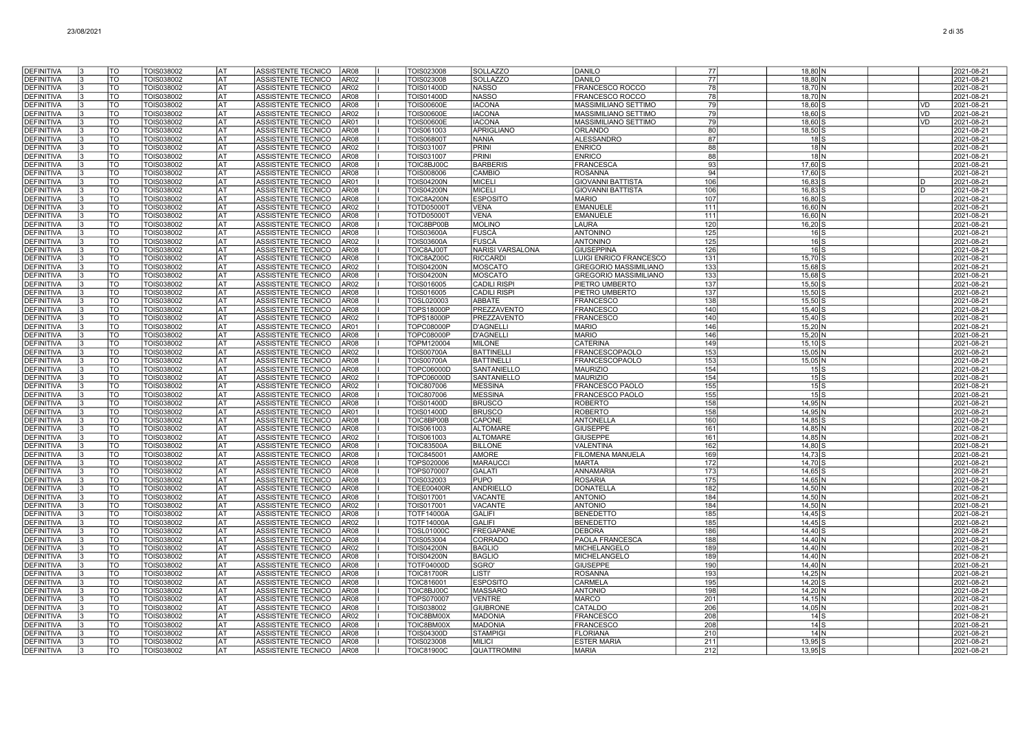| | | | | | | | | | | | | | | | | | |
|---|---|---|---|---|---|---|---|---|---|---|---|---|---|---|---|---|---|
| DEFINITIVA | 3 | TO | TOIS038002 | AT | ASSISTENTE TECNICO | AR08 | I | TOIS023008 | SOLLAZZO | DANILO | 77 | | 18,80 | N | | | 2021-08-21 |
| DEFINITIVA | 3 | TO | TOIS038002 | AT | ASSISTENTE TECNICO | AR02 | I | TOIS023008 | SOLLAZZO | DANILO | 77 | | 18,80 | N | | | 2021-08-21 |
| DEFINITIVA | 3 | TO | TOIS038002 | AT | ASSISTENTE TECNICO | AR02 | I | TOIS01400D | NASSO | FRANCESCO ROCCO | 78 | | 18,70 | N | | | 2021-08-21 |
| DEFINITIVA | 3 | TO | TOIS038002 | AT | ASSISTENTE TECNICO | AR08 | I | TOIS01400D | NASSO | FRANCESCO ROCCO | 78 | | 18,70 | N | | | 2021-08-21 |
| DEFINITIVA | 3 | TO | TOIS038002 | AT | ASSISTENTE TECNICO | AR08 | I | TOIS00600E | IACONA | MASSIMILIANO SETTIMO | 79 | | 18,60 | S | | VD | 2021-08-21 |
| DEFINITIVA | 3 | TO | TOIS038002 | AT | ASSISTENTE TECNICO | AR02 | I | TOIS00600E | IACONA | MASSIMILIANO SETTIMO | 79 | | 18,60 | S | | VD | 2021-08-21 |
| DEFINITIVA | 3 | TO | TOIS038002 | AT | ASSISTENTE TECNICO | AR01 | I | TOIS00600E | IACONA | MASSIMILIANO SETTIMO | 79 | | 18,60 | S | | VD | 2021-08-21 |
| DEFINITIVA | 3 | TO | TOIS038002 | AT | ASSISTENTE TECNICO | AR08 | I | TOIS061003 | APRIGLIANO | ORLANDO | 80 | | 18,50 | S | | | 2021-08-21 |
| DEFINITIVA | 3 | TO | TOIS038002 | AT | ASSISTENTE TECNICO | AR08 | I | TOIS06800T | NANIA | ALESSANDRO | 87 | | 18 | S | | | 2021-08-21 |
| DEFINITIVA | 3 | TO | TOIS038002 | AT | ASSISTENTE TECNICO | AR02 | I | TOIS031007 | PRINI | ENRICO | 88 | | 18 | N | | | 2021-08-21 |
| DEFINITIVA | 3 | TO | TOIS038002 | AT | ASSISTENTE TECNICO | AR08 | I | TOIS031007 | PRINI | ENRICO | 88 | | 18 | N | | | 2021-08-21 |
| DEFINITIVA | 3 | TO | TOIS038002 | AT | ASSISTENTE TECNICO | AR08 | I | TOIC8BJ00C | BARBERIS | FRANCESCA | 93 | | 17,60 | S | | | 2021-08-21 |
| DEFINITIVA | 3 | TO | TOIS038002 | AT | ASSISTENTE TECNICO | AR08 | I | TOIS008006 | CAMBIO | ROSANNA | 94 | | 17,60 | S | | | 2021-08-21 |
| DEFINITIVA | 3 | TO | TOIS038002 | AT | ASSISTENTE TECNICO | AR01 | I | TOIS04200N | MICELI | GIOVANNI BATTISTA | 106 | | 16,83 | S | | D | 2021-08-21 |
| DEFINITIVA | 3 | TO | TOIS038002 | AT | ASSISTENTE TECNICO | AR08 | I | TOIS04200N | MICELI | GIOVANNI BATTISTA | 106 | | 16,83 | S | | D | 2021-08-21 |
| DEFINITIVA | 3 | TO | TOIS038002 | AT | ASSISTENTE TECNICO | AR08 | I | TOIC8A200N | ESPOSITO | MARIO | 107 | | 16,80 | S | | | 2021-08-21 |
| DEFINITIVA | 3 | TO | TOIS038002 | AT | ASSISTENTE TECNICO | AR02 | I | TOTD05000T | VENA | EMANUELE | 111 | | 16,60 | N | | | 2021-08-21 |
| DEFINITIVA | 3 | TO | TOIS038002 | AT | ASSISTENTE TECNICO | AR08 | I | TOTD05000T | VENA | EMANUELE | 111 | | 16,60 | N | | | 2021-08-21 |
| DEFINITIVA | 3 | TO | TOIS038002 | AT | ASSISTENTE TECNICO | AR08 | I | TOIC8BP00B | MOLINO | LAURA | 120 | | 16,20 | S | | | 2021-08-21 |
| DEFINITIVA | 3 | TO | TOIS038002 | AT | ASSISTENTE TECNICO | AR08 | I | TOIS03600A | FUSCÀ | ANTONINO | 125 | | 16 | S | | | 2021-08-21 |
| DEFINITIVA | 3 | TO | TOIS038002 | AT | ASSISTENTE TECNICO | AR02 | I | TOIS03600A | FUSCÀ | ANTONINO | 125 | | 16 | S | | | 2021-08-21 |
| DEFINITIVA | 3 | TO | TOIS038002 | AT | ASSISTENTE TECNICO | AR08 | I | TOIC8AJ00T | NARISI VARSALONA | GIUSEPPINA | 126 | | 16 | S | | | 2021-08-21 |
| DEFINITIVA | 3 | TO | TOIS038002 | AT | ASSISTENTE TECNICO | AR08 | I | TOIC8AZ00C | RICCARDI | LUIGI ENRICO FRANCESCO | 131 | | 15,70 | S | | | 2021-08-21 |
| DEFINITIVA | 3 | TO | TOIS038002 | AT | ASSISTENTE TECNICO | AR02 | I | TOIS04200N | MOSCATO | GREGORIO MASSIMILIANO | 133 | | 15,68 | S | | | 2021-08-21 |
| DEFINITIVA | 3 | TO | TOIS038002 | AT | ASSISTENTE TECNICO | AR08 | I | TOIS04200N | MOSCATO | GREGORIO MASSIMILIANO | 133 | | 15,68 | S | | | 2021-08-21 |
| DEFINITIVA | 3 | TO | TOIS038002 | AT | ASSISTENTE TECNICO | AR02 | I | TOIS016005 | CADILI RISPI | PIETRO UMBERTO | 137 | | 15,50 | S | | | 2021-08-21 |
| DEFINITIVA | 3 | TO | TOIS038002 | AT | ASSISTENTE TECNICO | AR08 | I | TOIS016005 | CADILI RISPI | PIETRO UMBERTO | 137 | | 15,50 | S | | | 2021-08-21 |
| DEFINITIVA | 3 | TO | TOIS038002 | AT | ASSISTENTE TECNICO | AR08 | I | TOSL020003 | ABBATE | FRANCESCO | 138 | | 15,50 | S | | | 2021-08-21 |
| DEFINITIVA | 3 | TO | TOIS038002 | AT | ASSISTENTE TECNICO | AR08 | I | TOPS18000P | PREZZAVENTO | FRANCESCO | 140 | | 15,40 | S | | | 2021-08-21 |
| DEFINITIVA | 3 | TO | TOIS038002 | AT | ASSISTENTE TECNICO | AR02 | I | TOPS18000P | PREZZAVENTO | FRANCESCO | 140 | | 15,40 | S | | | 2021-08-21 |
| DEFINITIVA | 3 | TO | TOIS038002 | AT | ASSISTENTE TECNICO | AR01 | I | TOPC08000P | D'AGNELLI | MARIO | 146 | | 15,20 | N | | | 2021-08-21 |
| DEFINITIVA | 3 | TO | TOIS038002 | AT | ASSISTENTE TECNICO | AR08 | I | TOPC08000P | D'AGNELLI | MARIO | 146 | | 15,20 | N | | | 2021-08-21 |
| DEFINITIVA | 3 | TO | TOIS038002 | AT | ASSISTENTE TECNICO | AR08 | I | TOPM120004 | MILONE | CATERINA | 149 | | 15,10 | S | | | 2021-08-21 |
| DEFINITIVA | 3 | TO | TOIS038002 | AT | ASSISTENTE TECNICO | AR02 | I | TOIS00700A | BATTINELLI | FRANCESCOPAOLO | 153 | | 15,05 | N | | | 2021-08-21 |
| DEFINITIVA | 3 | TO | TOIS038002 | AT | ASSISTENTE TECNICO | AR08 | I | TOIS00700A | BATTINELLI | FRANCESCOPAOLO | 153 | | 15,05 | N | | | 2021-08-21 |
| DEFINITIVA | 3 | TO | TOIS038002 | AT | ASSISTENTE TECNICO | AR08 | I | TOPC06000D | SANTANIELLO | MAURIZIO | 154 | | 15 | S | | | 2021-08-21 |
| DEFINITIVA | 3 | TO | TOIS038002 | AT | ASSISTENTE TECNICO | AR02 | I | TOPC06000D | SANTANIELLO | MAURIZIO | 154 | | 15 | S | | | 2021-08-21 |
| DEFINITIVA | 3 | TO | TOIS038002 | AT | ASSISTENTE TECNICO | AR02 | I | TOIC807006 | MESSINA | FRANCESCO PAOLO | 155 | | 15 | S | | | 2021-08-21 |
| DEFINITIVA | 3 | TO | TOIS038002 | AT | ASSISTENTE TECNICO | AR08 | I | TOIC807006 | MESSINA | FRANCESCO PAOLO | 155 | | 15 | S | | | 2021-08-21 |
| DEFINITIVA | 3 | TO | TOIS038002 | AT | ASSISTENTE TECNICO | AR08 | I | TOIS01400D | BRUSCO | ROBERTO | 158 | | 14,95 | N | | | 2021-08-21 |
| DEFINITIVA | 3 | TO | TOIS038002 | AT | ASSISTENTE TECNICO | AR01 | I | TOIS01400D | BRUSCO | ROBERTO | 158 | | 14,95 | N | | | 2021-08-21 |
| DEFINITIVA | 3 | TO | TOIS038002 | AT | ASSISTENTE TECNICO | AR08 | I | TOIC8BP00B | CAPONE | ANTONELLA | 160 | | 14,85 | S | | | 2021-08-21 |
| DEFINITIVA | 3 | TO | TOIS038002 | AT | ASSISTENTE TECNICO | AR08 | I | TOIS061003 | ALTOMARE | GIUSEPPE | 161 | | 14,85 | N | | | 2021-08-21 |
| DEFINITIVA | 3 | TO | TOIS038002 | AT | ASSISTENTE TECNICO | AR02 | I | TOIS061003 | ALTOMARE | GIUSEPPE | 161 | | 14,85 | N | | | 2021-08-21 |
| DEFINITIVA | 3 | TO | TOIS038002 | AT | ASSISTENTE TECNICO | AR08 | I | TOIC83500A | BILLONE | VALENTINA | 162 | | 14,80 | S | | | 2021-08-21 |
| DEFINITIVA | 3 | TO | TOIS038002 | AT | ASSISTENTE TECNICO | AR08 | I | TOIC845001 | AMORE | FILOMENA MANUELA | 169 | | 14,73 | S | | | 2021-08-21 |
| DEFINITIVA | 3 | TO | TOIS038002 | AT | ASSISTENTE TECNICO | AR08 | I | TOPS020006 | MARAUCCI | MARTA | 172 | | 14,70 | S | | | 2021-08-21 |
| DEFINITIVA | 3 | TO | TOIS038002 | AT | ASSISTENTE TECNICO | AR08 | I | TOPS070007 | GALATI | ANNAMARIA | 173 | | 14,65 | S | | | 2021-08-21 |
| DEFINITIVA | 3 | TO | TOIS038002 | AT | ASSISTENTE TECNICO | AR08 | I | TOIS032003 | PUPO | ROSARIA | 175 | | 14,65 | N | | | 2021-08-21 |
| DEFINITIVA | 3 | TO | TOIS038002 | AT | ASSISTENTE TECNICO | AR08 | I | TOEE00400R | ANDRIELLO | DONATELLA | 182 | | 14,50 | N | | | 2021-08-21 |
| DEFINITIVA | 3 | TO | TOIS038002 | AT | ASSISTENTE TECNICO | AR08 | I | TOIS017001 | VACANTE | ANTONIO | 184 | | 14,50 | N | | | 2021-08-21 |
| DEFINITIVA | 3 | TO | TOIS038002 | AT | ASSISTENTE TECNICO | AR02 | I | TOIS017001 | VACANTE | ANTONIO | 184 | | 14,50 | N | | | 2021-08-21 |
| DEFINITIVA | 3 | TO | TOIS038002 | AT | ASSISTENTE TECNICO | AR08 | I | TOTF14000A | GALIFI | BENEDETTO | 185 | | 14,45 | S | | | 2021-08-21 |
| DEFINITIVA | 3 | TO | TOIS038002 | AT | ASSISTENTE TECNICO | AR02 | I | TOTF14000A | GALIFI | BENEDETTO | 185 | | 14,45 | S | | | 2021-08-21 |
| DEFINITIVA | 3 | TO | TOIS038002 | AT | ASSISTENTE TECNICO | AR08 | I | TOSL01000C | FREGAPANE | DEBORA | 186 | | 14,40 | S | | | 2021-08-21 |
| DEFINITIVA | 3 | TO | TOIS038002 | AT | ASSISTENTE TECNICO | AR08 | I | TOIS053004 | CORRADO | PAOLA FRANCESCA | 188 | | 14,40 | N | | | 2021-08-21 |
| DEFINITIVA | 3 | TO | TOIS038002 | AT | ASSISTENTE TECNICO | AR02 | I | TOIS04200N | BAGLIO | MICHELANGELO | 189 | | 14,40 | N | | | 2021-08-21 |
| DEFINITIVA | 3 | TO | TOIS038002 | AT | ASSISTENTE TECNICO | AR08 | I | TOIS04200N | BAGLIO | MICHELANGELO | 189 | | 14,40 | N | | | 2021-08-21 |
| DEFINITIVA | 3 | TO | TOIS038002 | AT | ASSISTENTE TECNICO | AR08 | I | TOTF04000D | SGRO' | GIUSEPPE | 190 | | 14,40 | N | | | 2021-08-21 |
| DEFINITIVA | 3 | TO | TOIS038002 | AT | ASSISTENTE TECNICO | AR08 | I | TOIC81700R | LISTI' | ROSANNA | 193 | | 14,25 | N | | | 2021-08-21 |
| DEFINITIVA | 3 | TO | TOIS038002 | AT | ASSISTENTE TECNICO | AR08 | I | TOIC816001 | ESPOSITO | CARMELA | 195 | | 14,20 | S | | | 2021-08-21 |
| DEFINITIVA | 3 | TO | TOIS038002 | AT | ASSISTENTE TECNICO | AR08 | I | TOIC8BJ00C | MASSARO | ANTONIO | 198 | | 14,20 | N | | | 2021-08-21 |
| DEFINITIVA | 3 | TO | TOIS038002 | AT | ASSISTENTE TECNICO | AR08 | I | TOPS070007 | VENTRE | MARCO | 201 | | 14,15 | N | | | 2021-08-21 |
| DEFINITIVA | 3 | TO | TOIS038002 | AT | ASSISTENTE TECNICO | AR08 | I | TOIS038002 | GIUBRONE | CATALDO | 206 | | 14,05 | N | | | 2021-08-21 |
| DEFINITIVA | 3 | TO | TOIS038002 | AT | ASSISTENTE TECNICO | AR02 | I | TOIC8BM00X | MADONIA | FRANCESCO | 208 | | 14 | S | | | 2021-08-21 |
| DEFINITIVA | 3 | TO | TOIS038002 | AT | ASSISTENTE TECNICO | AR08 | I | TOIC8BM00X | MADONIA | FRANCESCO | 208 | | 14 | S | | | 2021-08-21 |
| DEFINITIVA | 3 | TO | TOIS038002 | AT | ASSISTENTE TECNICO | AR08 | I | TOIS04300D | STAMPIGI | FLORIANA | 210 | | 14 | N | | | 2021-08-21 |
| DEFINITIVA | 3 | TO | TOIS038002 | AT | ASSISTENTE TECNICO | AR08 | I | TOIS023008 | MILICI | ESTER MARIA | 211 | | 13,95 | S | | | 2021-08-21 |
| DEFINITIVA | 3 | TO | TOIS038002 | AT | ASSISTENTE TECNICO | AR08 | I | TOIC81900C | QUATTROMINI | MARIA | 212 | | 13,95 | S | | | 2021-08-21 |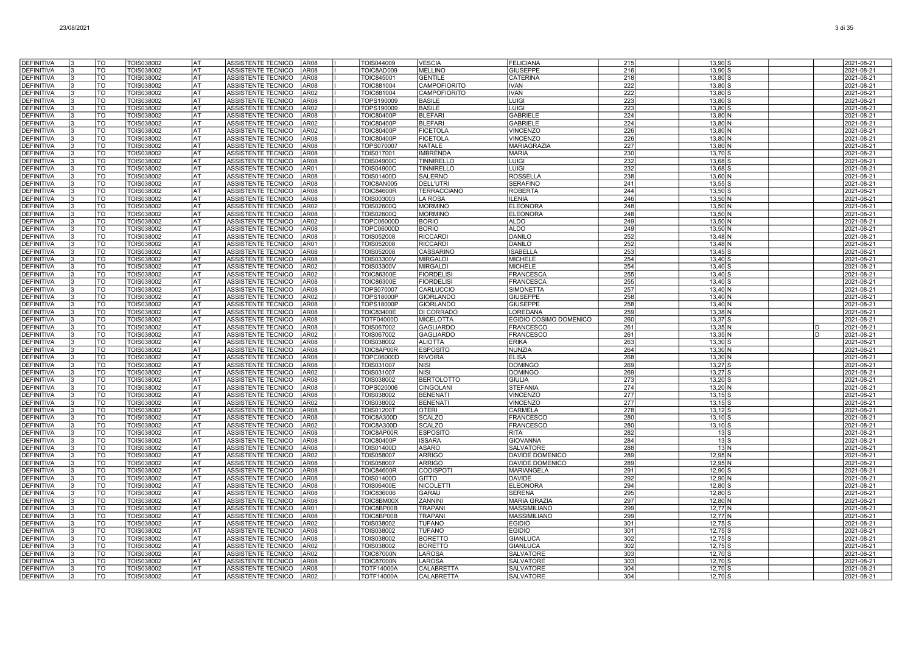| | | | | | | | | | | | | | | | | | | |
|---|---|---|---|---|---|---|---|---|---|---|---|---|---|---|---|---|---|---|
| DEFINITIVA | 3 | TO | TOIS038002 | AT | ASSISTENTE TECNICO | AR08 | I | TOIS044009 | VESCIA | FELICIANA | 215 | 13,90 | S | | | | 2021-08-21 |
| DEFINITIVA | 3 | TO | TOIS038002 | AT | ASSISTENTE TECNICO | AR08 | I | TOIC8AD009 | MELLINO | GIUSEPPE | 216 | 13,90 | S | | | | 2021-08-21 |
| DEFINITIVA | 3 | TO | TOIS038002 | AT | ASSISTENTE TECNICO | AR08 | I | TOIC845001 | GENTILE | CATERINA | 218 | 13,80 | S | | | | 2021-08-21 |
| DEFINITIVA | 3 | TO | TOIS038002 | AT | ASSISTENTE TECNICO | AR08 | I | TOIC881004 | CAMPOFIORITO | IVAN | 222 | 13,80 | S | | | | 2021-08-21 |
| DEFINITIVA | 3 | TO | TOIS038002 | AT | ASSISTENTE TECNICO | AR02 | I | TOIC881004 | CAMPOFIORITO | IVAN | 222 | 13,80 | S | | | | 2021-08-21 |
| DEFINITIVA | 3 | TO | TOIS038002 | AT | ASSISTENTE TECNICO | AR08 | I | TOPS190009 | BASILE | LUIGI | 223 | 13,80 | S | | | | 2021-08-21 |
| DEFINITIVA | 3 | TO | TOIS038002 | AT | ASSISTENTE TECNICO | AR02 | I | TOPS190009 | BASILE | LUIGI | 223 | 13,80 | S | | | | 2021-08-21 |
| DEFINITIVA | 3 | TO | TOIS038002 | AT | ASSISTENTE TECNICO | AR08 | I | TOIC80400P | BLEFARI | GABRIELE | 224 | 13,80 | N | | | | 2021-08-21 |
| DEFINITIVA | 3 | TO | TOIS038002 | AT | ASSISTENTE TECNICO | AR02 | I | TOIC80400P | BLEFARI | GABRIELE | 224 | 13,80 | N | | | | 2021-08-21 |
| DEFINITIVA | 3 | TO | TOIS038002 | AT | ASSISTENTE TECNICO | AR02 | I | TOIC80400P | FICETOLA | VINCENZO | 226 | 13,80 | N | | | | 2021-08-21 |
| DEFINITIVA | 3 | TO | TOIS038002 | AT | ASSISTENTE TECNICO | AR08 | I | TOIC80400P | FICETOLA | VINCENZO | 226 | 13,80 | N | | | | 2021-08-21 |
| DEFINITIVA | 3 | TO | TOIS038002 | AT | ASSISTENTE TECNICO | AR08 | I | TOPS070007 | NATALE | MARIAGRAZIA | 227 | 13,80 | N | | | | 2021-08-21 |
| DEFINITIVA | 3 | TO | TOIS038002 | AT | ASSISTENTE TECNICO | AR08 | I | TOIS017001 | IMBRENDA | MARIA | 230 | 13,70 | S | | | | 2021-08-21 |
| DEFINITIVA | 3 | TO | TOIS038002 | AT | ASSISTENTE TECNICO | AR08 | I | TOIS04900C | TINNIRELLO | LUIGI | 232 | 13,68 | S | | | | 2021-08-21 |
| DEFINITIVA | 3 | TO | TOIS038002 | AT | ASSISTENTE TECNICO | AR01 | I | TOIS04900C | TINNIRELLO | LUIGI | 232 | 13,68 | S | | | | 2021-08-21 |
| DEFINITIVA | 3 | TO | TOIS038002 | AT | ASSISTENTE TECNICO | AR08 | I | TOIS01400D | SALERNO | ROSSELLA | 238 | 13,60 | N | | | | 2021-08-21 |
| DEFINITIVA | 3 | TO | TOIS038002 | AT | ASSISTENTE TECNICO | AR08 | I | TOIC8AN005 | DELL'UTRI | SERAFINO | 241 | 13,55 | S | | | | 2021-08-21 |
| DEFINITIVA | 3 | TO | TOIS038002 | AT | ASSISTENTE TECNICO | AR08 | I | TOIC84600R | TERRACCIANO | ROBERTA | 244 | 13,50 | S | | | | 2021-08-21 |
| DEFINITIVA | 3 | TO | TOIS038002 | AT | ASSISTENTE TECNICO | AR08 | I | TOIS003003 | LA ROSA | ILENIA | 246 | 13,50 | N | | | | 2021-08-21 |
| DEFINITIVA | 3 | TO | TOIS038002 | AT | ASSISTENTE TECNICO | AR02 | I | TOIS02600Q | MORMINO | ELEONORA | 248 | 13,50 | N | | | | 2021-08-21 |
| DEFINITIVA | 3 | TO | TOIS038002 | AT | ASSISTENTE TECNICO | AR08 | I | TOIS02600Q | MORMINO | ELEONORA | 248 | 13,50 | N | | | | 2021-08-21 |
| DEFINITIVA | 3 | TO | TOIS038002 | AT | ASSISTENTE TECNICO | AR02 | I | TOPC06000D | BORIO | ALDO | 249 | 13,50 | N | | | | 2021-08-21 |
| DEFINITIVA | 3 | TO | TOIS038002 | AT | ASSISTENTE TECNICO | AR08 | I | TOPC06000D | BORIO | ALDO | 249 | 13,50 | N | | | | 2021-08-21 |
| DEFINITIVA | 3 | TO | TOIS038002 | AT | ASSISTENTE TECNICO | AR08 | I | TOIS052008 | RICCARDI | DANILO | 252 | 13,48 | N | | | | 2021-08-21 |
| DEFINITIVA | 3 | TO | TOIS038002 | AT | ASSISTENTE TECNICO | AR01 | I | TOIS052008 | RICCARDI | DANILO | 252 | 13,48 | N | | | | 2021-08-21 |
| DEFINITIVA | 3 | TO | TOIS038002 | AT | ASSISTENTE TECNICO | AR08 | I | TOIS052008 | CASSARINO | ISABELLA | 253 | 13,45 | S | | | | 2021-08-21 |
| DEFINITIVA | 3 | TO | TOIS038002 | AT | ASSISTENTE TECNICO | AR08 | I | TOIS03300V | MIRGALDI | MICHELE | 254 | 13,40 | S | | | | 2021-08-21 |
| DEFINITIVA | 3 | TO | TOIS038002 | AT | ASSISTENTE TECNICO | AR02 | I | TOIS03300V | MIRGALDI | MICHELE | 254 | 13,40 | S | | | | 2021-08-21 |
| DEFINITIVA | 3 | TO | TOIS038002 | AT | ASSISTENTE TECNICO | AR02 | I | TOIC86300E | FIORDELISI | FRANCESCA | 255 | 13,40 | S | | | | 2021-08-21 |
| DEFINITIVA | 3 | TO | TOIS038002 | AT | ASSISTENTE TECNICO | AR08 | I | TOIC86300E | FIORDELISI | FRANCESCA | 255 | 13,40 | S | | | | 2021-08-21 |
| DEFINITIVA | 3 | TO | TOIS038002 | AT | ASSISTENTE TECNICO | AR08 | I | TOPS070007 | CARLUCCIO | SIMONETTA | 257 | 13,40 | N | | | | 2021-08-21 |
| DEFINITIVA | 3 | TO | TOIS038002 | AT | ASSISTENTE TECNICO | AR02 | I | TOPS18000P | GIORLANDO | GIUSEPPE | 258 | 13,40 | N | | | | 2021-08-21 |
| DEFINITIVA | 3 | TO | TOIS038002 | AT | ASSISTENTE TECNICO | AR08 | I | TOPS18000P | GIORLANDO | GIUSEPPE | 258 | 13,40 | N | | | | 2021-08-21 |
| DEFINITIVA | 3 | TO | TOIS038002 | AT | ASSISTENTE TECNICO | AR08 | I | TOIC83400E | DI CORRADO | LOREDANA | 259 | 13,38 | N | | | | 2021-08-21 |
| DEFINITIVA | 3 | TO | TOIS038002 | AT | ASSISTENTE TECNICO | AR08 | I | TOTF04000D | MICELOTTA | EGIDIO COSIMO DOMENICO | 260 | 13,37 | S | | | | 2021-08-21 |
| DEFINITIVA | 3 | TO | TOIS038002 | AT | ASSISTENTE TECNICO | AR08 | I | TOIS067002 | GAGLIARDO | FRANCESCO | 261 | 13,35 | N | | | D | 2021-08-21 |
| DEFINITIVA | 3 | TO | TOIS038002 | AT | ASSISTENTE TECNICO | AR02 | I | TOIS067002 | GAGLIARDO | FRANCESCO | 261 | 13,35 | N | | | D | 2021-08-21 |
| DEFINITIVA | 3 | TO | TOIS038002 | AT | ASSISTENTE TECNICO | AR08 | I | TOIS038002 | ALIOTTA | ERIKA | 263 | 13,30 | S | | | | 2021-08-21 |
| DEFINITIVA | 3 | TO | TOIS038002 | AT | ASSISTENTE TECNICO | AR08 | I | TOIC8AP00R | ESPOSITO | NUNZIA | 264 | 13,30 | N | | | | 2021-08-21 |
| DEFINITIVA | 3 | TO | TOIS038002 | AT | ASSISTENTE TECNICO | AR08 | I | TOPC06000D | RIVOIRA | ELISA | 268 | 13,30 | N | | | | 2021-08-21 |
| DEFINITIVA | 3 | TO | TOIS038002 | AT | ASSISTENTE TECNICO | AR08 | I | TOIS031007 | NISI | DOMINGO | 269 | 13,27 | S | | | | 2021-08-21 |
| DEFINITIVA | 3 | TO | TOIS038002 | AT | ASSISTENTE TECNICO | AR02 | I | TOIS031007 | NISI | DOMINGO | 269 | 13,27 | S | | | | 2021-08-21 |
| DEFINITIVA | 3 | TO | TOIS038002 | AT | ASSISTENTE TECNICO | AR08 | I | TOIS038002 | BERTOLOTTO | GIULIA | 273 | 13,20 | S | | | | 2021-08-21 |
| DEFINITIVA | 3 | TO | TOIS038002 | AT | ASSISTENTE TECNICO | AR08 | I | TOPS020006 | CINGOLANI | STEFANIA | 274 | 13,20 | N | | | | 2021-08-21 |
| DEFINITIVA | 3 | TO | TOIS038002 | AT | ASSISTENTE TECNICO | AR08 | I | TOIS038002 | BENENATI | VINCENZO | 277 | 13,15 | S | | | | 2021-08-21 |
| DEFINITIVA | 3 | TO | TOIS038002 | AT | ASSISTENTE TECNICO | AR02 | I | TOIS038002 | BENENATI | VINCENZO | 277 | 13,15 | S | | | | 2021-08-21 |
| DEFINITIVA | 3 | TO | TOIS038002 | AT | ASSISTENTE TECNICO | AR08 | I | TOIS01200T | OTERI | CARMELA | 278 | 13,12 | S | | | | 2021-08-21 |
| DEFINITIVA | 3 | TO | TOIS038002 | AT | ASSISTENTE TECNICO | AR08 | I | TOIC8A300D | SCALZO | FRANCESCO | 280 | 13,10 | S | | | | 2021-08-21 |
| DEFINITIVA | 3 | TO | TOIS038002 | AT | ASSISTENTE TECNICO | AR02 | I | TOIC8A300D | SCALZO | FRANCESCO | 280 | 13,10 | S | | | | 2021-08-21 |
| DEFINITIVA | 3 | TO | TOIS038002 | AT | ASSISTENTE TECNICO | AR08 | I | TOIC8AP00R | ESPOSITO | RITA | 282 | 13 | S | | | | 2021-08-21 |
| DEFINITIVA | 3 | TO | TOIS038002 | AT | ASSISTENTE TECNICO | AR08 | I | TOIC80400P | ISSARA | GIOVANNA | 284 | 13 | S | | | | 2021-08-21 |
| DEFINITIVA | 3 | TO | TOIS038002 | AT | ASSISTENTE TECNICO | AR08 | I | TOIS01400D | ASARO | SALVATORE | 288 | 13 | N | | | | 2021-08-21 |
| DEFINITIVA | 3 | TO | TOIS038002 | AT | ASSISTENTE TECNICO | AR02 | I | TOIS058007 | ARRIGO | DAVIDE DOMENICO | 289 | 12,95 | N | | | | 2021-08-21 |
| DEFINITIVA | 3 | TO | TOIS038002 | AT | ASSISTENTE TECNICO | AR08 | I | TOIS058007 | ARRIGO | DAVIDE DOMENICO | 289 | 12,95 | N | | | | 2021-08-21 |
| DEFINITIVA | 3 | TO | TOIS038002 | AT | ASSISTENTE TECNICO | AR08 | I | TOIC84600R | CODISPOTI | MARIANGELA | 291 | 12,90 | S | | | | 2021-08-21 |
| DEFINITIVA | 3 | TO | TOIS038002 | AT | ASSISTENTE TECNICO | AR08 | I | TOIS01400D | GITTO | DAVIDE | 292 | 12,90 | N | | | | 2021-08-21 |
| DEFINITIVA | 3 | TO | TOIS038002 | AT | ASSISTENTE TECNICO | AR08 | I | TOIS06400E | NICOLETTI | ELEONORA | 294 | 12,80 | S | | | | 2021-08-21 |
| DEFINITIVA | 3 | TO | TOIS038002 | AT | ASSISTENTE TECNICO | AR08 | I | TOIC836006 | GARAU | SERENA | 295 | 12,80 | S | | | | 2021-08-21 |
| DEFINITIVA | 3 | TO | TOIS038002 | AT | ASSISTENTE TECNICO | AR08 | I | TOIC8BM00X | ZANNINI | MARIA GRAZIA | 297 | 12,80 | N | | | | 2021-08-21 |
| DEFINITIVA | 3 | TO | TOIS038002 | AT | ASSISTENTE TECNICO | AR01 | I | TOIC8BP00B | TRAPANI | MASSIMILIANO | 299 | 12,77 | N | | | | 2021-08-21 |
| DEFINITIVA | 3 | TO | TOIS038002 | AT | ASSISTENTE TECNICO | AR08 | I | TOIC8BP00B | TRAPANI | MASSIMILIANO | 299 | 12,77 | N | | | | 2021-08-21 |
| DEFINITIVA | 3 | TO | TOIS038002 | AT | ASSISTENTE TECNICO | AR02 | I | TOIS038002 | TUFANO | EGIDIO | 301 | 12,75 | S | | | | 2021-08-21 |
| DEFINITIVA | 3 | TO | TOIS038002 | AT | ASSISTENTE TECNICO | AR08 | I | TOIS038002 | TUFANO | EGIDIO | 301 | 12,75 | S | | | | 2021-08-21 |
| DEFINITIVA | 3 | TO | TOIS038002 | AT | ASSISTENTE TECNICO | AR08 | I | TOIS038002 | BORETTO | GIANLUCA | 302 | 12,75 | S | | | | 2021-08-21 |
| DEFINITIVA | 3 | TO | TOIS038002 | AT | ASSISTENTE TECNICO | AR02 | I | TOIS038002 | BORETTO | GIANLUCA | 302 | 12,75 | S | | | | 2021-08-21 |
| DEFINITIVA | 3 | TO | TOIS038002 | AT | ASSISTENTE TECNICO | AR02 | I | TOIC87000N | LAROSA | SALVATORE | 303 | 12,70 | S | | | | 2021-08-21 |
| DEFINITIVA | 3 | TO | TOIS038002 | AT | ASSISTENTE TECNICO | AR08 | I | TOIC87000N | LAROSA | SALVATORE | 303 | 12,70 | S | | | | 2021-08-21 |
| DEFINITIVA | 3 | TO | TOIS038002 | AT | ASSISTENTE TECNICO | AR08 | I | TOTF14000A | CALABRETTA | SALVATORE | 304 | 12,70 | S | | | | 2021-08-21 |
| DEFINITIVA | 3 | TO | TOIS038002 | AT | ASSISTENTE TECNICO | AR02 | I | TOTF14000A | CALABRETTA | SALVATORE | 304 | 12,70 | S | | | | 2021-08-21 |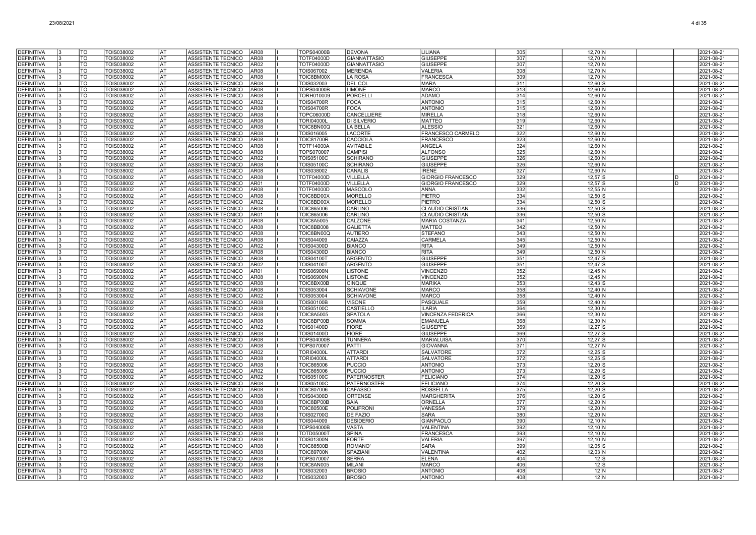| DEFINITIVA | 3 | TO | TOIS038002 | AT | ASSISTENTE TECNICO | AR08 | I | TOPS04000B | DEVONA | LILIANA | 305 | 12,70 | N | | | 2021-08-21 |
|---|---|---|---|---|---|---|---|---|---|---|---|---|---|---|---|---|
| DEFINITIVA | 3 | TO | TOIS038002 | AT | ASSISTENTE TECNICO | AR08 | I | TOTF04000D | GIANNATTASIO | GIUSEPPE | 307 | 12,70 | N | | | 2021-08-21 |
| DEFINITIVA | 3 | TO | TOIS038002 | AT | ASSISTENTE TECNICO | AR02 | I | TOTF04000D | GIANNATTASIO | GIUSEPPE | 307 | 12,70 | N | | | 2021-08-21 |
| DEFINITIVA | 3 | TO | TOIS038002 | AT | ASSISTENTE TECNICO | AR08 | I | TOIS067002 | MERENDA | VALERIA | 308 | 12,70 | N | | | 2021-08-21 |
| DEFINITIVA | 3 | TO | TOIS038002 | AT | ASSISTENTE TECNICO | AR08 | I | TOIC8BM00X | LA ROSA | FRANCESCA | 309 | 12,70 | N | | | 2021-08-21 |
| DEFINITIVA | 3 | TO | TOIS038002 | AT | ASSISTENTE TECNICO | AR08 | I | TOIS032003 | DEL COL | MARA | 311 | 12,60 | S | | | 2021-08-21 |
| DEFINITIVA | 3 | TO | TOIS038002 | AT | ASSISTENTE TECNICO | AR08 | I | TOPS04000B | LIMONE | MARCO | 313 | 12,60 | N | | | 2021-08-21 |
| DEFINITIVA | 3 | TO | TOIS038002 | AT | ASSISTENTE TECNICO | AR08 | I | TORH010009 | PORCELLI | ADAMO | 314 | 12,60 | N | | | 2021-08-21 |
| DEFINITIVA | 3 | TO | TOIS038002 | AT | ASSISTENTE TECNICO | AR02 | I | TOIS04700R | FOCA | ANTONIO | 315 | 12,60 | N | | | 2021-08-21 |
| DEFINITIVA | 3 | TO | TOIS038002 | AT | ASSISTENTE TECNICO | AR08 | I | TOIS04700R | FOCA | ANTONIO | 315 | 12,60 | N | | | 2021-08-21 |
| DEFINITIVA | 3 | TO | TOIS038002 | AT | ASSISTENTE TECNICO | AR08 | I | TOPC06000D | CANCELLIERE | MIRELLA | 318 | 12,60 | N | | | 2021-08-21 |
| DEFINITIVA | 3 | TO | TOIS038002 | AT | ASSISTENTE TECNICO | AR08 | I | TORI04000L | DI SILVERIO | MATTEO | 319 | 12,60 | N | | | 2021-08-21 |
| DEFINITIVA | 3 | TO | TOIS038002 | AT | ASSISTENTE TECNICO | AR08 | I | TOIC8BN00Q | LA BELLA | ALESSIO | 321 | 12,60 | N | | | 2021-08-21 |
| DEFINITIVA | 3 | TO | TOIS038002 | AT | ASSISTENTE TECNICO | AR08 | I | TOIS016005 | LACORTE | FRANCESCO CARMELO | 322 | 12,60 | N | | | 2021-08-21 |
| DEFINITIVA | 3 | TO | TOIS038002 | AT | ASSISTENTE TECNICO | AR08 | I | TOIC81700R | CACCIOLA | FRANCESCO | 323 | 12,60 | N | | | 2021-08-21 |
| DEFINITIVA | 3 | TO | TOIS038002 | AT | ASSISTENTE TECNICO | AR08 | I | TOTF14000A | AVITABILE | ANGELA | 324 | 12,60 | N | | | 2021-08-21 |
| DEFINITIVA | 3 | TO | TOIS038002 | AT | ASSISTENTE TECNICO | AR08 | I | TOPS070007 | CAMPISI | ALFONSO | 325 | 12,60 | N | | | 2021-08-21 |
| DEFINITIVA | 3 | TO | TOIS038002 | AT | ASSISTENTE TECNICO | AR02 | I | TOIS05100C | SCHIRANO | GIUSEPPE | 326 | 12,60 | N | | | 2021-08-21 |
| DEFINITIVA | 3 | TO | TOIS038002 | AT | ASSISTENTE TECNICO | AR08 | I | TOIS05100C | SCHIRANO | GIUSEPPE | 326 | 12,60 | N | | | 2021-08-21 |
| DEFINITIVA | 3 | TO | TOIS038002 | AT | ASSISTENTE TECNICO | AR08 | I | TOIS038002 | CANALIS | IRENE | 327 | 12,60 | N | | | 2021-08-21 |
| DEFINITIVA | 3 | TO | TOIS038002 | AT | ASSISTENTE TECNICO | AR08 | I | TOTF04000D | VILLELLA | GIORGIO FRANCESCO | 329 | 12,57 | S | | D | 2021-08-21 |
| DEFINITIVA | 3 | TO | TOIS038002 | AT | ASSISTENTE TECNICO | AR01 | I | TOTF04000D | VILLELLA | GIORGIO FRANCESCO | 329 | 12,57 | S | | D | 2021-08-21 |
| DEFINITIVA | 3 | TO | TOIS038002 | AT | ASSISTENTE TECNICO | AR08 | I | TOTF04000D | MASCOLO | ANNA | 332 | 12,55 | N | | | 2021-08-21 |
| DEFINITIVA | 3 | TO | TOIS038002 | AT | ASSISTENTE TECNICO | AR08 | I | TOIC8BD00X | MORELLO | PIETRO | 334 | 12,50 | S | | | 2021-08-21 |
| DEFINITIVA | 3 | TO | TOIS038002 | AT | ASSISTENTE TECNICO | AR02 | I | TOIC8BD00X | MORELLO | PIETRO | 334 | 12,50 | S | | | 2021-08-21 |
| DEFINITIVA | 3 | TO | TOIS038002 | AT | ASSISTENTE TECNICO | AR08 | I | TOIC865006 | CARLINO | CLAUDIO CRISTIAN | 336 | 12,50 | S | | | 2021-08-21 |
| DEFINITIVA | 3 | TO | TOIS038002 | AT | ASSISTENTE TECNICO | AR01 | I | TOIC865006 | CARLINO | CLAUDIO CRISTIAN | 336 | 12,50 | S | | | 2021-08-21 |
| DEFINITIVA | 3 | TO | TOIS038002 | AT | ASSISTENTE TECNICO | AR08 | I | TOIC8A5005 | CALZONE | MARIA COSTANZA | 341 | 12,50 | N | | | 2021-08-21 |
| DEFINITIVA | 3 | TO | TOIS038002 | AT | ASSISTENTE TECNICO | AR08 | I | TOIC8BB008 | GALIETTA | MATTEO | 342 | 12,50 | N | | | 2021-08-21 |
| DEFINITIVA | 3 | TO | TOIS038002 | AT | ASSISTENTE TECNICO | AR08 | I | TOIC8BN00Q | AUTIERO | STEFANO | 343 | 12,50 | N | | | 2021-08-21 |
| DEFINITIVA | 3 | TO | TOIS038002 | AT | ASSISTENTE TECNICO | AR08 | I | TOIS044009 | CAIAZZA | CARMELA | 345 | 12,50 | N | | | 2021-08-21 |
| DEFINITIVA | 3 | TO | TOIS038002 | AT | ASSISTENTE TECNICO | AR02 | I | TOIS04300D | BIANCO | RITA | 349 | 12,50 | N | | | 2021-08-21 |
| DEFINITIVA | 3 | TO | TOIS038002 | AT | ASSISTENTE TECNICO | AR08 | I | TOIS04300D | BIANCO | RITA | 349 | 12,50 | N | | | 2021-08-21 |
| DEFINITIVA | 3 | TO | TOIS038002 | AT | ASSISTENTE TECNICO | AR08 | I | TOIS04100T | ARGENTO | GIUSEPPE | 351 | 12,47 | S | | | 2021-08-21 |
| DEFINITIVA | 3 | TO | TOIS038002 | AT | ASSISTENTE TECNICO | AR02 | I | TOIS04100T | ARGENTO | GIUSEPPE | 351 | 12,47 | S | | | 2021-08-21 |
| DEFINITIVA | 3 | TO | TOIS038002 | AT | ASSISTENTE TECNICO | AR01 | I | TOIS06900N | LISTONE | VINCENZO | 352 | 12,45 | N | | | 2021-08-21 |
| DEFINITIVA | 3 | TO | TOIS038002 | AT | ASSISTENTE TECNICO | AR08 | I | TOIS06900N | LISTONE | VINCENZO | 352 | 12,45 | N | | | 2021-08-21 |
| DEFINITIVA | 3 | TO | TOIS038002 | AT | ASSISTENTE TECNICO | AR08 | I | TOIC8BX00B | CINQUE | MARIKA | 353 | 12,43 | S | | | 2021-08-21 |
| DEFINITIVA | 3 | TO | TOIS038002 | AT | ASSISTENTE TECNICO | AR08 | I | TOIS053004 | SCHIAVONE | MARCO | 358 | 12,40 | N | | | 2021-08-21 |
| DEFINITIVA | 3 | TO | TOIS038002 | AT | ASSISTENTE TECNICO | AR02 | I | TOIS053004 | SCHIAVONE | MARCO | 358 | 12,40 | N | | | 2021-08-21 |
| DEFINITIVA | 3 | TO | TOIS038002 | AT | ASSISTENTE TECNICO | AR08 | I | TOIS00100B | VISONE | PASQUALE | 359 | 12,40 | N | | | 2021-08-21 |
| DEFINITIVA | 3 | TO | TOIS038002 | AT | ASSISTENTE TECNICO | AR08 | I | TOIS05100C | CASTIELLO | ILARIA | 364 | 12,30 | N | | | 2021-08-21 |
| DEFINITIVA | 3 | TO | TOIS038002 | AT | ASSISTENTE TECNICO | AR08 | I | TOIC8A5005 | SPATOLA | VINCENZA FEDERICA | 366 | 12,30 | N | | | 2021-08-21 |
| DEFINITIVA | 3 | TO | TOIS038002 | AT | ASSISTENTE TECNICO | AR08 | I | TOIC8BP00B | SOMMA | EMANUELA | 368 | 12,30 | N | | | 2021-08-21 |
| DEFINITIVA | 3 | TO | TOIS038002 | AT | ASSISTENTE TECNICO | AR02 | I | TOIS01400D | FIORE | GIUSEPPE | 369 | 12,27 | S | | | 2021-08-21 |
| DEFINITIVA | 3 | TO | TOIS038002 | AT | ASSISTENTE TECNICO | AR08 | I | TOIS01400D | FIORE | GIUSEPPE | 369 | 12,27 | S | | | 2021-08-21 |
| DEFINITIVA | 3 | TO | TOIS038002 | AT | ASSISTENTE TECNICO | AR08 | I | TOPS04000B | TUNNERA | MARIALUISA | 370 | 12,27 | S | | | 2021-08-21 |
| DEFINITIVA | 3 | TO | TOIS038002 | AT | ASSISTENTE TECNICO | AR08 | I | TOPS070007 | PATTI | GIOVANNA | 371 | 12,27 | N | | | 2021-08-21 |
| DEFINITIVA | 3 | TO | TOIS038002 | AT | ASSISTENTE TECNICO | AR02 | I | TORI04000L | ATTARDI | SALVATORE | 372 | 12,25 | S | | | 2021-08-21 |
| DEFINITIVA | 3 | TO | TOIS038002 | AT | ASSISTENTE TECNICO | AR08 | I | TORI04000L | ATTARDI | SALVATORE | 372 | 12,25 | S | | | 2021-08-21 |
| DEFINITIVA | 3 | TO | TOIS038002 | AT | ASSISTENTE TECNICO | AR08 | I | TOIC865006 | PUCCIO | ANTONIO | 373 | 12,20 | S | | | 2021-08-21 |
| DEFINITIVA | 3 | TO | TOIS038002 | AT | ASSISTENTE TECNICO | AR02 | I | TOIC865006 | PUCCIO | ANTONIO | 373 | 12,20 | S | | | 2021-08-21 |
| DEFINITIVA | 3 | TO | TOIS038002 | AT | ASSISTENTE TECNICO | AR02 | I | TOIS05100C | PATERNOSTER | FELICIANO | 374 | 12,20 | S | | | 2021-08-21 |
| DEFINITIVA | 3 | TO | TOIS038002 | AT | ASSISTENTE TECNICO | AR08 | I | TOIS05100C | PATERNOSTER | FELICIANO | 374 | 12,20 | S | | | 2021-08-21 |
| DEFINITIVA | 3 | TO | TOIS038002 | AT | ASSISTENTE TECNICO | AR08 | I | TOIC807006 | CAFASSO | ROSSELLA | 375 | 12,20 | S | | | 2021-08-21 |
| DEFINITIVA | 3 | TO | TOIS038002 | AT | ASSISTENTE TECNICO | AR08 | I | TOIS04300D | ORTENSE | MARGHERITA | 376 | 12,20 | S | | | 2021-08-21 |
| DEFINITIVA | 3 | TO | TOIS038002 | AT | ASSISTENTE TECNICO | AR08 | I | TOIC8BP00B | SAIA | ORNELLA | 377 | 12,20 | N | | | 2021-08-21 |
| DEFINITIVA | 3 | TO | TOIS038002 | AT | ASSISTENTE TECNICO | AR08 | I | TOIC80500E | POLIFRONI | VANESSA | 379 | 12,20 | N | | | 2021-08-21 |
| DEFINITIVA | 3 | TO | TOIS038002 | AT | ASSISTENTE TECNICO | AR08 | I | TOIS02700G | DE FAZIO | SARA | 380 | 12,20 | N | | | 2021-08-21 |
| DEFINITIVA | 3 | TO | TOIS038002 | AT | ASSISTENTE TECNICO | AR08 | I | TOIS044009 | DESIDERIO | GIANPAOLO | 390 | 12,10 | N | | | 2021-08-21 |
| DEFINITIVA | 3 | TO | TOIS038002 | AT | ASSISTENTE TECNICO | AR08 | I | TOPS04000B | VASTA | VALENTINA | 392 | 12,10 | N | | | 2021-08-21 |
| DEFINITIVA | 3 | TO | TOIS038002 | AT | ASSISTENTE TECNICO | AR08 | I | TOTD05000T | SPINA | FRANCESCA | 393 | 12,10 | N | | | 2021-08-21 |
| DEFINITIVA | 3 | TO | TOIS038002 | AT | ASSISTENTE TECNICO | AR08 | I | TOIS01300N | FORTE | VALERIA | 397 | 12,10 | N | | | 2021-08-21 |
| DEFINITIVA | 3 | TO | TOIS038002 | AT | ASSISTENTE TECNICO | AR08 | I | TOIC88500B | ROMANO' | SARA | 399 | 12,05 | S | | | 2021-08-21 |
| DEFINITIVA | 3 | TO | TOIS038002 | AT | ASSISTENTE TECNICO | AR08 | I | TOIC89700N | SPAZIANI | VALENTINA | 402 | 12,03 | N | | | 2021-08-21 |
| DEFINITIVA | 3 | TO | TOIS038002 | AT | ASSISTENTE TECNICO | AR08 | I | TOPS070007 | SERRA | ELENA | 404 | 12 | S | | | 2021-08-21 |
| DEFINITIVA | 3 | TO | TOIS038002 | AT | ASSISTENTE TECNICO | AR08 | I | TOIC8AN005 | MILANI | MARCO | 406 | 12 | S | | | 2021-08-21 |
| DEFINITIVA | 3 | TO | TOIS038002 | AT | ASSISTENTE TECNICO | AR08 | I | TOIS032003 | BROSIO | ANTONIO | 408 | 12 | N | | | 2021-08-21 |
| DEFINITIVA | 3 | TO | TOIS038002 | AT | ASSISTENTE TECNICO | AR02 | I | TOIS032003 | BROSIO | ANTONIO | 408 | 12 | N | | | 2021-08-21 |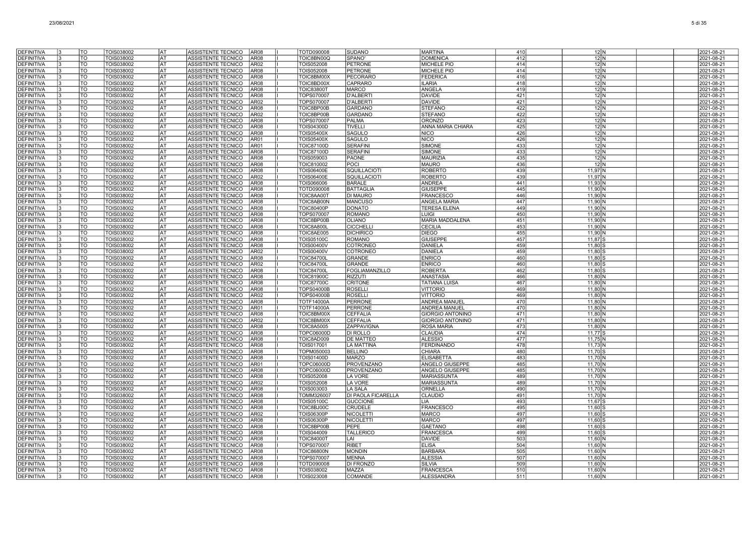| | | | | | | | | | | | | | | | | |
|---|---|---|---|---|---|---|---|---|---|---|---|---|---|---|---|---|
| DEFINITIVA | 3 | TO | TOIS038002 | AT | ASSISTENTE TECNICO | AR08 | I | TOTD090008 | SUDANO | MARTINA | 410 | | 12 | N | | 2021-08-21 |
| DEFINITIVA | 3 | TO | TOIS038002 | AT | ASSISTENTE TECNICO | AR08 | I | TOIC8BN00Q | SPANO' | DOMENICA | 412 | | 12 | N | | 2021-08-21 |
| DEFINITIVA | 3 | TO | TOIS038002 | AT | ASSISTENTE TECNICO | AR02 | I | TOIS052008 | PETRONE | MICHELE PIO | 414 | | 12 | N | | 2021-08-21 |
| DEFINITIVA | 3 | TO | TOIS038002 | AT | ASSISTENTE TECNICO | AR08 | I | TOIS052008 | PETRONE | MICHELE PIO | 414 | | 12 | N | | 2021-08-21 |
| DEFINITIVA | 3 | TO | TOIS038002 | AT | ASSISTENTE TECNICO | AR08 | I | TOIC8BM00X | PECORARO | FEDERICA | 416 | | 12 | N | | 2021-08-21 |
| DEFINITIVA | 3 | TO | TOIS038002 | AT | ASSISTENTE TECNICO | AR08 | I | TOIC8BD00X | CAPRARO | ILARIA | 418 | | 12 | N | | 2021-08-21 |
| DEFINITIVA | 3 | TO | TOIS038002 | AT | ASSISTENTE TECNICO | AR08 | I | TOIC83800T | MARCO | ANGELA | 419 | | 12 | N | | 2021-08-21 |
| DEFINITIVA | 3 | TO | TOIS038002 | AT | ASSISTENTE TECNICO | AR08 | I | TOPS070007 | D'ALBERTI | DAVIDE | 421 | | 12 | N | | 2021-08-21 |
| DEFINITIVA | 3 | TO | TOIS038002 | AT | ASSISTENTE TECNICO | AR02 | I | TOPS070007 | D'ALBERTI | DAVIDE | 421 | | 12 | N | | 2021-08-21 |
| DEFINITIVA | 3 | TO | TOIS038002 | AT | ASSISTENTE TECNICO | AR08 | I | TOIC8BP00B | GARDANO | STEFANO | 422 | | 12 | N | | 2021-08-21 |
| DEFINITIVA | 3 | TO | TOIS038002 | AT | ASSISTENTE TECNICO | AR02 | I | TOIC8BP00B | GARDANO | STEFANO | 422 | | 12 | N | | 2021-08-21 |
| DEFINITIVA | 3 | TO | TOIS038002 | AT | ASSISTENTE TECNICO | AR08 | I | TOPS070007 | PALMA | ORONZO | 423 | | 12 | N | | 2021-08-21 |
| DEFINITIVA | 3 | TO | TOIS038002 | AT | ASSISTENTE TECNICO | AR08 | I | TOIS04300D | TIVELLI | ANNA MARIA CHIARA | 425 | | 12 | N | | 2021-08-21 |
| DEFINITIVA | 3 | TO | TOIS038002 | AT | ASSISTENTE TECNICO | AR08 | I | TOIS05400X | SAGULO | NICO | 426 | | 12 | N | | 2021-08-21 |
| DEFINITIVA | 3 | TO | TOIS038002 | AT | ASSISTENTE TECNICO | AR01 | I | TOIS05400X | SAGULO | NICO | 426 | | 12 | N | | 2021-08-21 |
| DEFINITIVA | 3 | TO | TOIS038002 | AT | ASSISTENTE TECNICO | AR01 | I | TOIC87100D | SERAFINI | SIMONE | 433 | | 12 | N | | 2021-08-21 |
| DEFINITIVA | 3 | TO | TOIS038002 | AT | ASSISTENTE TECNICO | AR08 | I | TOIC87100D | SERAFINI | SIMONE | 433 | | 12 | N | | 2021-08-21 |
| DEFINITIVA | 3 | TO | TOIS038002 | AT | ASSISTENTE TECNICO | AR08 | I | TOIS059003 | PAONE | MAURIZIA | 435 | | 12 | N | | 2021-08-21 |
| DEFINITIVA | 3 | TO | TOIS038002 | AT | ASSISTENTE TECNICO | AR08 | I | TOIC810002 | POCI | MAURO | 436 | | 12 | N | | 2021-08-21 |
| DEFINITIVA | 3 | TO | TOIS038002 | AT | ASSISTENTE TECNICO | AR08 | I | TOIS06400E | SQUILLACIOTI | ROBERTO | 439 | | 11,97 | N | | 2021-08-21 |
| DEFINITIVA | 3 | TO | TOIS038002 | AT | ASSISTENTE TECNICO | AR02 | I | TOIS06400E | SQUILLACIOTI | ROBERTO | 439 | | 11,97 | N | | 2021-08-21 |
| DEFINITIVA | 3 | TO | TOIS038002 | AT | ASSISTENTE TECNICO | AR08 | I | TOIS066006 | BARALE | ANDREA | 441 | | 11,93 | N | | 2021-08-21 |
| DEFINITIVA | 3 | TO | TOIS038002 | AT | ASSISTENTE TECNICO | AR08 | I | TOTD090008 | BATTAGLIA | GIUSEPPE | 445 | | 11,90 | N | | 2021-08-21 |
| DEFINITIVA | 3 | TO | TOIS038002 | AT | ASSISTENTE TECNICO | AR08 | I | TOIC8AA00T | DI MAURO | FRANCESCO | 446 | | 11,90 | N | | 2021-08-21 |
| DEFINITIVA | 3 | TO | TOIS038002 | AT | ASSISTENTE TECNICO | AR08 | I | TOIC8AB00N | MANCUSO | ANGELA MARIA | 447 | | 11,90 | N | | 2021-08-21 |
| DEFINITIVA | 3 | TO | TOIS038002 | AT | ASSISTENTE TECNICO | AR08 | I | TOIC80400P | DONATO | TERESA ELENA | 449 | | 11,90 | N | | 2021-08-21 |
| DEFINITIVA | 3 | TO | TOIS038002 | AT | ASSISTENTE TECNICO | AR08 | I | TOPS070007 | ROMANO | LUIGI | 450 | | 11,90 | N | | 2021-08-21 |
| DEFINITIVA | 3 | TO | TOIS038002 | AT | ASSISTENTE TECNICO | AR08 | I | TOIC8BP00B | OLIANO | MARIA MADDALENA | 451 | | 11,90 | N | | 2021-08-21 |
| DEFINITIVA | 3 | TO | TOIS038002 | AT | ASSISTENTE TECNICO | AR08 | I | TOIC8A800L | CICCHELLI | CECILIA | 453 | | 11,90 | N | | 2021-08-21 |
| DEFINITIVA | 3 | TO | TOIS038002 | AT | ASSISTENTE TECNICO | AR08 | I | TOIC8AE005 | DICHIRICO | DIEGO | 455 | | 11,90 | N | | 2021-08-21 |
| DEFINITIVA | 3 | TO | TOIS038002 | AT | ASSISTENTE TECNICO | AR08 | I | TOIS05100C | ROMANO | GIUSEPPE | 457 | | 11,87 | S | | 2021-08-21 |
| DEFINITIVA | 3 | TO | TOIS038002 | AT | ASSISTENTE TECNICO | AR08 | I | TOIS00400V | COTRONEO | DANIELA | 459 | | 11,80 | S | | 2021-08-21 |
| DEFINITIVA | 3 | TO | TOIS038002 | AT | ASSISTENTE TECNICO | AR02 | I | TOIS00400V | COTRONEO | DANIELA | 459 | | 11,80 | S | | 2021-08-21 |
| DEFINITIVA | 3 | TO | TOIS038002 | AT | ASSISTENTE TECNICO | AR08 | I | TOIC84700L | GRANDE | ENRICO | 460 | | 11,80 | S | | 2021-08-21 |
| DEFINITIVA | 3 | TO | TOIS038002 | AT | ASSISTENTE TECNICO | AR02 | I | TOIC84700L | GRANDE | ENRICO | 460 | | 11,80 | S | | 2021-08-21 |
| DEFINITIVA | 3 | TO | TOIS038002 | AT | ASSISTENTE TECNICO | AR08 | I | TOIC84700L | FOGLIAMANZILLO | ROBERTA | 462 | | 11,80 | S | | 2021-08-21 |
| DEFINITIVA | 3 | TO | TOIS038002 | AT | ASSISTENTE TECNICO | AR08 | I | TOIC81900C | RIZZUTI | ANASTASIA | 466 | | 11,80 | N | | 2021-08-21 |
| DEFINITIVA | 3 | TO | TOIS038002 | AT | ASSISTENTE TECNICO | AR08 | I | TOIC87700C | CRITONE | TATIANA LUISA | 467 | | 11,80 | N | | 2021-08-21 |
| DEFINITIVA | 3 | TO | TOIS038002 | AT | ASSISTENTE TECNICO | AR08 | I | TOPS04000B | ROSELLI | VITTORIO | 469 | | 11,80 | N | | 2021-08-21 |
| DEFINITIVA | 3 | TO | TOIS038002 | AT | ASSISTENTE TECNICO | AR02 | I | TOPS04000B | ROSELLI | VITTORIO | 469 | | 11,80 | N | | 2021-08-21 |
| DEFINITIVA | 3 | TO | TOIS038002 | AT | ASSISTENTE TECNICO | AR08 | I | TOTF14000A | PERRONE | ANDREA MANUEL | 470 | | 11,80 | N | | 2021-08-21 |
| DEFINITIVA | 3 | TO | TOIS038002 | AT | ASSISTENTE TECNICO | AR01 | I | TOTF14000A | PERRONE | ANDREA MANUEL | 470 | | 11,80 | N | | 2021-08-21 |
| DEFINITIVA | 3 | TO | TOIS038002 | AT | ASSISTENTE TECNICO | AR08 | I | TOIC8BM00X | CEFFALIA | GIORGIO ANTONINO | 471 | | 11,80 | N | | 2021-08-21 |
| DEFINITIVA | 3 | TO | TOIS038002 | AT | ASSISTENTE TECNICO | AR02 | I | TOIC8BM00X | CEFFALIA | GIORGIO ANTONINO | 471 | | 11,80 | N | | 2021-08-21 |
| DEFINITIVA | 3 | TO | TOIS038002 | AT | ASSISTENTE TECNICO | AR08 | I | TOIC8A5005 | ZAPPAVIGNA | ROSA MARIA | 473 | | 11,80 | N | | 2021-08-21 |
| DEFINITIVA | 3 | TO | TOIS038002 | AT | ASSISTENTE TECNICO | AR08 | I | TOPC06000D | DI ROLLO | CLAUDIA | 474 | | 11,77 | S | | 2021-08-21 |
| DEFINITIVA | 3 | TO | TOIS038002 | AT | ASSISTENTE TECNICO | AR08 | I | TOIC8AD009 | DE MATTEO | ALESSIO | 477 | | 11,75 | N | | 2021-08-21 |
| DEFINITIVA | 3 | TO | TOIS038002 | AT | ASSISTENTE TECNICO | AR08 | I | TOIS017001 | LA MATTINA | FERDINANDO | 478 | | 11,73 | N | | 2021-08-21 |
| DEFINITIVA | 3 | TO | TOIS038002 | AT | ASSISTENTE TECNICO | AR08 | I | TOPM050003 | BELLINO | CHIARA | 480 | | 11,70 | S | | 2021-08-21 |
| DEFINITIVA | 3 | TO | TOIS038002 | AT | ASSISTENTE TECNICO | AR08 | I | TOIS01400D | MARZO | ELISABETTA | 483 | | 11,70 | N | | 2021-08-21 |
| DEFINITIVA | 3 | TO | TOIS038002 | AT | ASSISTENTE TECNICO | AR01 | I | TOPC06000D | PROVENZANO | ANGELO GIUSEPPE | 485 | | 11,70 | N | | 2021-08-21 |
| DEFINITIVA | 3 | TO | TOIS038002 | AT | ASSISTENTE TECNICO | AR08 | I | TOPC06000D | PROVENZANO | ANGELO GIUSEPPE | 485 | | 11,70 | N | | 2021-08-21 |
| DEFINITIVA | 3 | TO | TOIS038002 | AT | ASSISTENTE TECNICO | AR08 | I | TOIS052008 | LA VORE | MARIASSUNTA | 489 | | 11,70 | N | | 2021-08-21 |
| DEFINITIVA | 3 | TO | TOIS038002 | AT | ASSISTENTE TECNICO | AR02 | I | TOIS052008 | LA VORE | MARIASSUNTA | 489 | | 11,70 | N | | 2021-08-21 |
| DEFINITIVA | 3 | TO | TOIS038002 | AT | ASSISTENTE TECNICO | AR08 | I | TOIS003003 | LA SALA | ORNELLA | 490 | | 11,70 | N | | 2021-08-21 |
| DEFINITIVA | 3 | TO | TOIS038002 | AT | ASSISTENTE TECNICO | AR08 | I | TOMM326007 | DI PAOLA FICARELLA | CLAUDIO | 491 | | 11,70 | N | | 2021-08-21 |
| DEFINITIVA | 3 | TO | TOIS038002 | AT | ASSISTENTE TECNICO | AR08 | I | TOIS05100C | GUCCIONE | LIA | 493 | | 11,67 | S | | 2021-08-21 |
| DEFINITIVA | 3 | TO | TOIS038002 | AT | ASSISTENTE TECNICO | AR08 | I | TOIC8BJ00C | CRUDELE | FRANCESCO | 495 | | 11,60 | S | | 2021-08-21 |
| DEFINITIVA | 3 | TO | TOIS038002 | AT | ASSISTENTE TECNICO | AR02 | I | TOIS06300P | NICOLETTI | MARCO | 497 | | 11,60 | S | | 2021-08-21 |
| DEFINITIVA | 3 | TO | TOIS038002 | AT | ASSISTENTE TECNICO | AR08 | I | TOIS06300P | NICOLETTI | MARCO | 497 | | 11,60 | S | | 2021-08-21 |
| DEFINITIVA | 3 | TO | TOIS038002 | AT | ASSISTENTE TECNICO | AR08 | I | TOIC8BP00B | PEPE | GAETANO | 498 | | 11,60 | S | | 2021-08-21 |
| DEFINITIVA | 3 | TO | TOIS038002 | AT | ASSISTENTE TECNICO | AR08 | I | TOIS044009 | TALLERICO | FRANCESCA | 499 | | 11,60 | S | | 2021-08-21 |
| DEFINITIVA | 3 | TO | TOIS038002 | AT | ASSISTENTE TECNICO | AR08 | I | TOIC84000T | LAI | DAVIDE | 503 | | 11,60 | N | | 2021-08-21 |
| DEFINITIVA | 3 | TO | TOIS038002 | AT | ASSISTENTE TECNICO | AR08 | I | TOPS070007 | RIBET | ELISA | 504 | | 11,60 | N | | 2021-08-21 |
| DEFINITIVA | 3 | TO | TOIS038002 | AT | ASSISTENTE TECNICO | AR08 | I | TOIC86800N | MONDIN | BARBARA | 505 | | 11,60 | N | | 2021-08-21 |
| DEFINITIVA | 3 | TO | TOIS038002 | AT | ASSISTENTE TECNICO | AR08 | I | TOPS070007 | MENNA | ALESSIA | 507 | | 11,60 | N | | 2021-08-21 |
| DEFINITIVA | 3 | TO | TOIS038002 | AT | ASSISTENTE TECNICO | AR08 | I | TOTD090008 | DI FRONZO | SILVIA | 509 | | 11,60 | N | | 2021-08-21 |
| DEFINITIVA | 3 | TO | TOIS038002 | AT | ASSISTENTE TECNICO | AR08 | I | TOIS038002 | MAZZA | FRANCESCA | 510 | | 11,60 | N | | 2021-08-21 |
| DEFINITIVA | 3 | TO | TOIS038002 | AT | ASSISTENTE TECNICO | AR08 | I | TOIS023008 | COMANDE | ALESSANDRA | 511 | | 11,60 | N | | 2021-08-21 |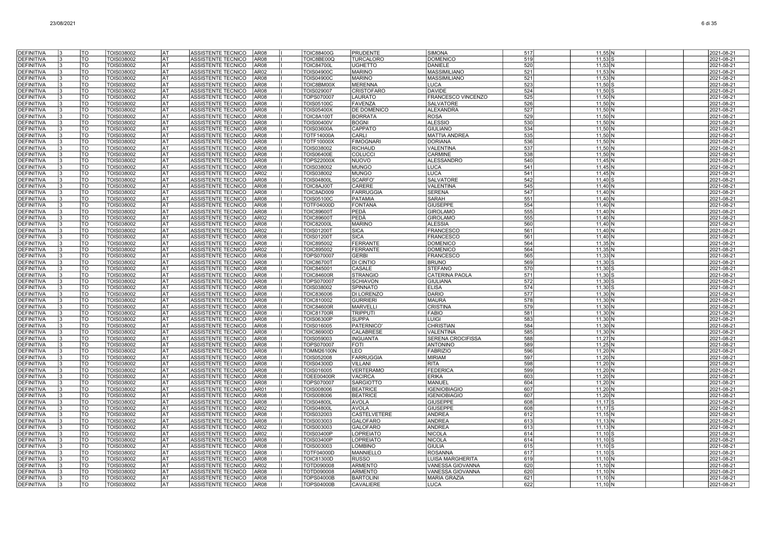| | | | | | | | | | | | | | | | | |
|---|---|---|---|---|---|---|---|---|---|---|---|---|---|---|---|---|
| DEFINITIVA | 3 | TO | TOIS038002 | AT | ASSISTENTE TECNICO | AR08 | I | TOIC88400G | PRUDENTE | SIMONA | 517 | | 11,55 | N | | 2021-08-21 |
| DEFINITIVA | 3 | TO | TOIS038002 | AT | ASSISTENTE TECNICO | AR08 | I | TOIC8BE00Q | TURCALORO | DOMENICO | 519 | | 11,53 | S | | 2021-08-21 |
| DEFINITIVA | 3 | TO | TOIS038002 | AT | ASSISTENTE TECNICO | AR08 | I | TOIC84700L | UGHETTO | DANIELE | 520 | | 11,53 | N | | 2021-08-21 |
| DEFINITIVA | 3 | TO | TOIS038002 | AT | ASSISTENTE TECNICO | AR02 | I | TOIS04900C | MARINO | MASSIMILIANO | 521 | | 11,53 | N | | 2021-08-21 |
| DEFINITIVA | 3 | TO | TOIS038002 | AT | ASSISTENTE TECNICO | AR08 | I | TOIS04900C | MARINO | MASSIMILIANO | 521 | | 11,53 | N | | 2021-08-21 |
| DEFINITIVA | 3 | TO | TOIS038002 | AT | ASSISTENTE TECNICO | AR08 | I | TOIC8BM00X | MERENNA | LUCA | 523 | | 11,50 | S | | 2021-08-21 |
| DEFINITIVA | 3 | TO | TOIS038002 | AT | ASSISTENTE TECNICO | AR08 | I | TOIS029007 | CRISTOFARO | DAVIDE | 524 | | 11,50 | S | | 2021-08-21 |
| DEFINITIVA | 3 | TO | TOIS038002 | AT | ASSISTENTE TECNICO | AR08 | I | TOPS070007 | LAURATO | FRANCESCO VINCENZO | 525 | | 11,50 | N | | 2021-08-21 |
| DEFINITIVA | 3 | TO | TOIS038002 | AT | ASSISTENTE TECNICO | AR08 | I | TOIS05100C | FAVENZA | SALVATORE | 526 | | 11,50 | N | | 2021-08-21 |
| DEFINITIVA | 3 | TO | TOIS038002 | AT | ASSISTENTE TECNICO | AR08 | I | TOIS05400X | DE DOMENICO | ALEXANDRA | 527 | | 11,50 | N | | 2021-08-21 |
| DEFINITIVA | 3 | TO | TOIS038002 | AT | ASSISTENTE TECNICO | AR08 | I | TOIC8A100T | BORRATA | ROSA | 529 | | 11,50 | N | | 2021-08-21 |
| DEFINITIVA | 3 | TO | TOIS038002 | AT | ASSISTENTE TECNICO | AR08 | I | TOIS00400V | BOGNI | ALESSIO | 530 | | 11,50 | N | | 2021-08-21 |
| DEFINITIVA | 3 | TO | TOIS038002 | AT | ASSISTENTE TECNICO | AR08 | I | TOIS03600A | CAPPATO | GIULIANO | 534 | | 11,50 | N | | 2021-08-21 |
| DEFINITIVA | 3 | TO | TOIS038002 | AT | ASSISTENTE TECNICO | AR08 | I | TOTF14000A | CARLI | MATTIA ANDREA | 535 | | 11,50 | N | | 2021-08-21 |
| DEFINITIVA | 3 | TO | TOIS038002 | AT | ASSISTENTE TECNICO | AR08 | I | TOTF10000X | FIMOGNARI | DORIANA | 536 | | 11,50 | N | | 2021-08-21 |
| DEFINITIVA | 3 | TO | TOIS038002 | AT | ASSISTENTE TECNICO | AR08 | I | TOIS038002 | RICHAUD | VALENTINA | 537 | | 11,50 | N | | 2021-08-21 |
| DEFINITIVA | 3 | TO | TOIS038002 | AT | ASSISTENTE TECNICO | AR08 | I | TOIS06400E | COLUCCI | CARMINE | 538 | | 11,50 | N | | 2021-08-21 |
| DEFINITIVA | 3 | TO | TOIS038002 | AT | ASSISTENTE TECNICO | AR08 | I | TOPS22000X | NUOVO | ALESSANDRO | 540 | | 11,45 | N | | 2021-08-21 |
| DEFINITIVA | 3 | TO | TOIS038002 | AT | ASSISTENTE TECNICO | AR08 | I | TOIS038002 | MUNGO | LUCA | 541 | | 11,45 | N | | 2021-08-21 |
| DEFINITIVA | 3 | TO | TOIS038002 | AT | ASSISTENTE TECNICO | AR02 | I | TOIS038002 | MUNGO | LUCA | 541 | | 11,45 | N | | 2021-08-21 |
| DEFINITIVA | 3 | TO | TOIS038002 | AT | ASSISTENTE TECNICO | AR08 | I | TOIS04800L | SCARFO' | SALVATORE | 542 | | 11,40 | S | | 2021-08-21 |
| DEFINITIVA | 3 | TO | TOIS038002 | AT | ASSISTENTE TECNICO | AR08 | I | TOIC8AJ00T | CARERE | VALENTINA | 545 | | 11,40 | N | | 2021-08-21 |
| DEFINITIVA | 3 | TO | TOIS038002 | AT | ASSISTENTE TECNICO | AR08 | I | TOIC8AD009 | FARRUGGIA | SERENA | 547 | | 11,40 | N | | 2021-08-21 |
| DEFINITIVA | 3 | TO | TOIS038002 | AT | ASSISTENTE TECNICO | AR08 | I | TOIS05100C | PATAMIA | SARAH | 551 | | 11,40 | N | | 2021-08-21 |
| DEFINITIVA | 3 | TO | TOIS038002 | AT | ASSISTENTE TECNICO | AR08 | I | TOTF04000D | FONTANA | GIUSEPPE | 554 | | 11,40 | N | | 2021-08-21 |
| DEFINITIVA | 3 | TO | TOIS038002 | AT | ASSISTENTE TECNICO | AR08 | I | TOIC89600T | PEDÀ | GIROLAMO | 555 | | 11,40 | N | | 2021-08-21 |
| DEFINITIVA | 3 | TO | TOIS038002 | AT | ASSISTENTE TECNICO | AR02 | I | TOIC89600T | PEDÀ | GIROLAMO | 555 | | 11,40 | N | | 2021-08-21 |
| DEFINITIVA | 3 | TO | TOIS038002 | AT | ASSISTENTE TECNICO | AR08 | I | TOIC82000L | MARINO | ALESSIA | 560 | | 11,40 | N | | 2021-08-21 |
| DEFINITIVA | 3 | TO | TOIS038002 | AT | ASSISTENTE TECNICO | AR02 | I | TOIS01200T | SICA | FRANCESCO | 561 | | 11,40 | N | | 2021-08-21 |
| DEFINITIVA | 3 | TO | TOIS038002 | AT | ASSISTENTE TECNICO | AR08 | I | TOIS01200T | SICA | FRANCESCO | 561 | | 11,40 | N | | 2021-08-21 |
| DEFINITIVA | 3 | TO | TOIS038002 | AT | ASSISTENTE TECNICO | AR08 | I | TOIC895002 | FERRANTE | DOMENICO | 564 | | 11,35 | N | | 2021-08-21 |
| DEFINITIVA | 3 | TO | TOIS038002 | AT | ASSISTENTE TECNICO | AR02 | I | TOIC895002 | FERRANTE | DOMENICO | 564 | | 11,35 | N | | 2021-08-21 |
| DEFINITIVA | 3 | TO | TOIS038002 | AT | ASSISTENTE TECNICO | AR08 | I | TOPS070007 | GERBI | FRANCESCO | 565 | | 11,33 | N | | 2021-08-21 |
| DEFINITIVA | 3 | TO | TOIS038002 | AT | ASSISTENTE TECNICO | AR08 | I | TOIC86700T | DI CINTIO | BRUNO | 569 | | 11,30 | S | | 2021-08-21 |
| DEFINITIVA | 3 | TO | TOIS038002 | AT | ASSISTENTE TECNICO | AR08 | I | TOIC845001 | CASALE | STEFANO | 570 | | 11,30 | S | | 2021-08-21 |
| DEFINITIVA | 3 | TO | TOIS038002 | AT | ASSISTENTE TECNICO | AR08 | I | TOIC84600R | STRANGIO | CATERINA PAOLA | 571 | | 11,30 | S | | 2021-08-21 |
| DEFINITIVA | 3 | TO | TOIS038002 | AT | ASSISTENTE TECNICO | AR08 | I | TOPS070007 | SCHIAVON | GIULIANA | 572 | | 11,30 | S | | 2021-08-21 |
| DEFINITIVA | 3 | TO | TOIS038002 | AT | ASSISTENTE TECNICO | AR08 | I | TOIS038002 | SPINNATO | ELISA | 574 | | 11,30 | S | | 2021-08-21 |
| DEFINITIVA | 3 | TO | TOIS038002 | AT | ASSISTENTE TECNICO | AR08 | I | TOIC836006 | DI LORENZO | DARIO | 577 | | 11,30 | N | | 2021-08-21 |
| DEFINITIVA | 3 | TO | TOIS038002 | AT | ASSISTENTE TECNICO | AR08 | I | TOIC810002 | GURRIERI | MAURA | 578 | | 11,30 | N | | 2021-08-21 |
| DEFINITIVA | 3 | TO | TOIS038002 | AT | ASSISTENTE TECNICO | AR08 | I | TOIC84600R | MARVELLI | CRISTINA | 579 | | 11,30 | N | | 2021-08-21 |
| DEFINITIVA | 3 | TO | TOIS038002 | AT | ASSISTENTE TECNICO | AR08 | I | TOIC81700R | TRIPPUTI | FABIO | 581 | | 11,30 | N | | 2021-08-21 |
| DEFINITIVA | 3 | TO | TOIS038002 | AT | ASSISTENTE TECNICO | AR08 | I | TOIS06300P | SUPPA | LUIGI | 583 | | 11,30 | N | | 2021-08-21 |
| DEFINITIVA | 3 | TO | TOIS038002 | AT | ASSISTENTE TECNICO | AR08 | I | TOIS016005 | PATERNICO' | CHRISTIAN | 584 | | 11,30 | N | | 2021-08-21 |
| DEFINITIVA | 3 | TO | TOIS038002 | AT | ASSISTENTE TECNICO | AR08 | I | TOIC86900D | CALABRESE | VALENTINA | 585 | | 11,30 | N | | 2021-08-21 |
| DEFINITIVA | 3 | TO | TOIS038002 | AT | ASSISTENTE TECNICO | AR08 | I | TOIS059003 | INGUANTA | SERENA CROCIFISSA | 588 | | 11,27 | N | | 2021-08-21 |
| DEFINITIVA | 3 | TO | TOIS038002 | AT | ASSISTENTE TECNICO | AR08 | I | TOPS070007 | FOTI | ANTONINO | 589 | | 11,25 | N | | 2021-08-21 |
| DEFINITIVA | 3 | TO | TOIS038002 | AT | ASSISTENTE TECNICO | AR08 | I | TOMM26100N | LEO | FABRIZIO | 596 | | 11,20 | N | | 2021-08-21 |
| DEFINITIVA | 3 | TO | TOIS038002 | AT | ASSISTENTE TECNICO | AR08 | I | TOIS052008 | FARRUGGIA | MIRIAM | 597 | | 11,20 | N | | 2021-08-21 |
| DEFINITIVA | 3 | TO | TOIS038002 | AT | ASSISTENTE TECNICO | AR08 | I | TOIS04300D | VILLANI | RITA | 598 | | 11,20 | N | | 2021-08-21 |
| DEFINITIVA | 3 | TO | TOIS038002 | AT | ASSISTENTE TECNICO | AR08 | I | TOIS016005 | VERTERAMO | FEDERICA | 599 | | 11,20 | N | | 2021-08-21 |
| DEFINITIVA | 3 | TO | TOIS038002 | AT | ASSISTENTE TECNICO | AR08 | I | TOEE00400R | VACIRCA | ERIKA | 603 | | 11,20 | N | | 2021-08-21 |
| DEFINITIVA | 3 | TO | TOIS038002 | AT | ASSISTENTE TECNICO | AR08 | I | TOPS070007 | SARGIOTTO | MANUEL | 604 | | 11,20 | N | | 2021-08-21 |
| DEFINITIVA | 3 | TO | TOIS038002 | AT | ASSISTENTE TECNICO | AR01 | I | TOIS008006 | BEATRICE | IGENIOBIAGIO | 607 | | 11,20 | N | | 2021-08-21 |
| DEFINITIVA | 3 | TO | TOIS038002 | AT | ASSISTENTE TECNICO | AR08 | I | TOIS008006 | BEATRICE | IGENIOBIAGIO | 607 | | 11,20 | N | | 2021-08-21 |
| DEFINITIVA | 3 | TO | TOIS038002 | AT | ASSISTENTE TECNICO | AR08 | I | TOIS04800L | AVOLA | GIUSEPPE | 608 | | 11,17 | S | | 2021-08-21 |
| DEFINITIVA | 3 | TO | TOIS038002 | AT | ASSISTENTE TECNICO | AR02 | I | TOIS04800L | AVOLA | GIUSEPPE | 608 | | 11,17 | S | | 2021-08-21 |
| DEFINITIVA | 3 | TO | TOIS038002 | AT | ASSISTENTE TECNICO | AR08 | I | TOIS032003 | CASTELVETERE | ANDREA | 612 | | 11,15 | N | | 2021-08-21 |
| DEFINITIVA | 3 | TO | TOIS038002 | AT | ASSISTENTE TECNICO | AR08 | I | TOIS003003 | GALOFARO | ANDREA | 613 | | 11,13 | N | | 2021-08-21 |
| DEFINITIVA | 3 | TO | TOIS038002 | AT | ASSISTENTE TECNICO | AR02 | I | TOIS003003 | GALOFARO | ANDREA | 613 | | 11,13 | N | | 2021-08-21 |
| DEFINITIVA | 3 | TO | TOIS038002 | AT | ASSISTENTE TECNICO | AR02 | I | TOIS03400P | LOPREIATO | NICOLA | 614 | | 11,10 | S | | 2021-08-21 |
| DEFINITIVA | 3 | TO | TOIS038002 | AT | ASSISTENTE TECNICO | AR08 | I | TOIS03400P | LOPREIATO | NICOLA | 614 | | 11,10 | S | | 2021-08-21 |
| DEFINITIVA | 3 | TO | TOIS038002 | AT | ASSISTENTE TECNICO | AR08 | I | TOIS003003 | LOMBINO | GIULIA | 615 | | 11,10 | S | | 2021-08-21 |
| DEFINITIVA | 3 | TO | TOIS038002 | AT | ASSISTENTE TECNICO | AR08 | I | TOTF04000D | MANNIELLO | ROSANNA | 617 | | 11,10 | S | | 2021-08-21 |
| DEFINITIVA | 3 | TO | TOIS038002 | AT | ASSISTENTE TECNICO | AR08 | I | TOIC81300D | RUSSO | LUISA MARGHERITA | 619 | | 11,10 | N | | 2021-08-21 |
| DEFINITIVA | 3 | TO | TOIS038002 | AT | ASSISTENTE TECNICO | AR02 | I | TOTD090008 | ARMENTO | VANESSA GIOVANNA | 620 | | 11,10 | N | | 2021-08-21 |
| DEFINITIVA | 3 | TO | TOIS038002 | AT | ASSISTENTE TECNICO | AR08 | I | TOTD090008 | ARMENTO | VANESSA GIOVANNA | 620 | | 11,10 | N | | 2021-08-21 |
| DEFINITIVA | 3 | TO | TOIS038002 | AT | ASSISTENTE TECNICO | AR08 | I | TOPS04000B | BARTOLINI | MARIA GRAZIA | 621 | | 11,10 | N | | 2021-08-21 |
| DEFINITIVA | 3 | TO | TOIS038002 | AT | ASSISTENTE TECNICO | AR08 | I | TOPS04000B | CAVALIERE | LUCA | 622 | | 11,10 | N | | 2021-08-21 |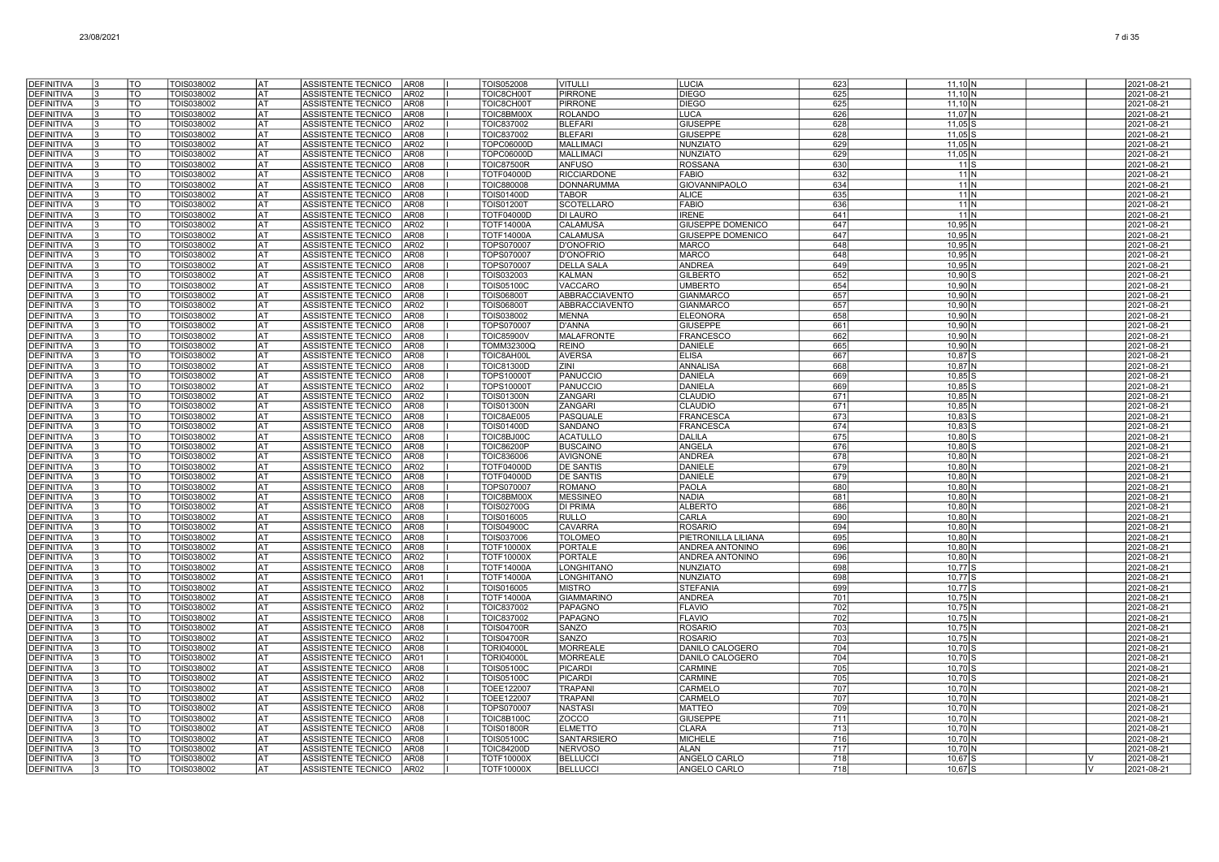| | | | | | | | | | | | | | | | | |
|---|---|---|---|---|---|---|---|---|---|---|---|---|---|---|---|---|
| DEFINITIVA | 3 | TO | TOIS038002 | AT | ASSISTENTE TECNICO | AR08 | I | TOIS052008 | VITULLI | LUCIA | 623 | 11,10 | N | | | 2021-08-21 |
| DEFINITIVA | 3 | TO | TOIS038002 | AT | ASSISTENTE TECNICO | AR02 | I | TOIC8CH00T | PIRRONE | DIEGO | 625 | 11,10 | N | | | 2021-08-21 |
| DEFINITIVA | 3 | TO | TOIS038002 | AT | ASSISTENTE TECNICO | AR08 | I | TOIC8CH00T | PIRRONE | DIEGO | 625 | 11,10 | N | | | 2021-08-21 |
| DEFINITIVA | 3 | TO | TOIS038002 | AT | ASSISTENTE TECNICO | AR08 | I | TOIC8BM00X | ROLANDO | LUCA | 626 | 11,07 | N | | | 2021-08-21 |
| DEFINITIVA | 3 | TO | TOIS038002 | AT | ASSISTENTE TECNICO | AR02 | I | TOIC837002 | BLEFARI | GIUSEPPE | 628 | 11,05 | S | | | 2021-08-21 |
| DEFINITIVA | 3 | TO | TOIS038002 | AT | ASSISTENTE TECNICO | AR08 | I | TOIC837002 | BLEFARI | GIUSEPPE | 628 | 11,05 | S | | | 2021-08-21 |
| DEFINITIVA | 3 | TO | TOIS038002 | AT | ASSISTENTE TECNICO | AR02 | I | TOPC06000D | MALLIMACI | NUNZIATO | 629 | 11,05 | N | | | 2021-08-21 |
| DEFINITIVA | 3 | TO | TOIS038002 | AT | ASSISTENTE TECNICO | AR08 | I | TOPC06000D | MALLIMACI | NUNZIATO | 629 | 11,05 | N | | | 2021-08-21 |
| DEFINITIVA | 3 | TO | TOIS038002 | AT | ASSISTENTE TECNICO | AR08 | I | TOIC87500R | ANFUSO | ROSSANA | 630 | 11 | S | | | 2021-08-21 |
| DEFINITIVA | 3 | TO | TOIS038002 | AT | ASSISTENTE TECNICO | AR08 | I | TOTF04000D | RICCIARDONE | FABIO | 632 | 11 | N | | | 2021-08-21 |
| DEFINITIVA | 3 | TO | TOIS038002 | AT | ASSISTENTE TECNICO | AR08 | I | TOIC880008 | DONNARUMMA | GIOVANNIPAOLO | 634 | 11 | N | | | 2021-08-21 |
| DEFINITIVA | 3 | TO | TOIS038002 | AT | ASSISTENTE TECNICO | AR08 | I | TOIS01400D | TABOR | ALICE | 635 | 11 | N | | | 2021-08-21 |
| DEFINITIVA | 3 | TO | TOIS038002 | AT | ASSISTENTE TECNICO | AR08 | I | TOIS01200T | SCOTELLARO | FABIO | 636 | 11 | N | | | 2021-08-21 |
| DEFINITIVA | 3 | TO | TOIS038002 | AT | ASSISTENTE TECNICO | AR08 | I | TOTF04000D | DI LAURO | IRENE | 641 | 11 | N | | | 2021-08-21 |
| DEFINITIVA | 3 | TO | TOIS038002 | AT | ASSISTENTE TECNICO | AR02 | I | TOTF14000A | CALAMUSA | GIUSEPPE DOMENICO | 647 | 10,95 | N | | | 2021-08-21 |
| DEFINITIVA | 3 | TO | TOIS038002 | AT | ASSISTENTE TECNICO | AR08 | I | TOTF14000A | CALAMUSA | GIUSEPPE DOMENICO | 647 | 10,95 | N | | | 2021-08-21 |
| DEFINITIVA | 3 | TO | TOIS038002 | AT | ASSISTENTE TECNICO | AR02 | I | TOPS070007 | D'ONOFRIO | MARCO | 648 | 10,95 | N | | | 2021-08-21 |
| DEFINITIVA | 3 | TO | TOIS038002 | AT | ASSISTENTE TECNICO | AR08 | I | TOPS070007 | D'ONOFRIO | MARCO | 648 | 10,95 | N | | | 2021-08-21 |
| DEFINITIVA | 3 | TO | TOIS038002 | AT | ASSISTENTE TECNICO | AR08 | I | TOPS070007 | DELLA SALA | ANDREA | 649 | 10,95 | N | | | 2021-08-21 |
| DEFINITIVA | 3 | TO | TOIS038002 | AT | ASSISTENTE TECNICO | AR08 | I | TOIS032003 | KALMAN | GILBERTO | 652 | 10,90 | S | | | 2021-08-21 |
| DEFINITIVA | 3 | TO | TOIS038002 | AT | ASSISTENTE TECNICO | AR08 | I | TOIS05100C | VACCARO | UMBERTO | 654 | 10,90 | N | | | 2021-08-21 |
| DEFINITIVA | 3 | TO | TOIS038002 | AT | ASSISTENTE TECNICO | AR08 | I | TOIS06800T | ABBRACCIAVENTO | GIANMARCO | 657 | 10,90 | N | | | 2021-08-21 |
| DEFINITIVA | 3 | TO | TOIS038002 | AT | ASSISTENTE TECNICO | AR02 | I | TOIS06800T | ABBRACCIAVENTO | GIANMARCO | 657 | 10,90 | N | | | 2021-08-21 |
| DEFINITIVA | 3 | TO | TOIS038002 | AT | ASSISTENTE TECNICO | AR08 | I | TOIS038002 | MENNA | ELEONORA | 658 | 10,90 | N | | | 2021-08-21 |
| DEFINITIVA | 3 | TO | TOIS038002 | AT | ASSISTENTE TECNICO | AR08 | I | TOPS070007 | D'ANNA | GIUSEPPE | 661 | 10,90 | N | | | 2021-08-21 |
| DEFINITIVA | 3 | TO | TOIS038002 | AT | ASSISTENTE TECNICO | AR08 | I | TOIC85900V | MALAFRONTE | FRANCESCO | 662 | 10,90 | N | | | 2021-08-21 |
| DEFINITIVA | 3 | TO | TOIS038002 | AT | ASSISTENTE TECNICO | AR08 | I | TOMM32300Q | REINO | DANIELE | 665 | 10,90 | N | | | 2021-08-21 |
| DEFINITIVA | 3 | TO | TOIS038002 | AT | ASSISTENTE TECNICO | AR08 | I | TOIC8AH00L | AVERSA | ELISA | 667 | 10,87 | S | | | 2021-08-21 |
| DEFINITIVA | 3 | TO | TOIS038002 | AT | ASSISTENTE TECNICO | AR08 | I | TOIC81300D | ZINI | ANNALISA | 668 | 10,87 | N | | | 2021-08-21 |
| DEFINITIVA | 3 | TO | TOIS038002 | AT | ASSISTENTE TECNICO | AR08 | I | TOPS10000T | PANUCCIO | DANIELA | 669 | 10,85 | S | | | 2021-08-21 |
| DEFINITIVA | 3 | TO | TOIS038002 | AT | ASSISTENTE TECNICO | AR02 | I | TOPS10000T | PANUCCIO | DANIELA | 669 | 10,85 | S | | | 2021-08-21 |
| DEFINITIVA | 3 | TO | TOIS038002 | AT | ASSISTENTE TECNICO | AR02 | I | TOIS01300N | ZANGARI | CLAUDIO | 671 | 10,85 | N | | | 2021-08-21 |
| DEFINITIVA | 3 | TO | TOIS038002 | AT | ASSISTENTE TECNICO | AR08 | I | TOIS01300N | ZANGARI | CLAUDIO | 671 | 10,85 | N | | | 2021-08-21 |
| DEFINITIVA | 3 | TO | TOIS038002 | AT | ASSISTENTE TECNICO | AR08 | I | TOIC8AE005 | PASQUALE | FRANCESCA | 673 | 10,83 | S | | | 2021-08-21 |
| DEFINITIVA | 3 | TO | TOIS038002 | AT | ASSISTENTE TECNICO | AR08 | I | TOIS01400D | SANDANO | FRANCESCA | 674 | 10,83 | S | | | 2021-08-21 |
| DEFINITIVA | 3 | TO | TOIS038002 | AT | ASSISTENTE TECNICO | AR08 | I | TOIC8BJ00C | ACATULLO | DALILA | 675 | 10,80 | S | | | 2021-08-21 |
| DEFINITIVA | 3 | TO | TOIS038002 | AT | ASSISTENTE TECNICO | AR08 | I | TOIC86200P | BUSCAINO | ANGELA | 676 | 10,80 | S | | | 2021-08-21 |
| DEFINITIVA | 3 | TO | TOIS038002 | AT | ASSISTENTE TECNICO | AR08 | I | TOIC836006 | AVIGNONE | ANDREA | 678 | 10,80 | N | | | 2021-08-21 |
| DEFINITIVA | 3 | TO | TOIS038002 | AT | ASSISTENTE TECNICO | AR02 | I | TOTF04000D | DE SANTIS | DANIELE | 679 | 10,80 | N | | | 2021-08-21 |
| DEFINITIVA | 3 | TO | TOIS038002 | AT | ASSISTENTE TECNICO | AR08 | I | TOTF04000D | DE SANTIS | DANIELE | 679 | 10,80 | N | | | 2021-08-21 |
| DEFINITIVA | 3 | TO | TOIS038002 | AT | ASSISTENTE TECNICO | AR08 | I | TOPS070007 | ROMANO | PAOLA | 680 | 10,80 | N | | | 2021-08-21 |
| DEFINITIVA | 3 | TO | TOIS038002 | AT | ASSISTENTE TECNICO | AR08 | I | TOIC8BM00X | MESSINEO | NADIA | 681 | 10,80 | N | | | 2021-08-21 |
| DEFINITIVA | 3 | TO | TOIS038002 | AT | ASSISTENTE TECNICO | AR08 | I | TOIS02700G | DI PRIMA | ALBERTO | 686 | 10,80 | N | | | 2021-08-21 |
| DEFINITIVA | 3 | TO | TOIS038002 | AT | ASSISTENTE TECNICO | AR08 | I | TOIS016005 | RULLO | CARLA | 690 | 10,80 | N | | | 2021-08-21 |
| DEFINITIVA | 3 | TO | TOIS038002 | AT | ASSISTENTE TECNICO | AR08 | I | TOIS04900C | CAVARRA | ROSARIO | 694 | 10,80 | N | | | 2021-08-21 |
| DEFINITIVA | 3 | TO | TOIS038002 | AT | ASSISTENTE TECNICO | AR08 | I | TOIS037006 | TOLOMEO | PIETRONILLA LILIANA | 695 | 10,80 | N | | | 2021-08-21 |
| DEFINITIVA | 3 | TO | TOIS038002 | AT | ASSISTENTE TECNICO | AR08 | I | TOTF10000X | PORTALE | ANDREA ANTONINO | 696 | 10,80 | N | | | 2021-08-21 |
| DEFINITIVA | 3 | TO | TOIS038002 | AT | ASSISTENTE TECNICO | AR02 | I | TOTF10000X | PORTALE | ANDREA ANTONINO | 696 | 10,80 | N | | | 2021-08-21 |
| DEFINITIVA | 3 | TO | TOIS038002 | AT | ASSISTENTE TECNICO | AR08 | I | TOTF14000A | LONGHITANO | NUNZIATO | 698 | 10,77 | S | | | 2021-08-21 |
| DEFINITIVA | 3 | TO | TOIS038002 | AT | ASSISTENTE TECNICO | AR01 | I | TOTF14000A | LONGHITANO | NUNZIATO | 698 | 10,77 | S | | | 2021-08-21 |
| DEFINITIVA | 3 | TO | TOIS038002 | AT | ASSISTENTE TECNICO | AR02 | I | TOIS016005 | MISTRO | STEFANIA | 699 | 10,77 | S | | | 2021-08-21 |
| DEFINITIVA | 3 | TO | TOIS038002 | AT | ASSISTENTE TECNICO | AR08 | I | TOTF14000A | GIAMMARINO | ANDREA | 701 | 10,75 | N | | | 2021-08-21 |
| DEFINITIVA | 3 | TO | TOIS038002 | AT | ASSISTENTE TECNICO | AR02 | I | TOIC837002 | PAPAGNO | FLAVIO | 702 | 10,75 | N | | | 2021-08-21 |
| DEFINITIVA | 3 | TO | TOIS038002 | AT | ASSISTENTE TECNICO | AR08 | I | TOIC837002 | PAPAGNO | FLAVIO | 702 | 10,75 | N | | | 2021-08-21 |
| DEFINITIVA | 3 | TO | TOIS038002 | AT | ASSISTENTE TECNICO | AR08 | I | TOIS04700R | SANZO | ROSARIO | 703 | 10,75 | N | | | 2021-08-21 |
| DEFINITIVA | 3 | TO | TOIS038002 | AT | ASSISTENTE TECNICO | AR02 | I | TOIS04700R | SANZO | ROSARIO | 703 | 10,75 | N | | | 2021-08-21 |
| DEFINITIVA | 3 | TO | TOIS038002 | AT | ASSISTENTE TECNICO | AR08 | I | TORI04000L | MORREALE | DANILO CALOGERO | 704 | 10,70 | S | | | 2021-08-21 |
| DEFINITIVA | 3 | TO | TOIS038002 | AT | ASSISTENTE TECNICO | AR01 | I | TORI04000L | MORREALE | DANILO CALOGERO | 704 | 10,70 | S | | | 2021-08-21 |
| DEFINITIVA | 3 | TO | TOIS038002 | AT | ASSISTENTE TECNICO | AR08 | I | TOIS05100C | PICARDI | CARMINE | 705 | 10,70 | S | | | 2021-08-21 |
| DEFINITIVA | 3 | TO | TOIS038002 | AT | ASSISTENTE TECNICO | AR02 | I | TOIS05100C | PICARDI | CARMINE | 705 | 10,70 | S | | | 2021-08-21 |
| DEFINITIVA | 3 | TO | TOIS038002 | AT | ASSISTENTE TECNICO | AR08 | I | TOEE122007 | TRAPANI | CARMELO | 707 | 10,70 | N | | | 2021-08-21 |
| DEFINITIVA | 3 | TO | TOIS038002 | AT | ASSISTENTE TECNICO | AR02 | I | TOEE122007 | TRAPANI | CARMELO | 707 | 10,70 | N | | | 2021-08-21 |
| DEFINITIVA | 3 | TO | TOIS038002 | AT | ASSISTENTE TECNICO | AR08 | I | TOPS070007 | NASTASI | MATTEO | 709 | 10,70 | N | | | 2021-08-21 |
| DEFINITIVA | 3 | TO | TOIS038002 | AT | ASSISTENTE TECNICO | AR08 | I | TOIC8B100C | ZOCCO | GIUSEPPE | 711 | 10,70 | N | | | 2021-08-21 |
| DEFINITIVA | 3 | TO | TOIS038002 | AT | ASSISTENTE TECNICO | AR08 | I | TOIS01800R | ELMETTO | CLARA | 713 | 10,70 | N | | | 2021-08-21 |
| DEFINITIVA | 3 | TO | TOIS038002 | AT | ASSISTENTE TECNICO | AR08 | I | TOIS05100C | SANTARSIERO | MICHELE | 716 | 10,70 | N | | | 2021-08-21 |
| DEFINITIVA | 3 | TO | TOIS038002 | AT | ASSISTENTE TECNICO | AR08 | I | TOIC84200D | NERVOSO | ALAN | 717 | 10,70 | N | | | 2021-08-21 |
| DEFINITIVA | 3 | TO | TOIS038002 | AT | ASSISTENTE TECNICO | AR08 | I | TOTF10000X | BELLUCCI | ANGELO CARLO | 718 | 10,67 | S | | V | 2021-08-21 |
| DEFINITIVA | 3 | TO | TOIS038002 | AT | ASSISTENTE TECNICO | AR02 | I | TOTF10000X | BELLUCCI | ANGELO CARLO | 718 | 10,67 | S | | V | 2021-08-21 |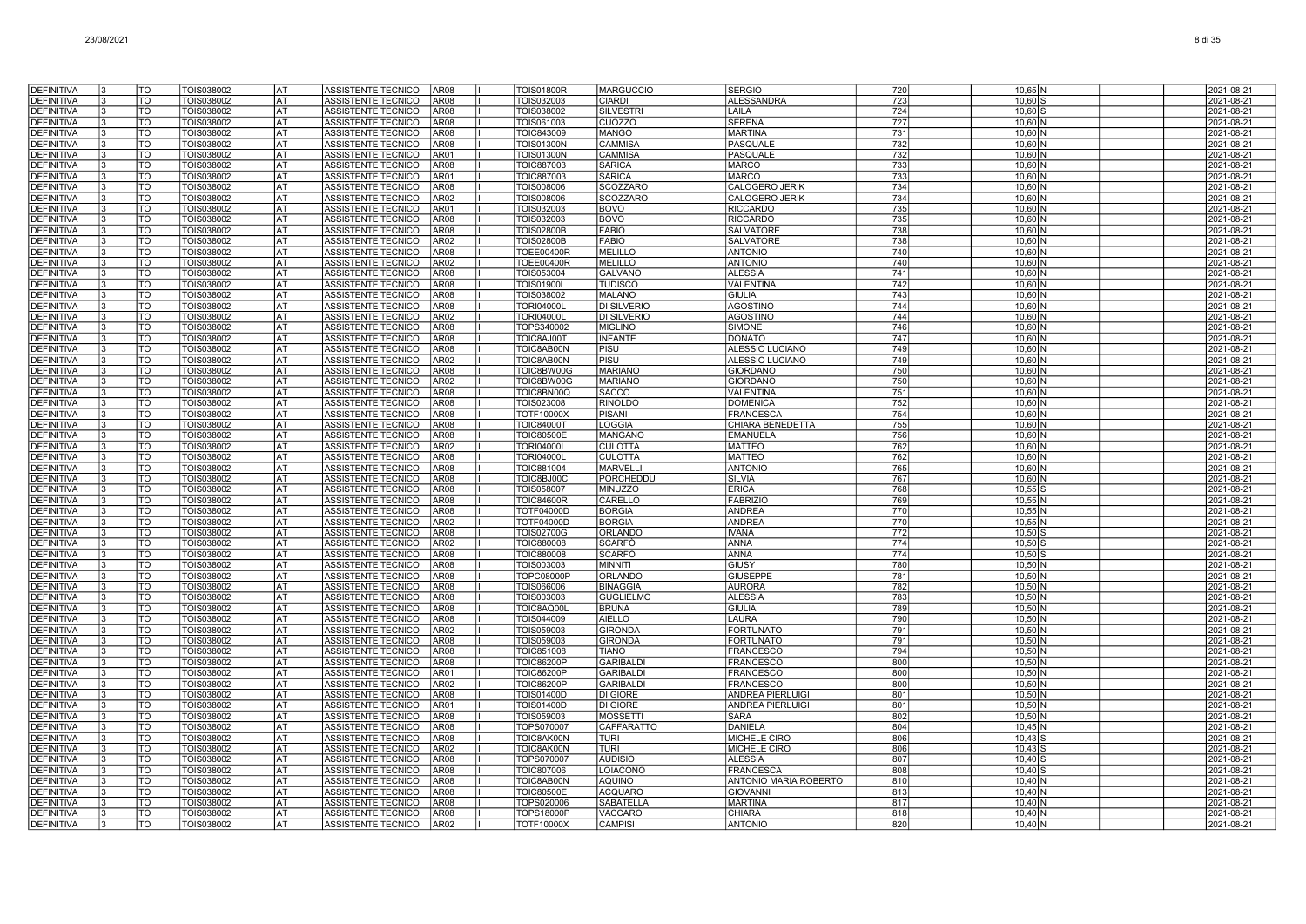| | | | | | | | | | | | | | | | | |
|---|---|---|---|---|---|---|---|---|---|---|---|---|---|---|---|---|
| DEFINITIVA | 3 | TO | TOIS038002 | AT | ASSISTENTE TECNICO | AR08 | I | TOIS01800R | MARGUCCIO | SERGIO | 720 | | 10,65 | N | | 2021-08-21 |
| DEFINITIVA | 3 | TO | TOIS038002 | AT | ASSISTENTE TECNICO | AR08 | I | TOIS032003 | CIARDI | ALESSANDRA | 723 | | 10,60 | S | | 2021-08-21 |
| DEFINITIVA | 3 | TO | TOIS038002 | AT | ASSISTENTE TECNICO | AR08 | I | TOIS038002 | SILVESTRI | LAILA | 724 | | 10,60 | S | | 2021-08-21 |
| DEFINITIVA | 3 | TO | TOIS038002 | AT | ASSISTENTE TECNICO | AR08 | I | TOIS061003 | CUOZZO | SERENA | 727 | | 10,60 | N | | 2021-08-21 |
| DEFINITIVA | 3 | TO | TOIS038002 | AT | ASSISTENTE TECNICO | AR08 | I | TOIC843009 | MANGO | MARTINA | 731 | | 10,60 | N | | 2021-08-21 |
| DEFINITIVA | 3 | TO | TOIS038002 | AT | ASSISTENTE TECNICO | AR08 | I | TOIS01300N | CAMMISA | PASQUALE | 732 | | 10,60 | N | | 2021-08-21 |
| DEFINITIVA | 3 | TO | TOIS038002 | AT | ASSISTENTE TECNICO | AR01 | I | TOIS01300N | CAMMISA | PASQUALE | 732 | | 10,60 | N | | 2021-08-21 |
| DEFINITIVA | 3 | TO | TOIS038002 | AT | ASSISTENTE TECNICO | AR08 | I | TOIC887003 | SARICA | MARCO | 733 | | 10,60 | N | | 2021-08-21 |
| DEFINITIVA | 3 | TO | TOIS038002 | AT | ASSISTENTE TECNICO | AR01 | I | TOIC887003 | SARICA | MARCO | 733 | | 10,60 | N | | 2021-08-21 |
| DEFINITIVA | 3 | TO | TOIS038002 | AT | ASSISTENTE TECNICO | AR08 | I | TOIS008006 | SCOZZARO | CALOGERO JERIK | 734 | | 10,60 | N | | 2021-08-21 |
| DEFINITIVA | 3 | TO | TOIS038002 | AT | ASSISTENTE TECNICO | AR02 | I | TOIS008006 | SCOZZARO | CALOGERO JERIK | 734 | | 10,60 | N | | 2021-08-21 |
| DEFINITIVA | 3 | TO | TOIS038002 | AT | ASSISTENTE TECNICO | AR01 | I | TOIS032003 | BOVO | RICCARDO | 735 | | 10,60 | N | | 2021-08-21 |
| DEFINITIVA | 3 | TO | TOIS038002 | AT | ASSISTENTE TECNICO | AR08 | I | TOIS032003 | BOVO | RICCARDO | 735 | | 10,60 | N | | 2021-08-21 |
| DEFINITIVA | 3 | TO | TOIS038002 | AT | ASSISTENTE TECNICO | AR08 | I | TOIS02800B | FABIO | SALVATORE | 738 | | 10,60 | N | | 2021-08-21 |
| DEFINITIVA | 3 | TO | TOIS038002 | AT | ASSISTENTE TECNICO | AR02 | I | TOIS02800B | FABIO | SALVATORE | 738 | | 10,60 | N | | 2021-08-21 |
| DEFINITIVA | 3 | TO | TOIS038002 | AT | ASSISTENTE TECNICO | AR08 | I | TOEE00400R | MELILLO | ANTONIO | 740 | | 10,60 | N | | 2021-08-21 |
| DEFINITIVA | 3 | TO | TOIS038002 | AT | ASSISTENTE TECNICO | AR02 | I | TOEE00400R | MELILLO | ANTONIO | 740 | | 10,60 | N | | 2021-08-21 |
| DEFINITIVA | 3 | TO | TOIS038002 | AT | ASSISTENTE TECNICO | AR08 | I | TOIS053004 | GALVANO | ALESSIA | 741 | | 10,60 | N | | 2021-08-21 |
| DEFINITIVA | 3 | TO | TOIS038002 | AT | ASSISTENTE TECNICO | AR08 | I | TOIS01900L | TUDISCO | VALENTINA | 742 | | 10,60 | N | | 2021-08-21 |
| DEFINITIVA | 3 | TO | TOIS038002 | AT | ASSISTENTE TECNICO | AR08 | I | TOIS038002 | MALANO | GIULIA | 743 | | 10,60 | N | | 2021-08-21 |
| DEFINITIVA | 3 | TO | TOIS038002 | AT | ASSISTENTE TECNICO | AR08 | I | TORI04000L | DI SILVERIO | AGOSTINO | 744 | | 10,60 | N | | 2021-08-21 |
| DEFINITIVA | 3 | TO | TOIS038002 | AT | ASSISTENTE TECNICO | AR02 | I | TORI04000L | DI SILVERIO | AGOSTINO | 744 | | 10,60 | N | | 2021-08-21 |
| DEFINITIVA | 3 | TO | TOIS038002 | AT | ASSISTENTE TECNICO | AR08 | I | TOPS340002 | MIGLINO | SIMONE | 746 | | 10,60 | N | | 2021-08-21 |
| DEFINITIVA | 3 | TO | TOIS038002 | AT | ASSISTENTE TECNICO | AR08 | I | TOIC8AJ00T | INFANTE | DONATO | 747 | | 10,60 | N | | 2021-08-21 |
| DEFINITIVA | 3 | TO | TOIS038002 | AT | ASSISTENTE TECNICO | AR08 | I | TOIC8AB00N | PISU | ALESSIO LUCIANO | 749 | | 10,60 | N | | 2021-08-21 |
| DEFINITIVA | 3 | TO | TOIS038002 | AT | ASSISTENTE TECNICO | AR02 | I | TOIC8AB00N | PISU | ALESSIO LUCIANO | 749 | | 10,60 | N | | 2021-08-21 |
| DEFINITIVA | 3 | TO | TOIS038002 | AT | ASSISTENTE TECNICO | AR08 | I | TOIC8BW00G | MARIANO | GIORDANO | 750 | | 10,60 | N | | 2021-08-21 |
| DEFINITIVA | 3 | TO | TOIS038002 | AT | ASSISTENTE TECNICO | AR02 | I | TOIC8BW00G | MARIANO | GIORDANO | 750 | | 10,60 | N | | 2021-08-21 |
| DEFINITIVA | 3 | TO | TOIS038002 | AT | ASSISTENTE TECNICO | AR08 | I | TOIC8BN00Q | SACCO | VALENTINA | 751 | | 10,60 | N | | 2021-08-21 |
| DEFINITIVA | 3 | TO | TOIS038002 | AT | ASSISTENTE TECNICO | AR08 | I | TOIS023008 | RINOLDO | DOMENICA | 752 | | 10,60 | N | | 2021-08-21 |
| DEFINITIVA | 3 | TO | TOIS038002 | AT | ASSISTENTE TECNICO | AR08 | I | TOTF10000X | PISANI | FRANCESCA | 754 | | 10,60 | N | | 2021-08-21 |
| DEFINITIVA | 3 | TO | TOIS038002 | AT | ASSISTENTE TECNICO | AR08 | I | TOIC84000T | LOGGIA | CHIARA BENEDETTA | 755 | | 10,60 | N | | 2021-08-21 |
| DEFINITIVA | 3 | TO | TOIS038002 | AT | ASSISTENTE TECNICO | AR08 | I | TOIC80500E | MANGANO | EMANUELA | 756 | | 10,60 | N | | 2021-08-21 |
| DEFINITIVA | 3 | TO | TOIS038002 | AT | ASSISTENTE TECNICO | AR02 | I | TORI04000L | CULOTTA | MATTEO | 762 | | 10,60 | N | | 2021-08-21 |
| DEFINITIVA | 3 | TO | TOIS038002 | AT | ASSISTENTE TECNICO | AR08 | I | TORI04000L | CULOTTA | MATTEO | 762 | | 10,60 | N | | 2021-08-21 |
| DEFINITIVA | 3 | TO | TOIS038002 | AT | ASSISTENTE TECNICO | AR08 | I | TOIC881004 | MARVELLI | ANTONIO | 765 | | 10,60 | N | | 2021-08-21 |
| DEFINITIVA | 3 | TO | TOIS038002 | AT | ASSISTENTE TECNICO | AR08 | I | TOIC8BJ00C | PORCHEDDU | SILVIA | 767 | | 10,60 | N | | 2021-08-21 |
| DEFINITIVA | 3 | TO | TOIS038002 | AT | ASSISTENTE TECNICO | AR08 | I | TOIS058007 | MINUZZO | ERICA | 768 | | 10,55 | S | | 2021-08-21 |
| DEFINITIVA | 3 | TO | TOIS038002 | AT | ASSISTENTE TECNICO | AR08 | I | TOIC84600R | CARELLO | FABRIZIO | 769 | | 10,55 | N | | 2021-08-21 |
| DEFINITIVA | 3 | TO | TOIS038002 | AT | ASSISTENTE TECNICO | AR08 | I | TOTF04000D | BORGIA | ANDREA | 770 | | 10,55 | N | | 2021-08-21 |
| DEFINITIVA | 3 | TO | TOIS038002 | AT | ASSISTENTE TECNICO | AR02 | I | TOTF04000D | BORGIA | ANDREA | 770 | | 10,55 | N | | 2021-08-21 |
| DEFINITIVA | 3 | TO | TOIS038002 | AT | ASSISTENTE TECNICO | AR08 | I | TOIS02700G | ORLANDO | IVANA | 772 | | 10,50 | S | | 2021-08-21 |
| DEFINITIVA | 3 | TO | TOIS038002 | AT | ASSISTENTE TECNICO | AR02 | I | TOIC880008 | SCARFÒ | ANNA | 774 | | 10,50 | S | | 2021-08-21 |
| DEFINITIVA | 3 | TO | TOIS038002 | AT | ASSISTENTE TECNICO | AR08 | I | TOIC880008 | SCARFÒ | ANNA | 774 | | 10,50 | S | | 2021-08-21 |
| DEFINITIVA | 3 | TO | TOIS038002 | AT | ASSISTENTE TECNICO | AR08 | I | TOIS003003 | MINNITI | GIUSY | 780 | | 10,50 | N | | 2021-08-21 |
| DEFINITIVA | 3 | TO | TOIS038002 | AT | ASSISTENTE TECNICO | AR08 | I | TOPC08000P | ORLANDO | GIUSEPPE | 781 | | 10,50 | N | | 2021-08-21 |
| DEFINITIVA | 3 | TO | TOIS038002 | AT | ASSISTENTE TECNICO | AR08 | I | TOIS066006 | BINAGGIA | AURORA | 782 | | 10,50 | N | | 2021-08-21 |
| DEFINITIVA | 3 | TO | TOIS038002 | AT | ASSISTENTE TECNICO | AR08 | I | TOIS003003 | GUGLIELMO | ALESSIA | 783 | | 10,50 | N | | 2021-08-21 |
| DEFINITIVA | 3 | TO | TOIS038002 | AT | ASSISTENTE TECNICO | AR08 | I | TOIC8AQ00L | BRUNA | GIULIA | 789 | | 10,50 | N | | 2021-08-21 |
| DEFINITIVA | 3 | TO | TOIS038002 | AT | ASSISTENTE TECNICO | AR08 | I | TOIS044009 | AIELLO | LAURA | 790 | | 10,50 | N | | 2021-08-21 |
| DEFINITIVA | 3 | TO | TOIS038002 | AT | ASSISTENTE TECNICO | AR02 | I | TOIS059003 | GIRONDA | FORTUNATO | 791 | | 10,50 | N | | 2021-08-21 |
| DEFINITIVA | 3 | TO | TOIS038002 | AT | ASSISTENTE TECNICO | AR08 | I | TOIS059003 | GIRONDA | FORTUNATO | 791 | | 10,50 | N | | 2021-08-21 |
| DEFINITIVA | 3 | TO | TOIS038002 | AT | ASSISTENTE TECNICO | AR08 | I | TOIC851008 | TIANO | FRANCESCO | 794 | | 10,50 | N | | 2021-08-21 |
| DEFINITIVA | 3 | TO | TOIS038002 | AT | ASSISTENTE TECNICO | AR08 | I | TOIC86200P | GARIBALDI | FRANCESCO | 800 | | 10,50 | N | | 2021-08-21 |
| DEFINITIVA | 3 | TO | TOIS038002 | AT | ASSISTENTE TECNICO | AR01 | I | TOIC86200P | GARIBALDI | FRANCESCO | 800 | | 10,50 | N | | 2021-08-21 |
| DEFINITIVA | 3 | TO | TOIS038002 | AT | ASSISTENTE TECNICO | AR02 | I | TOIC86200P | GARIBALDI | FRANCESCO | 800 | | 10,50 | N | | 2021-08-21 |
| DEFINITIVA | 3 | TO | TOIS038002 | AT | ASSISTENTE TECNICO | AR08 | I | TOIS01400D | DI GIORE | ANDREA PIERLUIGI | 801 | | 10,50 | N | | 2021-08-21 |
| DEFINITIVA | 3 | TO | TOIS038002 | AT | ASSISTENTE TECNICO | AR01 | I | TOIS01400D | DI GIORE | ANDREA PIERLUIGI | 801 | | 10,50 | N | | 2021-08-21 |
| DEFINITIVA | 3 | TO | TOIS038002 | AT | ASSISTENTE TECNICO | AR08 | I | TOIS059003 | MOSSETTI | SARA | 802 | | 10,50 | N | | 2021-08-21 |
| DEFINITIVA | 3 | TO | TOIS038002 | AT | ASSISTENTE TECNICO | AR08 | I | TOPS070007 | CAFFARATTO | DANIELA | 804 | | 10,45 | N | | 2021-08-21 |
| DEFINITIVA | 3 | TO | TOIS038002 | AT | ASSISTENTE TECNICO | AR08 | I | TOIC8AK00N | TURI | MICHELE CIRO | 806 | | 10,43 | S | | 2021-08-21 |
| DEFINITIVA | 3 | TO | TOIS038002 | AT | ASSISTENTE TECNICO | AR02 | I | TOIC8AK00N | TURI | MICHELE CIRO | 806 | | 10,43 | S | | 2021-08-21 |
| DEFINITIVA | 3 | TO | TOIS038002 | AT | ASSISTENTE TECNICO | AR08 | I | TOPS070007 | AUDISIO | ALESSIA | 807 | | 10,40 | S | | 2021-08-21 |
| DEFINITIVA | 3 | TO | TOIS038002 | AT | ASSISTENTE TECNICO | AR08 | I | TOIC807006 | LOIACONO | FRANCESCA | 808 | | 10,40 | S | | 2021-08-21 |
| DEFINITIVA | 3 | TO | TOIS038002 | AT | ASSISTENTE TECNICO | AR08 | I | TOIC8AB00N | AQUINO | ANTONIO MARIA ROBERTO | 810 | | 10,40 | N | | 2021-08-21 |
| DEFINITIVA | 3 | TO | TOIS038002 | AT | ASSISTENTE TECNICO | AR08 | I | TOIC80500E | ACQUARO | GIOVANNI | 813 | | 10,40 | N | | 2021-08-21 |
| DEFINITIVA | 3 | TO | TOIS038002 | AT | ASSISTENTE TECNICO | AR08 | I | TOPS020006 | SABATELLA | MARTINA | 817 | | 10,40 | N | | 2021-08-21 |
| DEFINITIVA | 3 | TO | TOIS038002 | AT | ASSISTENTE TECNICO | AR08 | I | TOPS18000P | VACCARO | CHIARA | 818 | | 10,40 | N | | 2021-08-21 |
| DEFINITIVA | 3 | TO | TOIS038002 | AT | ASSISTENTE TECNICO | AR02 | I | TOTF10000X | CAMPISI | ANTONIO | 820 | | 10,40 | N | | 2021-08-21 |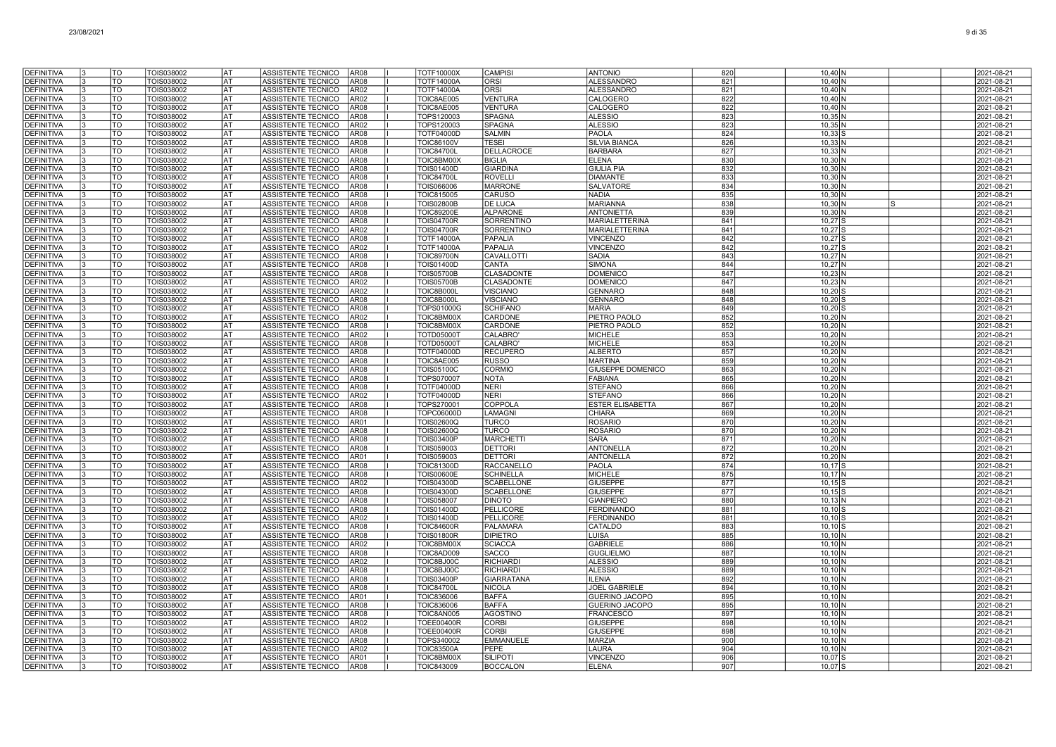| | | | | | | | | | | | | | | | | |
|---|---|---|---|---|---|---|---|---|---|---|---|---|---|---|---|---|
| DEFINITIVA | 3 | TO | TOIS038002 | AT | ASSISTENTE TECNICO | AR08 | I | TOTF10000X | CAMPISI | ANTONIO | 820 | 10,40 | N | | | 2021-08-21 |
| DEFINITIVA | 3 | TO | TOIS038002 | AT | ASSISTENTE TECNICO | AR08 | I | TOTF14000A | ORSI | ALESSANDRO | 821 | 10,40 | N | | | 2021-08-21 |
| DEFINITIVA | 3 | TO | TOIS038002 | AT | ASSISTENTE TECNICO | AR02 | I | TOTF14000A | ORSI | ALESSANDRO | 821 | 10,40 | N | | | 2021-08-21 |
| DEFINITIVA | 3 | TO | TOIS038002 | AT | ASSISTENTE TECNICO | AR02 | I | TOIC8AE005 | VENTURA | CALOGERO | 822 | 10,40 | N | | | 2021-08-21 |
| DEFINITIVA | 3 | TO | TOIS038002 | AT | ASSISTENTE TECNICO | AR08 | I | TOIC8AE005 | VENTURA | CALOGERO | 822 | 10,40 | N | | | 2021-08-21 |
| DEFINITIVA | 3 | TO | TOIS038002 | AT | ASSISTENTE TECNICO | AR08 | I | TOPS120003 | SPAGNA | ALESSIO | 823 | 10,35 | N | | | 2021-08-21 |
| DEFINITIVA | 3 | TO | TOIS038002 | AT | ASSISTENTE TECNICO | AR02 | I | TOPS120003 | SPAGNA | ALESSIO | 823 | 10,35 | N | | | 2021-08-21 |
| DEFINITIVA | 3 | TO | TOIS038002 | AT | ASSISTENTE TECNICO | AR08 | I | TOTF04000D | SALMIN | PAOLA | 824 | 10,33 | S | | | 2021-08-21 |
| DEFINITIVA | 3 | TO | TOIS038002 | AT | ASSISTENTE TECNICO | AR08 | I | TOIC86100V | TESEI | SILVIA BIANCA | 826 | 10,33 | N | | | 2021-08-21 |
| DEFINITIVA | 3 | TO | TOIS038002 | AT | ASSISTENTE TECNICO | AR08 | I | TOIC84700L | DELLACROCE | BARBARA | 827 | 10,33 | N | | | 2021-08-21 |
| DEFINITIVA | 3 | TO | TOIS038002 | AT | ASSISTENTE TECNICO | AR08 | I | TOIC8BM00X | BIGLIA | ELENA | 830 | 10,30 | N | | | 2021-08-21 |
| DEFINITIVA | 3 | TO | TOIS038002 | AT | ASSISTENTE TECNICO | AR08 | I | TOIS01400D | GIARDINA | GIULIA PIA | 832 | 10,30 | N | | | 2021-08-21 |
| DEFINITIVA | 3 | TO | TOIS038002 | AT | ASSISTENTE TECNICO | AR08 | I | TOIC84700L | ROVELLI | DIAMANTE | 833 | 10,30 | N | | | 2021-08-21 |
| DEFINITIVA | 3 | TO | TOIS038002 | AT | ASSISTENTE TECNICO | AR08 | I | TOIS066006 | MARRONE | SALVATORE | 834 | 10,30 | N | | | 2021-08-21 |
| DEFINITIVA | 3 | TO | TOIS038002 | AT | ASSISTENTE TECNICO | AR08 | I | TOIC815005 | CARUSO | NADIA | 835 | 10,30 | N | | | 2021-08-21 |
| DEFINITIVA | 3 | TO | TOIS038002 | AT | ASSISTENTE TECNICO | AR08 | I | TOIS02800B | DE LUCA | MARIANNA | 838 | 10,30 | N | S | | 2021-08-21 |
| DEFINITIVA | 3 | TO | TOIS038002 | AT | ASSISTENTE TECNICO | AR08 | I | TOIC89200E | ALPARONE | ANTONIETTA | 839 | 10,30 | N | | | 2021-08-21 |
| DEFINITIVA | 3 | TO | TOIS038002 | AT | ASSISTENTE TECNICO | AR08 | I | TOIS04700R | SORRENTINO | MARIALETTERINA | 841 | 10,27 | S | | | 2021-08-21 |
| DEFINITIVA | 3 | TO | TOIS038002 | AT | ASSISTENTE TECNICO | AR02 | I | TOIS04700R | SORRENTINO | MARIALETTERINA | 841 | 10,27 | S | | | 2021-08-21 |
| DEFINITIVA | 3 | TO | TOIS038002 | AT | ASSISTENTE TECNICO | AR08 | I | TOTF14000A | PAPALIA | VINCENZO | 842 | 10,27 | S | | | 2021-08-21 |
| DEFINITIVA | 3 | TO | TOIS038002 | AT | ASSISTENTE TECNICO | AR02 | I | TOTF14000A | PAPALIA | VINCENZO | 842 | 10,27 | S | | | 2021-08-21 |
| DEFINITIVA | 3 | TO | TOIS038002 | AT | ASSISTENTE TECNICO | AR08 | I | TOIC89700N | CAVALLOTTI | SADIA | 843 | 10,27 | N | | | 2021-08-21 |
| DEFINITIVA | 3 | TO | TOIS038002 | AT | ASSISTENTE TECNICO | AR08 | I | TOIS01400D | CANTA | SIMONA | 844 | 10,27 | N | | | 2021-08-21 |
| DEFINITIVA | 3 | TO | TOIS038002 | AT | ASSISTENTE TECNICO | AR08 | I | TOIS05700B | CLASADONTE | DOMENICO | 847 | 10,23 | N | | | 2021-08-21 |
| DEFINITIVA | 3 | TO | TOIS038002 | AT | ASSISTENTE TECNICO | AR02 | I | TOIS05700B | CLASADONTE | DOMENICO | 847 | 10,23 | N | | | 2021-08-21 |
| DEFINITIVA | 3 | TO | TOIS038002 | AT | ASSISTENTE TECNICO | AR02 | I | TOIC8B000L | VISCIANO | GENNARO | 848 | 10,20 | S | | | 2021-08-21 |
| DEFINITIVA | 3 | TO | TOIS038002 | AT | ASSISTENTE TECNICO | AR08 | I | TOIC8B000L | VISCIANO | GENNARO | 848 | 10,20 | S | | | 2021-08-21 |
| DEFINITIVA | 3 | TO | TOIS038002 | AT | ASSISTENTE TECNICO | AR08 | I | TOPS01000G | SCHIFANO | MARIA | 849 | 10,20 | S | | | 2021-08-21 |
| DEFINITIVA | 3 | TO | TOIS038002 | AT | ASSISTENTE TECNICO | AR02 | I | TOIC8BM00X | CARDONE | PIETRO PAOLO | 852 | 10,20 | N | | | 2021-08-21 |
| DEFINITIVA | 3 | TO | TOIS038002 | AT | ASSISTENTE TECNICO | AR08 | I | TOIC8BM00X | CARDONE | PIETRO PAOLO | 852 | 10,20 | N | | | 2021-08-21 |
| DEFINITIVA | 3 | TO | TOIS038002 | AT | ASSISTENTE TECNICO | AR02 | I | TOTD05000T | CALABRO' | MICHELE | 853 | 10,20 | N | | | 2021-08-21 |
| DEFINITIVA | 3 | TO | TOIS038002 | AT | ASSISTENTE TECNICO | AR08 | I | TOTD05000T | CALABRO' | MICHELE | 853 | 10,20 | N | | | 2021-08-21 |
| DEFINITIVA | 3 | TO | TOIS038002 | AT | ASSISTENTE TECNICO | AR08 | I | TOTF04000D | RECUPERO | ALBERTO | 857 | 10,20 | N | | | 2021-08-21 |
| DEFINITIVA | 3 | TO | TOIS038002 | AT | ASSISTENTE TECNICO | AR08 | I | TOIC8AE005 | RUSSO | MARTINA | 859 | 10,20 | N | | | 2021-08-21 |
| DEFINITIVA | 3 | TO | TOIS038002 | AT | ASSISTENTE TECNICO | AR08 | I | TOIS05100C | CORMIO | GIUSEPPE DOMENICO | 863 | 10,20 | N | | | 2021-08-21 |
| DEFINITIVA | 3 | TO | TOIS038002 | AT | ASSISTENTE TECNICO | AR08 | I | TOPS070007 | NOTA | FABIANA | 865 | 10,20 | N | | | 2021-08-21 |
| DEFINITIVA | 3 | TO | TOIS038002 | AT | ASSISTENTE TECNICO | AR08 | I | TOTF04000D | NERI | STEFANO | 866 | 10,20 | N | | | 2021-08-21 |
| DEFINITIVA | 3 | TO | TOIS038002 | AT | ASSISTENTE TECNICO | AR02 | I | TOTF04000D | NERI | STEFANO | 866 | 10,20 | N | | | 2021-08-21 |
| DEFINITIVA | 3 | TO | TOIS038002 | AT | ASSISTENTE TECNICO | AR08 | I | TOPS270001 | COPPOLA | ESTER ELISABETTA | 867 | 10,20 | N | | | 2021-08-21 |
| DEFINITIVA | 3 | TO | TOIS038002 | AT | ASSISTENTE TECNICO | AR08 | I | TOPC06000D | LAMAGNI | CHIARA | 869 | 10,20 | N | | | 2021-08-21 |
| DEFINITIVA | 3 | TO | TOIS038002 | AT | ASSISTENTE TECNICO | AR01 | I | TOIS02600Q | TURCO | ROSARIO | 870 | 10,20 | N | | | 2021-08-21 |
| DEFINITIVA | 3 | TO | TOIS038002 | AT | ASSISTENTE TECNICO | AR08 | I | TOIS02600Q | TURCO | ROSARIO | 870 | 10,20 | N | | | 2021-08-21 |
| DEFINITIVA | 3 | TO | TOIS038002 | AT | ASSISTENTE TECNICO | AR08 | I | TOIS03400P | MARCHETTI | SARA | 871 | 10,20 | N | | | 2021-08-21 |
| DEFINITIVA | 3 | TO | TOIS038002 | AT | ASSISTENTE TECNICO | AR08 | I | TOIS059003 | DETTORI | ANTONELLA | 872 | 10,20 | N | | | 2021-08-21 |
| DEFINITIVA | 3 | TO | TOIS038002 | AT | ASSISTENTE TECNICO | AR01 | I | TOIS059003 | DETTORI | ANTONELLA | 872 | 10,20 | N | | | 2021-08-21 |
| DEFINITIVA | 3 | TO | TOIS038002 | AT | ASSISTENTE TECNICO | AR08 | I | TOIC81300D | RACCANELLO | PAOLA | 874 | 10,17 | S | | | 2021-08-21 |
| DEFINITIVA | 3 | TO | TOIS038002 | AT | ASSISTENTE TECNICO | AR08 | I | TOIS00600E | SCHINELLA | MICHELE | 875 | 10,17 | N | | | 2021-08-21 |
| DEFINITIVA | 3 | TO | TOIS038002 | AT | ASSISTENTE TECNICO | AR02 | I | TOIS04300D | SCABELLONE | GIUSEPPE | 877 | 10,15 | S | | | 2021-08-21 |
| DEFINITIVA | 3 | TO | TOIS038002 | AT | ASSISTENTE TECNICO | AR08 | I | TOIS04300D | SCABELLONE | GIUSEPPE | 877 | 10,15 | S | | | 2021-08-21 |
| DEFINITIVA | 3 | TO | TOIS038002 | AT | ASSISTENTE TECNICO | AR08 | I | TOIS058007 | DINOTO | GIANPIERO | 880 | 10,13 | N | | | 2021-08-21 |
| DEFINITIVA | 3 | TO | TOIS038002 | AT | ASSISTENTE TECNICO | AR08 | I | TOIS01400D | PELLICORE | FERDINANDO | 881 | 10,10 | S | | | 2021-08-21 |
| DEFINITIVA | 3 | TO | TOIS038002 | AT | ASSISTENTE TECNICO | AR02 | I | TOIS01400D | PELLICORE | FERDINANDO | 881 | 10,10 | S | | | 2021-08-21 |
| DEFINITIVA | 3 | TO | TOIS038002 | AT | ASSISTENTE TECNICO | AR08 | I | TOIC84600R | PALAMARA | CATALDO | 883 | 10,10 | S | | | 2021-08-21 |
| DEFINITIVA | 3 | TO | TOIS038002 | AT | ASSISTENTE TECNICO | AR08 | I | TOIS01800R | DIPIETRO | LUISA | 885 | 10,10 | N | | | 2021-08-21 |
| DEFINITIVA | 3 | TO | TOIS038002 | AT | ASSISTENTE TECNICO | AR02 | I | TOIC8BM00X | SCIACCA | GABRIELE | 886 | 10,10 | N | | | 2021-08-21 |
| DEFINITIVA | 3 | TO | TOIS038002 | AT | ASSISTENTE TECNICO | AR08 | I | TOIC8AD009 | SACCO | GUGLIELMO | 887 | 10,10 | N | | | 2021-08-21 |
| DEFINITIVA | 3 | TO | TOIS038002 | AT | ASSISTENTE TECNICO | AR02 | I | TOIC8BJ00C | RICHIARDI | ALESSIO | 889 | 10,10 | N | | | 2021-08-21 |
| DEFINITIVA | 3 | TO | TOIS038002 | AT | ASSISTENTE TECNICO | AR08 | I | TOIC8BJ00C | RICHIARDI | ALESSIO | 889 | 10,10 | N | | | 2021-08-21 |
| DEFINITIVA | 3 | TO | TOIS038002 | AT | ASSISTENTE TECNICO | AR08 | I | TOIS03400P | GIARRATANA | ILENIA | 892 | 10,10 | N | | | 2021-08-21 |
| DEFINITIVA | 3 | TO | TOIS038002 | AT | ASSISTENTE TECNICO | AR08 | I | TOIC84700L | NICOLA | JOEL GABRIELE | 894 | 10,10 | N | | | 2021-08-21 |
| DEFINITIVA | 3 | TO | TOIS038002 | AT | ASSISTENTE TECNICO | AR01 | I | TOIC836006 | BAFFA | GUERINO JACOPO | 895 | 10,10 | N | | | 2021-08-21 |
| DEFINITIVA | 3 | TO | TOIS038002 | AT | ASSISTENTE TECNICO | AR08 | I | TOIC836006 | BAFFA | GUERINO JACOPO | 895 | 10,10 | N | | | 2021-08-21 |
| DEFINITIVA | 3 | TO | TOIS038002 | AT | ASSISTENTE TECNICO | AR08 | I | TOIC8AN005 | AGOSTINO | FRANCESCO | 897 | 10,10 | N | | | 2021-08-21 |
| DEFINITIVA | 3 | TO | TOIS038002 | AT | ASSISTENTE TECNICO | AR02 | I | TOEE00400R | CORBI | GIUSEPPE | 898 | 10,10 | N | | | 2021-08-21 |
| DEFINITIVA | 3 | TO | TOIS038002 | AT | ASSISTENTE TECNICO | AR08 | I | TOEE00400R | CORBI | GIUSEPPE | 898 | 10,10 | N | | | 2021-08-21 |
| DEFINITIVA | 3 | TO | TOIS038002 | AT | ASSISTENTE TECNICO | AR08 | I | TOPS340002 | EMMANUELE | MARZIA | 900 | 10,10 | N | | | 2021-08-21 |
| DEFINITIVA | 3 | TO | TOIS038002 | AT | ASSISTENTE TECNICO | AR02 | I | TOIC83500A | PEPE | LAURA | 904 | 10,10 | N | | | 2021-08-21 |
| DEFINITIVA | 3 | TO | TOIS038002 | AT | ASSISTENTE TECNICO | AR01 | I | TOIC8BM00X | SILIPOTI | VINCENZO | 906 | 10,07 | S | | | 2021-08-21 |
| DEFINITIVA | 3 | TO | TOIS038002 | AT | ASSISTENTE TECNICO | AR08 | I | TOIC843009 | BOCCALON | ELENA | 907 | 10,07 | S | | | 2021-08-21 |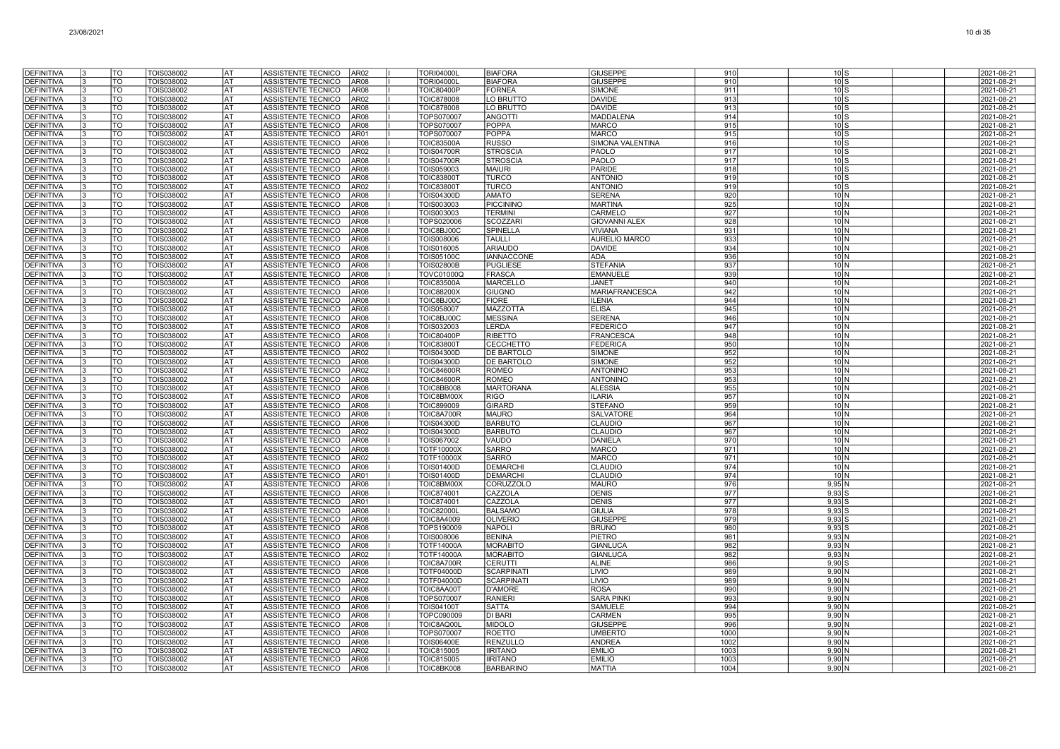| | | | | | | | | | | | | | | | | |
|---|---|---|---|---|---|---|---|---|---|---|---|---|---|---|---|---|
| DEFINITIVA | 3 | TO | TOIS038002 | AT | ASSISTENTE TECNICO | AR02 | I | TORI04000L | BIAFORA | GIUSEPPE | 910 | | 10 | S | | 2021-08-21 |
| DEFINITIVA | 3 | TO | TOIS038002 | AT | ASSISTENTE TECNICO | AR08 | I | TORI04000L | BIAFORA | GIUSEPPE | 910 | | 10 | S | | 2021-08-21 |
| DEFINITIVA | 3 | TO | TOIS038002 | AT | ASSISTENTE TECNICO | AR08 | I | TOIC80400P | FORNEA | SIMONE | 911 | | 10 | S | | 2021-08-21 |
| DEFINITIVA | 3 | TO | TOIS038002 | AT | ASSISTENTE TECNICO | AR02 | I | TOIC878008 | LO BRUTTO | DAVIDE | 913 | | 10 | S | | 2021-08-21 |
| DEFINITIVA | 3 | TO | TOIS038002 | AT | ASSISTENTE TECNICO | AR08 | I | TOIC878008 | LO BRUTTO | DAVIDE | 913 | | 10 | S | | 2021-08-21 |
| DEFINITIVA | 3 | TO | TOIS038002 | AT | ASSISTENTE TECNICO | AR08 | I | TOPS070007 | ANGOTTI | MADDALENA | 914 | | 10 | S | | 2021-08-21 |
| DEFINITIVA | 3 | TO | TOIS038002 | AT | ASSISTENTE TECNICO | AR08 | I | TOPS070007 | POPPA | MARCO | 915 | | 10 | S | | 2021-08-21 |
| DEFINITIVA | 3 | TO | TOIS038002 | AT | ASSISTENTE TECNICO | AR01 | I | TOPS070007 | POPPA | MARCO | 915 | | 10 | S | | 2021-08-21 |
| DEFINITIVA | 3 | TO | TOIS038002 | AT | ASSISTENTE TECNICO | AR08 | I | TOIC83500A | RUSSO | SIMONA VALENTINA | 916 | | 10 | S | | 2021-08-21 |
| DEFINITIVA | 3 | TO | TOIS038002 | AT | ASSISTENTE TECNICO | AR02 | I | TOIS04700R | STROSCIA | PAOLO | 917 | | 10 | S | | 2021-08-21 |
| DEFINITIVA | 3 | TO | TOIS038002 | AT | ASSISTENTE TECNICO | AR08 | I | TOIS04700R | STROSCIA | PAOLO | 917 | | 10 | S | | 2021-08-21 |
| DEFINITIVA | 3 | TO | TOIS038002 | AT | ASSISTENTE TECNICO | AR08 | I | TOIS059003 | MAIURI | PARIDE | 918 | | 10 | S | | 2021-08-21 |
| DEFINITIVA | 3 | TO | TOIS038002 | AT | ASSISTENTE TECNICO | AR08 | I | TOIC83800T | TURCO | ANTONIO | 919 | | 10 | S | | 2021-08-21 |
| DEFINITIVA | 3 | TO | TOIS038002 | AT | ASSISTENTE TECNICO | AR02 | I | TOIC83800T | TURCO | ANTONIO | 919 | | 10 | S | | 2021-08-21 |
| DEFINITIVA | 3 | TO | TOIS038002 | AT | ASSISTENTE TECNICO | AR08 | I | TOIS04300D | AMATO | SERENA | 920 | | 10 | N | | 2021-08-21 |
| DEFINITIVA | 3 | TO | TOIS038002 | AT | ASSISTENTE TECNICO | AR08 | I | TOIS003003 | PICCININO | MARTINA | 925 | | 10 | N | | 2021-08-21 |
| DEFINITIVA | 3 | TO | TOIS038002 | AT | ASSISTENTE TECNICO | AR08 | I | TOIS003003 | TERMINI | CARMELO | 927 | | 10 | N | | 2021-08-21 |
| DEFINITIVA | 3 | TO | TOIS038002 | AT | ASSISTENTE TECNICO | AR08 | I | TOPS020006 | SCOZZARI | GIOVANNI ALEX | 928 | | 10 | N | | 2021-08-21 |
| DEFINITIVA | 3 | TO | TOIS038002 | AT | ASSISTENTE TECNICO | AR08 | I | TOIC8BJ00C | SPINELLA | VIVIANA | 931 | | 10 | N | | 2021-08-21 |
| DEFINITIVA | 3 | TO | TOIS038002 | AT | ASSISTENTE TECNICO | AR08 | I | TOIS008006 | TAULLI | AURELIO MARCO | 933 | | 10 | N | | 2021-08-21 |
| DEFINITIVA | 3 | TO | TOIS038002 | AT | ASSISTENTE TECNICO | AR08 | I | TOIS016005 | ARIAUDO | DAVIDE | 934 | | 10 | N | | 2021-08-21 |
| DEFINITIVA | 3 | TO | TOIS038002 | AT | ASSISTENTE TECNICO | AR08 | I | TOIS05100C | IANNACCONE | ADA | 936 | | 10 | N | | 2021-08-21 |
| DEFINITIVA | 3 | TO | TOIS038002 | AT | ASSISTENTE TECNICO | AR08 | I | TOIS02800B | PUGLIESE | STEFANIA | 937 | | 10 | N | | 2021-08-21 |
| DEFINITIVA | 3 | TO | TOIS038002 | AT | ASSISTENTE TECNICO | AR08 | I | TOVC01000Q | FRASCA | EMANUELE | 939 | | 10 | N | | 2021-08-21 |
| DEFINITIVA | 3 | TO | TOIS038002 | AT | ASSISTENTE TECNICO | AR08 | I | TOIC83500A | MARCELLO | JANET | 940 | | 10 | N | | 2021-08-21 |
| DEFINITIVA | 3 | TO | TOIS038002 | AT | ASSISTENTE TECNICO | AR08 | I | TOIC88200X | GIUGNO | MARIAFRANCESCA | 942 | | 10 | N | | 2021-08-21 |
| DEFINITIVA | 3 | TO | TOIS038002 | AT | ASSISTENTE TECNICO | AR08 | I | TOIC8BJ00C | FIORE | ILENIA | 944 | | 10 | N | | 2021-08-21 |
| DEFINITIVA | 3 | TO | TOIS038002 | AT | ASSISTENTE TECNICO | AR08 | I | TOIS058007 | MAZZOTTA | ELISA | 945 | | 10 | N | | 2021-08-21 |
| DEFINITIVA | 3 | TO | TOIS038002 | AT | ASSISTENTE TECNICO | AR08 | I | TOIC8BJ00C | MESSINA | SERENA | 946 | | 10 | N | | 2021-08-21 |
| DEFINITIVA | 3 | TO | TOIS038002 | AT | ASSISTENTE TECNICO | AR08 | I | TOIS032003 | LERDA | FEDERICO | 947 | | 10 | N | | 2021-08-21 |
| DEFINITIVA | 3 | TO | TOIS038002 | AT | ASSISTENTE TECNICO | AR08 | I | TOIC80400P | RIBETTO | FRANCESCA | 948 | | 10 | N | | 2021-08-21 |
| DEFINITIVA | 3 | TO | TOIS038002 | AT | ASSISTENTE TECNICO | AR08 | I | TOIC83800T | CECCHETTO | FEDERICA | 950 | | 10 | N | | 2021-08-21 |
| DEFINITIVA | 3 | TO | TOIS038002 | AT | ASSISTENTE TECNICO | AR02 | I | TOIS04300D | DE BARTOLO | SIMONE | 952 | | 10 | N | | 2021-08-21 |
| DEFINITIVA | 3 | TO | TOIS038002 | AT | ASSISTENTE TECNICO | AR08 | I | TOIS04300D | DE BARTOLO | SIMONE | 952 | | 10 | N | | 2021-08-21 |
| DEFINITIVA | 3 | TO | TOIS038002 | AT | ASSISTENTE TECNICO | AR02 | I | TOIC84600R | ROMEO | ANTONINO | 953 | | 10 | N | | 2021-08-21 |
| DEFINITIVA | 3 | TO | TOIS038002 | AT | ASSISTENTE TECNICO | AR08 | I | TOIC84600R | ROMEO | ANTONINO | 953 | | 10 | N | | 2021-08-21 |
| DEFINITIVA | 3 | TO | TOIS038002 | AT | ASSISTENTE TECNICO | AR08 | I | TOIC8BB008 | MARTORANA | ALESSIA | 955 | | 10 | N | | 2021-08-21 |
| DEFINITIVA | 3 | TO | TOIS038002 | AT | ASSISTENTE TECNICO | AR08 | I | TOIC8BM00X | RIGO | ILARIA | 957 | | 10 | N | | 2021-08-21 |
| DEFINITIVA | 3 | TO | TOIS038002 | AT | ASSISTENTE TECNICO | AR08 | I | TOIC899009 | GIRARD | STEFANO | 959 | | 10 | N | | 2021-08-21 |
| DEFINITIVA | 3 | TO | TOIS038002 | AT | ASSISTENTE TECNICO | AR08 | I | TOIC8A700R | MAURO | SALVATORE | 964 | | 10 | N | | 2021-08-21 |
| DEFINITIVA | 3 | TO | TOIS038002 | AT | ASSISTENTE TECNICO | AR08 | I | TOIS04300D | BARBUTO | CLAUDIO | 967 | | 10 | N | | 2021-08-21 |
| DEFINITIVA | 3 | TO | TOIS038002 | AT | ASSISTENTE TECNICO | AR02 | I | TOIS04300D | BARBUTO | CLAUDIO | 967 | | 10 | N | | 2021-08-21 |
| DEFINITIVA | 3 | TO | TOIS038002 | AT | ASSISTENTE TECNICO | AR08 | I | TOIS067002 | VAUDO | DANIELA | 970 | | 10 | N | | 2021-08-21 |
| DEFINITIVA | 3 | TO | TOIS038002 | AT | ASSISTENTE TECNICO | AR08 | I | TOTF10000X | SARRO | MARCO | 971 | | 10 | N | | 2021-08-21 |
| DEFINITIVA | 3 | TO | TOIS038002 | AT | ASSISTENTE TECNICO | AR02 | I | TOTF10000X | SARRO | MARCO | 971 | | 10 | N | | 2021-08-21 |
| DEFINITIVA | 3 | TO | TOIS038002 | AT | ASSISTENTE TECNICO | AR08 | I | TOIS01400D | DEMARCHI | CLAUDIO | 974 | | 10 | N | | 2021-08-21 |
| DEFINITIVA | 3 | TO | TOIS038002 | AT | ASSISTENTE TECNICO | AR01 | I | TOIS01400D | DEMARCHI | CLAUDIO | 974 | | 10 | N | | 2021-08-21 |
| DEFINITIVA | 3 | TO | TOIS038002 | AT | ASSISTENTE TECNICO | AR08 | I | TOIC8BM00X | CORUZZOLO | MAURO | 976 | | 9,95 | N | | 2021-08-21 |
| DEFINITIVA | 3 | TO | TOIS038002 | AT | ASSISTENTE TECNICO | AR08 | I | TOIC874001 | CAZZOLA | DENIS | 977 | | 9,93 | S | | 2021-08-21 |
| DEFINITIVA | 3 | TO | TOIS038002 | AT | ASSISTENTE TECNICO | AR01 | I | TOIC874001 | CAZZOLA | DENIS | 977 | | 9,93 | S | | 2021-08-21 |
| DEFINITIVA | 3 | TO | TOIS038002 | AT | ASSISTENTE TECNICO | AR08 | I | TOIC82000L | BALSAMO | GIULIA | 978 | | 9,93 | S | | 2021-08-21 |
| DEFINITIVA | 3 | TO | TOIS038002 | AT | ASSISTENTE TECNICO | AR08 | I | TOIC8A4009 | OLIVERIO | GIUSEPPE | 979 | | 9,93 | S | | 2021-08-21 |
| DEFINITIVA | 3 | TO | TOIS038002 | AT | ASSISTENTE TECNICO | AR08 | I | TOPS190009 | NAPOLI | BRUNO | 980 | | 9,93 | S | | 2021-08-21 |
| DEFINITIVA | 3 | TO | TOIS038002 | AT | ASSISTENTE TECNICO | AR08 | I | TOIS008006 | BENINA | PIETRO | 981 | | 9,93 | N | | 2021-08-21 |
| DEFINITIVA | 3 | TO | TOIS038002 | AT | ASSISTENTE TECNICO | AR08 | I | TOTF14000A | MORABITO | GIANLUCA | 982 | | 9,93 | N | | 2021-08-21 |
| DEFINITIVA | 3 | TO | TOIS038002 | AT | ASSISTENTE TECNICO | AR02 | I | TOTF14000A | MORABITO | GIANLUCA | 982 | | 9,93 | N | | 2021-08-21 |
| DEFINITIVA | 3 | TO | TOIS038002 | AT | ASSISTENTE TECNICO | AR08 | I | TOIC8A700R | CERUTTI | ALINE | 986 | | 9,90 | S | | 2021-08-21 |
| DEFINITIVA | 3 | TO | TOIS038002 | AT | ASSISTENTE TECNICO | AR08 | I | TOTF04000D | SCARPINATI | LIVIO | 989 | | 9,90 | N | | 2021-08-21 |
| DEFINITIVA | 3 | TO | TOIS038002 | AT | ASSISTENTE TECNICO | AR02 | I | TOTF04000D | SCARPINATI | LIVIO | 989 | | 9,90 | N | | 2021-08-21 |
| DEFINITIVA | 3 | TO | TOIS038002 | AT | ASSISTENTE TECNICO | AR08 | I | TOIC8AA00T | D'AMORE | ROSA | 990 | | 9,90 | N | | 2021-08-21 |
| DEFINITIVA | 3 | TO | TOIS038002 | AT | ASSISTENTE TECNICO | AR08 | I | TOPS070007 | RANIERI | SARA PINKI | 993 | | 9,90 | N | | 2021-08-21 |
| DEFINITIVA | 3 | TO | TOIS038002 | AT | ASSISTENTE TECNICO | AR08 | I | TOIS04100T | SATTA | SAMUELE | 994 | | 9,90 | N | | 2021-08-21 |
| DEFINITIVA | 3 | TO | TOIS038002 | AT | ASSISTENTE TECNICO | AR08 | I | TOPC090009 | DI BARI | CARMEN | 995 | | 9,90 | N | | 2021-08-21 |
| DEFINITIVA | 3 | TO | TOIS038002 | AT | ASSISTENTE TECNICO | AR08 | I | TOIC8AQ00L | MIDOLO | GIUSEPPE | 996 | | 9,90 | N | | 2021-08-21 |
| DEFINITIVA | 3 | TO | TOIS038002 | AT | ASSISTENTE TECNICO | AR08 | I | TOPS070007 | ROETTO | UMBERTO | 1000 | | 9,90 | N | | 2021-08-21 |
| DEFINITIVA | 3 | TO | TOIS038002 | AT | ASSISTENTE TECNICO | AR08 | I | TOIS06400E | RENZULLO | ANDREA | 1002 | | 9,90 | N | | 2021-08-21 |
| DEFINITIVA | 3 | TO | TOIS038002 | AT | ASSISTENTE TECNICO | AR02 | I | TOIC815005 | IIRITANO | EMILIO | 1003 | | 9,90 | N | | 2021-08-21 |
| DEFINITIVA | 3 | TO | TOIS038002 | AT | ASSISTENTE TECNICO | AR08 | I | TOIC815005 | IIRITANO | EMILIO | 1003 | | 9,90 | N | | 2021-08-21 |
| DEFINITIVA | 3 | TO | TOIS038002 | AT | ASSISTENTE TECNICO | AR08 | I | TOIC8BK008 | BARBARINO | MATTIA | 1004 | | 9,90 | N | | 2021-08-21 |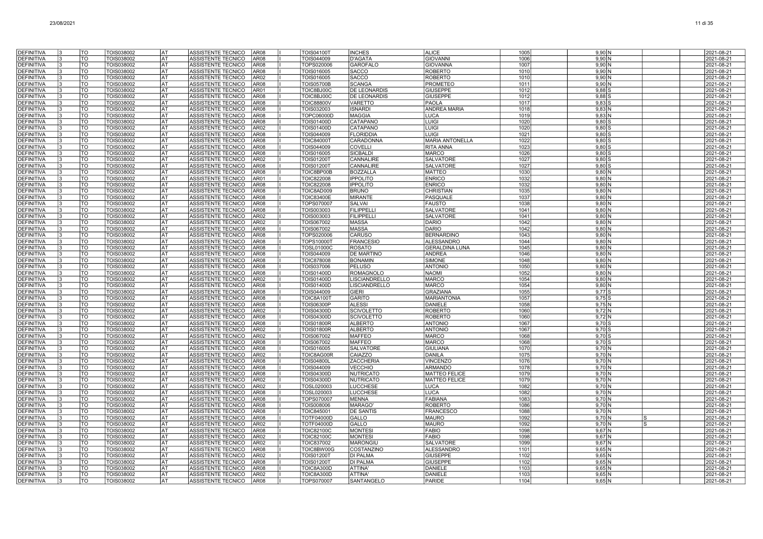| | | | | | | | | | | | | | | | | |
|---|---|---|---|---|---|---|---|---|---|---|---|---|---|---|---|---|
| DEFINITIVA | 3 | TO | TOIS038002 | AT | ASSISTENTE TECNICO | AR08 | I | TOIS04100T | INCHES | ALICE | 1005 | 9,90 | N | | | 2021-08-21 |
| DEFINITIVA | 3 | TO | TOIS038002 | AT | ASSISTENTE TECNICO | AR08 | I | TOIS044009 | D'AGATA | GIOVANNI | 1006 | 9,90 | N | | | 2021-08-21 |
| DEFINITIVA | 3 | TO | TOIS038002 | AT | ASSISTENTE TECNICO | AR08 | I | TOPS020006 | GAROFALO | GIOVANNA | 1007 | 9,90 | N | | | 2021-08-21 |
| DEFINITIVA | 3 | TO | TOIS038002 | AT | ASSISTENTE TECNICO | AR08 | I | TOIS016005 | SACCO | ROBERTO | 1010 | 9,90 | N | | | 2021-08-21 |
| DEFINITIVA | 3 | TO | TOIS038002 | AT | ASSISTENTE TECNICO | AR02 | I | TOIS016005 | SACCO | ROBERTO | 1010 | 9,90 | N | | | 2021-08-21 |
| DEFINITIVA | 3 | TO | TOIS038002 | AT | ASSISTENTE TECNICO | AR08 | I | TOIS05700B | SCANGA | PROMETEO | 1011 | 9,90 | N | | | 2021-08-21 |
| DEFINITIVA | 3 | TO | TOIS038002 | AT | ASSISTENTE TECNICO | AR01 | I | TOIC8BJ00C | DE LEONARDIS | GIUSEPPE | 1012 | 9,88 | S | | | 2021-08-21 |
| DEFINITIVA | 3 | TO | TOIS038002 | AT | ASSISTENTE TECNICO | AR08 | I | TOIC8BJ00C | DE LEONARDIS | GIUSEPPE | 1012 | 9,88 | S | | | 2021-08-21 |
| DEFINITIVA | 3 | TO | TOIS038002 | AT | ASSISTENTE TECNICO | AR08 | I | TOIC88800V | VARETTO | PAOLA | 1017 | 9,83 | S | | | 2021-08-21 |
| DEFINITIVA | 3 | TO | TOIS038002 | AT | ASSISTENTE TECNICO | AR08 | I | TOIS032003 | ISNARDI | ANDREA MARIA | 1018 | 9,83 | N | | | 2021-08-21 |
| DEFINITIVA | 3 | TO | TOIS038002 | AT | ASSISTENTE TECNICO | AR08 | I | TOPC06000D | MAGGIA | LUCA | 1019 | 9,83 | N | | | 2021-08-21 |
| DEFINITIVA | 3 | TO | TOIS038002 | AT | ASSISTENTE TECNICO | AR08 | I | TOIS01400D | CATAPANO | LUIGI | 1020 | 9,80 | S | | | 2021-08-21 |
| DEFINITIVA | 3 | TO | TOIS038002 | AT | ASSISTENTE TECNICO | AR02 | I | TOIS01400D | CATAPANO | LUIGI | 1020 | 9,80 | S | | | 2021-08-21 |
| DEFINITIVA | 3 | TO | TOIS038002 | AT | ASSISTENTE TECNICO | AR08 | I | TOIS044009 | FLORIDDIA | LUIGI | 1021 | 9,80 | S | | | 2021-08-21 |
| DEFINITIVA | 3 | TO | TOIS038002 | AT | ASSISTENTE TECNICO | AR08 | I | TOIC84000T | CARADONNA | MARIA ANTONELLA | 1022 | 9,80 | S | | | 2021-08-21 |
| DEFINITIVA | 3 | TO | TOIS038002 | AT | ASSISTENTE TECNICO | AR08 | I | TOIS044009 | COVELLI | RITA ANNA | 1023 | 9,80 | S | | | 2021-08-21 |
| DEFINITIVA | 3 | TO | TOIS038002 | AT | ASSISTENTE TECNICO | AR08 | I | TOIS016005 | SICBALDI | MARCO | 1026 | 9,80 | S | | | 2021-08-21 |
| DEFINITIVA | 3 | TO | TOIS038002 | AT | ASSISTENTE TECNICO | AR02 | I | TOIS01200T | CANNALIRE | SALVATORE | 1027 | 9,80 | S | | | 2021-08-21 |
| DEFINITIVA | 3 | TO | TOIS038002 | AT | ASSISTENTE TECNICO | AR08 | I | TOIS01200T | CANNALIRE | SALVATORE | 1027 | 9,80 | S | | | 2021-08-21 |
| DEFINITIVA | 3 | TO | TOIS038002 | AT | ASSISTENTE TECNICO | AR08 | I | TOIC8BP00B | BOZZALLA | MATTEO | 1030 | 9,80 | N | | | 2021-08-21 |
| DEFINITIVA | 3 | TO | TOIS038002 | AT | ASSISTENTE TECNICO | AR01 | I | TOIC822008 | IPPOLITO | ENRICO | 1032 | 9,80 | N | | | 2021-08-21 |
| DEFINITIVA | 3 | TO | TOIS038002 | AT | ASSISTENTE TECNICO | AR08 | I | TOIC822008 | IPPOLITO | ENRICO | 1032 | 9,80 | N | | | 2021-08-21 |
| DEFINITIVA | 3 | TO | TOIS038002 | AT | ASSISTENTE TECNICO | AR08 | I | TOIC8AD009 | BRUNO | CHRISTIAN | 1035 | 9,80 | N | | | 2021-08-21 |
| DEFINITIVA | 3 | TO | TOIS038002 | AT | ASSISTENTE TECNICO | AR08 | I | TOIC83400E | MIRANTE | PASQUALE | 1037 | 9,80 | N | | | 2021-08-21 |
| DEFINITIVA | 3 | TO | TOIS038002 | AT | ASSISTENTE TECNICO | AR08 | I | TOPS070007 | SALVAI | FAUSTO | 1038 | 9,80 | N | | | 2021-08-21 |
| DEFINITIVA | 3 | TO | TOIS038002 | AT | ASSISTENTE TECNICO | AR08 | I | TOIS003003 | FILIPPELLI | SALVATORE | 1041 | 9,80 | N | | | 2021-08-21 |
| DEFINITIVA | 3 | TO | TOIS038002 | AT | ASSISTENTE TECNICO | AR02 | I | TOIS003003 | FILIPPELLI | SALVATORE | 1041 | 9,80 | N | | | 2021-08-21 |
| DEFINITIVA | 3 | TO | TOIS038002 | AT | ASSISTENTE TECNICO | AR02 | I | TOIS067002 | MASSA | DARIO | 1042 | 9,80 | N | | | 2021-08-21 |
| DEFINITIVA | 3 | TO | TOIS038002 | AT | ASSISTENTE TECNICO | AR08 | I | TOIS067002 | MASSA | DARIO | 1042 | 9,80 | N | | | 2021-08-21 |
| DEFINITIVA | 3 | TO | TOIS038002 | AT | ASSISTENTE TECNICO | AR08 | I | TOPS020006 | CARUSO | BERNARDINO | 1043 | 9,80 | N | | | 2021-08-21 |
| DEFINITIVA | 3 | TO | TOIS038002 | AT | ASSISTENTE TECNICO | AR08 | I | TOPS10000T | FRANCESIO | ALESSANDRO | 1044 | 9,80 | N | | | 2021-08-21 |
| DEFINITIVA | 3 | TO | TOIS038002 | AT | ASSISTENTE TECNICO | AR08 | I | TOSL01000C | ROSATO | GERALDINA LUNA | 1045 | 9,80 | N | | | 2021-08-21 |
| DEFINITIVA | 3 | TO | TOIS038002 | AT | ASSISTENTE TECNICO | AR08 | I | TOIS044009 | DE MARTINO | ANDREA | 1046 | 9,80 | N | | | 2021-08-21 |
| DEFINITIVA | 3 | TO | TOIS038002 | AT | ASSISTENTE TECNICO | AR08 | I | TOIC878008 | BONAMIN | SIMONE | 1048 | 9,80 | N | | | 2021-08-21 |
| DEFINITIVA | 3 | TO | TOIS038002 | AT | ASSISTENTE TECNICO | AR08 | I | TOIS037006 | PELUSO | ANTONIO | 1050 | 9,80 | N | | | 2021-08-21 |
| DEFINITIVA | 3 | TO | TOIS038002 | AT | ASSISTENTE TECNICO | AR08 | I | TOIS01400D | ROMAGNOLO | NAOMI | 1052 | 9,80 | N | | | 2021-08-21 |
| DEFINITIVA | 3 | TO | TOIS038002 | AT | ASSISTENTE TECNICO | AR02 | I | TOIS01400D | LISCIANDRELLO | MARCO | 1054 | 9,80 | N | | | 2021-08-21 |
| DEFINITIVA | 3 | TO | TOIS038002 | AT | ASSISTENTE TECNICO | AR08 | I | TOIS01400D | LISCIANDRELLO | MARCO | 1054 | 9,80 | N | | | 2021-08-21 |
| DEFINITIVA | 3 | TO | TOIS038002 | AT | ASSISTENTE TECNICO | AR08 | I | TOIS044009 | GIERI | GRAZIANA | 1055 | 9,77 | S | | | 2021-08-21 |
| DEFINITIVA | 3 | TO | TOIS038002 | AT | ASSISTENTE TECNICO | AR08 | I | TOIC8A100T | GARITO | MARIANTONIA | 1057 | 9,75 | S | | | 2021-08-21 |
| DEFINITIVA | 3 | TO | TOIS038002 | AT | ASSISTENTE TECNICO | AR08 | I | TOIS06300P | ALESSI | DANIELE | 1058 | 9,75 | N | | | 2021-08-21 |
| DEFINITIVA | 3 | TO | TOIS038002 | AT | ASSISTENTE TECNICO | AR02 | I | TOIS04300D | SCIVOLETTO | ROBERTO | 1060 | 9,72 | N | | | 2021-08-21 |
| DEFINITIVA | 3 | TO | TOIS038002 | AT | ASSISTENTE TECNICO | AR08 | I | TOIS04300D | SCIVOLETTO | ROBERTO | 1060 | 9,72 | N | | | 2021-08-21 |
| DEFINITIVA | 3 | TO | TOIS038002 | AT | ASSISTENTE TECNICO | AR08 | I | TOIS01800R | ALBERTO | ANTONIO | 1067 | 9,70 | S | | | 2021-08-21 |
| DEFINITIVA | 3 | TO | TOIS038002 | AT | ASSISTENTE TECNICO | AR02 | I | TOIS01800R | ALBERTO | ANTONIO | 1067 | 9,70 | S | | | 2021-08-21 |
| DEFINITIVA | 3 | TO | TOIS038002 | AT | ASSISTENTE TECNICO | AR02 | I | TOIS067002 | MAFFEO | MARCO | 1068 | 9,70 | S | | | 2021-08-21 |
| DEFINITIVA | 3 | TO | TOIS038002 | AT | ASSISTENTE TECNICO | AR08 | I | TOIS067002 | MAFFEO | MARCO | 1068 | 9,70 | S | | | 2021-08-21 |
| DEFINITIVA | 3 | TO | TOIS038002 | AT | ASSISTENTE TECNICO | AR08 | I | TOIS016005 | SALVATORE | GIULIANA | 1070 | 9,70 | N | | | 2021-08-21 |
| DEFINITIVA | 3 | TO | TOIS038002 | AT | ASSISTENTE TECNICO | AR02 | I | TOIC8AG00R | CAIAZZO | DANILA | 1075 | 9,70 | N | | | 2021-08-21 |
| DEFINITIVA | 3 | TO | TOIS038002 | AT | ASSISTENTE TECNICO | AR08 | I | TOIS04800L | ZACCHERIA | VINCENZO | 1076 | 9,70 | N | | | 2021-08-21 |
| DEFINITIVA | 3 | TO | TOIS038002 | AT | ASSISTENTE TECNICO | AR08 | I | TOIS044009 | VECCHIO | ARMANDO | 1078 | 9,70 | N | | | 2021-08-21 |
| DEFINITIVA | 3 | TO | TOIS038002 | AT | ASSISTENTE TECNICO | AR08 | I | TOIS04300D | NUTRICATO | MATTEO FELICE | 1079 | 9,70 | N | | | 2021-08-21 |
| DEFINITIVA | 3 | TO | TOIS038002 | AT | ASSISTENTE TECNICO | AR02 | I | TOIS04300D | NUTRICATO | MATTEO FELICE | 1079 | 9,70 | N | | | 2021-08-21 |
| DEFINITIVA | 3 | TO | TOIS038002 | AT | ASSISTENTE TECNICO | AR02 | I | TOSL020003 | LUCCHESE | LUCA | 1082 | 9,70 | N | | | 2021-08-21 |
| DEFINITIVA | 3 | TO | TOIS038002 | AT | ASSISTENTE TECNICO | AR08 | I | TOSL020003 | LUCCHESE | LUCA | 1082 | 9,70 | N | | | 2021-08-21 |
| DEFINITIVA | 3 | TO | TOIS038002 | AT | ASSISTENTE TECNICO | AR08 | I | TOPS070007 | MENNA | FABIANA | 1083 | 9,70 | N | | | 2021-08-21 |
| DEFINITIVA | 3 | TO | TOIS038002 | AT | ASSISTENTE TECNICO | AR08 | I | TOIS008006 | MARAGO' | ROBERTO | 1086 | 9,70 | N | | | 2021-08-21 |
| DEFINITIVA | 3 | TO | TOIS038002 | AT | ASSISTENTE TECNICO | AR08 | I | TOIC845001 | DE SANTIS | FRANCESCO | 1088 | 9,70 | N | | | 2021-08-21 |
| DEFINITIVA | 3 | TO | TOIS038002 | AT | ASSISTENTE TECNICO | AR08 | I | TOTF04000D | GALLO | MAURO | 1092 | 9,70 | N | S | | 2021-08-21 |
| DEFINITIVA | 3 | TO | TOIS038002 | AT | ASSISTENTE TECNICO | AR02 | I | TOTF04000D | GALLO | MAURO | 1092 | 9,70 | N | S | | 2021-08-21 |
| DEFINITIVA | 3 | TO | TOIS038002 | AT | ASSISTENTE TECNICO | AR08 | I | TOIC82100C | MONTESI | FABIO | 1098 | 9,67 | N | | | 2021-08-21 |
| DEFINITIVA | 3 | TO | TOIS038002 | AT | ASSISTENTE TECNICO | AR02 | I | TOIC82100C | MONTESI | FABIO | 1098 | 9,67 | N | | | 2021-08-21 |
| DEFINITIVA | 3 | TO | TOIS038002 | AT | ASSISTENTE TECNICO | AR02 | I | TOIC837002 | MARONGIU | SALVATORE | 1099 | 9,67 | N | | | 2021-08-21 |
| DEFINITIVA | 3 | TO | TOIS038002 | AT | ASSISTENTE TECNICO | AR08 | I | TOIC8BW00G | COSTANZINO | ALESSANDRO | 1101 | 9,65 | N | | | 2021-08-21 |
| DEFINITIVA | 3 | TO | TOIS038002 | AT | ASSISTENTE TECNICO | AR02 | I | TOIS01200T | DI PALMA | GIUSEPPE | 1102 | 9,65 | N | | | 2021-08-21 |
| DEFINITIVA | 3 | TO | TOIS038002 | AT | ASSISTENTE TECNICO | AR08 | I | TOIS01200T | DI PALMA | GIUSEPPE | 1102 | 9,65 | N | | | 2021-08-21 |
| DEFINITIVA | 3 | TO | TOIS038002 | AT | ASSISTENTE TECNICO | AR08 | I | TOIC8A300D | ATTINA' | DANIELE | 1103 | 9,65 | N | | | 2021-08-21 |
| DEFINITIVA | 3 | TO | TOIS038002 | AT | ASSISTENTE TECNICO | AR02 | I | TOIC8A300D | ATTINA' | DANIELE | 1103 | 9,65 | N | | | 2021-08-21 |
| DEFINITIVA | 3 | TO | TOIS038002 | AT | ASSISTENTE TECNICO | AR08 | I | TOPS070007 | SANTANGELO | PARIDE | 1104 | 9,65 | N | | | 2021-08-21 |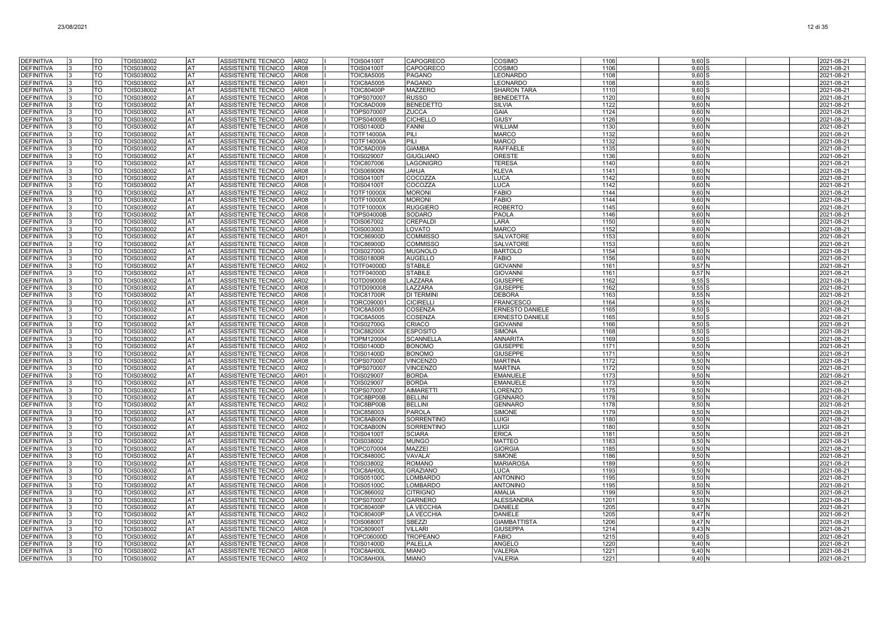| | | | | | | | | | | | | | | | | |
|---|---|---|---|---|---|---|---|---|---|---|---|---|---|---|---|---|
| DEFINITIVA | 3 | TO | TOIS038002 | AT | ASSISTENTE TECNICO | AR02 | I | TOIS04100T | CAPOGRECO | COSIMO | 1106 | | 9,60 | S | | 2021-08-21 |
| DEFINITIVA | 3 | TO | TOIS038002 | AT | ASSISTENTE TECNICO | AR08 | I | TOIS04100T | CAPOGRECO | COSIMO | 1106 | | 9,60 | S | | 2021-08-21 |
| DEFINITIVA | 3 | TO | TOIS038002 | AT | ASSISTENTE TECNICO | AR08 | I | TOIC8A5005 | PAGANO | LEONARDO | 1108 | | 9,60 | S | | 2021-08-21 |
| DEFINITIVA | 3 | TO | TOIS038002 | AT | ASSISTENTE TECNICO | AR01 | I | TOIC8A5005 | PAGANO | LEONARDO | 1108 | | 9,60 | S | | 2021-08-21 |
| DEFINITIVA | 3 | TO | TOIS038002 | AT | ASSISTENTE TECNICO | AR08 | I | TOIC80400P | MAZZERO | SHARON TARA | 1110 | | 9,60 | S | | 2021-08-21 |
| DEFINITIVA | 3 | TO | TOIS038002 | AT | ASSISTENTE TECNICO | AR08 | I | TOPS070007 | RUSSO | BENEDETTA | 1120 | | 9,60 | N | | 2021-08-21 |
| DEFINITIVA | 3 | TO | TOIS038002 | AT | ASSISTENTE TECNICO | AR08 | I | TOIC8AD009 | BENEDETTO | SILVIA | 1122 | | 9,60 | N | | 2021-08-21 |
| DEFINITIVA | 3 | TO | TOIS038002 | AT | ASSISTENTE TECNICO | AR08 | I | TOPS070007 | ZUCCA | GAIA | 1124 | | 9,60 | N | | 2021-08-21 |
| DEFINITIVA | 3 | TO | TOIS038002 | AT | ASSISTENTE TECNICO | AR08 | I | TOPS04000B | CICHELLO | GIUSY | 1126 | | 9,60 | N | | 2021-08-21 |
| DEFINITIVA | 3 | TO | TOIS038002 | AT | ASSISTENTE TECNICO | AR08 | I | TOIS01400D | FANNI | WILLIAM | 1130 | | 9,60 | N | | 2021-08-21 |
| DEFINITIVA | 3 | TO | TOIS038002 | AT | ASSISTENTE TECNICO | AR08 | I | TOTF14000A | PILI | MARCO | 1132 | | 9,60 | N | | 2021-08-21 |
| DEFINITIVA | 3 | TO | TOIS038002 | AT | ASSISTENTE TECNICO | AR02 | I | TOTF14000A | PILI | MARCO | 1132 | | 9,60 | N | | 2021-08-21 |
| DEFINITIVA | 3 | TO | TOIS038002 | AT | ASSISTENTE TECNICO | AR08 | I | TOIC8AD009 | GIAMBA | RAFFAELE | 1135 | | 9,60 | N | | 2021-08-21 |
| DEFINITIVA | 3 | TO | TOIS038002 | AT | ASSISTENTE TECNICO | AR08 | I | TOIS029007 | GIUGLIANO | ORESTE | 1136 | | 9,60 | N | | 2021-08-21 |
| DEFINITIVA | 3 | TO | TOIS038002 | AT | ASSISTENTE TECNICO | AR08 | I | TOIC807006 | LAGONIGRO | TERESA | 1140 | | 9,60 | N | | 2021-08-21 |
| DEFINITIVA | 3 | TO | TOIS038002 | AT | ASSISTENTE TECNICO | AR08 | I | TOIS06900N | JAHJA | KLEVA | 1141 | | 9,60 | N | | 2021-08-21 |
| DEFINITIVA | 3 | TO | TOIS038002 | AT | ASSISTENTE TECNICO | AR01 | I | TOIS04100T | COCOZZA | LUCA | 1142 | | 9,60 | N | | 2021-08-21 |
| DEFINITIVA | 3 | TO | TOIS038002 | AT | ASSISTENTE TECNICO | AR08 | I | TOIS04100T | COCOZZA | LUCA | 1142 | | 9,60 | N | | 2021-08-21 |
| DEFINITIVA | 3 | TO | TOIS038002 | AT | ASSISTENTE TECNICO | AR02 | I | TOTF10000X | MORONI | FABIO | 1144 | | 9,60 | N | | 2021-08-21 |
| DEFINITIVA | 3 | TO | TOIS038002 | AT | ASSISTENTE TECNICO | AR08 | I | TOTF10000X | MORONI | FABIO | 1144 | | 9,60 | N | | 2021-08-21 |
| DEFINITIVA | 3 | TO | TOIS038002 | AT | ASSISTENTE TECNICO | AR08 | I | TOTF10000X | RUGGIERO | ROBERTO | 1145 | | 9,60 | N | | 2021-08-21 |
| DEFINITIVA | 3 | TO | TOIS038002 | AT | ASSISTENTE TECNICO | AR08 | I | TOPS04000B | SODARO | PAOLA | 1146 | | 9,60 | N | | 2021-08-21 |
| DEFINITIVA | 3 | TO | TOIS038002 | AT | ASSISTENTE TECNICO | AR08 | I | TOIS067002 | CREPALDI | LARA | 1150 | | 9,60 | N | | 2021-08-21 |
| DEFINITIVA | 3 | TO | TOIS038002 | AT | ASSISTENTE TECNICO | AR08 | I | TOIS003003 | LOVATO | MARCO | 1152 | | 9,60 | N | | 2021-08-21 |
| DEFINITIVA | 3 | TO | TOIS038002 | AT | ASSISTENTE TECNICO | AR01 | I | TOIC86900D | COMMISSO | SALVATORE | 1153 | | 9,60 | N | | 2021-08-21 |
| DEFINITIVA | 3 | TO | TOIS038002 | AT | ASSISTENTE TECNICO | AR08 | I | TOIC86900D | COMMISSO | SALVATORE | 1153 | | 9,60 | N | | 2021-08-21 |
| DEFINITIVA | 3 | TO | TOIS038002 | AT | ASSISTENTE TECNICO | AR08 | I | TOIS02700G | MUGNOLO | BARTOLO | 1154 | | 9,60 | N | | 2021-08-21 |
| DEFINITIVA | 3 | TO | TOIS038002 | AT | ASSISTENTE TECNICO | AR08 | I | TOIS01800R | AUGELLO | FABIO | 1156 | | 9,60 | N | | 2021-08-21 |
| DEFINITIVA | 3 | TO | TOIS038002 | AT | ASSISTENTE TECNICO | AR02 | I | TOTF04000D | STABILE | GIOVANNI | 1161 | | 9,57 | N | | 2021-08-21 |
| DEFINITIVA | 3 | TO | TOIS038002 | AT | ASSISTENTE TECNICO | AR08 | I | TOTF04000D | STABILE | GIOVANNI | 1161 | | 9,57 | N | | 2021-08-21 |
| DEFINITIVA | 3 | TO | TOIS038002 | AT | ASSISTENTE TECNICO | AR02 | I | TOTD090008 | LAZZARA | GIUSEPPE | 1162 | | 9,55 | S | | 2021-08-21 |
| DEFINITIVA | 3 | TO | TOIS038002 | AT | ASSISTENTE TECNICO | AR08 | I | TOTD090008 | LAZZARA | GIUSEPPE | 1162 | | 9,55 | S | | 2021-08-21 |
| DEFINITIVA | 3 | TO | TOIS038002 | AT | ASSISTENTE TECNICO | AR08 | I | TOIC81700R | DI TERMINI | DEBORA | 1163 | | 9,55 | N | | 2021-08-21 |
| DEFINITIVA | 3 | TO | TOIS038002 | AT | ASSISTENTE TECNICO | AR08 | I | TORC090001 | CICIRELLI | FRANCESCO | 1164 | | 9,55 | N | | 2021-08-21 |
| DEFINITIVA | 3 | TO | TOIS038002 | AT | ASSISTENTE TECNICO | AR01 | I | TOIC8A5005 | COSENZA | ERNESTO DANIELE | 1165 | | 9,50 | S | | 2021-08-21 |
| DEFINITIVA | 3 | TO | TOIS038002 | AT | ASSISTENTE TECNICO | AR08 | I | TOIC8A5005 | COSENZA | ERNESTO DANIELE | 1165 | | 9,50 | S | | 2021-08-21 |
| DEFINITIVA | 3 | TO | TOIS038002 | AT | ASSISTENTE TECNICO | AR08 | I | TOIS02700G | CRIACO | GIOVANNI | 1166 | | 9,50 | S | | 2021-08-21 |
| DEFINITIVA | 3 | TO | TOIS038002 | AT | ASSISTENTE TECNICO | AR08 | I | TOIC88200X | ESPOSITO | SIMONA | 1168 | | 9,50 | S | | 2021-08-21 |
| DEFINITIVA | 3 | TO | TOIS038002 | AT | ASSISTENTE TECNICO | AR08 | I | TOPM120004 | SCANNELLA | ANNARITA | 1169 | | 9,50 | S | | 2021-08-21 |
| DEFINITIVA | 3 | TO | TOIS038002 | AT | ASSISTENTE TECNICO | AR02 | I | TOIS01400D | BONOMO | GIUSEPPE | 1171 | | 9,50 | N | | 2021-08-21 |
| DEFINITIVA | 3 | TO | TOIS038002 | AT | ASSISTENTE TECNICO | AR08 | I | TOIS01400D | BONOMO | GIUSEPPE | 1171 | | 9,50 | N | | 2021-08-21 |
| DEFINITIVA | 3 | TO | TOIS038002 | AT | ASSISTENTE TECNICO | AR08 | I | TOPS070007 | VINCENZO | MARTINA | 1172 | | 9,50 | N | | 2021-08-21 |
| DEFINITIVA | 3 | TO | TOIS038002 | AT | ASSISTENTE TECNICO | AR02 | I | TOPS070007 | VINCENZO | MARTINA | 1172 | | 9,50 | N | | 2021-08-21 |
| DEFINITIVA | 3 | TO | TOIS038002 | AT | ASSISTENTE TECNICO | AR01 | I | TOIS029007 | BORDA | EMANUELE | 1173 | | 9,50 | N | | 2021-08-21 |
| DEFINITIVA | 3 | TO | TOIS038002 | AT | ASSISTENTE TECNICO | AR08 | I | TOIS029007 | BORDA | EMANUELE | 1173 | | 9,50 | N | | 2021-08-21 |
| DEFINITIVA | 3 | TO | TOIS038002 | AT | ASSISTENTE TECNICO | AR08 | I | TOPS070007 | AIMARETTI | LORENZO | 1175 | | 9,50 | N | | 2021-08-21 |
| DEFINITIVA | 3 | TO | TOIS038002 | AT | ASSISTENTE TECNICO | AR08 | I | TOIC8BP00B | BELLINI | GENNARO | 1178 | | 9,50 | N | | 2021-08-21 |
| DEFINITIVA | 3 | TO | TOIS038002 | AT | ASSISTENTE TECNICO | AR02 | I | TOIC8BP00B | BELLINI | GENNARO | 1178 | | 9,50 | N | | 2021-08-21 |
| DEFINITIVA | 3 | TO | TOIS038002 | AT | ASSISTENTE TECNICO | AR08 | I | TOIC858003 | PAROLA | SIMONE | 1179 | | 9,50 | N | | 2021-08-21 |
| DEFINITIVA | 3 | TO | TOIS038002 | AT | ASSISTENTE TECNICO | AR08 | I | TOIC8AB00N | SORRENTINO | LUIGI | 1180 | | 9,50 | N | | 2021-08-21 |
| DEFINITIVA | 3 | TO | TOIS038002 | AT | ASSISTENTE TECNICO | AR02 | I | TOIC8AB00N | SORRENTINO | LUIGI | 1180 | | 9,50 | N | | 2021-08-21 |
| DEFINITIVA | 3 | TO | TOIS038002 | AT | ASSISTENTE TECNICO | AR08 | I | TOIS04100T | SCIARA | ERICA | 1181 | | 9,50 | N | | 2021-08-21 |
| DEFINITIVA | 3 | TO | TOIS038002 | AT | ASSISTENTE TECNICO | AR08 | I | TOIS038002 | MUNGO | MATTEO | 1183 | | 9,50 | N | | 2021-08-21 |
| DEFINITIVA | 3 | TO | TOIS038002 | AT | ASSISTENTE TECNICO | AR08 | I | TOPC070004 | MAZZEI | GIORGIA | 1185 | | 9,50 | N | | 2021-08-21 |
| DEFINITIVA | 3 | TO | TOIS038002 | AT | ASSISTENTE TECNICO | AR08 | I | TOIC84800C | VAVALA' | SIMONE | 1186 | | 9,50 | N | | 2021-08-21 |
| DEFINITIVA | 3 | TO | TOIS038002 | AT | ASSISTENTE TECNICO | AR08 | I | TOIS038002 | ROMANO | MARIAROSA | 1189 | | 9,50 | N | | 2021-08-21 |
| DEFINITIVA | 3 | TO | TOIS038002 | AT | ASSISTENTE TECNICO | AR08 | I | TOIC8AH00L | GRAZIANO | LUCA | 1193 | | 9,50 | N | | 2021-08-21 |
| DEFINITIVA | 3 | TO | TOIS038002 | AT | ASSISTENTE TECNICO | AR02 | I | TOIS05100C | LOMBARDO | ANTONINO | 1195 | | 9,50 | N | | 2021-08-21 |
| DEFINITIVA | 3 | TO | TOIS038002 | AT | ASSISTENTE TECNICO | AR08 | I | TOIS05100C | LOMBARDO | ANTONINO | 1195 | | 9,50 | N | | 2021-08-21 |
| DEFINITIVA | 3 | TO | TOIS038002 | AT | ASSISTENTE TECNICO | AR08 | I | TOIC866002 | CITRIGNO | AMALIA | 1199 | | 9,50 | N | | 2021-08-21 |
| DEFINITIVA | 3 | TO | TOIS038002 | AT | ASSISTENTE TECNICO | AR08 | I | TOPS070007 | GARNERO | ALESSANDRA | 1201 | | 9,50 | N | | 2021-08-21 |
| DEFINITIVA | 3 | TO | TOIS038002 | AT | ASSISTENTE TECNICO | AR08 | I | TOIC80400P | LA VECCHIA | DANIELE | 1205 | | 9,47 | N | | 2021-08-21 |
| DEFINITIVA | 3 | TO | TOIS038002 | AT | ASSISTENTE TECNICO | AR02 | I | TOIC80400P | LA VECCHIA | DANIELE | 1205 | | 9,47 | N | | 2021-08-21 |
| DEFINITIVA | 3 | TO | TOIS038002 | AT | ASSISTENTE TECNICO | AR02 | I | TOIS06800T | SBEZZI | GIAMBATTISTA | 1206 | | 9,47 | N | | 2021-08-21 |
| DEFINITIVA | 3 | TO | TOIS038002 | AT | ASSISTENTE TECNICO | AR08 | I | TOIC80900T | VILLARI | GIUSEPPA | 1214 | | 9,43 | N | | 2021-08-21 |
| DEFINITIVA | 3 | TO | TOIS038002 | AT | ASSISTENTE TECNICO | AR08 | I | TOPC06000D | TROPEANO | FABIO | 1215 | | 9,40 | S | | 2021-08-21 |
| DEFINITIVA | 3 | TO | TOIS038002 | AT | ASSISTENTE TECNICO | AR08 | I | TOIS01400D | PALELLA | ANGELO | 1220 | | 9,40 | N | | 2021-08-21 |
| DEFINITIVA | 3 | TO | TOIS038002 | AT | ASSISTENTE TECNICO | AR08 | I | TOIC8AH00L | MIANO | VALERIA | 1221 | | 9,40 | N | | 2021-08-21 |
| DEFINITIVA | 3 | TO | TOIS038002 | AT | ASSISTENTE TECNICO | AR02 | I | TOIC8AH00L | MIANO | VALERIA | 1221 | | 9,40 | N | | 2021-08-21 |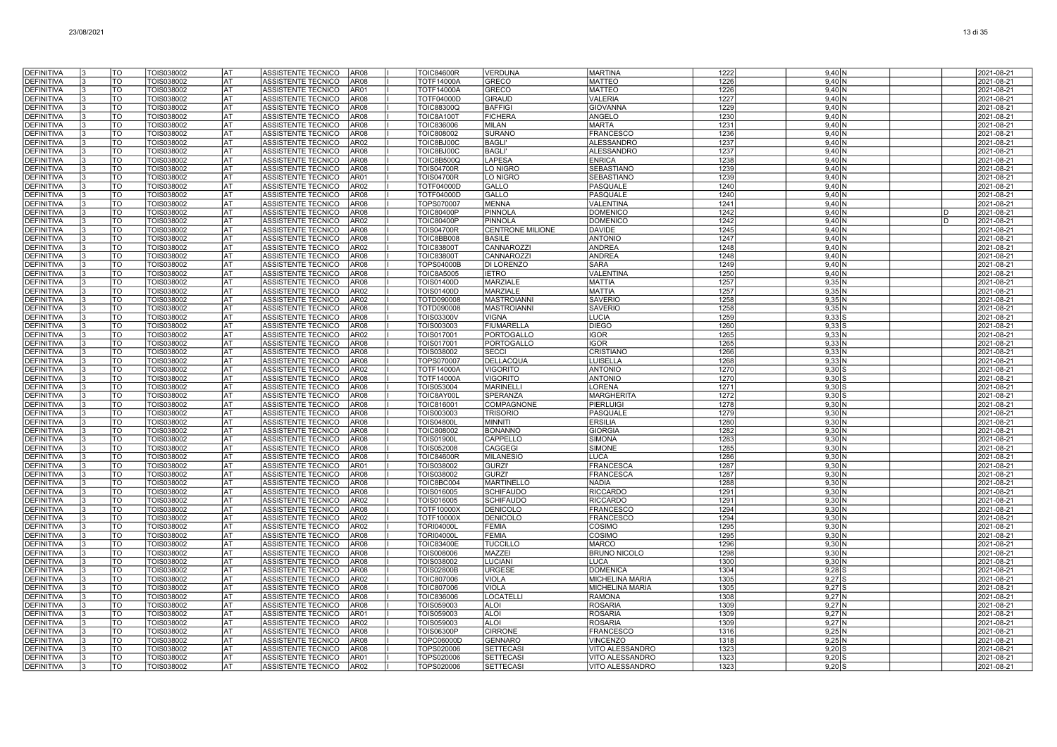| | | | | | | | | | | | | | | | | | |
|---|---|---|---|---|---|---|---|---|---|---|---|---|---|---|---|---|---|
| DEFINITIVA | 3 | TO | TOIS038002 | AT | ASSISTENTE TECNICO | AR08 | I | TOIC84600R | VERDUNA | MARTINA | 1222 | 9,40 | N | | | | 2021-08-21 |
| DEFINITIVA | 3 | TO | TOIS038002 | AT | ASSISTENTE TECNICO | AR08 | I | TOTF14000A | GRECO | MATTEO | 1226 | 9,40 | N | | | | 2021-08-21 |
| DEFINITIVA | 3 | TO | TOIS038002 | AT | ASSISTENTE TECNICO | AR01 | I | TOTF14000A | GRECO | MATTEO | 1226 | 9,40 | N | | | | 2021-08-21 |
| DEFINITIVA | 3 | TO | TOIS038002 | AT | ASSISTENTE TECNICO | AR08 | I | TOTF04000D | GIRAUD | VALERIA | 1227 | 9,40 | N | | | | 2021-08-21 |
| DEFINITIVA | 3 | TO | TOIS038002 | AT | ASSISTENTE TECNICO | AR08 | I | TOIC88300Q | BAFFIGI | GIOVANNA | 1229 | 9,40 | N | | | | 2021-08-21 |
| DEFINITIVA | 3 | TO | TOIS038002 | AT | ASSISTENTE TECNICO | AR08 | I | TOIC8A100T | FICHERA | ANGELO | 1230 | 9,40 | N | | | | 2021-08-21 |
| DEFINITIVA | 3 | TO | TOIS038002 | AT | ASSISTENTE TECNICO | AR08 | I | TOIC836006 | MILAN | MARTA | 1231 | 9,40 | N | | | | 2021-08-21 |
| DEFINITIVA | 3 | TO | TOIS038002 | AT | ASSISTENTE TECNICO | AR08 | I | TOIC808002 | SURANO | FRANCESCO | 1236 | 9,40 | N | | | | 2021-08-21 |
| DEFINITIVA | 3 | TO | TOIS038002 | AT | ASSISTENTE TECNICO | AR02 | I | TOIC8BJ00C | BAGLI' | ALESSANDRO | 1237 | 9,40 | N | | | | 2021-08-21 |
| DEFINITIVA | 3 | TO | TOIS038002 | AT | ASSISTENTE TECNICO | AR08 | I | TOIC8BJ00C | BAGLI' | ALESSANDRO | 1237 | 9,40 | N | | | | 2021-08-21 |
| DEFINITIVA | 3 | TO | TOIS038002 | AT | ASSISTENTE TECNICO | AR08 | I | TOIC8B500Q | LAPESA | ENRICA | 1238 | 9,40 | N | | | | 2021-08-21 |
| DEFINITIVA | 3 | TO | TOIS038002 | AT | ASSISTENTE TECNICO | AR08 | I | TOIS04700R | LO NIGRO | SEBASTIANO | 1239 | 9,40 | N | | | | 2021-08-21 |
| DEFINITIVA | 3 | TO | TOIS038002 | AT | ASSISTENTE TECNICO | AR01 | I | TOIS04700R | LO NIGRO | SEBASTIANO | 1239 | 9,40 | N | | | | 2021-08-21 |
| DEFINITIVA | 3 | TO | TOIS038002 | AT | ASSISTENTE TECNICO | AR02 | I | TOTF04000D | GALLO | PASQUALE | 1240 | 9,40 | N | | | | 2021-08-21 |
| DEFINITIVA | 3 | TO | TOIS038002 | AT | ASSISTENTE TECNICO | AR08 | I | TOTF04000D | GALLO | PASQUALE | 1240 | 9,40 | N | | | | 2021-08-21 |
| DEFINITIVA | 3 | TO | TOIS038002 | AT | ASSISTENTE TECNICO | AR08 | I | TOPS070007 | MENNA | VALENTINA | 1241 | 9,40 | N | | | | 2021-08-21 |
| DEFINITIVA | 3 | TO | TOIS038002 | AT | ASSISTENTE TECNICO | AR08 | I | TOIC80400P | PINNOLA | DOMENICO | 1242 | 9,40 | N | | | D | 2021-08-21 |
| DEFINITIVA | 3 | TO | TOIS038002 | AT | ASSISTENTE TECNICO | AR02 | I | TOIC80400P | PINNOLA | DOMENICO | 1242 | 9,40 | N | | | D | 2021-08-21 |
| DEFINITIVA | 3 | TO | TOIS038002 | AT | ASSISTENTE TECNICO | AR08 | I | TOIS04700R | CENTRONE MILIONE | DAVIDE | 1245 | 9,40 | N | | | | 2021-08-21 |
| DEFINITIVA | 3 | TO | TOIS038002 | AT | ASSISTENTE TECNICO | AR08 | I | TOIC8BB008 | BASILE | ANTONIO | 1247 | 9,40 | N | | | | 2021-08-21 |
| DEFINITIVA | 3 | TO | TOIS038002 | AT | ASSISTENTE TECNICO | AR02 | I | TOIC83800T | CANNAROZZI | ANDREA | 1248 | 9,40 | N | | | | 2021-08-21 |
| DEFINITIVA | 3 | TO | TOIS038002 | AT | ASSISTENTE TECNICO | AR08 | I | TOIC83800T | CANNAROZZI | ANDREA | 1248 | 9,40 | N | | | | 2021-08-21 |
| DEFINITIVA | 3 | TO | TOIS038002 | AT | ASSISTENTE TECNICO | AR08 | I | TOPS04000B | DI LORENZO | SARA | 1249 | 9,40 | N | | | | 2021-08-21 |
| DEFINITIVA | 3 | TO | TOIS038002 | AT | ASSISTENTE TECNICO | AR08 | I | TOIC8A5005 | IETRO | VALENTINA | 1250 | 9,40 | N | | | | 2021-08-21 |
| DEFINITIVA | 3 | TO | TOIS038002 | AT | ASSISTENTE TECNICO | AR08 | I | TOIS01400D | MARZIALE | MATTIA | 1257 | 9,35 | N | | | | 2021-08-21 |
| DEFINITIVA | 3 | TO | TOIS038002 | AT | ASSISTENTE TECNICO | AR02 | I | TOIS01400D | MARZIALE | MATTIA | 1257 | 9,35 | N | | | | 2021-08-21 |
| DEFINITIVA | 3 | TO | TOIS038002 | AT | ASSISTENTE TECNICO | AR02 | I | TOTD090008 | MASTROIANNI | SAVERIO | 1258 | 9,35 | N | | | | 2021-08-21 |
| DEFINITIVA | 3 | TO | TOIS038002 | AT | ASSISTENTE TECNICO | AR08 | I | TOTD090008 | MASTROIANNI | SAVERIO | 1258 | 9,35 | N | | | | 2021-08-21 |
| DEFINITIVA | 3 | TO | TOIS038002 | AT | ASSISTENTE TECNICO | AR08 | I | TOIS03300V | VIGNA | LUCIA | 1259 | 9,33 | S | | | | 2021-08-21 |
| DEFINITIVA | 3 | TO | TOIS038002 | AT | ASSISTENTE TECNICO | AR08 | I | TOIS003003 | FIUMARELLA | DIEGO | 1260 | 9,33 | S | | | | 2021-08-21 |
| DEFINITIVA | 3 | TO | TOIS038002 | AT | ASSISTENTE TECNICO | AR02 | I | TOIS017001 | PORTOGALLO | IGOR | 1265 | 9,33 | N | | | | 2021-08-21 |
| DEFINITIVA | 3 | TO | TOIS038002 | AT | ASSISTENTE TECNICO | AR08 | I | TOIS017001 | PORTOGALLO | IGOR | 1265 | 9,33 | N | | | | 2021-08-21 |
| DEFINITIVA | 3 | TO | TOIS038002 | AT | ASSISTENTE TECNICO | AR08 | I | TOIS038002 | SECCI | CRISTIANO | 1266 | 9,33 | N | | | | 2021-08-21 |
| DEFINITIVA | 3 | TO | TOIS038002 | AT | ASSISTENTE TECNICO | AR08 | I | TOPS070007 | DELLACQUA | LUISELLA | 1268 | 9,33 | N | | | | 2021-08-21 |
| DEFINITIVA | 3 | TO | TOIS038002 | AT | ASSISTENTE TECNICO | AR02 | I | TOTF14000A | VIGORITO | ANTONIO | 1270 | 9,30 | S | | | | 2021-08-21 |
| DEFINITIVA | 3 | TO | TOIS038002 | AT | ASSISTENTE TECNICO | AR08 | I | TOTF14000A | VIGORITO | ANTONIO | 1270 | 9,30 | S | | | | 2021-08-21 |
| DEFINITIVA | 3 | TO | TOIS038002 | AT | ASSISTENTE TECNICO | AR08 | I | TOIS053004 | MARINELLI | LORENA | 1271 | 9,30 | S | | | | 2021-08-21 |
| DEFINITIVA | 3 | TO | TOIS038002 | AT | ASSISTENTE TECNICO | AR08 | I | TOIC8AY00L | SPERANZA | MARGHERITA | 1272 | 9,30 | S | | | | 2021-08-21 |
| DEFINITIVA | 3 | TO | TOIS038002 | AT | ASSISTENTE TECNICO | AR08 | I | TOIC816001 | COMPAGNONE | PIERLUIGI | 1278 | 9,30 | N | | | | 2021-08-21 |
| DEFINITIVA | 3 | TO | TOIS038002 | AT | ASSISTENTE TECNICO | AR08 | I | TOIS003003 | TRISORIO | PASQUALE | 1279 | 9,30 | N | | | | 2021-08-21 |
| DEFINITIVA | 3 | TO | TOIS038002 | AT | ASSISTENTE TECNICO | AR08 | I | TOIS04800L | MINNITI | ERSILIA | 1280 | 9,30 | N | | | | 2021-08-21 |
| DEFINITIVA | 3 | TO | TOIS038002 | AT | ASSISTENTE TECNICO | AR08 | I | TOIC808002 | BONANNO | GIORGIA | 1282 | 9,30 | N | | | | 2021-08-21 |
| DEFINITIVA | 3 | TO | TOIS038002 | AT | ASSISTENTE TECNICO | AR08 | I | TOIS01900L | CAPPELLO | SIMONA | 1283 | 9,30 | N | | | | 2021-08-21 |
| DEFINITIVA | 3 | TO | TOIS038002 | AT | ASSISTENTE TECNICO | AR08 | I | TOIS052008 | CAGGEGI | SIMONE | 1285 | 9,30 | N | | | | 2021-08-21 |
| DEFINITIVA | 3 | TO | TOIS038002 | AT | ASSISTENTE TECNICO | AR08 | I | TOIC84600R | MILANESIO | LUCA | 1286 | 9,30 | N | | | | 2021-08-21 |
| DEFINITIVA | 3 | TO | TOIS038002 | AT | ASSISTENTE TECNICO | AR01 | I | TOIS038002 | GURZI' | FRANCESCA | 1287 | 9,30 | N | | | | 2021-08-21 |
| DEFINITIVA | 3 | TO | TOIS038002 | AT | ASSISTENTE TECNICO | AR08 | I | TOIS038002 | GURZI' | FRANCESCA | 1287 | 9,30 | N | | | | 2021-08-21 |
| DEFINITIVA | 3 | TO | TOIS038002 | AT | ASSISTENTE TECNICO | AR08 | I | TOIC8BC004 | MARTINELLO | NADIA | 1288 | 9,30 | N | | | | 2021-08-21 |
| DEFINITIVA | 3 | TO | TOIS038002 | AT | ASSISTENTE TECNICO | AR08 | I | TOIS016005 | SCHIFAUDO | RICCARDO | 1291 | 9,30 | N | | | | 2021-08-21 |
| DEFINITIVA | 3 | TO | TOIS038002 | AT | ASSISTENTE TECNICO | AR02 | I | TOIS016005 | SCHIFAUDO | RICCARDO | 1291 | 9,30 | N | | | | 2021-08-21 |
| DEFINITIVA | 3 | TO | TOIS038002 | AT | ASSISTENTE TECNICO | AR08 | I | TOTF10000X | DENICOLO | FRANCESCO | 1294 | 9,30 | N | | | | 2021-08-21 |
| DEFINITIVA | 3 | TO | TOIS038002 | AT | ASSISTENTE TECNICO | AR02 | I | TOTF10000X | DENICOLO | FRANCESCO | 1294 | 9,30 | N | | | | 2021-08-21 |
| DEFINITIVA | 3 | TO | TOIS038002 | AT | ASSISTENTE TECNICO | AR02 | I | TORI04000L | FEMIA | COSIMO | 1295 | 9,30 | N | | | | 2021-08-21 |
| DEFINITIVA | 3 | TO | TOIS038002 | AT | ASSISTENTE TECNICO | AR08 | I | TORI04000L | FEMIA | COSIMO | 1295 | 9,30 | N | | | | 2021-08-21 |
| DEFINITIVA | 3 | TO | TOIS038002 | AT | ASSISTENTE TECNICO | AR08 | I | TOIC83400E | TUCCILLO | MARCO | 1296 | 9,30 | N | | | | 2021-08-21 |
| DEFINITIVA | 3 | TO | TOIS038002 | AT | ASSISTENTE TECNICO | AR08 | I | TOIS008006 | MAZZEI | BRUNO NICOLO | 1298 | 9,30 | N | | | | 2021-08-21 |
| DEFINITIVA | 3 | TO | TOIS038002 | AT | ASSISTENTE TECNICO | AR08 | I | TOIS038002 | LUCIANI | LUCA | 1300 | 9,30 | N | | | | 2021-08-21 |
| DEFINITIVA | 3 | TO | TOIS038002 | AT | ASSISTENTE TECNICO | AR08 | I | TOIS02800B | URGESE | DOMENICA | 1304 | 9,28 | S | | | | 2021-08-21 |
| DEFINITIVA | 3 | TO | TOIS038002 | AT | ASSISTENTE TECNICO | AR02 | I | TOIC807006 | VIOLA | MICHELINA MARIA | 1305 | 9,27 | S | | | | 2021-08-21 |
| DEFINITIVA | 3 | TO | TOIS038002 | AT | ASSISTENTE TECNICO | AR08 | I | TOIC807006 | VIOLA | MICHELINA MARIA | 1305 | 9,27 | S | | | | 2021-08-21 |
| DEFINITIVA | 3 | TO | TOIS038002 | AT | ASSISTENTE TECNICO | AR08 | I | TOIC836006 | LOCATELLI | RAMONA | 1308 | 9,27 | N | | | | 2021-08-21 |
| DEFINITIVA | 3 | TO | TOIS038002 | AT | ASSISTENTE TECNICO | AR08 | I | TOIS059003 | ALOI | ROSARIA | 1309 | 9,27 | N | | | | 2021-08-21 |
| DEFINITIVA | 3 | TO | TOIS038002 | AT | ASSISTENTE TECNICO | AR01 | I | TOIS059003 | ALOI | ROSARIA | 1309 | 9,27 | N | | | | 2021-08-21 |
| DEFINITIVA | 3 | TO | TOIS038002 | AT | ASSISTENTE TECNICO | AR02 | I | TOIS059003 | ALOI | ROSARIA | 1309 | 9,27 | N | | | | 2021-08-21 |
| DEFINITIVA | 3 | TO | TOIS038002 | AT | ASSISTENTE TECNICO | AR08 | I | TOIS06300P | CIRRONE | FRANCESCO | 1316 | 9,25 | N | | | | 2021-08-21 |
| DEFINITIVA | 3 | TO | TOIS038002 | AT | ASSISTENTE TECNICO | AR08 | I | TOPC06000D | GENNARO | VINCENZO | 1318 | 9,25 | N | | | | 2021-08-21 |
| DEFINITIVA | 3 | TO | TOIS038002 | AT | ASSISTENTE TECNICO | AR08 | I | TOPS020006 | SETTECASI | VITO ALESSANDRO | 1323 | 9,20 | S | | | | 2021-08-21 |
| DEFINITIVA | 3 | TO | TOIS038002 | AT | ASSISTENTE TECNICO | AR01 | I | TOPS020006 | SETTECASI | VITO ALESSANDRO | 1323 | 9,20 | S | | | | 2021-08-21 |
| DEFINITIVA | 3 | TO | TOIS038002 | AT | ASSISTENTE TECNICO | AR02 | I | TOPS020006 | SETTECASI | VITO ALESSANDRO | 1323 | 9,20 | S | | | | 2021-08-21 |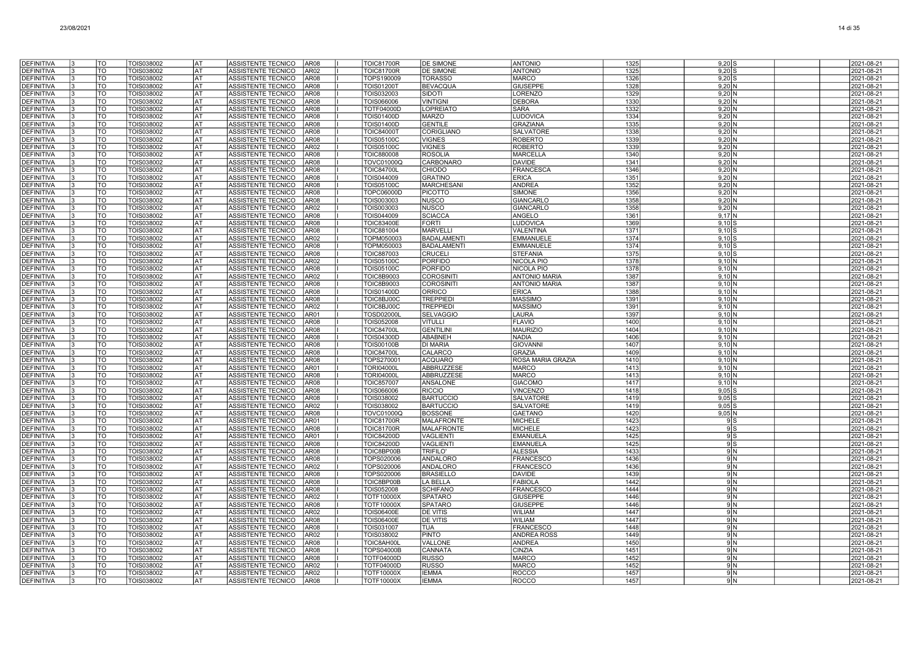| | | | | | | | | | | | | | | | | |
|---|---|---|---|---|---|---|---|---|---|---|---|---|---|---|---|---|
| DEFINITIVA | 3 | TO | TOIS038002 | AT | ASSISTENTE TECNICO | AR08 | I | TOIC81700R | DE SIMONE | ANTONIO | 1325 | 9,20 | S | | | 2021-08-21 |
| DEFINITIVA | 3 | TO | TOIS038002 | AT | ASSISTENTE TECNICO | AR02 | I | TOIC81700R | DE SIMONE | ANTONIO | 1325 | 9,20 | S | | | 2021-08-21 |
| DEFINITIVA | 3 | TO | TOIS038002 | AT | ASSISTENTE TECNICO | AR08 | I | TOPS190009 | TORASSO | MARCO | 1326 | 9,20 | S | | | 2021-08-21 |
| DEFINITIVA | 3 | TO | TOIS038002 | AT | ASSISTENTE TECNICO | AR08 | I | TOIS01200T | BEVACQUA | GIUSEPPE | 1328 | 9,20 | N | | | 2021-08-21 |
| DEFINITIVA | 3 | TO | TOIS038002 | AT | ASSISTENTE TECNICO | AR08 | I | TOIS032003 | SIDOTI | LORENZO | 1329 | 9,20 | N | | | 2021-08-21 |
| DEFINITIVA | 3 | TO | TOIS038002 | AT | ASSISTENTE TECNICO | AR08 | I | TOIS066006 | VINTIGNI | DEBORA | 1330 | 9,20 | N | | | 2021-08-21 |
| DEFINITIVA | 3 | TO | TOIS038002 | AT | ASSISTENTE TECNICO | AR08 | I | TOTF04000D | LOPREIATO | SARA | 1332 | 9,20 | N | | | 2021-08-21 |
| DEFINITIVA | 3 | TO | TOIS038002 | AT | ASSISTENTE TECNICO | AR08 | I | TOIS01400D | MARZO | LUDOVICA | 1334 | 9,20 | N | | | 2021-08-21 |
| DEFINITIVA | 3 | TO | TOIS038002 | AT | ASSISTENTE TECNICO | AR08 | I | TOIS01400D | GENTILE | GRAZIANA | 1335 | 9,20 | N | | | 2021-08-21 |
| DEFINITIVA | 3 | TO | TOIS038002 | AT | ASSISTENTE TECNICO | AR08 | I | TOIC84000T | CORIGLIANO | SALVATORE | 1338 | 9,20 | N | | | 2021-08-21 |
| DEFINITIVA | 3 | TO | TOIS038002 | AT | ASSISTENTE TECNICO | AR08 | I | TOIS05100C | VIGNES | ROBERTO | 1339 | 9,20 | N | | | 2021-08-21 |
| DEFINITIVA | 3 | TO | TOIS038002 | AT | ASSISTENTE TECNICO | AR02 | I | TOIS05100C | VIGNES | ROBERTO | 1339 | 9,20 | N | | | 2021-08-21 |
| DEFINITIVA | 3 | TO | TOIS038002 | AT | ASSISTENTE TECNICO | AR08 | I | TOIC880008 | ROSOLIA | MARCELLA | 1340 | 9,20 | N | | | 2021-08-21 |
| DEFINITIVA | 3 | TO | TOIS038002 | AT | ASSISTENTE TECNICO | AR08 | I | TOVC01000Q | CARBONARO | DAVIDE | 1341 | 9,20 | N | | | 2021-08-21 |
| DEFINITIVA | 3 | TO | TOIS038002 | AT | ASSISTENTE TECNICO | AR08 | I | TOIC84700L | CHIODO | FRANCESCA | 1346 | 9,20 | N | | | 2021-08-21 |
| DEFINITIVA | 3 | TO | TOIS038002 | AT | ASSISTENTE TECNICO | AR08 | I | TOIS044009 | GRATINO | ERICA | 1351 | 9,20 | N | | | 2021-08-21 |
| DEFINITIVA | 3 | TO | TOIS038002 | AT | ASSISTENTE TECNICO | AR08 | I | TOIS05100C | MARCHESANI | ANDREA | 1352 | 9,20 | N | | | 2021-08-21 |
| DEFINITIVA | 3 | TO | TOIS038002 | AT | ASSISTENTE TECNICO | AR08 | I | TOPC06000D | PICOTTO | SIMONE | 1356 | 9,20 | N | | | 2021-08-21 |
| DEFINITIVA | 3 | TO | TOIS038002 | AT | ASSISTENTE TECNICO | AR08 | I | TOIS003003 | NUSCO | GIANCARLO | 1358 | 9,20 | N | | | 2021-08-21 |
| DEFINITIVA | 3 | TO | TOIS038002 | AT | ASSISTENTE TECNICO | AR02 | I | TOIS003003 | NUSCO | GIANCARLO | 1358 | 9,20 | N | | | 2021-08-21 |
| DEFINITIVA | 3 | TO | TOIS038002 | AT | ASSISTENTE TECNICO | AR08 | I | TOIS044009 | SCIACCA | ANGELO | 1361 | 9,17 | N | | | 2021-08-21 |
| DEFINITIVA | 3 | TO | TOIS038002 | AT | ASSISTENTE TECNICO | AR08 | I | TOIC83400E | FORTI | LUDOVICA | 1369 | 9,10 | S | | | 2021-08-21 |
| DEFINITIVA | 3 | TO | TOIS038002 | AT | ASSISTENTE TECNICO | AR08 | I | TOIC881004 | MARVELLI | VALENTINA | 1371 | 9,10 | S | | | 2021-08-21 |
| DEFINITIVA | 3 | TO | TOIS038002 | AT | ASSISTENTE TECNICO | AR02 | I | TOPM050003 | BADALAMENTI | EMMANUELE | 1374 | 9,10 | S | | | 2021-08-21 |
| DEFINITIVA | 3 | TO | TOIS038002 | AT | ASSISTENTE TECNICO | AR08 | I | TOPM050003 | BADALAMENTI | EMMANUELE | 1374 | 9,10 | S | | | 2021-08-21 |
| DEFINITIVA | 3 | TO | TOIS038002 | AT | ASSISTENTE TECNICO | AR08 | I | TOIC887003 | CRUCELI | STEFANIA | 1375 | 9,10 | S | | | 2021-08-21 |
| DEFINITIVA | 3 | TO | TOIS038002 | AT | ASSISTENTE TECNICO | AR02 | I | TOIS05100C | PORFIDO | NICOLA PIO | 1378 | 9,10 | N | | | 2021-08-21 |
| DEFINITIVA | 3 | TO | TOIS038002 | AT | ASSISTENTE TECNICO | AR08 | I | TOIS05100C | PORFIDO | NICOLA PIO | 1378 | 9,10 | N | | | 2021-08-21 |
| DEFINITIVA | 3 | TO | TOIS038002 | AT | ASSISTENTE TECNICO | AR02 | I | TOIC8B9003 | COROSINITI | ANTONIO MARIA | 1387 | 9,10 | N | | | 2021-08-21 |
| DEFINITIVA | 3 | TO | TOIS038002 | AT | ASSISTENTE TECNICO | AR08 | I | TOIC8B9003 | COROSINITI | ANTONIO MARIA | 1387 | 9,10 | N | | | 2021-08-21 |
| DEFINITIVA | 3 | TO | TOIS038002 | AT | ASSISTENTE TECNICO | AR08 | I | TOIS01400D | ORRICO | ERICA | 1388 | 9,10 | N | | | 2021-08-21 |
| DEFINITIVA | 3 | TO | TOIS038002 | AT | ASSISTENTE TECNICO | AR08 | I | TOIC8BJ00C | TREPPIEDI | MASSIMO | 1391 | 9,10 | N | | | 2021-08-21 |
| DEFINITIVA | 3 | TO | TOIS038002 | AT | ASSISTENTE TECNICO | AR02 | I | TOIC8BJ00C | TREPPIEDI | MASSIMO | 1391 | 9,10 | N | | | 2021-08-21 |
| DEFINITIVA | 3 | TO | TOIS038002 | AT | ASSISTENTE TECNICO | AR01 | I | TOSD02000L | SELVAGGIO | LAURA | 1397 | 9,10 | N | | | 2021-08-21 |
| DEFINITIVA | 3 | TO | TOIS038002 | AT | ASSISTENTE TECNICO | AR08 | I | TOIS052008 | VITULLI | FLAVIO | 1400 | 9,10 | N | | | 2021-08-21 |
| DEFINITIVA | 3 | TO | TOIS038002 | AT | ASSISTENTE TECNICO | AR08 | I | TOIC84700L | GENTILINI | MAURIZIO | 1404 | 9,10 | N | | | 2021-08-21 |
| DEFINITIVA | 3 | TO | TOIS038002 | AT | ASSISTENTE TECNICO | AR08 | I | TOIS04300D | ABABNEH | NADIA | 1406 | 9,10 | N | | | 2021-08-21 |
| DEFINITIVA | 3 | TO | TOIS038002 | AT | ASSISTENTE TECNICO | AR08 | I | TOIS00100B | DI MARIA | GIOVANNI | 1407 | 9,10 | N | | | 2021-08-21 |
| DEFINITIVA | 3 | TO | TOIS038002 | AT | ASSISTENTE TECNICO | AR08 | I | TOIC84700L | CALARCO | GRAZIA | 1409 | 9,10 | N | | | 2021-08-21 |
| DEFINITIVA | 3 | TO | TOIS038002 | AT | ASSISTENTE TECNICO | AR08 | I | TOPS270001 | ACQUARO | ROSA MARIA GRAZIA | 1410 | 9,10 | N | | | 2021-08-21 |
| DEFINITIVA | 3 | TO | TOIS038002 | AT | ASSISTENTE TECNICO | AR01 | I | TORI04000L | ABBRUZZESE | MARCO | 1413 | 9,10 | N | | | 2021-08-21 |
| DEFINITIVA | 3 | TO | TOIS038002 | AT | ASSISTENTE TECNICO | AR08 | I | TORI04000L | ABBRUZZESE | MARCO | 1413 | 9,10 | N | | | 2021-08-21 |
| DEFINITIVA | 3 | TO | TOIS038002 | AT | ASSISTENTE TECNICO | AR08 | I | TOIC857007 | ANSALONE | GIACOMO | 1417 | 9,10 | N | | | 2021-08-21 |
| DEFINITIVA | 3 | TO | TOIS038002 | AT | ASSISTENTE TECNICO | AR08 | I | TOIS066006 | RICCIO | VINCENZO | 1418 | 9,05 | S | | | 2021-08-21 |
| DEFINITIVA | 3 | TO | TOIS038002 | AT | ASSISTENTE TECNICO | AR08 | I | TOIS038002 | BARTUCCIO | SALVATORE | 1419 | 9,05 | S | | | 2021-08-21 |
| DEFINITIVA | 3 | TO | TOIS038002 | AT | ASSISTENTE TECNICO | AR02 | I | TOIS038002 | BARTUCCIO | SALVATORE | 1419 | 9,05 | S | | | 2021-08-21 |
| DEFINITIVA | 3 | TO | TOIS038002 | AT | ASSISTENTE TECNICO | AR08 | I | TOVC01000Q | BOSSONE | GAETANO | 1420 | 9,05 | N | | | 2021-08-21 |
| DEFINITIVA | 3 | TO | TOIS038002 | AT | ASSISTENTE TECNICO | AR01 | I | TOIC81700R | MALAFRONTE | MICHELE | 1423 | 9 | S | | | 2021-08-21 |
| DEFINITIVA | 3 | TO | TOIS038002 | AT | ASSISTENTE TECNICO | AR08 | I | TOIC81700R | MALAFRONTE | MICHELE | 1423 | 9 | S | | | 2021-08-21 |
| DEFINITIVA | 3 | TO | TOIS038002 | AT | ASSISTENTE TECNICO | AR01 | I | TOIC84200D | VAGLIENTI | EMANUELA | 1425 | 9 | S | | | 2021-08-21 |
| DEFINITIVA | 3 | TO | TOIS038002 | AT | ASSISTENTE TECNICO | AR08 | I | TOIC84200D | VAGLIENTI | EMANUELA | 1425 | 9 | S | | | 2021-08-21 |
| DEFINITIVA | 3 | TO | TOIS038002 | AT | ASSISTENTE TECNICO | AR08 | I | TOIC8BP00B | TRIFILO' | ALESSIA | 1433 | 9 | N | | | 2021-08-21 |
| DEFINITIVA | 3 | TO | TOIS038002 | AT | ASSISTENTE TECNICO | AR08 | I | TOPS020006 | ANDALORO | FRANCESCO | 1436 | 9 | N | | | 2021-08-21 |
| DEFINITIVA | 3 | TO | TOIS038002 | AT | ASSISTENTE TECNICO | AR02 | I | TOPS020006 | ANDALORO | FRANCESCO | 1436 | 9 | N | | | 2021-08-21 |
| DEFINITIVA | 3 | TO | TOIS038002 | AT | ASSISTENTE TECNICO | AR08 | I | TOPS020006 | BRASIELLO | DAVIDE | 1439 | 9 | N | | | 2021-08-21 |
| DEFINITIVA | 3 | TO | TOIS038002 | AT | ASSISTENTE TECNICO | AR08 | I | TOIC8BP00B | LA BELLA | FABIOLA | 1442 | 9 | N | | | 2021-08-21 |
| DEFINITIVA | 3 | TO | TOIS038002 | AT | ASSISTENTE TECNICO | AR08 | I | TOIS052008 | SCHIFANO | FRANCESCO | 1444 | 9 | N | | | 2021-08-21 |
| DEFINITIVA | 3 | TO | TOIS038002 | AT | ASSISTENTE TECNICO | AR02 | I | TOTF10000X | SPATARO | GIUSEPPE | 1446 | 9 | N | | | 2021-08-21 |
| DEFINITIVA | 3 | TO | TOIS038002 | AT | ASSISTENTE TECNICO | AR08 | I | TOTF10000X | SPATARO | GIUSEPPE | 1446 | 9 | N | | | 2021-08-21 |
| DEFINITIVA | 3 | TO | TOIS038002 | AT | ASSISTENTE TECNICO | AR02 | I | TOIS06400E | DE VITIS | WILIAM | 1447 | 9 | N | | | 2021-08-21 |
| DEFINITIVA | 3 | TO | TOIS038002 | AT | ASSISTENTE TECNICO | AR08 | I | TOIS06400E | DE VITIS | WILIAM | 1447 | 9 | N | | | 2021-08-21 |
| DEFINITIVA | 3 | TO | TOIS038002 | AT | ASSISTENTE TECNICO | AR08 | I | TOIS031007 | TUA | FRANCESCO | 1448 | 9 | N | | | 2021-08-21 |
| DEFINITIVA | 3 | TO | TOIS038002 | AT | ASSISTENTE TECNICO | AR02 | I | TOIS038002 | PINTO | ANDREA ROSS | 1449 | 9 | N | | | 2021-08-21 |
| DEFINITIVA | 3 | TO | TOIS038002 | AT | ASSISTENTE TECNICO | AR08 | I | TOIC8AH00L | VALLONE | ANDREA | 1450 | 9 | N | | | 2021-08-21 |
| DEFINITIVA | 3 | TO | TOIS038002 | AT | ASSISTENTE TECNICO | AR08 | I | TOPS04000B | CANNATA | CINZIA | 1451 | 9 | N | | | 2021-08-21 |
| DEFINITIVA | 3 | TO | TOIS038002 | AT | ASSISTENTE TECNICO | AR08 | I | TOTF04000D | RUSSO | MARCO | 1452 | 9 | N | | | 2021-08-21 |
| DEFINITIVA | 3 | TO | TOIS038002 | AT | ASSISTENTE TECNICO | AR02 | I | TOTF04000D | RUSSO | MARCO | 1452 | 9 | N | | | 2021-08-21 |
| DEFINITIVA | 3 | TO | TOIS038002 | AT | ASSISTENTE TECNICO | AR02 | I | TOTF10000X | IEMMA | ROCCO | 1457 | 9 | N | | | 2021-08-21 |
| DEFINITIVA | 3 | TO | TOIS038002 | AT | ASSISTENTE TECNICO | AR08 | I | TOTF10000X | IEMMA | ROCCO | 1457 | 9 | N | | | 2021-08-21 |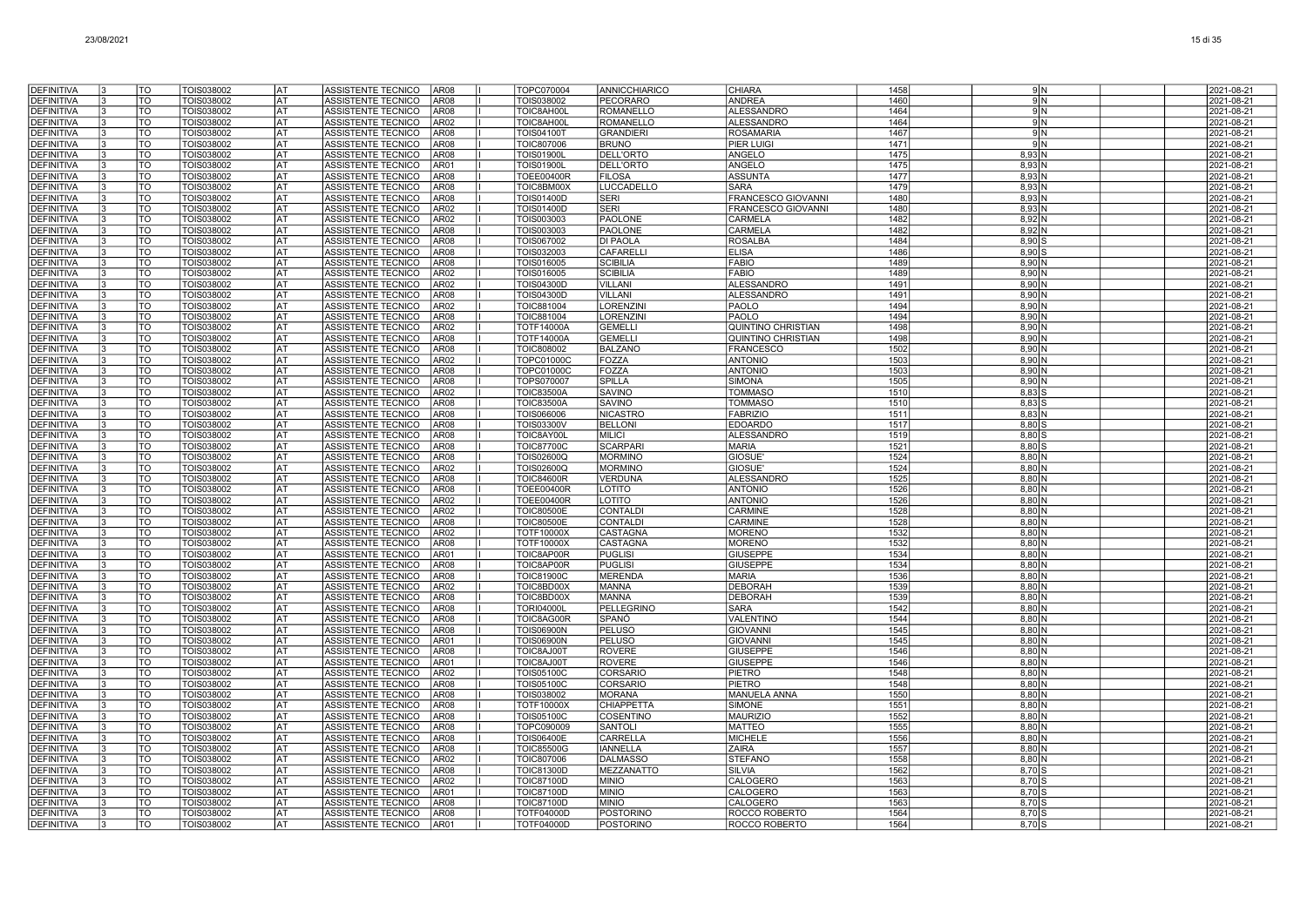| | | | | | | | | | | | | | | | | |
|---|---|---|---|---|---|---|---|---|---|---|---|---|---|---|---|---|
| DEFINITIVA | 3 | TO | TOIS038002 | AT | ASSISTENTE TECNICO | AR08 | I | TOPC070004 | ANNICCHIARICO | CHIARA | 1458 | | 9 | N | | 2021-08-21 |
| DEFINITIVA | 3 | TO | TOIS038002 | AT | ASSISTENTE TECNICO | AR08 | I | TOIS038002 | PECORARO | ANDREA | 1460 | | 9 | N | | 2021-08-21 |
| DEFINITIVA | 3 | TO | TOIS038002 | AT | ASSISTENTE TECNICO | AR08 | I | TOIC8AH00L | ROMANELLO | ALESSANDRO | 1464 | | 9 | N | | 2021-08-21 |
| DEFINITIVA | 3 | TO | TOIS038002 | AT | ASSISTENTE TECNICO | AR02 | I | TOIC8AH00L | ROMANELLO | ALESSANDRO | 1464 | | 9 | N | | 2021-08-21 |
| DEFINITIVA | 3 | TO | TOIS038002 | AT | ASSISTENTE TECNICO | AR08 | I | TOIS04100T | GRANDIERI | ROSAMARIA | 1467 | | 9 | N | | 2021-08-21 |
| DEFINITIVA | 3 | TO | TOIS038002 | AT | ASSISTENTE TECNICO | AR08 | I | TOIC807006 | BRUNO | PIER LUIGI | 1471 | | 9 | N | | 2021-08-21 |
| DEFINITIVA | 3 | TO | TOIS038002 | AT | ASSISTENTE TECNICO | AR08 | I | TOIS01900L | DELL'ORTO | ANGELO | 1475 | | 8,93 | N | | 2021-08-21 |
| DEFINITIVA | 3 | TO | TOIS038002 | AT | ASSISTENTE TECNICO | AR01 | I | TOIS01900L | DELL'ORTO | ANGELO | 1475 | | 8,93 | N | | 2021-08-21 |
| DEFINITIVA | 3 | TO | TOIS038002 | AT | ASSISTENTE TECNICO | AR08 | I | TOEE00400R | FILOSA | ASSUNTA | 1477 | | 8,93 | N | | 2021-08-21 |
| DEFINITIVA | 3 | TO | TOIS038002 | AT | ASSISTENTE TECNICO | AR08 | I | TOIC8BM00X | LUCCADELLO | SARA | 1479 | | 8,93 | N | | 2021-08-21 |
| DEFINITIVA | 3 | TO | TOIS038002 | AT | ASSISTENTE TECNICO | AR08 | I | TOIS01400D | SERI | FRANCESCO GIOVANNI | 1480 | | 8,93 | N | | 2021-08-21 |
| DEFINITIVA | 3 | TO | TOIS038002 | AT | ASSISTENTE TECNICO | AR02 | I | TOIS01400D | SERI | FRANCESCO GIOVANNI | 1480 | | 8,93 | N | | 2021-08-21 |
| DEFINITIVA | 3 | TO | TOIS038002 | AT | ASSISTENTE TECNICO | AR02 | I | TOIS003003 | PAOLONE | CARMELA | 1482 | | 8,92 | N | | 2021-08-21 |
| DEFINITIVA | 3 | TO | TOIS038002 | AT | ASSISTENTE TECNICO | AR08 | I | TOIS003003 | PAOLONE | CARMELA | 1482 | | 8,92 | N | | 2021-08-21 |
| DEFINITIVA | 3 | TO | TOIS038002 | AT | ASSISTENTE TECNICO | AR08 | I | TOIS067002 | DI PAOLA | ROSALBA | 1484 | | 8,90 | S | | 2021-08-21 |
| DEFINITIVA | 3 | TO | TOIS038002 | AT | ASSISTENTE TECNICO | AR08 | I | TOIS032003 | CAFARELLI | ELISA | 1486 | | 8,90 | S | | 2021-08-21 |
| DEFINITIVA | 3 | TO | TOIS038002 | AT | ASSISTENTE TECNICO | AR08 | I | TOIS016005 | SCIBILIA | FABIO | 1489 | | 8,90 | N | | 2021-08-21 |
| DEFINITIVA | 3 | TO | TOIS038002 | AT | ASSISTENTE TECNICO | AR02 | I | TOIS016005 | SCIBILIA | FABIO | 1489 | | 8,90 | N | | 2021-08-21 |
| DEFINITIVA | 3 | TO | TOIS038002 | AT | ASSISTENTE TECNICO | AR02 | I | TOIS04300D | VILLANI | ALESSANDRO | 1491 | | 8,90 | N | | 2021-08-21 |
| DEFINITIVA | 3 | TO | TOIS038002 | AT | ASSISTENTE TECNICO | AR08 | I | TOIS04300D | VILLANI | ALESSANDRO | 1491 | | 8,90 | N | | 2021-08-21 |
| DEFINITIVA | 3 | TO | TOIS038002 | AT | ASSISTENTE TECNICO | AR02 | I | TOIC881004 | LORENZINI | PAOLO | 1494 | | 8,90 | N | | 2021-08-21 |
| DEFINITIVA | 3 | TO | TOIS038002 | AT | ASSISTENTE TECNICO | AR08 | I | TOIC881004 | LORENZINI | PAOLO | 1494 | | 8,90 | N | | 2021-08-21 |
| DEFINITIVA | 3 | TO | TOIS038002 | AT | ASSISTENTE TECNICO | AR02 | I | TOTF14000A | GEMELLI | QUINTINO CHRISTIAN | 1498 | | 8,90 | N | | 2021-08-21 |
| DEFINITIVA | 3 | TO | TOIS038002 | AT | ASSISTENTE TECNICO | AR08 | I | TOTF14000A | GEMELLI | QUINTINO CHRISTIAN | 1498 | | 8,90 | N | | 2021-08-21 |
| DEFINITIVA | 3 | TO | TOIS038002 | AT | ASSISTENTE TECNICO | AR08 | I | TOIC808002 | BALZANO | FRANCESCO | 1502 | | 8,90 | N | | 2021-08-21 |
| DEFINITIVA | 3 | TO | TOIS038002 | AT | ASSISTENTE TECNICO | AR02 | I | TOPC01000C | FOZZA | ANTONIO | 1503 | | 8,90 | N | | 2021-08-21 |
| DEFINITIVA | 3 | TO | TOIS038002 | AT | ASSISTENTE TECNICO | AR08 | I | TOPC01000C | FOZZA | ANTONIO | 1503 | | 8,90 | N | | 2021-08-21 |
| DEFINITIVA | 3 | TO | TOIS038002 | AT | ASSISTENTE TECNICO | AR08 | I | TOPS070007 | SPILLA | SIMONA | 1505 | | 8,90 | N | | 2021-08-21 |
| DEFINITIVA | 3 | TO | TOIS038002 | AT | ASSISTENTE TECNICO | AR02 | I | TOIC83500A | SAVINO | TOMMASO | 1510 | | 8,83 | S | | 2021-08-21 |
| DEFINITIVA | 3 | TO | TOIS038002 | AT | ASSISTENTE TECNICO | AR08 | I | TOIC83500A | SAVINO | TOMMASO | 1510 | | 8,83 | S | | 2021-08-21 |
| DEFINITIVA | 3 | TO | TOIS038002 | AT | ASSISTENTE TECNICO | AR08 | I | TOIS066006 | NICASTRO | FABRIZIO | 1511 | | 8,83 | N | | 2021-08-21 |
| DEFINITIVA | 3 | TO | TOIS038002 | AT | ASSISTENTE TECNICO | AR08 | I | TOIS03300V | BELLONI | EDOARDO | 1517 | | 8,80 | S | | 2021-08-21 |
| DEFINITIVA | 3 | TO | TOIS038002 | AT | ASSISTENTE TECNICO | AR08 | I | TOIC8AY00L | MILICI | ALESSANDRO | 1519 | | 8,80 | S | | 2021-08-21 |
| DEFINITIVA | 3 | TO | TOIS038002 | AT | ASSISTENTE TECNICO | AR08 | I | TOIC87700C | SCARPARI | MARIA | 1521 | | 8,80 | S | | 2021-08-21 |
| DEFINITIVA | 3 | TO | TOIS038002 | AT | ASSISTENTE TECNICO | AR08 | I | TOIS02600Q | MORMINO | GIOSUE' | 1524 | | 8,80 | N | | 2021-08-21 |
| DEFINITIVA | 3 | TO | TOIS038002 | AT | ASSISTENTE TECNICO | AR02 | I | TOIS02600Q | MORMINO | GIOSUE' | 1524 | | 8,80 | N | | 2021-08-21 |
| DEFINITIVA | 3 | TO | TOIS038002 | AT | ASSISTENTE TECNICO | AR08 | I | TOIC84600R | VERDUNA | ALESSANDRO | 1525 | | 8,80 | N | | 2021-08-21 |
| DEFINITIVA | 3 | TO | TOIS038002 | AT | ASSISTENTE TECNICO | AR08 | I | TOEE00400R | LOTITO | ANTONIO | 1526 | | 8,80 | N | | 2021-08-21 |
| DEFINITIVA | 3 | TO | TOIS038002 | AT | ASSISTENTE TECNICO | AR02 | I | TOEE00400R | LOTITO | ANTONIO | 1526 | | 8,80 | N | | 2021-08-21 |
| DEFINITIVA | 3 | TO | TOIS038002 | AT | ASSISTENTE TECNICO | AR02 | I | TOIC80500E | CONTALDI | CARMINE | 1528 | | 8,80 | N | | 2021-08-21 |
| DEFINITIVA | 3 | TO | TOIS038002 | AT | ASSISTENTE TECNICO | AR08 | I | TOIC80500E | CONTALDI | CARMINE | 1528 | | 8,80 | N | | 2021-08-21 |
| DEFINITIVA | 3 | TO | TOIS038002 | AT | ASSISTENTE TECNICO | AR02 | I | TOTF10000X | CASTAGNA | MORENO | 1532 | | 8,80 | N | | 2021-08-21 |
| DEFINITIVA | 3 | TO | TOIS038002 | AT | ASSISTENTE TECNICO | AR08 | I | TOTF10000X | CASTAGNA | MORENO | 1532 | | 8,80 | N | | 2021-08-21 |
| DEFINITIVA | 3 | TO | TOIS038002 | AT | ASSISTENTE TECNICO | AR01 | I | TOIC8AP00R | PUGLISI | GIUSEPPE | 1534 | | 8,80 | N | | 2021-08-21 |
| DEFINITIVA | 3 | TO | TOIS038002 | AT | ASSISTENTE TECNICO | AR08 | I | TOIC8AP00R | PUGLISI | GIUSEPPE | 1534 | | 8,80 | N | | 2021-08-21 |
| DEFINITIVA | 3 | TO | TOIS038002 | AT | ASSISTENTE TECNICO | AR08 | I | TOIC81900C | MERENDA | MARIA | 1536 | | 8,80 | N | | 2021-08-21 |
| DEFINITIVA | 3 | TO | TOIS038002 | AT | ASSISTENTE TECNICO | AR02 | I | TOIC8BD00X | MANNA | DEBORAH | 1539 | | 8,80 | N | | 2021-08-21 |
| DEFINITIVA | 3 | TO | TOIS038002 | AT | ASSISTENTE TECNICO | AR08 | I | TOIC8BD00X | MANNA | DEBORAH | 1539 | | 8,80 | N | | 2021-08-21 |
| DEFINITIVA | 3 | TO | TOIS038002 | AT | ASSISTENTE TECNICO | AR08 | I | TORI04000L | PELLEGRINO | SARA | 1542 | | 8,80 | N | | 2021-08-21 |
| DEFINITIVA | 3 | TO | TOIS038002 | AT | ASSISTENTE TECNICO | AR08 | I | TOIC8AG00R | SPANÒ | VALENTINO | 1544 | | 8,80 | N | | 2021-08-21 |
| DEFINITIVA | 3 | TO | TOIS038002 | AT | ASSISTENTE TECNICO | AR08 | I | TOIS06900N | PELUSO | GIOVANNI | 1545 | | 8,80 | N | | 2021-08-21 |
| DEFINITIVA | 3 | TO | TOIS038002 | AT | ASSISTENTE TECNICO | AR01 | I | TOIS06900N | PELUSO | GIOVANNI | 1545 | | 8,80 | N | | 2021-08-21 |
| DEFINITIVA | 3 | TO | TOIS038002 | AT | ASSISTENTE TECNICO | AR08 | I | TOIC8AJ00T | ROVERE | GIUSEPPE | 1546 | | 8,80 | N | | 2021-08-21 |
| DEFINITIVA | 3 | TO | TOIS038002 | AT | ASSISTENTE TECNICO | AR01 | I | TOIC8AJ00T | ROVERE | GIUSEPPE | 1546 | | 8,80 | N | | 2021-08-21 |
| DEFINITIVA | 3 | TO | TOIS038002 | AT | ASSISTENTE TECNICO | AR02 | I | TOIS05100C | CORSARIO | PIETRO | 1548 | | 8,80 | N | | 2021-08-21 |
| DEFINITIVA | 3 | TO | TOIS038002 | AT | ASSISTENTE TECNICO | AR08 | I | TOIS05100C | CORSARIO | PIETRO | 1548 | | 8,80 | N | | 2021-08-21 |
| DEFINITIVA | 3 | TO | TOIS038002 | AT | ASSISTENTE TECNICO | AR08 | I | TOIS038002 | MORANA | MANUELA ANNA | 1550 | | 8,80 | N | | 2021-08-21 |
| DEFINITIVA | 3 | TO | TOIS038002 | AT | ASSISTENTE TECNICO | AR08 | I | TOTF10000X | CHIAPPETTA | SIMONE | 1551 | | 8,80 | N | | 2021-08-21 |
| DEFINITIVA | 3 | TO | TOIS038002 | AT | ASSISTENTE TECNICO | AR08 | I | TOIS05100C | COSENTINO | MAURIZIO | 1552 | | 8,80 | N | | 2021-08-21 |
| DEFINITIVA | 3 | TO | TOIS038002 | AT | ASSISTENTE TECNICO | AR08 | I | TOPC090009 | SANTOLI | MATTEO | 1555 | | 8,80 | N | | 2021-08-21 |
| DEFINITIVA | 3 | TO | TOIS038002 | AT | ASSISTENTE TECNICO | AR08 | I | TOIS06400E | CARRELLA | MICHELE | 1556 | | 8,80 | N | | 2021-08-21 |
| DEFINITIVA | 3 | TO | TOIS038002 | AT | ASSISTENTE TECNICO | AR08 | I | TOIC85500G | IANNELLA | ZAIRA | 1557 | | 8,80 | N | | 2021-08-21 |
| DEFINITIVA | 3 | TO | TOIS038002 | AT | ASSISTENTE TECNICO | AR02 | I | TOIC807006 | DALMASSO | STEFANO | 1558 | | 8,80 | N | | 2021-08-21 |
| DEFINITIVA | 3 | TO | TOIS038002 | AT | ASSISTENTE TECNICO | AR08 | I | TOIC81300D | MEZZANATTO | SILVIA | 1562 | | 8,70 | S | | 2021-08-21 |
| DEFINITIVA | 3 | TO | TOIS038002 | AT | ASSISTENTE TECNICO | AR02 | I | TOIC87100D | MINIO | CALOGERO | 1563 | | 8,70 | S | | 2021-08-21 |
| DEFINITIVA | 3 | TO | TOIS038002 | AT | ASSISTENTE TECNICO | AR01 | I | TOIC87100D | MINIO | CALOGERO | 1563 | | 8,70 | S | | 2021-08-21 |
| DEFINITIVA | 3 | TO | TOIS038002 | AT | ASSISTENTE TECNICO | AR08 | I | TOIC87100D | MINIO | CALOGERO | 1563 | | 8,70 | S | | 2021-08-21 |
| DEFINITIVA | 3 | TO | TOIS038002 | AT | ASSISTENTE TECNICO | AR08 | I | TOTF04000D | POSTORINO | ROCCO ROBERTO | 1564 | | 8,70 | S | | 2021-08-21 |
| DEFINITIVA | 3 | TO | TOIS038002 | AT | ASSISTENTE TECNICO | AR01 | I | TOTF04000D | POSTORINO | ROCCO ROBERTO | 1564 | | 8,70 | S | | 2021-08-21 |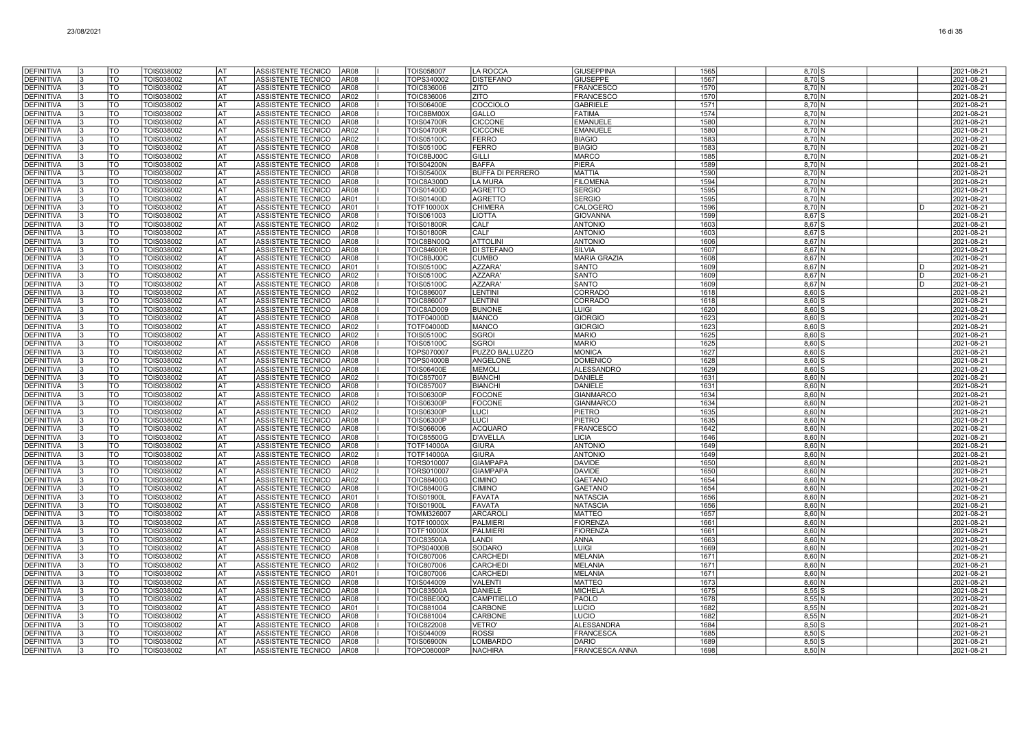| | | | | | | | | | | | | | | | | | |
|---|---|---|---|---|---|---|---|---|---|---|---|---|---|---|---|---|---|
| DEFINITIVA | 3 | TO | TOIS038002 | AT | ASSISTENTE TECNICO | AR08 | I | TOIS058007 | LA ROCCA | GIUSEPPINA | 1565 | | 8,70 | S | | | 2021-08-21 |
| DEFINITIVA | 3 | TO | TOIS038002 | AT | ASSISTENTE TECNICO | AR08 | I | TOPS340002 | DISTEFANO | GIUSEPPE | 1567 | | 8,70 | S | | | 2021-08-21 |
| DEFINITIVA | 3 | TO | TOIS038002 | AT | ASSISTENTE TECNICO | AR08 | I | TOIC836006 | ZITO | FRANCESCO | 1570 | | 8,70 | N | | | 2021-08-21 |
| DEFINITIVA | 3 | TO | TOIS038002 | AT | ASSISTENTE TECNICO | AR02 | I | TOIC836006 | ZITO | FRANCESCO | 1570 | | 8,70 | N | | | 2021-08-21 |
| DEFINITIVA | 3 | TO | TOIS038002 | AT | ASSISTENTE TECNICO | AR08 | I | TOIS06400E | COCCIOLO | GABRIELE | 1571 | | 8,70 | N | | | 2021-08-21 |
| DEFINITIVA | 3 | TO | TOIS038002 | AT | ASSISTENTE TECNICO | AR08 | I | TOIC8BM00X | GALLO | FATIMA | 1574 | | 8,70 | N | | | 2021-08-21 |
| DEFINITIVA | 3 | TO | TOIS038002 | AT | ASSISTENTE TECNICO | AR08 | I | TOIS04700R | CICCONE | EMANUELE | 1580 | | 8,70 | N | | | 2021-08-21 |
| DEFINITIVA | 3 | TO | TOIS038002 | AT | ASSISTENTE TECNICO | AR02 | I | TOIS04700R | CICCONE | EMANUELE | 1580 | | 8,70 | N | | | 2021-08-21 |
| DEFINITIVA | 3 | TO | TOIS038002 | AT | ASSISTENTE TECNICO | AR02 | I | TOIS05100C | FERRO | BIAGIO | 1583 | | 8,70 | N | | | 2021-08-21 |
| DEFINITIVA | 3 | TO | TOIS038002 | AT | ASSISTENTE TECNICO | AR08 | I | TOIS05100C | FERRO | BIAGIO | 1583 | | 8,70 | N | | | 2021-08-21 |
| DEFINITIVA | 3 | TO | TOIS038002 | AT | ASSISTENTE TECNICO | AR08 | I | TOIC8BJ00C | GILLI | MARCO | 1585 | | 8,70 | N | | | 2021-08-21 |
| DEFINITIVA | 3 | TO | TOIS038002 | AT | ASSISTENTE TECNICO | AR08 | I | TOIS04200N | BAFFA | PIERA | 1589 | | 8,70 | N | | | 2021-08-21 |
| DEFINITIVA | 3 | TO | TOIS038002 | AT | ASSISTENTE TECNICO | AR08 | I | TOIS05400X | BUFFA DI PERRERO | MATTIA | 1590 | | 8,70 | N | | | 2021-08-21 |
| DEFINITIVA | 3 | TO | TOIS038002 | AT | ASSISTENTE TECNICO | AR08 | I | TOIC8A300D | LA MURA | FILOMENA | 1594 | | 8,70 | N | | | 2021-08-21 |
| DEFINITIVA | 3 | TO | TOIS038002 | AT | ASSISTENTE TECNICO | AR08 | I | TOIS01400D | AGRETTO | SERGIO | 1595 | | 8,70 | N | | | 2021-08-21 |
| DEFINITIVA | 3 | TO | TOIS038002 | AT | ASSISTENTE TECNICO | AR01 | I | TOIS01400D | AGRETTO | SERGIO | 1595 | | 8,70 | N | | | 2021-08-21 |
| DEFINITIVA | 3 | TO | TOIS038002 | AT | ASSISTENTE TECNICO | AR01 | I | TOTF10000X | CHIMERA | CALOGERO | 1596 | | 8,70 | N | | D | 2021-08-21 |
| DEFINITIVA | 3 | TO | TOIS038002 | AT | ASSISTENTE TECNICO | AR08 | I | TOIS061003 | LIOTTA | GIOVANNA | 1599 | | 8,67 | S | | | 2021-08-21 |
| DEFINITIVA | 3 | TO | TOIS038002 | AT | ASSISTENTE TECNICO | AR02 | I | TOIS01800R | CALI' | ANTONIO | 1603 | | 8,67 | S | | | 2021-08-21 |
| DEFINITIVA | 3 | TO | TOIS038002 | AT | ASSISTENTE TECNICO | AR08 | I | TOIS01800R | CALI' | ANTONIO | 1603 | | 8,67 | S | | | 2021-08-21 |
| DEFINITIVA | 3 | TO | TOIS038002 | AT | ASSISTENTE TECNICO | AR08 | I | TOIC8BN00Q | ATTOLINI | ANTONIO | 1606 | | 8,67 | N | | | 2021-08-21 |
| DEFINITIVA | 3 | TO | TOIS038002 | AT | ASSISTENTE TECNICO | AR08 | I | TOIC84600R | DI STEFANO | SILVIA | 1607 | | 8,67 | N | | | 2021-08-21 |
| DEFINITIVA | 3 | TO | TOIS038002 | AT | ASSISTENTE TECNICO | AR08 | I | TOIC8BJ00C | CUMBO | MARIA GRAZIA | 1608 | | 8,67 | N | | | 2021-08-21 |
| DEFINITIVA | 3 | TO | TOIS038002 | AT | ASSISTENTE TECNICO | AR01 | I | TOIS05100C | AZZARA' | SANTO | 1609 | | 8,67 | N | | D | 2021-08-21 |
| DEFINITIVA | 3 | TO | TOIS038002 | AT | ASSISTENTE TECNICO | AR02 | I | TOIS05100C | AZZARA' | SANTO | 1609 | | 8,67 | N | | D | 2021-08-21 |
| DEFINITIVA | 3 | TO | TOIS038002 | AT | ASSISTENTE TECNICO | AR08 | I | TOIS05100C | AZZARA' | SANTO | 1609 | | 8,67 | N | | D | 2021-08-21 |
| DEFINITIVA | 3 | TO | TOIS038002 | AT | ASSISTENTE TECNICO | AR02 | I | TOIC886007 | LENTINI | CORRADO | 1618 | | 8,60 | S | | | 2021-08-21 |
| DEFINITIVA | 3 | TO | TOIS038002 | AT | ASSISTENTE TECNICO | AR08 | I | TOIC886007 | LENTINI | CORRADO | 1618 | | 8,60 | S | | | 2021-08-21 |
| DEFINITIVA | 3 | TO | TOIS038002 | AT | ASSISTENTE TECNICO | AR08 | I | TOIC8AD009 | BUNONE | LUIGI | 1620 | | 8,60 | S | | | 2021-08-21 |
| DEFINITIVA | 3 | TO | TOIS038002 | AT | ASSISTENTE TECNICO | AR08 | I | TOTF04000D | MANCO | GIORGIO | 1623 | | 8,60 | S | | | 2021-08-21 |
| DEFINITIVA | 3 | TO | TOIS038002 | AT | ASSISTENTE TECNICO | AR02 | I | TOTF04000D | MANCO | GIORGIO | 1623 | | 8,60 | S | | | 2021-08-21 |
| DEFINITIVA | 3 | TO | TOIS038002 | AT | ASSISTENTE TECNICO | AR02 | I | TOIS05100C | SGROI | MARIO | 1625 | | 8,60 | S | | | 2021-08-21 |
| DEFINITIVA | 3 | TO | TOIS038002 | AT | ASSISTENTE TECNICO | AR08 | I | TOIS05100C | SGROI | MARIO | 1625 | | 8,60 | S | | | 2021-08-21 |
| DEFINITIVA | 3 | TO | TOIS038002 | AT | ASSISTENTE TECNICO | AR08 | I | TOPS070007 | PUZZO BALLUZZO | MONICA | 1627 | | 8,60 | S | | | 2021-08-21 |
| DEFINITIVA | 3 | TO | TOIS038002 | AT | ASSISTENTE TECNICO | AR08 | I | TOPS04000B | ANGELONE | DOMENICO | 1628 | | 8,60 | S | | | 2021-08-21 |
| DEFINITIVA | 3 | TO | TOIS038002 | AT | ASSISTENTE TECNICO | AR08 | I | TOIS06400E | MEMOLI | ALESSANDRO | 1629 | | 8,60 | S | | | 2021-08-21 |
| DEFINITIVA | 3 | TO | TOIS038002 | AT | ASSISTENTE TECNICO | AR02 | I | TOIC857007 | BIANCHI | DANIELE | 1631 | | 8,60 | N | | | 2021-08-21 |
| DEFINITIVA | 3 | TO | TOIS038002 | AT | ASSISTENTE TECNICO | AR08 | I | TOIC857007 | BIANCHI | DANIELE | 1631 | | 8,60 | N | | | 2021-08-21 |
| DEFINITIVA | 3 | TO | TOIS038002 | AT | ASSISTENTE TECNICO | AR08 | I | TOIS06300P | FOCONE | GIANMARCO | 1634 | | 8,60 | N | | | 2021-08-21 |
| DEFINITIVA | 3 | TO | TOIS038002 | AT | ASSISTENTE TECNICO | AR02 | I | TOIS06300P | FOCONE | GIANMARCO | 1634 | | 8,60 | N | | | 2021-08-21 |
| DEFINITIVA | 3 | TO | TOIS038002 | AT | ASSISTENTE TECNICO | AR02 | I | TOIS06300P | LUCI | PIETRO | 1635 | | 8,60 | N | | | 2021-08-21 |
| DEFINITIVA | 3 | TO | TOIS038002 | AT | ASSISTENTE TECNICO | AR08 | I | TOIS06300P | LUCI | PIETRO | 1635 | | 8,60 | N | | | 2021-08-21 |
| DEFINITIVA | 3 | TO | TOIS038002 | AT | ASSISTENTE TECNICO | AR08 | I | TOIS066006 | ACQUARO | FRANCESCO | 1642 | | 8,60 | N | | | 2021-08-21 |
| DEFINITIVA | 3 | TO | TOIS038002 | AT | ASSISTENTE TECNICO | AR08 | I | TOIC85500G | D'AVELLA | LICIA | 1646 | | 8,60 | N | | | 2021-08-21 |
| DEFINITIVA | 3 | TO | TOIS038002 | AT | ASSISTENTE TECNICO | AR08 | I | TOTF14000A | GIURA | ANTONIO | 1649 | | 8,60 | N | | | 2021-08-21 |
| DEFINITIVA | 3 | TO | TOIS038002 | AT | ASSISTENTE TECNICO | AR02 | I | TOTF14000A | GIURA | ANTONIO | 1649 | | 8,60 | N | | | 2021-08-21 |
| DEFINITIVA | 3 | TO | TOIS038002 | AT | ASSISTENTE TECNICO | AR08 | I | TORS010007 | GIAMPAPA | DAVIDE | 1650 | | 8,60 | N | | | 2021-08-21 |
| DEFINITIVA | 3 | TO | TOIS038002 | AT | ASSISTENTE TECNICO | AR02 | I | TORS010007 | GIAMPAPA | DAVIDE | 1650 | | 8,60 | N | | | 2021-08-21 |
| DEFINITIVA | 3 | TO | TOIS038002 | AT | ASSISTENTE TECNICO | AR02 | I | TOIC88400G | CIMINO | GAETANO | 1654 | | 8,60 | N | | | 2021-08-21 |
| DEFINITIVA | 3 | TO | TOIS038002 | AT | ASSISTENTE TECNICO | AR08 | I | TOIC88400G | CIMINO | GAETANO | 1654 | | 8,60 | N | | | 2021-08-21 |
| DEFINITIVA | 3 | TO | TOIS038002 | AT | ASSISTENTE TECNICO | AR01 | I | TOIS01900L | FAVATA | NATASCIA | 1656 | | 8,60 | N | | | 2021-08-21 |
| DEFINITIVA | 3 | TO | TOIS038002 | AT | ASSISTENTE TECNICO | AR08 | I | TOIS01900L | FAVATA | NATASCIA | 1656 | | 8,60 | N | | | 2021-08-21 |
| DEFINITIVA | 3 | TO | TOIS038002 | AT | ASSISTENTE TECNICO | AR08 | I | TOMM326007 | ARCAROLI | MATTEO | 1657 | | 8,60 | N | | | 2021-08-21 |
| DEFINITIVA | 3 | TO | TOIS038002 | AT | ASSISTENTE TECNICO | AR08 | I | TOTF10000X | PALMIERI | FIORENZA | 1661 | | 8,60 | N | | | 2021-08-21 |
| DEFINITIVA | 3 | TO | TOIS038002 | AT | ASSISTENTE TECNICO | AR02 | I | TOTF10000X | PALMIERI | FIORENZA | 1661 | | 8,60 | N | | | 2021-08-21 |
| DEFINITIVA | 3 | TO | TOIS038002 | AT | ASSISTENTE TECNICO | AR08 | I | TOIC83500A | LANDI | ANNA | 1663 | | 8,60 | N | | | 2021-08-21 |
| DEFINITIVA | 3 | TO | TOIS038002 | AT | ASSISTENTE TECNICO | AR08 | I | TOPS04000B | SODARO | LUIGI | 1669 | | 8,60 | N | | | 2021-08-21 |
| DEFINITIVA | 3 | TO | TOIS038002 | AT | ASSISTENTE TECNICO | AR08 | I | TOIC807006 | CARCHEDI | MELANIA | 1671 | | 8,60 | N | | | 2021-08-21 |
| DEFINITIVA | 3 | TO | TOIS038002 | AT | ASSISTENTE TECNICO | AR02 | I | TOIC807006 | CARCHEDI | MELANIA | 1671 | | 8,60 | N | | | 2021-08-21 |
| DEFINITIVA | 3 | TO | TOIS038002 | AT | ASSISTENTE TECNICO | AR01 | I | TOIC807006 | CARCHEDI | MELANIA | 1671 | | 8,60 | N | | | 2021-08-21 |
| DEFINITIVA | 3 | TO | TOIS038002 | AT | ASSISTENTE TECNICO | AR08 | I | TOIS044009 | VALENTI | MATTEO | 1673 | | 8,60 | N | | | 2021-08-21 |
| DEFINITIVA | 3 | TO | TOIS038002 | AT | ASSISTENTE TECNICO | AR08 | I | TOIC83500A | DANIELE | MICHELA | 1675 | | 8,55 | S | | | 2021-08-21 |
| DEFINITIVA | 3 | TO | TOIS038002 | AT | ASSISTENTE TECNICO | AR08 | I | TOIC8BE00Q | CAMPITIELLO | PAOLO | 1678 | | 8,55 | N | | | 2021-08-21 |
| DEFINITIVA | 3 | TO | TOIS038002 | AT | ASSISTENTE TECNICO | AR01 | I | TOIC881004 | CARBONE | LUCIO | 1682 | | 8,55 | N | | | 2021-08-21 |
| DEFINITIVA | 3 | TO | TOIS038002 | AT | ASSISTENTE TECNICO | AR08 | I | TOIC881004 | CARBONE | LUCIO | 1682 | | 8,55 | N | | | 2021-08-21 |
| DEFINITIVA | 3 | TO | TOIS038002 | AT | ASSISTENTE TECNICO | AR08 | I | TOIC822008 | VETRO' | ALESSANDRA | 1684 | | 8,50 | S | | | 2021-08-21 |
| DEFINITIVA | 3 | TO | TOIS038002 | AT | ASSISTENTE TECNICO | AR08 | I | TOIS044009 | ROSSI | FRANCESCA | 1685 | | 8,50 | S | | | 2021-08-21 |
| DEFINITIVA | 3 | TO | TOIS038002 | AT | ASSISTENTE TECNICO | AR08 | I | TOIS06900N | LOMBARDO | DARIO | 1689 | | 8,50 | S | | | 2021-08-21 |
| DEFINITIVA | 3 | TO | TOIS038002 | AT | ASSISTENTE TECNICO | AR08 | I | TOPC08000P | NACHIRA | FRANCESCA ANNA | 1698 | | 8,50 | N | | | 2021-08-21 |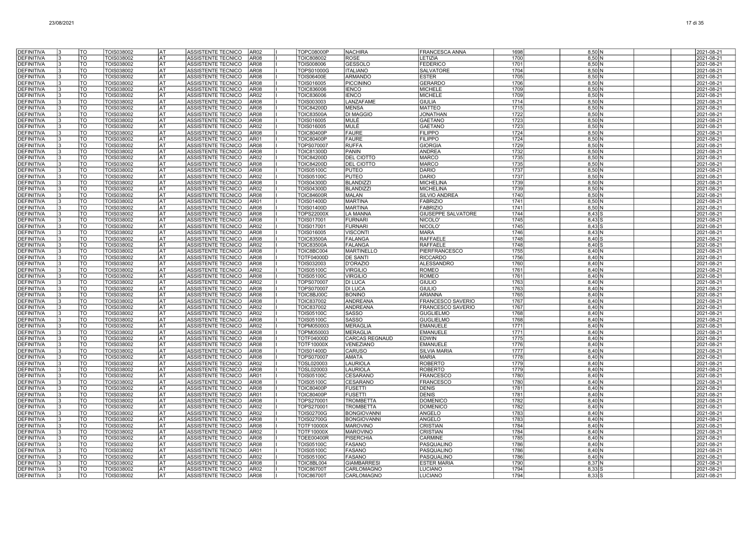| | | | | | | | | | | | | | | | | |
|---|---|---|---|---|---|---|---|---|---|---|---|---|---|---|---|---|
| DEFINITIVA | 3 | TO | TOIS038002 | AT | ASSISTENTE TECNICO | AR02 | I | TOPC08000P | NACHIRA | FRANCESCA ANNA | 1698 | | 8,50 | N | | 2021-08-21 |
| DEFINITIVA | 3 | TO | TOIS038002 | AT | ASSISTENTE TECNICO | AR08 | I | TOIC808002 | ROSE | LETIZIA | 1700 | | 8,50 | N | | 2021-08-21 |
| DEFINITIVA | 3 | TO | TOIS038002 | AT | ASSISTENTE TECNICO | AR08 | I | TOIS008006 | GESSOLO | FEDERICO | 1701 | | 8,50 | N | | 2021-08-21 |
| DEFINITIVA | 3 | TO | TOIS038002 | AT | ASSISTENTE TECNICO | AR08 | I | TOPS01000G | ITALIANO | SALVATORE | 1704 | | 8,50 | N | | 2021-08-21 |
| DEFINITIVA | 3 | TO | TOIS038002 | AT | ASSISTENTE TECNICO | AR08 | I | TOIS06400E | ARMANDO | ESTER | 1705 | | 8,50 | N | | 2021-08-21 |
| DEFINITIVA | 3 | TO | TOIS038002 | AT | ASSISTENTE TECNICO | AR08 | I | TOIS016005 | PICCININO | GERARDO | 1706 | | 8,50 | N | | 2021-08-21 |
| DEFINITIVA | 3 | TO | TOIS038002 | AT | ASSISTENTE TECNICO | AR08 | I | TOIC836006 | IENCO | MICHELE | 1709 | | 8,50 | N | | 2021-08-21 |
| DEFINITIVA | 3 | TO | TOIS038002 | AT | ASSISTENTE TECNICO | AR02 | I | TOIC836006 | IENCO | MICHELE | 1709 | | 8,50 | N | | 2021-08-21 |
| DEFINITIVA | 3 | TO | TOIS038002 | AT | ASSISTENTE TECNICO | AR08 | I | TOIS003003 | LANZAFAME | GIULIA | 1714 | | 8,50 | N | | 2021-08-21 |
| DEFINITIVA | 3 | TO | TOIS038002 | AT | ASSISTENTE TECNICO | AR08 | I | TOIC84200D | MENSA | MATTEO | 1715 | | 8,50 | N | | 2021-08-21 |
| DEFINITIVA | 3 | TO | TOIS038002 | AT | ASSISTENTE TECNICO | AR08 | I | TOIC83500A | DI MAGGIO | JONATHAN | 1722 | | 8,50 | N | | 2021-08-21 |
| DEFINITIVA | 3 | TO | TOIS038002 | AT | ASSISTENTE TECNICO | AR08 | I | TOIS016005 | MULÈ | GAETANO | 1723 | | 8,50 | N | | 2021-08-21 |
| DEFINITIVA | 3 | TO | TOIS038002 | AT | ASSISTENTE TECNICO | AR02 | I | TOIS016005 | MULÈ | GAETANO | 1723 | | 8,50 | N | | 2021-08-21 |
| DEFINITIVA | 3 | TO | TOIS038002 | AT | ASSISTENTE TECNICO | AR08 | I | TOIC80400P | FAURE | FILIPPO | 1724 | | 8,50 | N | | 2021-08-21 |
| DEFINITIVA | 3 | TO | TOIS038002 | AT | ASSISTENTE TECNICO | AR01 | I | TOIC80400P | FAURE | FILIPPO | 1724 | | 8,50 | N | | 2021-08-21 |
| DEFINITIVA | 3 | TO | TOIS038002 | AT | ASSISTENTE TECNICO | AR08 | I | TOPS070007 | RUFFA | GIORGIA | 1729 | | 8,50 | N | | 2021-08-21 |
| DEFINITIVA | 3 | TO | TOIS038002 | AT | ASSISTENTE TECNICO | AR08 | I | TOIC81300D | PANIN | ANDREA | 1732 | | 8,50 | N | | 2021-08-21 |
| DEFINITIVA | 3 | TO | TOIS038002 | AT | ASSISTENTE TECNICO | AR02 | I | TOIC84200D | DEL CIOTTO | MARCO | 1735 | | 8,50 | N | | 2021-08-21 |
| DEFINITIVA | 3 | TO | TOIS038002 | AT | ASSISTENTE TECNICO | AR08 | I | TOIC84200D | DEL CIOTTO | MARCO | 1735 | | 8,50 | N | | 2021-08-21 |
| DEFINITIVA | 3 | TO | TOIS038002 | AT | ASSISTENTE TECNICO | AR08 | I | TOIS05100C | PUTEO | DARIO | 1737 | | 8,50 | N | | 2021-08-21 |
| DEFINITIVA | 3 | TO | TOIS038002 | AT | ASSISTENTE TECNICO | AR02 | I | TOIS05100C | PUTEO | DARIO | 1737 | | 8,50 | N | | 2021-08-21 |
| DEFINITIVA | 3 | TO | TOIS038002 | AT | ASSISTENTE TECNICO | AR08 | I | TOIS04300D | BLANDIZZI | MICHELINA | 1739 | | 8,50 | N | | 2021-08-21 |
| DEFINITIVA | 3 | TO | TOIS038002 | AT | ASSISTENTE TECNICO | AR02 | I | TOIS04300D | BLANDIZZI | MICHELINA | 1739 | | 8,50 | N | | 2021-08-21 |
| DEFINITIVA | 3 | TO | TOIS038002 | AT | ASSISTENTE TECNICO | AR08 | I | TOIC84600R | MALAN | SILVIO ANDREA | 1740 | | 8,50 | N | | 2021-08-21 |
| DEFINITIVA | 3 | TO | TOIS038002 | AT | ASSISTENTE TECNICO | AR01 | I | TOIS01400D | MARTINA | FABRIZIO | 1741 | | 8,50 | N | | 2021-08-21 |
| DEFINITIVA | 3 | TO | TOIS038002 | AT | ASSISTENTE TECNICO | AR08 | I | TOIS01400D | MARTINA | FABRIZIO | 1741 | | 8,50 | N | | 2021-08-21 |
| DEFINITIVA | 3 | TO | TOIS038002 | AT | ASSISTENTE TECNICO | AR08 | I | TOPS22000X | LA MANNA | GIUSEPPE SALVATORE | 1744 | | 8,43 | S | | 2021-08-21 |
| DEFINITIVA | 3 | TO | TOIS038002 | AT | ASSISTENTE TECNICO | AR08 | I | TOIS017001 | FURNARI | NICOLO' | 1745 | | 8,43 | S | | 2021-08-21 |
| DEFINITIVA | 3 | TO | TOIS038002 | AT | ASSISTENTE TECNICO | AR02 | I | TOIS017001 | FURNARI | NICOLO' | 1745 | | 8,43 | S | | 2021-08-21 |
| DEFINITIVA | 3 | TO | TOIS038002 | AT | ASSISTENTE TECNICO | AR08 | I | TOIS016005 | VISCONTI | MARA | 1746 | | 8,43 | N | | 2021-08-21 |
| DEFINITIVA | 3 | TO | TOIS038002 | AT | ASSISTENTE TECNICO | AR08 | I | TOIC83500A | FALANGA | RAFFAELE | 1748 | | 8,40 | S | | 2021-08-21 |
| DEFINITIVA | 3 | TO | TOIS038002 | AT | ASSISTENTE TECNICO | AR02 | I | TOIC83500A | FALANGA | RAFFAELE | 1748 | | 8,40 | S | | 2021-08-21 |
| DEFINITIVA | 3 | TO | TOIS038002 | AT | ASSISTENTE TECNICO | AR08 | I | TOIC8BC004 | MARTINELLO | PIERFRANCESCO | 1755 | | 8,40 | N | | 2021-08-21 |
| DEFINITIVA | 3 | TO | TOIS038002 | AT | ASSISTENTE TECNICO | AR08 | I | TOTF04000D | DE SANTI | RICCARDO | 1756 | | 8,40 | N | | 2021-08-21 |
| DEFINITIVA | 3 | TO | TOIS038002 | AT | ASSISTENTE TECNICO | AR08 | I | TOIS032003 | D'ORAZIO | ALESSANDRO | 1760 | | 8,40 | N | | 2021-08-21 |
| DEFINITIVA | 3 | TO | TOIS038002 | AT | ASSISTENTE TECNICO | AR02 | I | TOIS05100C | VIRGILIO | ROMEO | 1761 | | 8,40 | N | | 2021-08-21 |
| DEFINITIVA | 3 | TO | TOIS038002 | AT | ASSISTENTE TECNICO | AR08 | I | TOIS05100C | VIRGILIO | ROMEO | 1761 | | 8,40 | N | | 2021-08-21 |
| DEFINITIVA | 3 | TO | TOIS038002 | AT | ASSISTENTE TECNICO | AR02 | I | TOPS070007 | DI LUCA | GIULIO | 1763 | | 8,40 | N | | 2021-08-21 |
| DEFINITIVA | 3 | TO | TOIS038002 | AT | ASSISTENTE TECNICO | AR08 | I | TOPS070007 | DI LUCA | GIULIO | 1763 | | 8,40 | N | | 2021-08-21 |
| DEFINITIVA | 3 | TO | TOIS038002 | AT | ASSISTENTE TECNICO | AR08 | I | TOIC8BJ00C | BONINO | ARIANNA | 1765 | | 8,40 | N | | 2021-08-21 |
| DEFINITIVA | 3 | TO | TOIS038002 | AT | ASSISTENTE TECNICO | AR08 | I | TOIC837002 | ANDREANA | FRANCESCO SAVERIO | 1767 | | 8,40 | N | | 2021-08-21 |
| DEFINITIVA | 3 | TO | TOIS038002 | AT | ASSISTENTE TECNICO | AR02 | I | TOIC837002 | ANDREANA | FRANCESCO SAVERIO | 1767 | | 8,40 | N | | 2021-08-21 |
| DEFINITIVA | 3 | TO | TOIS038002 | AT | ASSISTENTE TECNICO | AR02 | I | TOIS05100C | SASSO | GUGLIELMO | 1768 | | 8,40 | N | | 2021-08-21 |
| DEFINITIVA | 3 | TO | TOIS038002 | AT | ASSISTENTE TECNICO | AR08 | I | TOIS05100C | SASSO | GUGLIELMO | 1768 | | 8,40 | N | | 2021-08-21 |
| DEFINITIVA | 3 | TO | TOIS038002 | AT | ASSISTENTE TECNICO | AR02 | I | TOPM050003 | MERAGLIA | EMANUELE | 1771 | | 8,40 | N | | 2021-08-21 |
| DEFINITIVA | 3 | TO | TOIS038002 | AT | ASSISTENTE TECNICO | AR08 | I | TOPM050003 | MERAGLIA | EMANUELE | 1771 | | 8,40 | N | | 2021-08-21 |
| DEFINITIVA | 3 | TO | TOIS038002 | AT | ASSISTENTE TECNICO | AR08 | I | TOTF04000D | CARCAS REGNAUD | EDWIN | 1775 | | 8,40 | N | | 2021-08-21 |
| DEFINITIVA | 3 | TO | TOIS038002 | AT | ASSISTENTE TECNICO | AR08 | I | TOTF10000X | VENEZIANO | EMANUELE | 1776 | | 8,40 | N | | 2021-08-21 |
| DEFINITIVA | 3 | TO | TOIS038002 | AT | ASSISTENTE TECNICO | AR08 | I | TOIS01400D | CARUSO | SILVIA MARIA | 1777 | | 8,40 | N | | 2021-08-21 |
| DEFINITIVA | 3 | TO | TOIS038002 | AT | ASSISTENTE TECNICO | AR08 | I | TOPS070007 | AMATA | MARIA | 1778 | | 8,40 | N | | 2021-08-21 |
| DEFINITIVA | 3 | TO | TOIS038002 | AT | ASSISTENTE TECNICO | AR02 | I | TOSL020003 | LAURIOLA | ROBERTO | 1779 | | 8,40 | N | | 2021-08-21 |
| DEFINITIVA | 3 | TO | TOIS038002 | AT | ASSISTENTE TECNICO | AR08 | I | TOSL020003 | LAURIOLA | ROBERTO | 1779 | | 8,40 | N | | 2021-08-21 |
| DEFINITIVA | 3 | TO | TOIS038002 | AT | ASSISTENTE TECNICO | AR01 | I | TOIS05100C | CESARANO | FRANCESCO | 1780 | | 8,40 | N | | 2021-08-21 |
| DEFINITIVA | 3 | TO | TOIS038002 | AT | ASSISTENTE TECNICO | AR08 | I | TOIS05100C | CESARANO | FRANCESCO | 1780 | | 8,40 | N | | 2021-08-21 |
| DEFINITIVA | 3 | TO | TOIS038002 | AT | ASSISTENTE TECNICO | AR08 | I | TOIC80400P | FUSETTI | DENIS | 1781 | | 8,40 | N | | 2021-08-21 |
| DEFINITIVA | 3 | TO | TOIS038002 | AT | ASSISTENTE TECNICO | AR01 | I | TOIC80400P | FUSETTI | DENIS | 1781 | | 8,40 | N | | 2021-08-21 |
| DEFINITIVA | 3 | TO | TOIS038002 | AT | ASSISTENTE TECNICO | AR08 | I | TOPS270001 | TROMBETTA | DOMENICO | 1782 | | 8,40 | N | | 2021-08-21 |
| DEFINITIVA | 3 | TO | TOIS038002 | AT | ASSISTENTE TECNICO | AR02 | I | TOPS270001 | TROMBETTA | DOMENICO | 1782 | | 8,40 | N | | 2021-08-21 |
| DEFINITIVA | 3 | TO | TOIS038002 | AT | ASSISTENTE TECNICO | AR02 | I | TOIS02700G | BONGIOVANNI | ANGELO | 1783 | | 8,40 | N | | 2021-08-21 |
| DEFINITIVA | 3 | TO | TOIS038002 | AT | ASSISTENTE TECNICO | AR08 | I | TOIS02700G | BONGIOVANNI | ANGELO | 1783 | | 8,40 | N | | 2021-08-21 |
| DEFINITIVA | 3 | TO | TOIS038002 | AT | ASSISTENTE TECNICO | AR08 | I | TOTF10000X | MAROVINO | CRISTIAN | 1784 | | 8,40 | N | | 2021-08-21 |
| DEFINITIVA | 3 | TO | TOIS038002 | AT | ASSISTENTE TECNICO | AR02 | I | TOTF10000X | MAROVINO | CRISTIAN | 1784 | | 8,40 | N | | 2021-08-21 |
| DEFINITIVA | 3 | TO | TOIS038002 | AT | ASSISTENTE TECNICO | AR08 | I | TOEE00400R | PISERCHIA | CARMINE | 1785 | | 8,40 | N | | 2021-08-21 |
| DEFINITIVA | 3 | TO | TOIS038002 | AT | ASSISTENTE TECNICO | AR08 | I | TOIS05100C | FASANO | PASQUALINO | 1786 | | 8,40 | N | | 2021-08-21 |
| DEFINITIVA | 3 | TO | TOIS038002 | AT | ASSISTENTE TECNICO | AR01 | I | TOIS05100C | FASANO | PASQUALINO | 1786 | | 8,40 | N | | 2021-08-21 |
| DEFINITIVA | 3 | TO | TOIS038002 | AT | ASSISTENTE TECNICO | AR02 | I | TOIS05100C | FASANO | PASQUALINO | 1786 | | 8,40 | N | | 2021-08-21 |
| DEFINITIVA | 3 | TO | TOIS038002 | AT | ASSISTENTE TECNICO | AR08 | I | TOIC8BL004 | GIAMBARRESI | ESTER MARIA | 1790 | | 8,37 | N | | 2021-08-21 |
| DEFINITIVA | 3 | TO | TOIS038002 | AT | ASSISTENTE TECNICO | AR02 | I | TOIC86700T | CARLOMAGNO | LUCIANO | 1794 | | 8,33 | S | | 2021-08-21 |
| DEFINITIVA | 3 | TO | TOIS038002 | AT | ASSISTENTE TECNICO | AR08 | I | TOIC86700T | CARLOMAGNO | LUCIANO | 1794 | | 8,33 | S | | 2021-08-21 |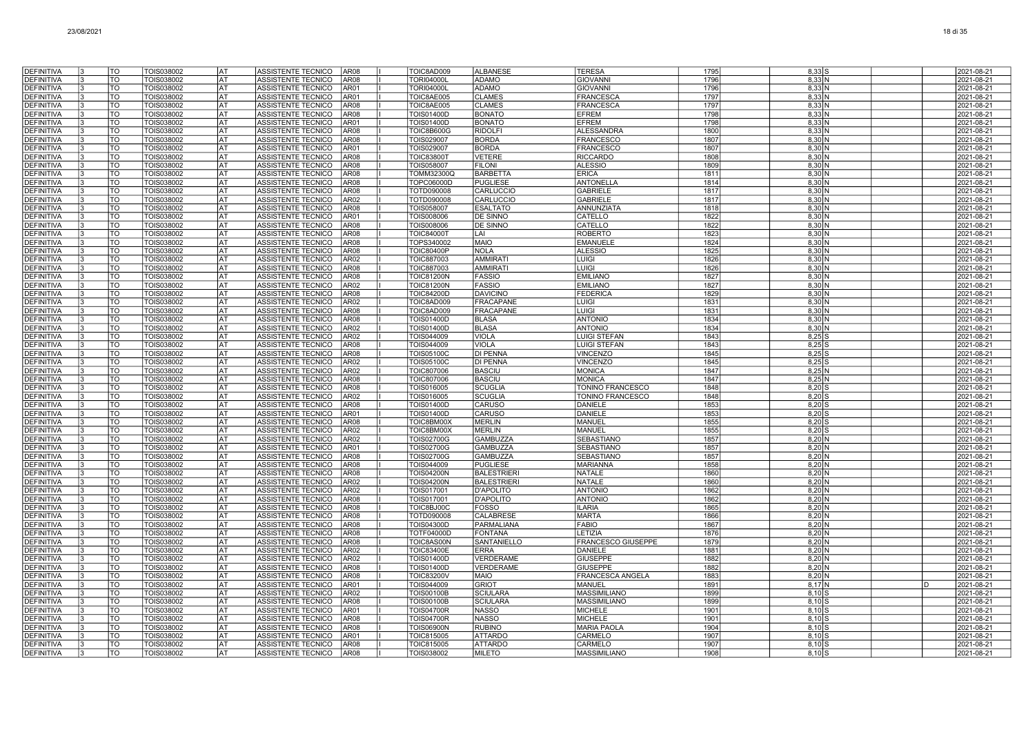| | | | | | | | | | | | | | | | | | |
|---|---|---|---|---|---|---|---|---|---|---|---|---|---|---|---|---|---|
| DEFINITIVA | 3 | TO | TOIS038002 | AT | ASSISTENTE TECNICO | AR08 | I | TOIC8AD009 | ALBANESE | TERESA | 1795 | 8,33 | S | | | | 2021-08-21 |
| DEFINITIVA | 3 | TO | TOIS038002 | AT | ASSISTENTE TECNICO | AR08 | I | TORI04000L | ADAMO | GIOVANNI | 1796 | 8,33 | N | | | | 2021-08-21 |
| DEFINITIVA | 3 | TO | TOIS038002 | AT | ASSISTENTE TECNICO | AR01 | I | TORI04000L | ADAMO | GIOVANNI | 1796 | 8,33 | N | | | | 2021-08-21 |
| DEFINITIVA | 3 | TO | TOIS038002 | AT | ASSISTENTE TECNICO | AR01 | I | TOIC8AE005 | CLAMES | FRANCESCA | 1797 | 8,33 | N | | | | 2021-08-21 |
| DEFINITIVA | 3 | TO | TOIS038002 | AT | ASSISTENTE TECNICO | AR08 | I | TOIC8AE005 | CLAMES | FRANCESCA | 1797 | 8,33 | N | | | | 2021-08-21 |
| DEFINITIVA | 3 | TO | TOIS038002 | AT | ASSISTENTE TECNICO | AR08 | I | TOIS01400D | BONATO | EFREM | 1798 | 8,33 | N | | | | 2021-08-21 |
| DEFINITIVA | 3 | TO | TOIS038002 | AT | ASSISTENTE TECNICO | AR01 | I | TOIS01400D | BONATO | EFREM | 1798 | 8,33 | N | | | | 2021-08-21 |
| DEFINITIVA | 3 | TO | TOIS038002 | AT | ASSISTENTE TECNICO | AR08 | I | TOIC8B600G | RIDOLFI | ALESSANDRA | 1800 | 8,33 | N | | | | 2021-08-21 |
| DEFINITIVA | 3 | TO | TOIS038002 | AT | ASSISTENTE TECNICO | AR08 | I | TOIS029007 | BORDA | FRANCESCO | 1807 | 8,30 | N | | | | 2021-08-21 |
| DEFINITIVA | 3 | TO | TOIS038002 | AT | ASSISTENTE TECNICO | AR01 | I | TOIS029007 | BORDA | FRANCESCO | 1807 | 8,30 | N | | | | 2021-08-21 |
| DEFINITIVA | 3 | TO | TOIS038002 | AT | ASSISTENTE TECNICO | AR08 | I | TOIC83800T | VETERE | RICCARDO | 1808 | 8,30 | N | | | | 2021-08-21 |
| DEFINITIVA | 3 | TO | TOIS038002 | AT | ASSISTENTE TECNICO | AR08 | I | TOIS058007 | FILONI | ALESSIO | 1809 | 8,30 | N | | | | 2021-08-21 |
| DEFINITIVA | 3 | TO | TOIS038002 | AT | ASSISTENTE TECNICO | AR08 | I | TOMM32300Q | BARBETTA | ERICA | 1811 | 8,30 | N | | | | 2021-08-21 |
| DEFINITIVA | 3 | TO | TOIS038002 | AT | ASSISTENTE TECNICO | AR08 | I | TOPC06000D | PUGLIESE | ANTONELLA | 1814 | 8,30 | N | | | | 2021-08-21 |
| DEFINITIVA | 3 | TO | TOIS038002 | AT | ASSISTENTE TECNICO | AR08 | I | TOTD090008 | CARLUCCIO | GABRIELE | 1817 | 8,30 | N | | | | 2021-08-21 |
| DEFINITIVA | 3 | TO | TOIS038002 | AT | ASSISTENTE TECNICO | AR02 | I | TOTD090008 | CARLUCCIO | GABRIELE | 1817 | 8,30 | N | | | | 2021-08-21 |
| DEFINITIVA | 3 | TO | TOIS038002 | AT | ASSISTENTE TECNICO | AR08 | I | TOIS058007 | ESALTATO | ANNUNZIATA | 1818 | 8,30 | N | | | | 2021-08-21 |
| DEFINITIVA | 3 | TO | TOIS038002 | AT | ASSISTENTE TECNICO | AR01 | I | TOIS008006 | DE SINNO | CATELLO | 1822 | 8,30 | N | | | | 2021-08-21 |
| DEFINITIVA | 3 | TO | TOIS038002 | AT | ASSISTENTE TECNICO | AR08 | I | TOIS008006 | DE SINNO | CATELLO | 1822 | 8,30 | N | | | | 2021-08-21 |
| DEFINITIVA | 3 | TO | TOIS038002 | AT | ASSISTENTE TECNICO | AR08 | I | TOIC84000T | LAI | ROBERTO | 1823 | 8,30 | N | | | | 2021-08-21 |
| DEFINITIVA | 3 | TO | TOIS038002 | AT | ASSISTENTE TECNICO | AR08 | I | TOPS340002 | MAIO | EMANUELE | 1824 | 8,30 | N | | | | 2021-08-21 |
| DEFINITIVA | 3 | TO | TOIS038002 | AT | ASSISTENTE TECNICO | AR08 | I | TOIC80400P | NOLA | ALESSIO | 1825 | 8,30 | N | | | | 2021-08-21 |
| DEFINITIVA | 3 | TO | TOIS038002 | AT | ASSISTENTE TECNICO | AR02 | I | TOIC887003 | AMMIRATI | LUIGI | 1826 | 8,30 | N | | | | 2021-08-21 |
| DEFINITIVA | 3 | TO | TOIS038002 | AT | ASSISTENTE TECNICO | AR08 | I | TOIC887003 | AMMIRATI | LUIGI | 1826 | 8,30 | N | | | | 2021-08-21 |
| DEFINITIVA | 3 | TO | TOIS038002 | AT | ASSISTENTE TECNICO | AR08 | I | TOIC81200N | FASSIO | EMILIANO | 1827 | 8,30 | N | | | | 2021-08-21 |
| DEFINITIVA | 3 | TO | TOIS038002 | AT | ASSISTENTE TECNICO | AR02 | I | TOIC81200N | FASSIO | EMILIANO | 1827 | 8,30 | N | | | | 2021-08-21 |
| DEFINITIVA | 3 | TO | TOIS038002 | AT | ASSISTENTE TECNICO | AR08 | I | TOIC84200D | DAVICINO | FEDERICA | 1829 | 8,30 | N | | | | 2021-08-21 |
| DEFINITIVA | 3 | TO | TOIS038002 | AT | ASSISTENTE TECNICO | AR02 | I | TOIC8AD009 | FRACAPANE | LUIGI | 1831 | 8,30 | N | | | | 2021-08-21 |
| DEFINITIVA | 3 | TO | TOIS038002 | AT | ASSISTENTE TECNICO | AR08 | I | TOIC8AD009 | FRACAPANE | LUIGI | 1831 | 8,30 | N | | | | 2021-08-21 |
| DEFINITIVA | 3 | TO | TOIS038002 | AT | ASSISTENTE TECNICO | AR08 | I | TOIS01400D | BLASA | ANTONIO | 1834 | 8,30 | N | | | | 2021-08-21 |
| DEFINITIVA | 3 | TO | TOIS038002 | AT | ASSISTENTE TECNICO | AR02 | I | TOIS01400D | BLASA | ANTONIO | 1834 | 8,30 | N | | | | 2021-08-21 |
| DEFINITIVA | 3 | TO | TOIS038002 | AT | ASSISTENTE TECNICO | AR02 | I | TOIS044009 | VIOLA | LUIGI STEFAN | 1843 | 8,25 | S | | | | 2021-08-21 |
| DEFINITIVA | 3 | TO | TOIS038002 | AT | ASSISTENTE TECNICO | AR08 | I | TOIS044009 | VIOLA | LUIGI STEFAN | 1843 | 8,25 | S | | | | 2021-08-21 |
| DEFINITIVA | 3 | TO | TOIS038002 | AT | ASSISTENTE TECNICO | AR08 | I | TOIS05100C | DI PENNA | VINCENZO | 1845 | 8,25 | S | | | | 2021-08-21 |
| DEFINITIVA | 3 | TO | TOIS038002 | AT | ASSISTENTE TECNICO | AR02 | I | TOIS05100C | DI PENNA | VINCENZO | 1845 | 8,25 | S | | | | 2021-08-21 |
| DEFINITIVA | 3 | TO | TOIS038002 | AT | ASSISTENTE TECNICO | AR02 | I | TOIC807006 | BASCIU | MONICA | 1847 | 8,25 | N | | | | 2021-08-21 |
| DEFINITIVA | 3 | TO | TOIS038002 | AT | ASSISTENTE TECNICO | AR08 | I | TOIC807006 | BASCIU | MONICA | 1847 | 8,25 | N | | | | 2021-08-21 |
| DEFINITIVA | 3 | TO | TOIS038002 | AT | ASSISTENTE TECNICO | AR08 | I | TOIS016005 | SCUGLIA | TONINO FRANCESCO | 1848 | 8,20 | S | | | | 2021-08-21 |
| DEFINITIVA | 3 | TO | TOIS038002 | AT | ASSISTENTE TECNICO | AR02 | I | TOIS016005 | SCUGLIA | TONINO FRANCESCO | 1848 | 8,20 | S | | | | 2021-08-21 |
| DEFINITIVA | 3 | TO | TOIS038002 | AT | ASSISTENTE TECNICO | AR08 | I | TOIS01400D | CARUSO | DANIELE | 1853 | 8,20 | S | | | | 2021-08-21 |
| DEFINITIVA | 3 | TO | TOIS038002 | AT | ASSISTENTE TECNICO | AR01 | I | TOIS01400D | CARUSO | DANIELE | 1853 | 8,20 | S | | | | 2021-08-21 |
| DEFINITIVA | 3 | TO | TOIS038002 | AT | ASSISTENTE TECNICO | AR08 | I | TOIC8BM00X | MERLIN | MANUEL | 1855 | 8,20 | S | | | | 2021-08-21 |
| DEFINITIVA | 3 | TO | TOIS038002 | AT | ASSISTENTE TECNICO | AR02 | I | TOIC8BM00X | MERLIN | MANUEL | 1855 | 8,20 | S | | | | 2021-08-21 |
| DEFINITIVA | 3 | TO | TOIS038002 | AT | ASSISTENTE TECNICO | AR02 | I | TOIS02700G | GAMBUZZA | SEBASTIANO | 1857 | 8,20 | N | | | | 2021-08-21 |
| DEFINITIVA | 3 | TO | TOIS038002 | AT | ASSISTENTE TECNICO | AR01 | I | TOIS02700G | GAMBUZZA | SEBASTIANO | 1857 | 8,20 | N | | | | 2021-08-21 |
| DEFINITIVA | 3 | TO | TOIS038002 | AT | ASSISTENTE TECNICO | AR08 | I | TOIS02700G | GAMBUZZA | SEBASTIANO | 1857 | 8,20 | N | | | | 2021-08-21 |
| DEFINITIVA | 3 | TO | TOIS038002 | AT | ASSISTENTE TECNICO | AR08 | I | TOIS044009 | PUGLIESE | MARIANNA | 1858 | 8,20 | N | | | | 2021-08-21 |
| DEFINITIVA | 3 | TO | TOIS038002 | AT | ASSISTENTE TECNICO | AR08 | I | TOIS04200N | BALESTRIERI | NATALE | 1860 | 8,20 | N | | | | 2021-08-21 |
| DEFINITIVA | 3 | TO | TOIS038002 | AT | ASSISTENTE TECNICO | AR02 | I | TOIS04200N | BALESTRIERI | NATALE | 1860 | 8,20 | N | | | | 2021-08-21 |
| DEFINITIVA | 3 | TO | TOIS038002 | AT | ASSISTENTE TECNICO | AR02 | I | TOIS017001 | D'APOLITO | ANTONIO | 1862 | 8,20 | N | | | | 2021-08-21 |
| DEFINITIVA | 3 | TO | TOIS038002 | AT | ASSISTENTE TECNICO | AR08 | I | TOIS017001 | D'APOLITO | ANTONIO | 1862 | 8,20 | N | | | | 2021-08-21 |
| DEFINITIVA | 3 | TO | TOIS038002 | AT | ASSISTENTE TECNICO | AR08 | I | TOIC8BJ00C | FOSSO | ILARIA | 1865 | 8,20 | N | | | | 2021-08-21 |
| DEFINITIVA | 3 | TO | TOIS038002 | AT | ASSISTENTE TECNICO | AR08 | I | TOTD090008 | CALABRESE | MARTA | 1866 | 8,20 | N | | | | 2021-08-21 |
| DEFINITIVA | 3 | TO | TOIS038002 | AT | ASSISTENTE TECNICO | AR08 | I | TOIS04300D | PARMALIANA | FABIO | 1867 | 8,20 | N | | | | 2021-08-21 |
| DEFINITIVA | 3 | TO | TOIS038002 | AT | ASSISTENTE TECNICO | AR08 | I | TOTF04000D | FONTANA | LETIZIA | 1876 | 8,20 | N | | | | 2021-08-21 |
| DEFINITIVA | 3 | TO | TOIS038002 | AT | ASSISTENTE TECNICO | AR08 | I | TOIC8AS00N | SANTANIELLO | FRANCESCO GIUSEPPE | 1879 | 8,20 | N | | | | 2021-08-21 |
| DEFINITIVA | 3 | TO | TOIS038002 | AT | ASSISTENTE TECNICO | AR02 | I | TOIC83400E | ERRA | DANIELE | 1881 | 8,20 | N | | | | 2021-08-21 |
| DEFINITIVA | 3 | TO | TOIS038002 | AT | ASSISTENTE TECNICO | AR02 | I | TOIS01400D | VERDERAME | GIUSEPPE | 1882 | 8,20 | N | | | | 2021-08-21 |
| DEFINITIVA | 3 | TO | TOIS038002 | AT | ASSISTENTE TECNICO | AR08 | I | TOIS01400D | VERDERAME | GIUSEPPE | 1882 | 8,20 | N | | | | 2021-08-21 |
| DEFINITIVA | 3 | TO | TOIS038002 | AT | ASSISTENTE TECNICO | AR08 | I | TOIC83200V | MAIO | FRANCESCA ANGELA | 1883 | 8,20 | N | | | | 2021-08-21 |
| DEFINITIVA | 3 | TO | TOIS038002 | AT | ASSISTENTE TECNICO | AR01 | I | TOIS044009 | GRIOT | MANUEL | 1891 | 8,17 | N | | | D | 2021-08-21 |
| DEFINITIVA | 3 | TO | TOIS038002 | AT | ASSISTENTE TECNICO | AR02 | I | TOIS00100B | SCIULARA | MASSIMILIANO | 1899 | 8,10 | S | | | | 2021-08-21 |
| DEFINITIVA | 3 | TO | TOIS038002 | AT | ASSISTENTE TECNICO | AR08 | I | TOIS00100B | SCIULARA | MASSIMILIANO | 1899 | 8,10 | S | | | | 2021-08-21 |
| DEFINITIVA | 3 | TO | TOIS038002 | AT | ASSISTENTE TECNICO | AR01 | I | TOIS04700R | NASSO | MICHELE | 1901 | 8,10 | S | | | | 2021-08-21 |
| DEFINITIVA | 3 | TO | TOIS038002 | AT | ASSISTENTE TECNICO | AR08 | I | TOIS04700R | NASSO | MICHELE | 1901 | 8,10 | S | | | | 2021-08-21 |
| DEFINITIVA | 3 | TO | TOIS038002 | AT | ASSISTENTE TECNICO | AR08 | I | TOIS06900N | RUBINO | MARIA PAOLA | 1904 | 8,10 | S | | | | 2021-08-21 |
| DEFINITIVA | 3 | TO | TOIS038002 | AT | ASSISTENTE TECNICO | AR01 | I | TOIC815005 | ATTARDO | CARMELO | 1907 | 8,10 | S | | | | 2021-08-21 |
| DEFINITIVA | 3 | TO | TOIS038002 | AT | ASSISTENTE TECNICO | AR08 | I | TOIC815005 | ATTARDO | CARMELO | 1907 | 8,10 | S | | | | 2021-08-21 |
| DEFINITIVA | 3 | TO | TOIS038002 | AT | ASSISTENTE TECNICO | AR08 | I | TOIS038002 | MILETO | MASSIMILIANO | 1908 | 8,10 | S | | | | 2021-08-21 |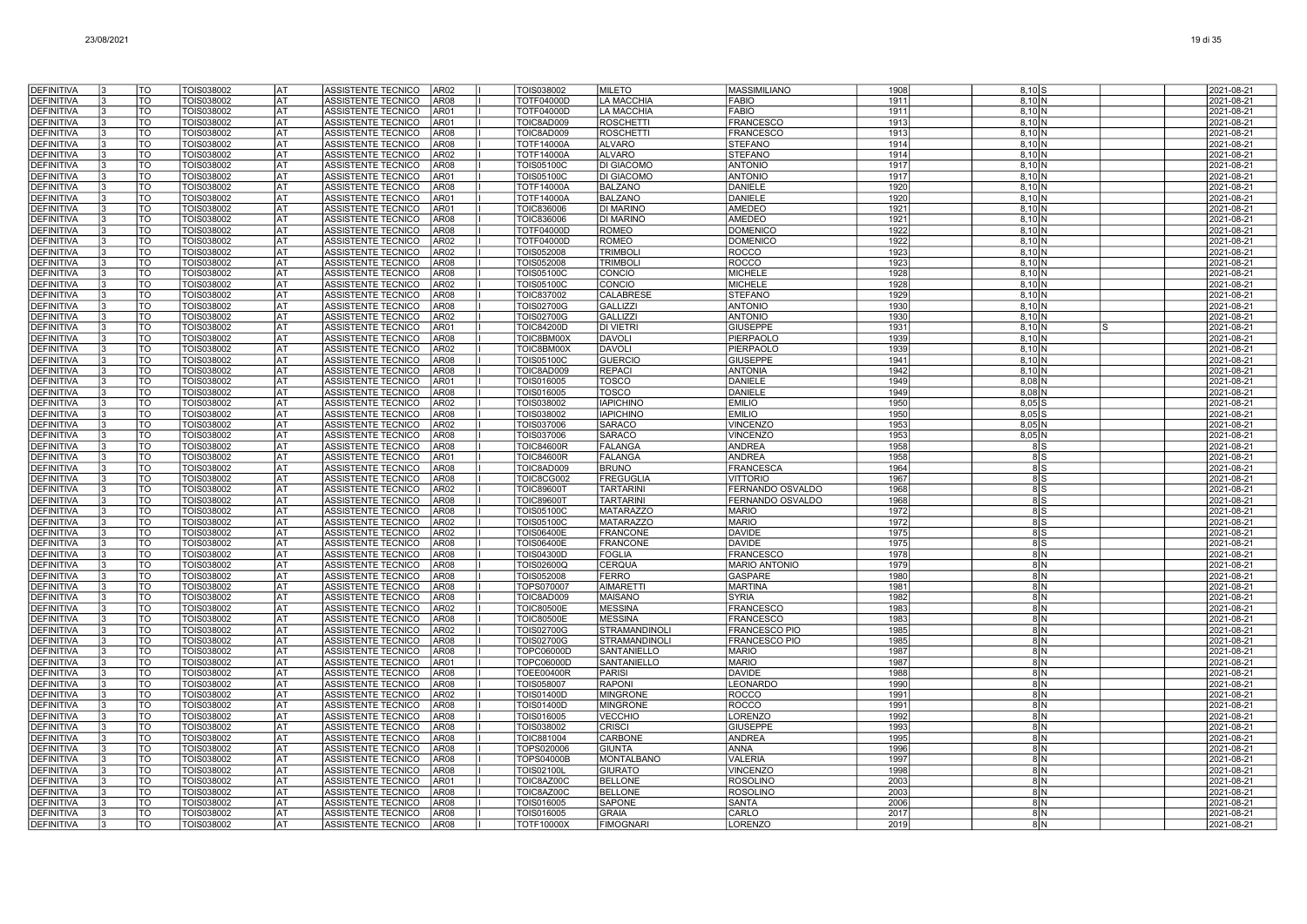| DEFINITIVA | 3 | TO | TOIS038002 | AT | ASSISTENTE TECNICO | AR02 | I | TOIS038002 | MILETO | MASSIMILIANO | 1908 | 8,10 | S | | | 2021-08-21 |
|---|---|---|---|---|---|---|---|---|---|---|---|---|---|---|---|---|
| DEFINITIVA | 3 | TO | TOIS038002 | AT | ASSISTENTE TECNICO | AR08 | I | TOTF04000D | LA MACCHIA | FABIO | 1911 | 8,10 | N | | | 2021-08-21 |
| DEFINITIVA | 3 | TO | TOIS038002 | AT | ASSISTENTE TECNICO | AR01 | I | TOTF04000D | LA MACCHIA | FABIO | 1911 | 8,10 | N | | | 2021-08-21 |
| DEFINITIVA | 3 | TO | TOIS038002 | AT | ASSISTENTE TECNICO | AR01 | I | TOIC8AD009 | ROSCHETTI | FRANCESCO | 1913 | 8,10 | N | | | 2021-08-21 |
| DEFINITIVA | 3 | TO | TOIS038002 | AT | ASSISTENTE TECNICO | AR08 | I | TOIC8AD009 | ROSCHETTI | FRANCESCO | 1913 | 8,10 | N | | | 2021-08-21 |
| DEFINITIVA | 3 | TO | TOIS038002 | AT | ASSISTENTE TECNICO | AR08 | I | TOTF14000A | ALVARO | STEFANO | 1914 | 8,10 | N | | | 2021-08-21 |
| DEFINITIVA | 3 | TO | TOIS038002 | AT | ASSISTENTE TECNICO | AR02 | I | TOTF14000A | ALVARO | STEFANO | 1914 | 8,10 | N | | | 2021-08-21 |
| DEFINITIVA | 3 | TO | TOIS038002 | AT | ASSISTENTE TECNICO | AR08 | I | TOIS05100C | DI GIACOMO | ANTONIO | 1917 | 8,10 | N | | | 2021-08-21 |
| DEFINITIVA | 3 | TO | TOIS038002 | AT | ASSISTENTE TECNICO | AR01 | I | TOIS05100C | DI GIACOMO | ANTONIO | 1917 | 8,10 | N | | | 2021-08-21 |
| DEFINITIVA | 3 | TO | TOIS038002 | AT | ASSISTENTE TECNICO | AR08 | I | TOTF14000A | BALZANO | DANIELE | 1920 | 8,10 | N | | | 2021-08-21 |
| DEFINITIVA | 3 | TO | TOIS038002 | AT | ASSISTENTE TECNICO | AR01 | I | TOTF14000A | BALZANO | DANIELE | 1920 | 8,10 | N | | | 2021-08-21 |
| DEFINITIVA | 3 | TO | TOIS038002 | AT | ASSISTENTE TECNICO | AR01 | I | TOIC836006 | DI MARINO | AMEDEO | 1921 | 8,10 | N | | | 2021-08-21 |
| DEFINITIVA | 3 | TO | TOIS038002 | AT | ASSISTENTE TECNICO | AR08 | I | TOIC836006 | DI MARINO | AMEDEO | 1921 | 8,10 | N | | | 2021-08-21 |
| DEFINITIVA | 3 | TO | TOIS038002 | AT | ASSISTENTE TECNICO | AR08 | I | TOTF04000D | ROMEO | DOMENICO | 1922 | 8,10 | N | | | 2021-08-21 |
| DEFINITIVA | 3 | TO | TOIS038002 | AT | ASSISTENTE TECNICO | AR02 | I | TOTF04000D | ROMEO | DOMENICO | 1922 | 8,10 | N | | | 2021-08-21 |
| DEFINITIVA | 3 | TO | TOIS038002 | AT | ASSISTENTE TECNICO | AR02 | I | TOIS052008 | TRIMBOLI | ROCCO | 1923 | 8,10 | N | | | 2021-08-21 |
| DEFINITIVA | 3 | TO | TOIS038002 | AT | ASSISTENTE TECNICO | AR08 | I | TOIS052008 | TRIMBOLI | ROCCO | 1923 | 8,10 | N | | | 2021-08-21 |
| DEFINITIVA | 3 | TO | TOIS038002 | AT | ASSISTENTE TECNICO | AR08 | I | TOIS05100C | CONCIO | MICHELE | 1928 | 8,10 | N | | | 2021-08-21 |
| DEFINITIVA | 3 | TO | TOIS038002 | AT | ASSISTENTE TECNICO | AR02 | I | TOIS05100C | CONCIO | MICHELE | 1928 | 8,10 | N | | | 2021-08-21 |
| DEFINITIVA | 3 | TO | TOIS038002 | AT | ASSISTENTE TECNICO | AR08 | I | TOIC837002 | CALABRESE | STEFANO | 1929 | 8,10 | N | | | 2021-08-21 |
| DEFINITIVA | 3 | TO | TOIS038002 | AT | ASSISTENTE TECNICO | AR08 | I | TOIS02700G | GALLIZZI | ANTONIO | 1930 | 8,10 | N | | | 2021-08-21 |
| DEFINITIVA | 3 | TO | TOIS038002 | AT | ASSISTENTE TECNICO | AR02 | I | TOIS02700G | GALLIZZI | ANTONIO | 1930 | 8,10 | N | | | 2021-08-21 |
| DEFINITIVA | 3 | TO | TOIS038002 | AT | ASSISTENTE TECNICO | AR01 | I | TOIC84200D | DI VIETRI | GIUSEPPE | 1931 | 8,10 | N | S | | 2021-08-21 |
| DEFINITIVA | 3 | TO | TOIS038002 | AT | ASSISTENTE TECNICO | AR08 | I | TOIC8BM00X | DAVOLI | PIERPAOLO | 1939 | 8,10 | N | | | 2021-08-21 |
| DEFINITIVA | 3 | TO | TOIS038002 | AT | ASSISTENTE TECNICO | AR02 | I | TOIC8BM00X | DAVOLI | PIERPAOLO | 1939 | 8,10 | N | | | 2021-08-21 |
| DEFINITIVA | 3 | TO | TOIS038002 | AT | ASSISTENTE TECNICO | AR08 | I | TOIS05100C | GUERCIO | GIUSEPPE | 1941 | 8,10 | N | | | 2021-08-21 |
| DEFINITIVA | 3 | TO | TOIS038002 | AT | ASSISTENTE TECNICO | AR08 | I | TOIC8AD009 | REPACI | ANTONIA | 1942 | 8,10 | N | | | 2021-08-21 |
| DEFINITIVA | 3 | TO | TOIS038002 | AT | ASSISTENTE TECNICO | AR01 | I | TOIS016005 | TOSCO | DANIELE | 1949 | 8,08 | N | | | 2021-08-21 |
| DEFINITIVA | 3 | TO | TOIS038002 | AT | ASSISTENTE TECNICO | AR08 | I | TOIS016005 | TOSCO | DANIELE | 1949 | 8,08 | N | | | 2021-08-21 |
| DEFINITIVA | 3 | TO | TOIS038002 | AT | ASSISTENTE TECNICO | AR02 | I | TOIS038002 | IAPICHINO | EMILIO | 1950 | 8,05 | S | | | 2021-08-21 |
| DEFINITIVA | 3 | TO | TOIS038002 | AT | ASSISTENTE TECNICO | AR08 | I | TOIS038002 | IAPICHINO | EMILIO | 1950 | 8,05 | S | | | 2021-08-21 |
| DEFINITIVA | 3 | TO | TOIS038002 | AT | ASSISTENTE TECNICO | AR02 | I | TOIS037006 | SARACO | VINCENZO | 1953 | 8,05 | N | | | 2021-08-21 |
| DEFINITIVA | 3 | TO | TOIS038002 | AT | ASSISTENTE TECNICO | AR08 | I | TOIS037006 | SARACO | VINCENZO | 1953 | 8,05 | N | | | 2021-08-21 |
| DEFINITIVA | 3 | TO | TOIS038002 | AT | ASSISTENTE TECNICO | AR08 | I | TOIC84600R | FALANGA | ANDREA | 1958 | 8 | S | | | 2021-08-21 |
| DEFINITIVA | 3 | TO | TOIS038002 | AT | ASSISTENTE TECNICO | AR01 | I | TOIC84600R | FALANGA | ANDREA | 1958 | 8 | S | | | 2021-08-21 |
| DEFINITIVA | 3 | TO | TOIS038002 | AT | ASSISTENTE TECNICO | AR08 | I | TOIC8AD009 | BRUNO | FRANCESCA | 1964 | 8 | S | | | 2021-08-21 |
| DEFINITIVA | 3 | TO | TOIS038002 | AT | ASSISTENTE TECNICO | AR08 | I | TOIC8CG002 | FREGUGLIA | VITTORIO | 1967 | 8 | S | | | 2021-08-21 |
| DEFINITIVA | 3 | TO | TOIS038002 | AT | ASSISTENTE TECNICO | AR02 | I | TOIC89600T | TARTARINI | FERNANDO OSVALDO | 1968 | 8 | S | | | 2021-08-21 |
| DEFINITIVA | 3 | TO | TOIS038002 | AT | ASSISTENTE TECNICO | AR08 | I | TOIC89600T | TARTARINI | FERNANDO OSVALDO | 1968 | 8 | S | | | 2021-08-21 |
| DEFINITIVA | 3 | TO | TOIS038002 | AT | ASSISTENTE TECNICO | AR08 | I | TOIS05100C | MATARAZZO | MARIO | 1972 | 8 | S | | | 2021-08-21 |
| DEFINITIVA | 3 | TO | TOIS038002 | AT | ASSISTENTE TECNICO | AR02 | I | TOIS05100C | MATARAZZO | MARIO | 1972 | 8 | S | | | 2021-08-21 |
| DEFINITIVA | 3 | TO | TOIS038002 | AT | ASSISTENTE TECNICO | AR02 | I | TOIS06400E | FRANCONE | DAVIDE | 1975 | 8 | S | | | 2021-08-21 |
| DEFINITIVA | 3 | TO | TOIS038002 | AT | ASSISTENTE TECNICO | AR08 | I | TOIS06400E | FRANCONE | DAVIDE | 1975 | 8 | S | | | 2021-08-21 |
| DEFINITIVA | 3 | TO | TOIS038002 | AT | ASSISTENTE TECNICO | AR08 | I | TOIS04300D | FOGLIA | FRANCESCO | 1978 | 8 | N | | | 2021-08-21 |
| DEFINITIVA | 3 | TO | TOIS038002 | AT | ASSISTENTE TECNICO | AR08 | I | TOIS02600Q | CERQUA | MARIO ANTONIO | 1979 | 8 | N | | | 2021-08-21 |
| DEFINITIVA | 3 | TO | TOIS038002 | AT | ASSISTENTE TECNICO | AR08 | I | TOIS052008 | FERRO | GASPARE | 1980 | 8 | N | | | 2021-08-21 |
| DEFINITIVA | 3 | TO | TOIS038002 | AT | ASSISTENTE TECNICO | AR08 | I | TOPS070007 | AIMARETTI | MARTINA | 1981 | 8 | N | | | 2021-08-21 |
| DEFINITIVA | 3 | TO | TOIS038002 | AT | ASSISTENTE TECNICO | AR08 | I | TOIC8AD009 | MAISANO | SYRIA | 1982 | 8 | N | | | 2021-08-21 |
| DEFINITIVA | 3 | TO | TOIS038002 | AT | ASSISTENTE TECNICO | AR02 | I | TOIC80500E | MESSINA | FRANCESCO | 1983 | 8 | N | | | 2021-08-21 |
| DEFINITIVA | 3 | TO | TOIS038002 | AT | ASSISTENTE TECNICO | AR08 | I | TOIC80500E | MESSINA | FRANCESCO | 1983 | 8 | N | | | 2021-08-21 |
| DEFINITIVA | 3 | TO | TOIS038002 | AT | ASSISTENTE TECNICO | AR02 | I | TOIS02700G | STRAMANDINOLI | FRANCESCO PIO | 1985 | 8 | N | | | 2021-08-21 |
| DEFINITIVA | 3 | TO | TOIS038002 | AT | ASSISTENTE TECNICO | AR08 | I | TOIS02700G | STRAMANDINOLI | FRANCESCO PIO | 1985 | 8 | N | | | 2021-08-21 |
| DEFINITIVA | 3 | TO | TOIS038002 | AT | ASSISTENTE TECNICO | AR08 | I | TOPC06000D | SANTANIELLO | MARIO | 1987 | 8 | N | | | 2021-08-21 |
| DEFINITIVA | 3 | TO | TOIS038002 | AT | ASSISTENTE TECNICO | AR01 | I | TOPC06000D | SANTANIELLO | MARIO | 1987 | 8 | N | | | 2021-08-21 |
| DEFINITIVA | 3 | TO | TOIS038002 | AT | ASSISTENTE TECNICO | AR08 | I | TOEE00400R | PARISI | DAVIDE | 1988 | 8 | N | | | 2021-08-21 |
| DEFINITIVA | 3 | TO | TOIS038002 | AT | ASSISTENTE TECNICO | AR08 | I | TOIS058007 | RAPONI | LEONARDO | 1990 | 8 | N | | | 2021-08-21 |
| DEFINITIVA | 3 | TO | TOIS038002 | AT | ASSISTENTE TECNICO | AR02 | I | TOIS01400D | MINGRONE | ROCCO | 1991 | 8 | N | | | 2021-08-21 |
| DEFINITIVA | 3 | TO | TOIS038002 | AT | ASSISTENTE TECNICO | AR08 | I | TOIS01400D | MINGRONE | ROCCO | 1991 | 8 | N | | | 2021-08-21 |
| DEFINITIVA | 3 | TO | TOIS038002 | AT | ASSISTENTE TECNICO | AR08 | I | TOIS016005 | VECCHIO | LORENZO | 1992 | 8 | N | | | 2021-08-21 |
| DEFINITIVA | 3 | TO | TOIS038002 | AT | ASSISTENTE TECNICO | AR08 | I | TOIS038002 | CRISCI | GIUSEPPE | 1993 | 8 | N | | | 2021-08-21 |
| DEFINITIVA | 3 | TO | TOIS038002 | AT | ASSISTENTE TECNICO | AR08 | I | TOIC881004 | CARBONE | ANDREA | 1995 | 8 | N | | | 2021-08-21 |
| DEFINITIVA | 3 | TO | TOIS038002 | AT | ASSISTENTE TECNICO | AR08 | I | TOPS020006 | GIUNTA | ANNA | 1996 | 8 | N | | | 2021-08-21 |
| DEFINITIVA | 3 | TO | TOIS038002 | AT | ASSISTENTE TECNICO | AR08 | I | TOPS04000B | MONTALBANO | VALERIA | 1997 | 8 | N | | | 2021-08-21 |
| DEFINITIVA | 3 | TO | TOIS038002 | AT | ASSISTENTE TECNICO | AR08 | I | TOIS02100L | GIURATO | VINCENZO | 1998 | 8 | N | | | 2021-08-21 |
| DEFINITIVA | 3 | TO | TOIS038002 | AT | ASSISTENTE TECNICO | AR01 | I | TOIC8AZ00C | BELLONE | ROSOLINO | 2003 | 8 | N | | | 2021-08-21 |
| DEFINITIVA | 3 | TO | TOIS038002 | AT | ASSISTENTE TECNICO | AR08 | I | TOIC8AZ00C | BELLONE | ROSOLINO | 2003 | 8 | N | | | 2021-08-21 |
| DEFINITIVA | 3 | TO | TOIS038002 | AT | ASSISTENTE TECNICO | AR08 | I | TOIS016005 | SAPONE | SANTA | 2006 | 8 | N | | | 2021-08-21 |
| DEFINITIVA | 3 | TO | TOIS038002 | AT | ASSISTENTE TECNICO | AR08 | I | TOIS016005 | GRAIA | CARLO | 2017 | 8 | N | | | 2021-08-21 |
| DEFINITIVA | 3 | TO | TOIS038002 | AT | ASSISTENTE TECNICO | AR08 | I | TOTF10000X | FIMOGNARI | LORENZO | 2019 | 8 | N | | | 2021-08-21 |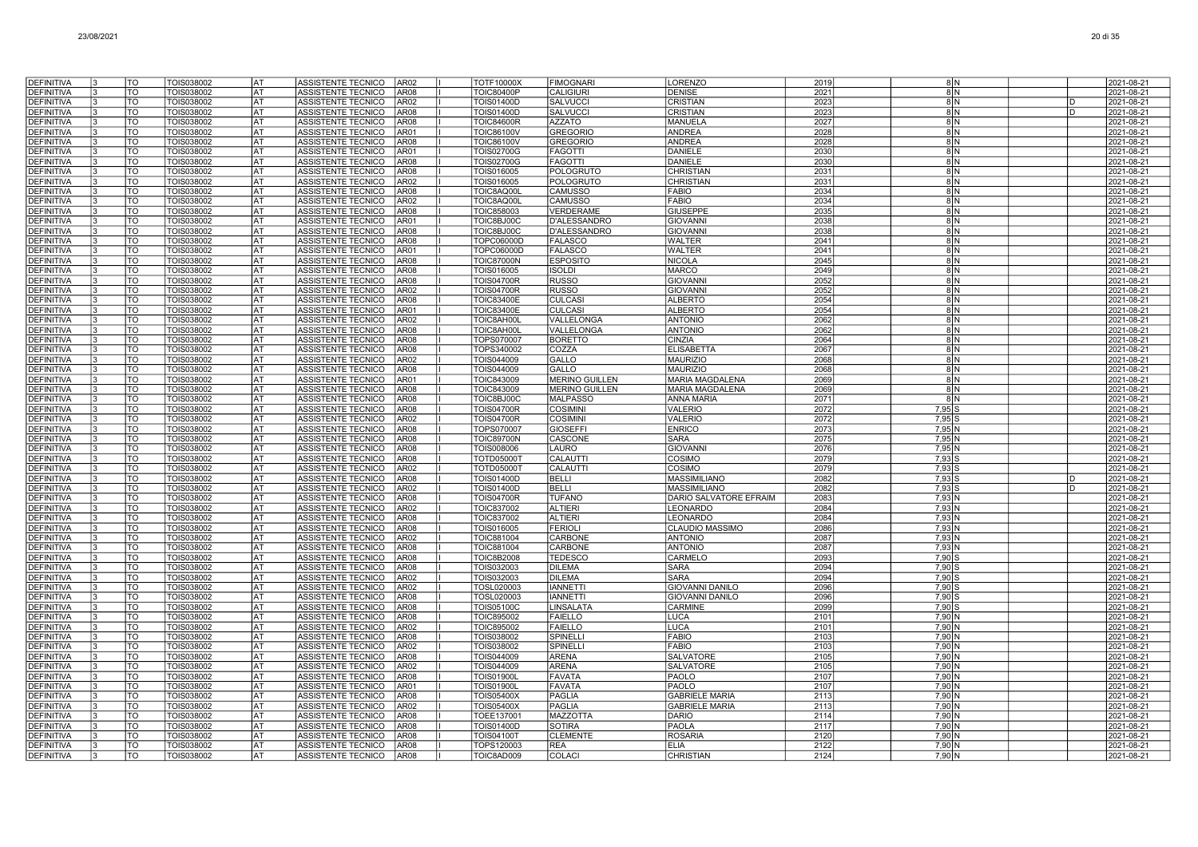| | | | | | | | | | | | | | | | | | |
|---|---|---|---|---|---|---|---|---|---|---|---|---|---|---|---|---|---|
| DEFINITIVA | 3 | TO | TOIS038002 | AT | ASSISTENTE TECNICO | AR02 | I | TOTF10000X | FIMOGNARI | LORENZO | 2019 | | 8 | N | | | 2021-08-21 |
| DEFINITIVA | 3 | TO | TOIS038002 | AT | ASSISTENTE TECNICO | AR08 | I | TOIC80400P | CALIGIURI | DENISE | 2021 | | 8 | N | | | 2021-08-21 |
| DEFINITIVA | 3 | TO | TOIS038002 | AT | ASSISTENTE TECNICO | AR02 | I | TOIS01400D | SALVUCCI | CRISTIAN | 2023 | | 8 | N | | D | 2021-08-21 |
| DEFINITIVA | 3 | TO | TOIS038002 | AT | ASSISTENTE TECNICO | AR08 | I | TOIS01400D | SALVUCCI | CRISTIAN | 2023 | | 8 | N | | D | 2021-08-21 |
| DEFINITIVA | 3 | TO | TOIS038002 | AT | ASSISTENTE TECNICO | AR08 | I | TOIC84600R | AZZATO | MANUELA | 2027 | | 8 | N | | | 2021-08-21 |
| DEFINITIVA | 3 | TO | TOIS038002 | AT | ASSISTENTE TECNICO | AR01 | I | TOIC86100V | GREGORIO | ANDREA | 2028 | | 8 | N | | | 2021-08-21 |
| DEFINITIVA | 3 | TO | TOIS038002 | AT | ASSISTENTE TECNICO | AR08 | I | TOIC86100V | GREGORIO | ANDREA | 2028 | | 8 | N | | | 2021-08-21 |
| DEFINITIVA | 3 | TO | TOIS038002 | AT | ASSISTENTE TECNICO | AR01 | I | TOIS02700G | FAGOTTI | DANIELE | 2030 | | 8 | N | | | 2021-08-21 |
| DEFINITIVA | 3 | TO | TOIS038002 | AT | ASSISTENTE TECNICO | AR08 | I | TOIS02700G | FAGOTTI | DANIELE | 2030 | | 8 | N | | | 2021-08-21 |
| DEFINITIVA | 3 | TO | TOIS038002 | AT | ASSISTENTE TECNICO | AR08 | I | TOIS016005 | POLOGRUTO | CHRISTIAN | 2031 | | 8 | N | | | 2021-08-21 |
| DEFINITIVA | 3 | TO | TOIS038002 | AT | ASSISTENTE TECNICO | AR02 | I | TOIS016005 | POLOGRUTO | CHRISTIAN | 2031 | | 8 | N | | | 2021-08-21 |
| DEFINITIVA | 3 | TO | TOIS038002 | AT | ASSISTENTE TECNICO | AR08 | I | TOIC8AQ00L | CAMUSSO | FABIO | 2034 | | 8 | N | | | 2021-08-21 |
| DEFINITIVA | 3 | TO | TOIS038002 | AT | ASSISTENTE TECNICO | AR02 | I | TOIC8AQ00L | CAMUSSO | FABIO | 2034 | | 8 | N | | | 2021-08-21 |
| DEFINITIVA | 3 | TO | TOIS038002 | AT | ASSISTENTE TECNICO | AR08 | I | TOIC858003 | VERDERAME | GIUSEPPE | 2035 | | 8 | N | | | 2021-08-21 |
| DEFINITIVA | 3 | TO | TOIS038002 | AT | ASSISTENTE TECNICO | AR01 | I | TOIC8BJ00C | D'ALESSANDRO | GIOVANNI | 2038 | | 8 | N | | | 2021-08-21 |
| DEFINITIVA | 3 | TO | TOIS038002 | AT | ASSISTENTE TECNICO | AR08 | I | TOIC8BJ00C | D'ALESSANDRO | GIOVANNI | 2038 | | 8 | N | | | 2021-08-21 |
| DEFINITIVA | 3 | TO | TOIS038002 | AT | ASSISTENTE TECNICO | AR08 | I | TOPC06000D | FALASCO | WALTER | 2041 | | 8 | N | | | 2021-08-21 |
| DEFINITIVA | 3 | TO | TOIS038002 | AT | ASSISTENTE TECNICO | AR01 | I | TOPC06000D | FALASCO | WALTER | 2041 | | 8 | N | | | 2021-08-21 |
| DEFINITIVA | 3 | TO | TOIS038002 | AT | ASSISTENTE TECNICO | AR08 | I | TOIC87000N | ESPOSITO | NICOLA | 2045 | | 8 | N | | | 2021-08-21 |
| DEFINITIVA | 3 | TO | TOIS038002 | AT | ASSISTENTE TECNICO | AR08 | I | TOIS016005 | ISOLDI | MARCO | 2049 | | 8 | N | | | 2021-08-21 |
| DEFINITIVA | 3 | TO | TOIS038002 | AT | ASSISTENTE TECNICO | AR08 | I | TOIS04700R | RUSSO | GIOVANNI | 2052 | | 8 | N | | | 2021-08-21 |
| DEFINITIVA | 3 | TO | TOIS038002 | AT | ASSISTENTE TECNICO | AR02 | I | TOIS04700R | RUSSO | GIOVANNI | 2052 | | 8 | N | | | 2021-08-21 |
| DEFINITIVA | 3 | TO | TOIS038002 | AT | ASSISTENTE TECNICO | AR08 | I | TOIC83400E | CULCASI | ALBERTO | 2054 | | 8 | N | | | 2021-08-21 |
| DEFINITIVA | 3 | TO | TOIS038002 | AT | ASSISTENTE TECNICO | AR01 | I | TOIC83400E | CULCASI | ALBERTO | 2054 | | 8 | N | | | 2021-08-21 |
| DEFINITIVA | 3 | TO | TOIS038002 | AT | ASSISTENTE TECNICO | AR02 | I | TOIC8AH00L | VALLELONGA | ANTONIO | 2062 | | 8 | N | | | 2021-08-21 |
| DEFINITIVA | 3 | TO | TOIS038002 | AT | ASSISTENTE TECNICO | AR08 | I | TOIC8AH00L | VALLELONGA | ANTONIO | 2062 | | 8 | N | | | 2021-08-21 |
| DEFINITIVA | 3 | TO | TOIS038002 | AT | ASSISTENTE TECNICO | AR08 | I | TOPS070007 | BORETTO | CINZIA | 2064 | | 8 | N | | | 2021-08-21 |
| DEFINITIVA | 3 | TO | TOIS038002 | AT | ASSISTENTE TECNICO | AR08 | I | TOPS340002 | COZZA | ELISABETTA | 2067 | | 8 | N | | | 2021-08-21 |
| DEFINITIVA | 3 | TO | TOIS038002 | AT | ASSISTENTE TECNICO | AR02 | I | TOIS044009 | GALLO | MAURIZIO | 2068 | | 8 | N | | | 2021-08-21 |
| DEFINITIVA | 3 | TO | TOIS038002 | AT | ASSISTENTE TECNICO | AR08 | I | TOIS044009 | GALLO | MAURIZIO | 2068 | | 8 | N | | | 2021-08-21 |
| DEFINITIVA | 3 | TO | TOIS038002 | AT | ASSISTENTE TECNICO | AR01 | I | TOIC843009 | MERINO GUILLEN | MARIA MAGDALENA | 2069 | | 8 | N | | | 2021-08-21 |
| DEFINITIVA | 3 | TO | TOIS038002 | AT | ASSISTENTE TECNICO | AR08 | I | TOIC843009 | MERINO GUILLEN | MARIA MAGDALENA | 2069 | | 8 | N | | | 2021-08-21 |
| DEFINITIVA | 3 | TO | TOIS038002 | AT | ASSISTENTE TECNICO | AR08 | I | TOIC8BJ00C | MALPASSO | ANNA MARIA | 2071 | | 8 | N | | | 2021-08-21 |
| DEFINITIVA | 3 | TO | TOIS038002 | AT | ASSISTENTE TECNICO | AR08 | I | TOIS04700R | COSIMINI | VALERIO | 2072 | | 7,95 | S | | | 2021-08-21 |
| DEFINITIVA | 3 | TO | TOIS038002 | AT | ASSISTENTE TECNICO | AR02 | I | TOIS04700R | COSIMINI | VALERIO | 2072 | | 7,95 | S | | | 2021-08-21 |
| DEFINITIVA | 3 | TO | TOIS038002 | AT | ASSISTENTE TECNICO | AR08 | I | TOPS070007 | GIOSEFFI | ENRICO | 2073 | | 7,95 | N | | | 2021-08-21 |
| DEFINITIVA | 3 | TO | TOIS038002 | AT | ASSISTENTE TECNICO | AR08 | I | TOIC89700N | CASCONE | SARA | 2075 | | 7,95 | N | | | 2021-08-21 |
| DEFINITIVA | 3 | TO | TOIS038002 | AT | ASSISTENTE TECNICO | AR08 | I | TOIS008006 | LAURO | GIOVANNI | 2076 | | 7,95 | N | | | 2021-08-21 |
| DEFINITIVA | 3 | TO | TOIS038002 | AT | ASSISTENTE TECNICO | AR08 | I | TOTD05000T | CALAUTTI | COSIMO | 2079 | | 7,93 | S | | | 2021-08-21 |
| DEFINITIVA | 3 | TO | TOIS038002 | AT | ASSISTENTE TECNICO | AR02 | I | TOTD05000T | CALAUTTI | COSIMO | 2079 | | 7,93 | S | | | 2021-08-21 |
| DEFINITIVA | 3 | TO | TOIS038002 | AT | ASSISTENTE TECNICO | AR08 | I | TOIS01400D | BELLI | MASSIMILIANO | 2082 | | 7,93 | S | | D | 2021-08-21 |
| DEFINITIVA | 3 | TO | TOIS038002 | AT | ASSISTENTE TECNICO | AR02 | I | TOIS01400D | BELLI | MASSIMILIANO | 2082 | | 7,93 | S | | D | 2021-08-21 |
| DEFINITIVA | 3 | TO | TOIS038002 | AT | ASSISTENTE TECNICO | AR08 | I | TOIS04700R | TUFANO | DARIO SALVATORE EFRAIM | 2083 | | 7,93 | N | | | 2021-08-21 |
| DEFINITIVA | 3 | TO | TOIS038002 | AT | ASSISTENTE TECNICO | AR02 | I | TOIC837002 | ALTIERI | LEONARDO | 2084 | | 7,93 | N | | | 2021-08-21 |
| DEFINITIVA | 3 | TO | TOIS038002 | AT | ASSISTENTE TECNICO | AR08 | I | TOIC837002 | ALTIERI | LEONARDO | 2084 | | 7,93 | N | | | 2021-08-21 |
| DEFINITIVA | 3 | TO | TOIS038002 | AT | ASSISTENTE TECNICO | AR08 | I | TOIS016005 | FERIOLI | CLAUDIO MASSIMO | 2086 | | 7,93 | N | | | 2021-08-21 |
| DEFINITIVA | 3 | TO | TOIS038002 | AT | ASSISTENTE TECNICO | AR02 | I | TOIC881004 | CARBONE | ANTONIO | 2087 | | 7,93 | N | | | 2021-08-21 |
| DEFINITIVA | 3 | TO | TOIS038002 | AT | ASSISTENTE TECNICO | AR08 | I | TOIC881004 | CARBONE | ANTONIO | 2087 | | 7,93 | N | | | 2021-08-21 |
| DEFINITIVA | 3 | TO | TOIS038002 | AT | ASSISTENTE TECNICO | AR08 | I | TOIC8B2008 | TEDESCO | CARMELO | 2093 | | 7,90 | S | | | 2021-08-21 |
| DEFINITIVA | 3 | TO | TOIS038002 | AT | ASSISTENTE TECNICO | AR08 | I | TOIS032003 | DILEMA | SARA | 2094 | | 7,90 | S | | | 2021-08-21 |
| DEFINITIVA | 3 | TO | TOIS038002 | AT | ASSISTENTE TECNICO | AR02 | I | TOIS032003 | DILEMA | SARA | 2094 | | 7,90 | S | | | 2021-08-21 |
| DEFINITIVA | 3 | TO | TOIS038002 | AT | ASSISTENTE TECNICO | AR02 | I | TOSL020003 | IANNETTI | GIOVANNI DANILO | 2096 | | 7,90 | S | | | 2021-08-21 |
| DEFINITIVA | 3 | TO | TOIS038002 | AT | ASSISTENTE TECNICO | AR08 | I | TOSL020003 | IANNETTI | GIOVANNI DANILO | 2096 | | 7,90 | S | | | 2021-08-21 |
| DEFINITIVA | 3 | TO | TOIS038002 | AT | ASSISTENTE TECNICO | AR08 | I | TOIS05100C | LINSALATA | CARMINE | 2099 | | 7,90 | S | | | 2021-08-21 |
| DEFINITIVA | 3 | TO | TOIS038002 | AT | ASSISTENTE TECNICO | AR08 | I | TOIC895002 | FAIELLO | LUCA | 2101 | | 7,90 | N | | | 2021-08-21 |
| DEFINITIVA | 3 | TO | TOIS038002 | AT | ASSISTENTE TECNICO | AR02 | I | TOIC895002 | FAIELLO | LUCA | 2101 | | 7,90 | N | | | 2021-08-21 |
| DEFINITIVA | 3 | TO | TOIS038002 | AT | ASSISTENTE TECNICO | AR08 | I | TOIS038002 | SPINELLI | FABIO | 2103 | | 7,90 | N | | | 2021-08-21 |
| DEFINITIVA | 3 | TO | TOIS038002 | AT | ASSISTENTE TECNICO | AR02 | I | TOIS038002 | SPINELLI | FABIO | 2103 | | 7,90 | N | | | 2021-08-21 |
| DEFINITIVA | 3 | TO | TOIS038002 | AT | ASSISTENTE TECNICO | AR08 | I | TOIS044009 | ARENA | SALVATORE | 2105 | | 7,90 | N | | | 2021-08-21 |
| DEFINITIVA | 3 | TO | TOIS038002 | AT | ASSISTENTE TECNICO | AR02 | I | TOIS044009 | ARENA | SALVATORE | 2105 | | 7,90 | N | | | 2021-08-21 |
| DEFINITIVA | 3 | TO | TOIS038002 | AT | ASSISTENTE TECNICO | AR08 | I | TOIS01900L | FAVATA | PAOLO | 2107 | | 7,90 | N | | | 2021-08-21 |
| DEFINITIVA | 3 | TO | TOIS038002 | AT | ASSISTENTE TECNICO | AR01 | I | TOIS01900L | FAVATA | PAOLO | 2107 | | 7,90 | N | | | 2021-08-21 |
| DEFINITIVA | 3 | TO | TOIS038002 | AT | ASSISTENTE TECNICO | AR08 | I | TOIS05400X | PAGLIA | GABRIELE MARIA | 2113 | | 7,90 | N | | | 2021-08-21 |
| DEFINITIVA | 3 | TO | TOIS038002 | AT | ASSISTENTE TECNICO | AR02 | I | TOIS05400X | PAGLIA | GABRIELE MARIA | 2113 | | 7,90 | N | | | 2021-08-21 |
| DEFINITIVA | 3 | TO | TOIS038002 | AT | ASSISTENTE TECNICO | AR08 | I | TOEE137001 | MAZZOTTA | DARIO | 2114 | | 7,90 | N | | | 2021-08-21 |
| DEFINITIVA | 3 | TO | TOIS038002 | AT | ASSISTENTE TECNICO | AR08 | I | TOIS01400D | SOTIRA | PAOLA | 2117 | | 7,90 | N | | | 2021-08-21 |
| DEFINITIVA | 3 | TO | TOIS038002 | AT | ASSISTENTE TECNICO | AR08 | I | TOIS04100T | CLEMENTE | ROSARIA | 2120 | | 7,90 | N | | | 2021-08-21 |
| DEFINITIVA | 3 | TO | TOIS038002 | AT | ASSISTENTE TECNICO | AR08 | I | TOPS120003 | REA | ELIA | 2122 | | 7,90 | N | | | 2021-08-21 |
| DEFINITIVA | 3 | TO | TOIS038002 | AT | ASSISTENTE TECNICO | AR08 | I | TOIC8AD009 | COLACI | CHRISTIAN | 2124 | | 7,90 | N | | | 2021-08-21 |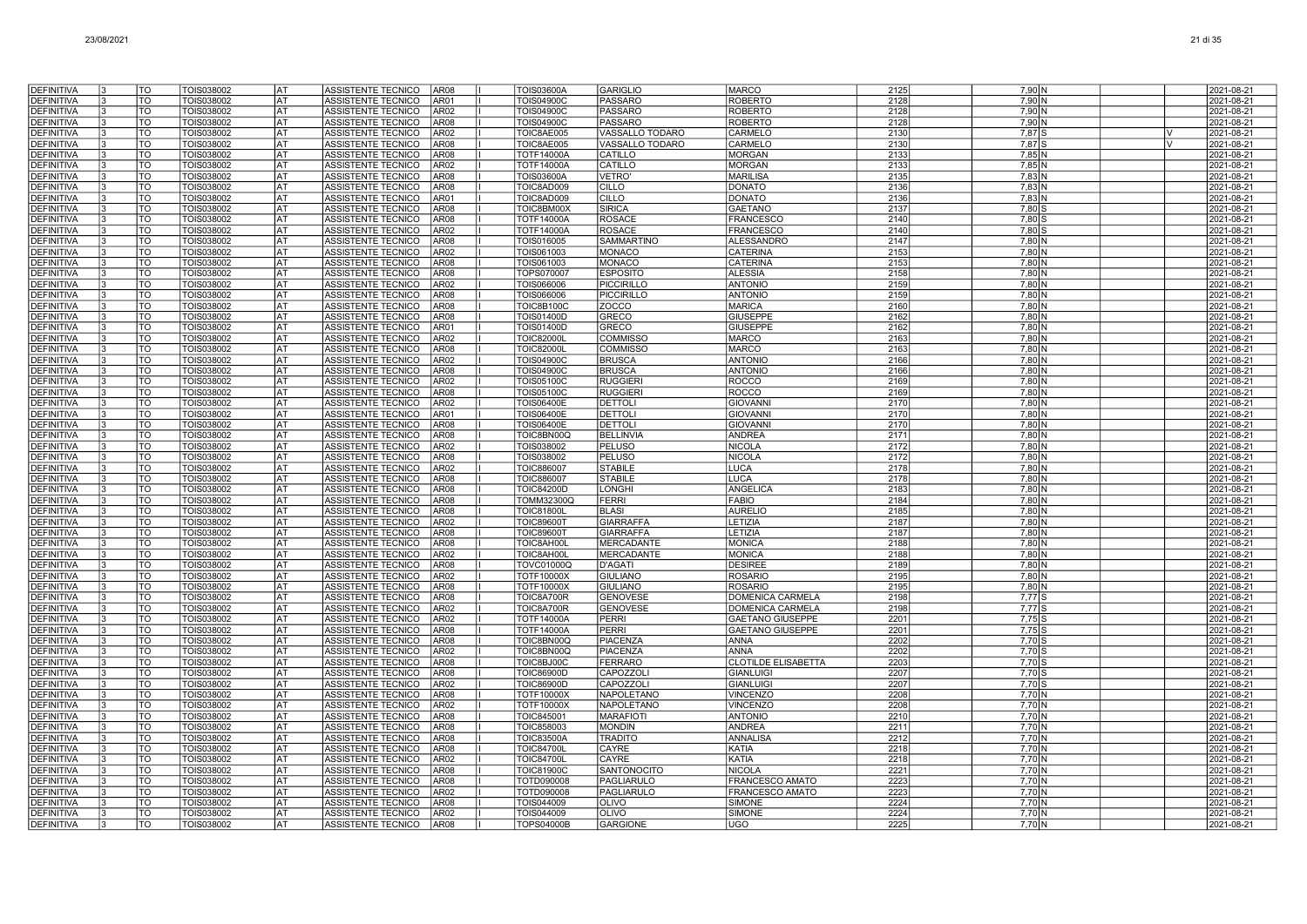| | | | | | | | | | | | | | | | | | |
|---|---|---|---|---|---|---|---|---|---|---|---|---|---|---|---|---|---|
| DEFINITIVA | 3 | TO | TOIS038002 | AT | ASSISTENTE TECNICO | AR08 | I | TOIS03600A | GARIGLIO | MARCO | 2125 | 7,90 | N | | | | 2021-08-21 |
| DEFINITIVA | 3 | TO | TOIS038002 | AT | ASSISTENTE TECNICO | AR01 | I | TOIS04900C | PASSARO | ROBERTO | 2128 | 7,90 | N | | | | 2021-08-21 |
| DEFINITIVA | 3 | TO | TOIS038002 | AT | ASSISTENTE TECNICO | AR02 | I | TOIS04900C | PASSARO | ROBERTO | 2128 | 7,90 | N | | | | 2021-08-21 |
| DEFINITIVA | 3 | TO | TOIS038002 | AT | ASSISTENTE TECNICO | AR08 | I | TOIS04900C | PASSARO | ROBERTO | 2128 | 7,90 | N | | | | 2021-08-21 |
| DEFINITIVA | 3 | TO | TOIS038002 | AT | ASSISTENTE TECNICO | AR02 | I | TOIC8AE005 | VASSALLO TODARO | CARMELO | 2130 | 7,87 | S | | V | | 2021-08-21 |
| DEFINITIVA | 3 | TO | TOIS038002 | AT | ASSISTENTE TECNICO | AR08 | I | TOIC8AE005 | VASSALLO TODARO | CARMELO | 2130 | 7,87 | S | | V | | 2021-08-21 |
| DEFINITIVA | 3 | TO | TOIS038002 | AT | ASSISTENTE TECNICO | AR08 | I | TOTF14000A | CATILLO | MORGAN | 2133 | 7,85 | N | | | | 2021-08-21 |
| DEFINITIVA | 3 | TO | TOIS038002 | AT | ASSISTENTE TECNICO | AR02 | I | TOTF14000A | CATILLO | MORGAN | 2133 | 7,85 | N | | | | 2021-08-21 |
| DEFINITIVA | 3 | TO | TOIS038002 | AT | ASSISTENTE TECNICO | AR08 | I | TOIS03600A | VETRO' | MARILISA | 2135 | 7,83 | N | | | | 2021-08-21 |
| DEFINITIVA | 3 | TO | TOIS038002 | AT | ASSISTENTE TECNICO | AR08 | I | TOIC8AD009 | CILLO | DONATO | 2136 | 7,83 | N | | | | 2021-08-21 |
| DEFINITIVA | 3 | TO | TOIS038002 | AT | ASSISTENTE TECNICO | AR01 | I | TOIC8AD009 | CILLO | DONATO | 2136 | 7,83 | N | | | | 2021-08-21 |
| DEFINITIVA | 3 | TO | TOIS038002 | AT | ASSISTENTE TECNICO | AR08 | I | TOIC8BM00X | SIRICA | GAETANO | 2137 | 7,80 | S | | | | 2021-08-21 |
| DEFINITIVA | 3 | TO | TOIS038002 | AT | ASSISTENTE TECNICO | AR08 | I | TOTF14000A | ROSACE | FRANCESCO | 2140 | 7,80 | S | | | | 2021-08-21 |
| DEFINITIVA | 3 | TO | TOIS038002 | AT | ASSISTENTE TECNICO | AR02 | I | TOTF14000A | ROSACE | FRANCESCO | 2140 | 7,80 | S | | | | 2021-08-21 |
| DEFINITIVA | 3 | TO | TOIS038002 | AT | ASSISTENTE TECNICO | AR08 | I | TOIS016005 | SAMMARTINO | ALESSANDRO | 2147 | 7,80 | N | | | | 2021-08-21 |
| DEFINITIVA | 3 | TO | TOIS038002 | AT | ASSISTENTE TECNICO | AR02 | I | TOIS061003 | MONACO | CATERINA | 2153 | 7,80 | N | | | | 2021-08-21 |
| DEFINITIVA | 3 | TO | TOIS038002 | AT | ASSISTENTE TECNICO | AR08 | I | TOIS061003 | MONACO | CATERINA | 2153 | 7,80 | N | | | | 2021-08-21 |
| DEFINITIVA | 3 | TO | TOIS038002 | AT | ASSISTENTE TECNICO | AR08 | I | TOPS070007 | ESPOSITO | ALESSIA | 2158 | 7,80 | N | | | | 2021-08-21 |
| DEFINITIVA | 3 | TO | TOIS038002 | AT | ASSISTENTE TECNICO | AR02 | I | TOIS066006 | PICCIRILLO | ANTONIO | 2159 | 7,80 | N | | | | 2021-08-21 |
| DEFINITIVA | 3 | TO | TOIS038002 | AT | ASSISTENTE TECNICO | AR08 | I | TOIS066006 | PICCIRILLO | ANTONIO | 2159 | 7,80 | N | | | | 2021-08-21 |
| DEFINITIVA | 3 | TO | TOIS038002 | AT | ASSISTENTE TECNICO | AR08 | I | TOIC8B100C | ZOCCO | MARICA | 2160 | 7,80 | N | | | | 2021-08-21 |
| DEFINITIVA | 3 | TO | TOIS038002 | AT | ASSISTENTE TECNICO | AR08 | I | TOIS01400D | GRECO | GIUSEPPE | 2162 | 7,80 | N | | | | 2021-08-21 |
| DEFINITIVA | 3 | TO | TOIS038002 | AT | ASSISTENTE TECNICO | AR01 | I | TOIS01400D | GRECO | GIUSEPPE | 2162 | 7,80 | N | | | | 2021-08-21 |
| DEFINITIVA | 3 | TO | TOIS038002 | AT | ASSISTENTE TECNICO | AR02 | I | TOIC82000L | COMMISSO | MARCO | 2163 | 7,80 | N | | | | 2021-08-21 |
| DEFINITIVA | 3 | TO | TOIS038002 | AT | ASSISTENTE TECNICO | AR08 | I | TOIC82000L | COMMISSO | MARCO | 2163 | 7,80 | N | | | | 2021-08-21 |
| DEFINITIVA | 3 | TO | TOIS038002 | AT | ASSISTENTE TECNICO | AR02 | I | TOIS04900C | BRUSCA | ANTONIO | 2166 | 7,80 | N | | | | 2021-08-21 |
| DEFINITIVA | 3 | TO | TOIS038002 | AT | ASSISTENTE TECNICO | AR08 | I | TOIS04900C | BRUSCA | ANTONIO | 2166 | 7,80 | N | | | | 2021-08-21 |
| DEFINITIVA | 3 | TO | TOIS038002 | AT | ASSISTENTE TECNICO | AR02 | I | TOIS05100C | RUGGIERI | ROCCO | 2169 | 7,80 | N | | | | 2021-08-21 |
| DEFINITIVA | 3 | TO | TOIS038002 | AT | ASSISTENTE TECNICO | AR08 | I | TOIS05100C | RUGGIERI | ROCCO | 2169 | 7,80 | N | | | | 2021-08-21 |
| DEFINITIVA | 3 | TO | TOIS038002 | AT | ASSISTENTE TECNICO | AR02 | I | TOIS06400E | DETTOLI | GIOVANNI | 2170 | 7,80 | N | | | | 2021-08-21 |
| DEFINITIVA | 3 | TO | TOIS038002 | AT | ASSISTENTE TECNICO | AR01 | I | TOIS06400E | DETTOLI | GIOVANNI | 2170 | 7,80 | N | | | | 2021-08-21 |
| DEFINITIVA | 3 | TO | TOIS038002 | AT | ASSISTENTE TECNICO | AR08 | I | TOIS06400E | DETTOLI | GIOVANNI | 2170 | 7,80 | N | | | | 2021-08-21 |
| DEFINITIVA | 3 | TO | TOIS038002 | AT | ASSISTENTE TECNICO | AR08 | I | TOIC8BN00Q | BELLINVIA | ANDREA | 2171 | 7,80 | N | | | | 2021-08-21 |
| DEFINITIVA | 3 | TO | TOIS038002 | AT | ASSISTENTE TECNICO | AR02 | I | TOIS038002 | PELUSO | NICOLA | 2172 | 7,80 | N | | | | 2021-08-21 |
| DEFINITIVA | 3 | TO | TOIS038002 | AT | ASSISTENTE TECNICO | AR08 | I | TOIS038002 | PELUSO | NICOLA | 2172 | 7,80 | N | | | | 2021-08-21 |
| DEFINITIVA | 3 | TO | TOIS038002 | AT | ASSISTENTE TECNICO | AR02 | I | TOIC886007 | STABILE | LUCA | 2178 | 7,80 | N | | | | 2021-08-21 |
| DEFINITIVA | 3 | TO | TOIS038002 | AT | ASSISTENTE TECNICO | AR08 | I | TOIC886007 | STABILE | LUCA | 2178 | 7,80 | N | | | | 2021-08-21 |
| DEFINITIVA | 3 | TO | TOIS038002 | AT | ASSISTENTE TECNICO | AR08 | I | TOIC84200D | LONGHI | ANGELICA | 2183 | 7,80 | N | | | | 2021-08-21 |
| DEFINITIVA | 3 | TO | TOIS038002 | AT | ASSISTENTE TECNICO | AR08 | I | TOMM32300Q | FERRI | FABIO | 2184 | 7,80 | N | | | | 2021-08-21 |
| DEFINITIVA | 3 | TO | TOIS038002 | AT | ASSISTENTE TECNICO | AR08 | I | TOIC81800L | BLASI | AURELIO | 2185 | 7,80 | N | | | | 2021-08-21 |
| DEFINITIVA | 3 | TO | TOIS038002 | AT | ASSISTENTE TECNICO | AR02 | I | TOIC89600T | GIARRAFFA | LETIZIA | 2187 | 7,80 | N | | | | 2021-08-21 |
| DEFINITIVA | 3 | TO | TOIS038002 | AT | ASSISTENTE TECNICO | AR08 | I | TOIC89600T | GIARRAFFA | LETIZIA | 2187 | 7,80 | N | | | | 2021-08-21 |
| DEFINITIVA | 3 | TO | TOIS038002 | AT | ASSISTENTE TECNICO | AR08 | I | TOIC8AH00L | MERCADANTE | MONICA | 2188 | 7,80 | N | | | | 2021-08-21 |
| DEFINITIVA | 3 | TO | TOIS038002 | AT | ASSISTENTE TECNICO | AR02 | I | TOIC8AH00L | MERCADANTE | MONICA | 2188 | 7,80 | N | | | | 2021-08-21 |
| DEFINITIVA | 3 | TO | TOIS038002 | AT | ASSISTENTE TECNICO | AR08 | I | TOVC01000Q | D'AGATI | DESIREE | 2189 | 7,80 | N | | | | 2021-08-21 |
| DEFINITIVA | 3 | TO | TOIS038002 | AT | ASSISTENTE TECNICO | AR02 | I | TOTF10000X | GIULIANO | ROSARIO | 2195 | 7,80 | N | | | | 2021-08-21 |
| DEFINITIVA | 3 | TO | TOIS038002 | AT | ASSISTENTE TECNICO | AR08 | I | TOTF10000X | GIULIANO | ROSARIO | 2195 | 7,80 | N | | | | 2021-08-21 |
| DEFINITIVA | 3 | TO | TOIS038002 | AT | ASSISTENTE TECNICO | AR08 | I | TOIC8A700R | GENOVESE | DOMENICA CARMELA | 2198 | 7,77 | S | | | | 2021-08-21 |
| DEFINITIVA | 3 | TO | TOIS038002 | AT | ASSISTENTE TECNICO | AR02 | I | TOIC8A700R | GENOVESE | DOMENICA CARMELA | 2198 | 7,77 | S | | | | 2021-08-21 |
| DEFINITIVA | 3 | TO | TOIS038002 | AT | ASSISTENTE TECNICO | AR02 | I | TOTF14000A | PERRI | GAETANO GIUSEPPE | 2201 | 7,75 | S | | | | 2021-08-21 |
| DEFINITIVA | 3 | TO | TOIS038002 | AT | ASSISTENTE TECNICO | AR08 | I | TOTF14000A | PERRI | GAETANO GIUSEPPE | 2201 | 7,75 | S | | | | 2021-08-21 |
| DEFINITIVA | 3 | TO | TOIS038002 | AT | ASSISTENTE TECNICO | AR08 | I | TOIC8BN00Q | PIACENZA | ANNA | 2202 | 7,70 | S | | | | 2021-08-21 |
| DEFINITIVA | 3 | TO | TOIS038002 | AT | ASSISTENTE TECNICO | AR02 | I | TOIC8BN00Q | PIACENZA | ANNA | 2202 | 7,70 | S | | | | 2021-08-21 |
| DEFINITIVA | 3 | TO | TOIS038002 | AT | ASSISTENTE TECNICO | AR08 | I | TOIC8BJ00C | FERRARO | CLOTILDE ELISABETTA | 2203 | 7,70 | S | | | | 2021-08-21 |
| DEFINITIVA | 3 | TO | TOIS038002 | AT | ASSISTENTE TECNICO | AR08 | I | TOIC86900D | CAPOZZOLI | GIANLUIGI | 2207 | 7,70 | S | | | | 2021-08-21 |
| DEFINITIVA | 3 | TO | TOIS038002 | AT | ASSISTENTE TECNICO | AR02 | I | TOIC86900D | CAPOZZOLI | GIANLUIGI | 2207 | 7,70 | S | | | | 2021-08-21 |
| DEFINITIVA | 3 | TO | TOIS038002 | AT | ASSISTENTE TECNICO | AR08 | I | TOTF10000X | NAPOLETANO | VINCENZO | 2208 | 7,70 | N | | | | 2021-08-21 |
| DEFINITIVA | 3 | TO | TOIS038002 | AT | ASSISTENTE TECNICO | AR02 | I | TOTF10000X | NAPOLETANO | VINCENZO | 2208 | 7,70 | N | | | | 2021-08-21 |
| DEFINITIVA | 3 | TO | TOIS038002 | AT | ASSISTENTE TECNICO | AR08 | I | TOIC845001 | MARAFIOTI | ANTONIO | 2210 | 7,70 | N | | | | 2021-08-21 |
| DEFINITIVA | 3 | TO | TOIS038002 | AT | ASSISTENTE TECNICO | AR08 | I | TOIC858003 | MONDIN | ANDREA | 2211 | 7,70 | N | | | | 2021-08-21 |
| DEFINITIVA | 3 | TO | TOIS038002 | AT | ASSISTENTE TECNICO | AR08 | I | TOIC83500A | TRADITO | ANNALISA | 2212 | 7,70 | N | | | | 2021-08-21 |
| DEFINITIVA | 3 | TO | TOIS038002 | AT | ASSISTENTE TECNICO | AR08 | I | TOIC84700L | CAYRE | KATIA | 2218 | 7,70 | N | | | | 2021-08-21 |
| DEFINITIVA | 3 | TO | TOIS038002 | AT | ASSISTENTE TECNICO | AR02 | I | TOIC84700L | CAYRE | KATIA | 2218 | 7,70 | N | | | | 2021-08-21 |
| DEFINITIVA | 3 | TO | TOIS038002 | AT | ASSISTENTE TECNICO | AR08 | I | TOIC81900C | SANTONOCITO | NICOLA | 2221 | 7,70 | N | | | | 2021-08-21 |
| DEFINITIVA | 3 | TO | TOIS038002 | AT | ASSISTENTE TECNICO | AR08 | I | TOTD090008 | PAGLIARULO | FRANCESCO AMATO | 2223 | 7,70 | N | | | | 2021-08-21 |
| DEFINITIVA | 3 | TO | TOIS038002 | AT | ASSISTENTE TECNICO | AR02 | I | TOTD090008 | PAGLIARULO | FRANCESCO AMATO | 2223 | 7,70 | N | | | | 2021-08-21 |
| DEFINITIVA | 3 | TO | TOIS038002 | AT | ASSISTENTE TECNICO | AR08 | I | TOIS044009 | OLIVO | SIMONE | 2224 | 7,70 | N | | | | 2021-08-21 |
| DEFINITIVA | 3 | TO | TOIS038002 | AT | ASSISTENTE TECNICO | AR02 | I | TOIS044009 | OLIVO | SIMONE | 2224 | 7,70 | N | | | | 2021-08-21 |
| DEFINITIVA | 3 | TO | TOIS038002 | AT | ASSISTENTE TECNICO | AR08 | I | TOPS04000B | GARGIONE | UGO | 2225 | 7,70 | N | | | | 2021-08-21 |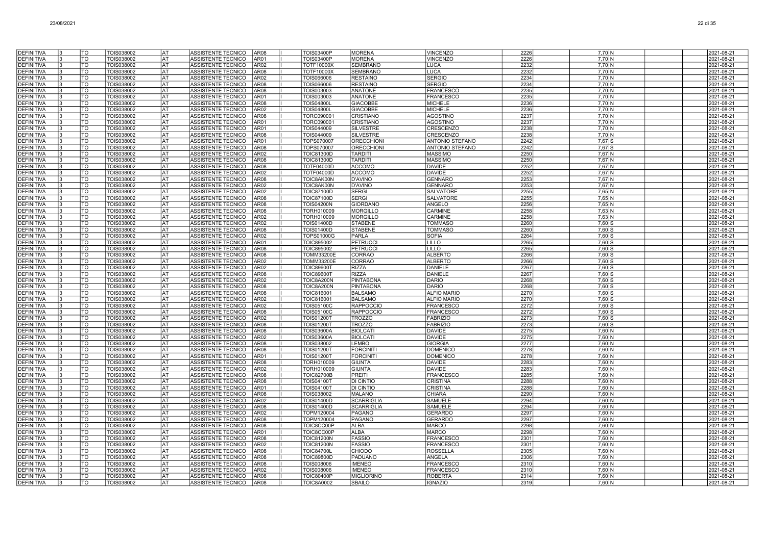| DEFINITIVA | 3 | TO | TOIS038002 | AT | ASSISTENTE TECNICO | AR08 | I | TOIS03400P | MORENA | VINCENZO | 2226 | | 7,70 | N | | 2021-08-21 |
|---|---|---|---|---|---|---|---|---|---|---|---|---|---|---|---|---|
| DEFINITIVA | 3 | TO | TOIS038002 | AT | ASSISTENTE TECNICO | AR01 | I | TOIS03400P | MORENA | VINCENZO | 2226 | | 7,70 | N | | 2021-08-21 |
| DEFINITIVA | 3 | TO | TOIS038002 | AT | ASSISTENTE TECNICO | AR02 | I | TOTF10000X | SEMBRANO | LUCA | 2232 | | 7,70 | N | | 2021-08-21 |
| DEFINITIVA | 3 | TO | TOIS038002 | AT | ASSISTENTE TECNICO | AR08 | I | TOTF10000X | SEMBRANO | LUCA | 2232 | | 7,70 | N | | 2021-08-21 |
| DEFINITIVA | 3 | TO | TOIS038002 | AT | ASSISTENTE TECNICO | AR02 | I | TOIS066006 | RESTAINO | SERGIO | 2234 | | 7,70 | N | | 2021-08-21 |
| DEFINITIVA | 3 | TO | TOIS038002 | AT | ASSISTENTE TECNICO | AR08 | I | TOIS066006 | RESTAINO | SERGIO | 2234 | | 7,70 | N | | 2021-08-21 |
| DEFINITIVA | 3 | TO | TOIS038002 | AT | ASSISTENTE TECNICO | AR08 | I | TOIS003003 | ANATONE | FRANCESCO | 2235 | | 7,70 | N | | 2021-08-21 |
| DEFINITIVA | 3 | TO | TOIS038002 | AT | ASSISTENTE TECNICO | AR01 | I | TOIS003003 | ANATONE | FRANCESCO | 2235 | | 7,70 | N | | 2021-08-21 |
| DEFINITIVA | 3 | TO | TOIS038002 | AT | ASSISTENTE TECNICO | AR08 | I | TOIS04800L | GIACOBBE | MICHELE | 2236 | | 7,70 | N | | 2021-08-21 |
| DEFINITIVA | 3 | TO | TOIS038002 | AT | ASSISTENTE TECNICO | AR02 | I | TOIS04800L | GIACOBBE | MICHELE | 2236 | | 7,70 | N | | 2021-08-21 |
| DEFINITIVA | 3 | TO | TOIS038002 | AT | ASSISTENTE TECNICO | AR08 | I | TORC090001 | CRISTIANO | AGOSTINO | 2237 | | 7,70 | N | | 2021-08-21 |
| DEFINITIVA | 3 | TO | TOIS038002 | AT | ASSISTENTE TECNICO | AR01 | I | TORC090001 | CRISTIANO | AGOSTINO | 2237 | | 7,70 | N | | 2021-08-21 |
| DEFINITIVA | 3 | TO | TOIS038002 | AT | ASSISTENTE TECNICO | AR01 | I | TOIS044009 | SILVESTRE | CRESCENZO | 2238 | | 7,70 | N | | 2021-08-21 |
| DEFINITIVA | 3 | TO | TOIS038002 | AT | ASSISTENTE TECNICO | AR08 | I | TOIS044009 | SILVESTRE | CRESCENZO | 2238 | | 7,70 | N | | 2021-08-21 |
| DEFINITIVA | 3 | TO | TOIS038002 | AT | ASSISTENTE TECNICO | AR01 | I | TOPS070007 | ORECCHIONI | ANTONIO STEFANO | 2242 | | 7,67 | S | | 2021-08-21 |
| DEFINITIVA | 3 | TO | TOIS038002 | AT | ASSISTENTE TECNICO | AR08 | I | TOPS070007 | ORECCHIONI | ANTONIO STEFANO | 2242 | | 7,67 | S | | 2021-08-21 |
| DEFINITIVA | 3 | TO | TOIS038002 | AT | ASSISTENTE TECNICO | AR02 | I | TOIC81300D | TARDITI | MASSIMO | 2250 | | 7,67 | N | | 2021-08-21 |
| DEFINITIVA | 3 | TO | TOIS038002 | AT | ASSISTENTE TECNICO | AR08 | I | TOIC81300D | TARDITI | MASSIMO | 2250 | | 7,67 | N | | 2021-08-21 |
| DEFINITIVA | 3 | TO | TOIS038002 | AT | ASSISTENTE TECNICO | AR08 | I | TOTF04000D | ACCOMO | DAVIDE | 2252 | | 7,67 | N | | 2021-08-21 |
| DEFINITIVA | 3 | TO | TOIS038002 | AT | ASSISTENTE TECNICO | AR02 | I | TOTF04000D | ACCOMO | DAVIDE | 2252 | | 7,67 | N | | 2021-08-21 |
| DEFINITIVA | 3 | TO | TOIS038002 | AT | ASSISTENTE TECNICO | AR08 | I | TOIC8AK00N | D'AVINO | GENNARO | 2253 | | 7,67 | N | | 2021-08-21 |
| DEFINITIVA | 3 | TO | TOIS038002 | AT | ASSISTENTE TECNICO | AR02 | I | TOIC8AK00N | D'AVINO | GENNARO | 2253 | | 7,67 | N | | 2021-08-21 |
| DEFINITIVA | 3 | TO | TOIS038002 | AT | ASSISTENTE TECNICO | AR02 | I | TOIC87100D | SERGI | SALVATORE | 2255 | | 7,65 | N | | 2021-08-21 |
| DEFINITIVA | 3 | TO | TOIS038002 | AT | ASSISTENTE TECNICO | AR08 | I | TOIC87100D | SERGI | SALVATORE | 2255 | | 7,65 | N | | 2021-08-21 |
| DEFINITIVA | 3 | TO | TOIS038002 | AT | ASSISTENTE TECNICO | AR08 | I | TOIS04200N | GIORDANO | ANGELO | 2256 | | 7,65 | N | | 2021-08-21 |
| DEFINITIVA | 3 | TO | TOIS038002 | AT | ASSISTENTE TECNICO | AR08 | I | TORH010009 | MORGILLO | CARMINE | 2258 | | 7,63 | N | | 2021-08-21 |
| DEFINITIVA | 3 | TO | TOIS038002 | AT | ASSISTENTE TECNICO | AR02 | I | TORH010009 | MORGILLO | CARMINE | 2258 | | 7,63 | N | | 2021-08-21 |
| DEFINITIVA | 3 | TO | TOIS038002 | AT | ASSISTENTE TECNICO | AR02 | I | TOIS01400D | STABENE | TOMMASO | 2260 | | 7,60 | S | | 2021-08-21 |
| DEFINITIVA | 3 | TO | TOIS038002 | AT | ASSISTENTE TECNICO | AR08 | I | TOIS01400D | STABENE | TOMMASO | 2260 | | 7,60 | S | | 2021-08-21 |
| DEFINITIVA | 3 | TO | TOIS038002 | AT | ASSISTENTE TECNICO | AR02 | I | TOPS01000G | PARLA | SOFIA | 2264 | | 7,60 | S | | 2021-08-21 |
| DEFINITIVA | 3 | TO | TOIS038002 | AT | ASSISTENTE TECNICO | AR01 | I | TOIC895002 | PETRUCCI | LILLO | 2265 | | 7,60 | S | | 2021-08-21 |
| DEFINITIVA | 3 | TO | TOIS038002 | AT | ASSISTENTE TECNICO | AR08 | I | TOIC895002 | PETRUCCI | LILLO | 2265 | | 7,60 | S | | 2021-08-21 |
| DEFINITIVA | 3 | TO | TOIS038002 | AT | ASSISTENTE TECNICO | AR08 | I | TOMM33200E | CORRAO | ALBERTO | 2266 | | 7,60 | S | | 2021-08-21 |
| DEFINITIVA | 3 | TO | TOIS038002 | AT | ASSISTENTE TECNICO | AR02 | I | TOMM33200E | CORRAO | ALBERTO | 2266 | | 7,60 | S | | 2021-08-21 |
| DEFINITIVA | 3 | TO | TOIS038002 | AT | ASSISTENTE TECNICO | AR02 | I | TOIC89600T | RIZZA | DANIELE | 2267 | | 7,60 | S | | 2021-08-21 |
| DEFINITIVA | 3 | TO | TOIS038002 | AT | ASSISTENTE TECNICO | AR08 | I | TOIC89600T | RIZZA | DANIELE | 2267 | | 7,60 | S | | 2021-08-21 |
| DEFINITIVA | 3 | TO | TOIS038002 | AT | ASSISTENTE TECNICO | AR02 | I | TOIC8A200N | PINTABONA | DARIO | 2268 | | 7,60 | S | | 2021-08-21 |
| DEFINITIVA | 3 | TO | TOIS038002 | AT | ASSISTENTE TECNICO | AR08 | I | TOIC8A200N | PINTABONA | DARIO | 2268 | | 7,60 | S | | 2021-08-21 |
| DEFINITIVA | 3 | TO | TOIS038002 | AT | ASSISTENTE TECNICO | AR08 | I | TOIC816001 | BALSAMO | ALFIO MARIO | 2270 | | 7,60 | S | | 2021-08-21 |
| DEFINITIVA | 3 | TO | TOIS038002 | AT | ASSISTENTE TECNICO | AR02 | I | TOIC816001 | BALSAMO | ALFIO MARIO | 2270 | | 7,60 | S | | 2021-08-21 |
| DEFINITIVA | 3 | TO | TOIS038002 | AT | ASSISTENTE TECNICO | AR02 | I | TOIS05100C | RAPPOCCIO | FRANCESCO | 2272 | | 7,60 | S | | 2021-08-21 |
| DEFINITIVA | 3 | TO | TOIS038002 | AT | ASSISTENTE TECNICO | AR08 | I | TOIS05100C | RAPPOCCIO | FRANCESCO | 2272 | | 7,60 | S | | 2021-08-21 |
| DEFINITIVA | 3 | TO | TOIS038002 | AT | ASSISTENTE TECNICO | AR02 | I | TOIS01200T | TROZZO | FABRIZIO | 2273 | | 7,60 | S | | 2021-08-21 |
| DEFINITIVA | 3 | TO | TOIS038002 | AT | ASSISTENTE TECNICO | AR08 | I | TOIS01200T | TROZZO | FABRIZIO | 2273 | | 7,60 | S | | 2021-08-21 |
| DEFINITIVA | 3 | TO | TOIS038002 | AT | ASSISTENTE TECNICO | AR08 | I | TOIS03600A | BIOLCATI | DAVIDE | 2275 | | 7,60 | N | | 2021-08-21 |
| DEFINITIVA | 3 | TO | TOIS038002 | AT | ASSISTENTE TECNICO | AR02 | I | TOIS03600A | BIOLCATI | DAVIDE | 2275 | | 7,60 | N | | 2021-08-21 |
| DEFINITIVA | 3 | TO | TOIS038002 | AT | ASSISTENTE TECNICO | AR08 | I | TOIS038002 | LEMBO | GIORGIA | 2277 | | 7,60 | N | | 2021-08-21 |
| DEFINITIVA | 3 | TO | TOIS038002 | AT | ASSISTENTE TECNICO | AR08 | I | TOIS01200T | FORCINITI | DOMENICO | 2278 | | 7,60 | N | | 2021-08-21 |
| DEFINITIVA | 3 | TO | TOIS038002 | AT | ASSISTENTE TECNICO | AR01 | I | TOIS01200T | FORCINITI | DOMENICO | 2278 | | 7,60 | N | | 2021-08-21 |
| DEFINITIVA | 3 | TO | TOIS038002 | AT | ASSISTENTE TECNICO | AR08 | I | TORH010009 | GIUNTA | DAVIDE | 2283 | | 7,60 | N | | 2021-08-21 |
| DEFINITIVA | 3 | TO | TOIS038002 | AT | ASSISTENTE TECNICO | AR02 | I | TORH010009 | GIUNTA | DAVIDE | 2283 | | 7,60 | N | | 2021-08-21 |
| DEFINITIVA | 3 | TO | TOIS038002 | AT | ASSISTENTE TECNICO | AR08 | I | TOIC82700B | PREITI | FRANCESCO | 2285 | | 7,60 | N | | 2021-08-21 |
| DEFINITIVA | 3 | TO | TOIS038002 | AT | ASSISTENTE TECNICO | AR08 | I | TOIS04100T | DI CINTIO | CRISTINA | 2288 | | 7,60 | N | | 2021-08-21 |
| DEFINITIVA | 3 | TO | TOIS038002 | AT | ASSISTENTE TECNICO | AR01 | I | TOIS04100T | DI CINTIO | CRISTINA | 2288 | | 7,60 | N | | 2021-08-21 |
| DEFINITIVA | 3 | TO | TOIS038002 | AT | ASSISTENTE TECNICO | AR08 | I | TOIS038002 | MALANO | CHIARA | 2290 | | 7,60 | N | | 2021-08-21 |
| DEFINITIVA | 3 | TO | TOIS038002 | AT | ASSISTENTE TECNICO | AR02 | I | TOIS01400D | SCARRIGLIA | SAMUELE | 2294 | | 7,60 | N | | 2021-08-21 |
| DEFINITIVA | 3 | TO | TOIS038002 | AT | ASSISTENTE TECNICO | AR08 | I | TOIS01400D | SCARRIGLIA | SAMUELE | 2294 | | 7,60 | N | | 2021-08-21 |
| DEFINITIVA | 3 | TO | TOIS038002 | AT | ASSISTENTE TECNICO | AR02 | I | TOPM120004 | PAGANO | GERARDO | 2297 | | 7,60 | N | | 2021-08-21 |
| DEFINITIVA | 3 | TO | TOIS038002 | AT | ASSISTENTE TECNICO | AR08 | I | TOPM120004 | PAGANO | GERARDO | 2297 | | 7,60 | N | | 2021-08-21 |
| DEFINITIVA | 3 | TO | TOIS038002 | AT | ASSISTENTE TECNICO | AR08 | I | TOIC8CC00P | ALBA | MARCO | 2298 | | 7,60 | N | | 2021-08-21 |
| DEFINITIVA | 3 | TO | TOIS038002 | AT | ASSISTENTE TECNICO | AR01 | I | TOIC8CC00P | ALBA | MARCO | 2298 | | 7,60 | N | | 2021-08-21 |
| DEFINITIVA | 3 | TO | TOIS038002 | AT | ASSISTENTE TECNICO | AR08 | I | TOIC81200N | FASSIO | FRANCESCO | 2301 | | 7,60 | N | | 2021-08-21 |
| DEFINITIVA | 3 | TO | TOIS038002 | AT | ASSISTENTE TECNICO | AR02 | I | TOIC81200N | FASSIO | FRANCESCO | 2301 | | 7,60 | N | | 2021-08-21 |
| DEFINITIVA | 3 | TO | TOIS038002 | AT | ASSISTENTE TECNICO | AR08 | I | TOIC84700L | CHIODO | ROSSELLA | 2305 | | 7,60 | N | | 2021-08-21 |
| DEFINITIVA | 3 | TO | TOIS038002 | AT | ASSISTENTE TECNICO | AR08 | I | TOIC89800D | PADUANO | ANGELA | 2306 | | 7,60 | N | | 2021-08-21 |
| DEFINITIVA | 3 | TO | TOIS038002 | AT | ASSISTENTE TECNICO | AR08 | I | TOIS008006 | IMENEO | FRANCESCO | 2310 | | 7,60 | N | | 2021-08-21 |
| DEFINITIVA | 3 | TO | TOIS038002 | AT | ASSISTENTE TECNICO | AR02 | I | TOIS008006 | IMENEO | FRANCESCO | 2310 | | 7,60 | N | | 2021-08-21 |
| DEFINITIVA | 3 | TO | TOIS038002 | AT | ASSISTENTE TECNICO | AR08 | I | TOIC80400P | MIGLIORINO | ROBERTA | 2314 | | 7,60 | N | | 2021-08-21 |
| DEFINITIVA | 3 | TO | TOIS038002 | AT | ASSISTENTE TECNICO | AR08 | I | TOIC8A0002 | SBAILO | IGNAZIO | 2319 | | 7,60 | N | | 2021-08-21 |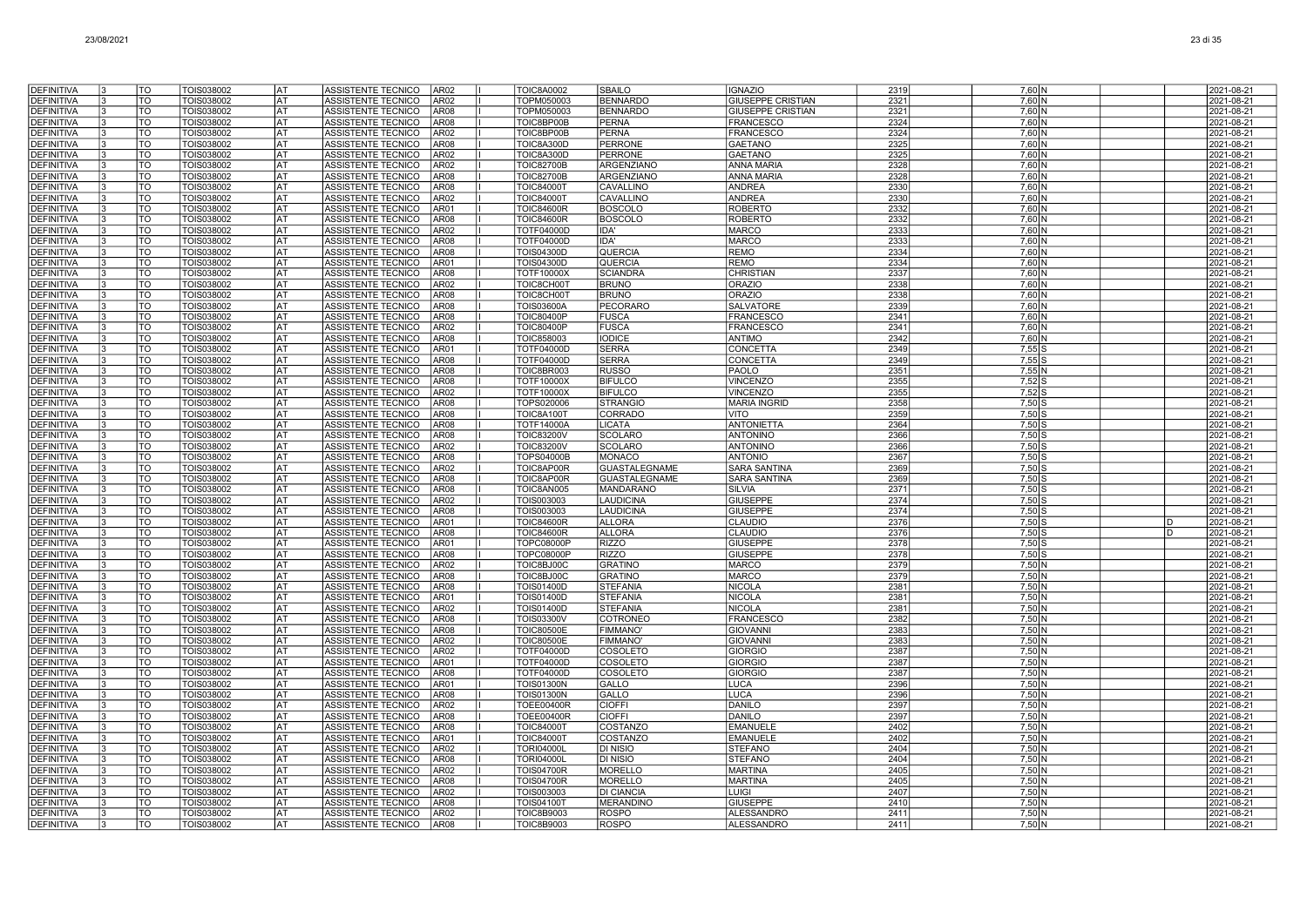| DEFINITIVA | 3 | TO | TOIS038002 | AT | ASSISTENTE TECNICO | AR02 | I | TOIC8A0002 | SBAILO | IGNAZIO | 2319 | 7,60 | N | | | 2021-08-21 |
|---|---|---|---|---|---|---|---|---|---|---|---|---|---|---|---|---|
| DEFINITIVA | 3 | TO | TOIS038002 | AT | ASSISTENTE TECNICO | AR02 | I | TOPM050003 | BENNARDO | GIUSEPPE CRISTIAN | 2321 | 7,60 | N | | | 2021-08-21 |
| DEFINITIVA | 3 | TO | TOIS038002 | AT | ASSISTENTE TECNICO | AR08 | I | TOPM050003 | BENNARDO | GIUSEPPE CRISTIAN | 2321 | 7,60 | N | | | 2021-08-21 |
| DEFINITIVA | 3 | TO | TOIS038002 | AT | ASSISTENTE TECNICO | AR08 | I | TOIC8BP00B | PERNA | FRANCESCO | 2324 | 7,60 | N | | | 2021-08-21 |
| DEFINITIVA | 3 | TO | TOIS038002 | AT | ASSISTENTE TECNICO | AR02 | I | TOIC8BP00B | PERNA | FRANCESCO | 2324 | 7,60 | N | | | 2021-08-21 |
| DEFINITIVA | 3 | TO | TOIS038002 | AT | ASSISTENTE TECNICO | AR08 | I | TOIC8A300D | PERRONE | GAETANO | 2325 | 7,60 | N | | | 2021-08-21 |
| DEFINITIVA | 3 | TO | TOIS038002 | AT | ASSISTENTE TECNICO | AR02 | I | TOIC8A300D | PERRONE | GAETANO | 2325 | 7,60 | N | | | 2021-08-21 |
| DEFINITIVA | 3 | TO | TOIS038002 | AT | ASSISTENTE TECNICO | AR02 | I | TOIC82700B | ARGENZIANO | ANNA MARIA | 2328 | 7,60 | N | | | 2021-08-21 |
| DEFINITIVA | 3 | TO | TOIS038002 | AT | ASSISTENTE TECNICO | AR08 | I | TOIC82700B | ARGENZIANO | ANNA MARIA | 2328 | 7,60 | N | | | 2021-08-21 |
| DEFINITIVA | 3 | TO | TOIS038002 | AT | ASSISTENTE TECNICO | AR08 | I | TOIC84000T | CAVALLINO | ANDREA | 2330 | 7,60 | N | | | 2021-08-21 |
| DEFINITIVA | 3 | TO | TOIS038002 | AT | ASSISTENTE TECNICO | AR02 | I | TOIC84000T | CAVALLINO | ANDREA | 2330 | 7,60 | N | | | 2021-08-21 |
| DEFINITIVA | 3 | TO | TOIS038002 | AT | ASSISTENTE TECNICO | AR01 | I | TOIC84600R | BOSCOLO | ROBERTO | 2332 | 7,60 | N | | | 2021-08-21 |
| DEFINITIVA | 3 | TO | TOIS038002 | AT | ASSISTENTE TECNICO | AR08 | I | TOIC84600R | BOSCOLO | ROBERTO | 2332 | 7,60 | N | | | 2021-08-21 |
| DEFINITIVA | 3 | TO | TOIS038002 | AT | ASSISTENTE TECNICO | AR02 | I | TOTF04000D | IDA' | MARCO | 2333 | 7,60 | N | | | 2021-08-21 |
| DEFINITIVA | 3 | TO | TOIS038002 | AT | ASSISTENTE TECNICO | AR08 | I | TOTF04000D | IDA' | MARCO | 2333 | 7,60 | N | | | 2021-08-21 |
| DEFINITIVA | 3 | TO | TOIS038002 | AT | ASSISTENTE TECNICO | AR08 | I | TOIS04300D | QUERCIA | REMO | 2334 | 7,60 | N | | | 2021-08-21 |
| DEFINITIVA | 3 | TO | TOIS038002 | AT | ASSISTENTE TECNICO | AR01 | I | TOIS04300D | QUERCIA | REMO | 2334 | 7,60 | N | | | 2021-08-21 |
| DEFINITIVA | 3 | TO | TOIS038002 | AT | ASSISTENTE TECNICO | AR08 | I | TOTF10000X | SCIANDRA | CHRISTIAN | 2337 | 7,60 | N | | | 2021-08-21 |
| DEFINITIVA | 3 | TO | TOIS038002 | AT | ASSISTENTE TECNICO | AR02 | I | TOIC8CH00T | BRUNO | ORAZIO | 2338 | 7,60 | N | | | 2021-08-21 |
| DEFINITIVA | 3 | TO | TOIS038002 | AT | ASSISTENTE TECNICO | AR08 | I | TOIC8CH00T | BRUNO | ORAZIO | 2338 | 7,60 | N | | | 2021-08-21 |
| DEFINITIVA | 3 | TO | TOIS038002 | AT | ASSISTENTE TECNICO | AR08 | I | TOIS03600A | PECORARO | SALVATORE | 2339 | 7,60 | N | | | 2021-08-21 |
| DEFINITIVA | 3 | TO | TOIS038002 | AT | ASSISTENTE TECNICO | AR08 | I | TOIC80400P | FUSCA | FRANCESCO | 2341 | 7,60 | N | | | 2021-08-21 |
| DEFINITIVA | 3 | TO | TOIS038002 | AT | ASSISTENTE TECNICO | AR02 | I | TOIC80400P | FUSCA | FRANCESCO | 2341 | 7,60 | N | | | 2021-08-21 |
| DEFINITIVA | 3 | TO | TOIS038002 | AT | ASSISTENTE TECNICO | AR08 | I | TOIC858003 | IODICE | ANTIMO | 2342 | 7,60 | N | | | 2021-08-21 |
| DEFINITIVA | 3 | TO | TOIS038002 | AT | ASSISTENTE TECNICO | AR01 | I | TOTF04000D | SERRA | CONCETTA | 2349 | 7,55 | S | | | 2021-08-21 |
| DEFINITIVA | 3 | TO | TOIS038002 | AT | ASSISTENTE TECNICO | AR08 | I | TOTF04000D | SERRA | CONCETTA | 2349 | 7,55 | S | | | 2021-08-21 |
| DEFINITIVA | 3 | TO | TOIS038002 | AT | ASSISTENTE TECNICO | AR08 | I | TOIC8BR003 | RUSSO | PAOLO | 2351 | 7,55 | N | | | 2021-08-21 |
| DEFINITIVA | 3 | TO | TOIS038002 | AT | ASSISTENTE TECNICO | AR08 | I | TOTF10000X | BIFULCO | VINCENZO | 2355 | 7,52 | S | | | 2021-08-21 |
| DEFINITIVA | 3 | TO | TOIS038002 | AT | ASSISTENTE TECNICO | AR02 | I | TOTF10000X | BIFULCO | VINCENZO | 2355 | 7,52 | S | | | 2021-08-21 |
| DEFINITIVA | 3 | TO | TOIS038002 | AT | ASSISTENTE TECNICO | AR08 | I | TOPS020006 | STRANGIO | MARIA INGRID | 2358 | 7,50 | S | | | 2021-08-21 |
| DEFINITIVA | 3 | TO | TOIS038002 | AT | ASSISTENTE TECNICO | AR08 | I | TOIC8A100T | CORRADO | VITO | 2359 | 7,50 | S | | | 2021-08-21 |
| DEFINITIVA | 3 | TO | TOIS038002 | AT | ASSISTENTE TECNICO | AR08 | I | TOTF14000A | LICATA | ANTONIETTA | 2364 | 7,50 | S | | | 2021-08-21 |
| DEFINITIVA | 3 | TO | TOIS038002 | AT | ASSISTENTE TECNICO | AR08 | I | TOIC83200V | SCOLARO | ANTONINO | 2366 | 7,50 | S | | | 2021-08-21 |
| DEFINITIVA | 3 | TO | TOIS038002 | AT | ASSISTENTE TECNICO | AR02 | I | TOIC83200V | SCOLARO | ANTONINO | 2366 | 7,50 | S | | | 2021-08-21 |
| DEFINITIVA | 3 | TO | TOIS038002 | AT | ASSISTENTE TECNICO | AR08 | I | TOPS04000B | MONACO | ANTONIO | 2367 | 7,50 | S | | | 2021-08-21 |
| DEFINITIVA | 3 | TO | TOIS038002 | AT | ASSISTENTE TECNICO | AR02 | I | TOIC8AP00R | GUASTALEGNAME | SARA SANTINA | 2369 | 7,50 | S | | | 2021-08-21 |
| DEFINITIVA | 3 | TO | TOIS038002 | AT | ASSISTENTE TECNICO | AR08 | I | TOIC8AP00R | GUASTALEGNAME | SARA SANTINA | 2369 | 7,50 | S | | | 2021-08-21 |
| DEFINITIVA | 3 | TO | TOIS038002 | AT | ASSISTENTE TECNICO | AR08 | I | TOIC8AN005 | MANDARANO | SILVIA | 2371 | 7,50 | S | | | 2021-08-21 |
| DEFINITIVA | 3 | TO | TOIS038002 | AT | ASSISTENTE TECNICO | AR02 | I | TOIS003003 | LAUDICINA | GIUSEPPE | 2374 | 7,50 | S | | | 2021-08-21 |
| DEFINITIVA | 3 | TO | TOIS038002 | AT | ASSISTENTE TECNICO | AR08 | I | TOIS003003 | LAUDICINA | GIUSEPPE | 2374 | 7,50 | S | | | 2021-08-21 |
| DEFINITIVA | 3 | TO | TOIS038002 | AT | ASSISTENTE TECNICO | AR01 | I | TOIC84600R | ALLORA | CLAUDIO | 2376 | 7,50 | S | | D | 2021-08-21 |
| DEFINITIVA | 3 | TO | TOIS038002 | AT | ASSISTENTE TECNICO | AR08 | I | TOIC84600R | ALLORA | CLAUDIO | 2376 | 7,50 | S | | D | 2021-08-21 |
| DEFINITIVA | 3 | TO | TOIS038002 | AT | ASSISTENTE TECNICO | AR01 | I | TOPC08000P | RIZZO | GIUSEPPE | 2378 | 7,50 | S | | | 2021-08-21 |
| DEFINITIVA | 3 | TO | TOIS038002 | AT | ASSISTENTE TECNICO | AR08 | I | TOPC08000P | RIZZO | GIUSEPPE | 2378 | 7,50 | S | | | 2021-08-21 |
| DEFINITIVA | 3 | TO | TOIS038002 | AT | ASSISTENTE TECNICO | AR02 | I | TOIC8BJ00C | GRATINO | MARCO | 2379 | 7,50 | N | | | 2021-08-21 |
| DEFINITIVA | 3 | TO | TOIS038002 | AT | ASSISTENTE TECNICO | AR08 | I | TOIC8BJ00C | GRATINO | MARCO | 2379 | 7,50 | N | | | 2021-08-21 |
| DEFINITIVA | 3 | TO | TOIS038002 | AT | ASSISTENTE TECNICO | AR08 | I | TOIS01400D | STEFANIA | NICOLA | 2381 | 7,50 | N | | | 2021-08-21 |
| DEFINITIVA | 3 | TO | TOIS038002 | AT | ASSISTENTE TECNICO | AR01 | I | TOIS01400D | STEFANIA | NICOLA | 2381 | 7,50 | N | | | 2021-08-21 |
| DEFINITIVA | 3 | TO | TOIS038002 | AT | ASSISTENTE TECNICO | AR02 | I | TOIS01400D | STEFANIA | NICOLA | 2381 | 7,50 | N | | | 2021-08-21 |
| DEFINITIVA | 3 | TO | TOIS038002 | AT | ASSISTENTE TECNICO | AR08 | I | TOIS03300V | COTRONEO | FRANCESCO | 2382 | 7,50 | N | | | 2021-08-21 |
| DEFINITIVA | 3 | TO | TOIS038002 | AT | ASSISTENTE TECNICO | AR08 | I | TOIC80500E | FIMMANO' | GIOVANNI | 2383 | 7,50 | N | | | 2021-08-21 |
| DEFINITIVA | 3 | TO | TOIS038002 | AT | ASSISTENTE TECNICO | AR02 | I | TOIC80500E | FIMMANO' | GIOVANNI | 2383 | 7,50 | N | | | 2021-08-21 |
| DEFINITIVA | 3 | TO | TOIS038002 | AT | ASSISTENTE TECNICO | AR02 | I | TOTF04000D | COSOLETO | GIORGIO | 2387 | 7,50 | N | | | 2021-08-21 |
| DEFINITIVA | 3 | TO | TOIS038002 | AT | ASSISTENTE TECNICO | AR01 | I | TOTF04000D | COSOLETO | GIORGIO | 2387 | 7,50 | N | | | 2021-08-21 |
| DEFINITIVA | 3 | TO | TOIS038002 | AT | ASSISTENTE TECNICO | AR08 | I | TOTF04000D | COSOLETO | GIORGIO | 2387 | 7,50 | N | | | 2021-08-21 |
| DEFINITIVA | 3 | TO | TOIS038002 | AT | ASSISTENTE TECNICO | AR01 | I | TOIS01300N | GALLO | LUCA | 2396 | 7,50 | N | | | 2021-08-21 |
| DEFINITIVA | 3 | TO | TOIS038002 | AT | ASSISTENTE TECNICO | AR08 | I | TOIS01300N | GALLO | LUCA | 2396 | 7,50 | N | | | 2021-08-21 |
| DEFINITIVA | 3 | TO | TOIS038002 | AT | ASSISTENTE TECNICO | AR02 | I | TOEE00400R | CIOFFI | DANILO | 2397 | 7,50 | N | | | 2021-08-21 |
| DEFINITIVA | 3 | TO | TOIS038002 | AT | ASSISTENTE TECNICO | AR08 | I | TOEE00400R | CIOFFI | DANILO | 2397 | 7,50 | N | | | 2021-08-21 |
| DEFINITIVA | 3 | TO | TOIS038002 | AT | ASSISTENTE TECNICO | AR08 | I | TOIC84000T | COSTANZO | EMANUELE | 2402 | 7,50 | N | | | 2021-08-21 |
| DEFINITIVA | 3 | TO | TOIS038002 | AT | ASSISTENTE TECNICO | AR01 | I | TOIC84000T | COSTANZO | EMANUELE | 2402 | 7,50 | N | | | 2021-08-21 |
| DEFINITIVA | 3 | TO | TOIS038002 | AT | ASSISTENTE TECNICO | AR02 | I | TORI04000L | DI NISIO | STEFANO | 2404 | 7,50 | N | | | 2021-08-21 |
| DEFINITIVA | 3 | TO | TOIS038002 | AT | ASSISTENTE TECNICO | AR08 | I | TORI04000L | DI NISIO | STEFANO | 2404 | 7,50 | N | | | 2021-08-21 |
| DEFINITIVA | 3 | TO | TOIS038002 | AT | ASSISTENTE TECNICO | AR02 | I | TOIS04700R | MORELLO | MARTINA | 2405 | 7,50 | N | | | 2021-08-21 |
| DEFINITIVA | 3 | TO | TOIS038002 | AT | ASSISTENTE TECNICO | AR08 | I | TOIS04700R | MORELLO | MARTINA | 2405 | 7,50 | N | | | 2021-08-21 |
| DEFINITIVA | 3 | TO | TOIS038002 | AT | ASSISTENTE TECNICO | AR02 | I | TOIS003003 | DI CIANCIA | LUIGI | 2407 | 7,50 | N | | | 2021-08-21 |
| DEFINITIVA | 3 | TO | TOIS038002 | AT | ASSISTENTE TECNICO | AR08 | I | TOIS04100T | MERANDINO | GIUSEPPE | 2410 | 7,50 | N | | | 2021-08-21 |
| DEFINITIVA | 3 | TO | TOIS038002 | AT | ASSISTENTE TECNICO | AR02 | I | TOIC8B9003 | ROSPO | ALESSANDRO | 2411 | 7,50 | N | | | 2021-08-21 |
| DEFINITIVA | 3 | TO | TOIS038002 | AT | ASSISTENTE TECNICO | AR08 | I | TOIC8B9003 | ROSPO | ALESSANDRO | 2411 | 7,50 | N | | | 2021-08-21 |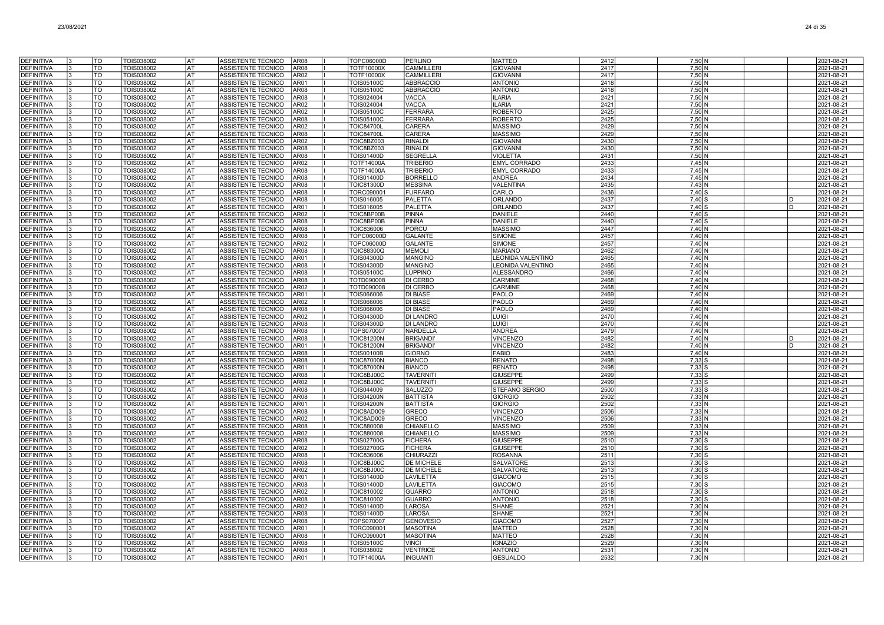| | | | | | | | | | | | | | | | | |
|---|---|---|---|---|---|---|---|---|---|---|---|---|---|---|---|---|
| DEFINITIVA | 3 | TO | TOIS038002 | AT | ASSISTENTE TECNICO | AR08 | I | TOPC06000D | PERLINO | MATTEO | 2412 | 7,50 | N | | | 2021-08-21 |
| DEFINITIVA | 3 | TO | TOIS038002 | AT | ASSISTENTE TECNICO | AR08 | I | TOTF10000X | CAMMILLERI | GIOVANNI | 2417 | 7,50 | N | | | 2021-08-21 |
| DEFINITIVA | 3 | TO | TOIS038002 | AT | ASSISTENTE TECNICO | AR02 | I | TOTF10000X | CAMMILLERI | GIOVANNI | 2417 | 7,50 | N | | | 2021-08-21 |
| DEFINITIVA | 3 | TO | TOIS038002 | AT | ASSISTENTE TECNICO | AR01 | I | TOIS05100C | ABBRACCIO | ANTONIO | 2418 | 7,50 | N | | | 2021-08-21 |
| DEFINITIVA | 3 | TO | TOIS038002 | AT | ASSISTENTE TECNICO | AR08 | I | TOIS05100C | ABBRACCIO | ANTONIO | 2418 | 7,50 | N | | | 2021-08-21 |
| DEFINITIVA | 3 | TO | TOIS038002 | AT | ASSISTENTE TECNICO | AR08 | I | TOIS024004 | VACCA | ILARIA | 2421 | 7,50 | N | | | 2021-08-21 |
| DEFINITIVA | 3 | TO | TOIS038002 | AT | ASSISTENTE TECNICO | AR02 | I | TOIS024004 | VACCA | ILARIA | 2421 | 7,50 | N | | | 2021-08-21 |
| DEFINITIVA | 3 | TO | TOIS038002 | AT | ASSISTENTE TECNICO | AR02 | I | TOIS05100C | FERRARA | ROBERTO | 2425 | 7,50 | N | | | 2021-08-21 |
| DEFINITIVA | 3 | TO | TOIS038002 | AT | ASSISTENTE TECNICO | AR08 | I | TOIS05100C | FERRARA | ROBERTO | 2425 | 7,50 | N | | | 2021-08-21 |
| DEFINITIVA | 3 | TO | TOIS038002 | AT | ASSISTENTE TECNICO | AR02 | I | TOIC84700L | CARERA | MASSIMO | 2429 | 7,50 | N | | | 2021-08-21 |
| DEFINITIVA | 3 | TO | TOIS038002 | AT | ASSISTENTE TECNICO | AR08 | I | TOIC84700L | CARERA | MASSIMO | 2429 | 7,50 | N | | | 2021-08-21 |
| DEFINITIVA | 3 | TO | TOIS038002 | AT | ASSISTENTE TECNICO | AR02 | I | TOIC8BZ003 | RINALDI | GIOVANNI | 2430 | 7,50 | N | | | 2021-08-21 |
| DEFINITIVA | 3 | TO | TOIS038002 | AT | ASSISTENTE TECNICO | AR08 | I | TOIC8BZ003 | RINALDI | GIOVANNI | 2430 | 7,50 | N | | | 2021-08-21 |
| DEFINITIVA | 3 | TO | TOIS038002 | AT | ASSISTENTE TECNICO | AR08 | I | TOIS01400D | SEGRELLA | VIOLETTA | 2431 | 7,50 | N | | | 2021-08-21 |
| DEFINITIVA | 3 | TO | TOIS038002 | AT | ASSISTENTE TECNICO | AR02 | I | TOTF14000A | TRIBERIO | EMYL CORRADO | 2433 | 7,45 | N | | | 2021-08-21 |
| DEFINITIVA | 3 | TO | TOIS038002 | AT | ASSISTENTE TECNICO | AR08 | I | TOTF14000A | TRIBERIO | EMYL CORRADO | 2433 | 7,45 | N | | | 2021-08-21 |
| DEFINITIVA | 3 | TO | TOIS038002 | AT | ASSISTENTE TECNICO | AR08 | I | TOIS01400D | BORRELLO | ANDREA | 2434 | 7,45 | N | | | 2021-08-21 |
| DEFINITIVA | 3 | TO | TOIS038002 | AT | ASSISTENTE TECNICO | AR08 | I | TOIC81300D | MESSINA | VALENTINA | 2435 | 7,43 | N | | | 2021-08-21 |
| DEFINITIVA | 3 | TO | TOIS038002 | AT | ASSISTENTE TECNICO | AR08 | I | TORC090001 | FURFARO | CARLO | 2436 | 7,40 | S | | | 2021-08-21 |
| DEFINITIVA | 3 | TO | TOIS038002 | AT | ASSISTENTE TECNICO | AR08 | I | TOIS016005 | PALETTA | ORLANDO | 2437 | 7,40 | S | | D | 2021-08-21 |
| DEFINITIVA | 3 | TO | TOIS038002 | AT | ASSISTENTE TECNICO | AR01 | I | TOIS016005 | PALETTA | ORLANDO | 2437 | 7,40 | S | | D | 2021-08-21 |
| DEFINITIVA | 3 | TO | TOIS038002 | AT | ASSISTENTE TECNICO | AR02 | I | TOIC8BP00B | PINNA | DANIELE | 2440 | 7,40 | S | | | 2021-08-21 |
| DEFINITIVA | 3 | TO | TOIS038002 | AT | ASSISTENTE TECNICO | AR08 | I | TOIC8BP00B | PINNA | DANIELE | 2440 | 7,40 | S | | | 2021-08-21 |
| DEFINITIVA | 3 | TO | TOIS038002 | AT | ASSISTENTE TECNICO | AR08 | I | TOIC836006 | PORCU | MASSIMO | 2447 | 7,40 | N | | | 2021-08-21 |
| DEFINITIVA | 3 | TO | TOIS038002 | AT | ASSISTENTE TECNICO | AR08 | I | TOPC06000D | GALANTE | SIMONE | 2457 | 7,40 | N | | | 2021-08-21 |
| DEFINITIVA | 3 | TO | TOIS038002 | AT | ASSISTENTE TECNICO | AR02 | I | TOPC06000D | GALANTE | SIMONE | 2457 | 7,40 | N | | | 2021-08-21 |
| DEFINITIVA | 3 | TO | TOIS038002 | AT | ASSISTENTE TECNICO | AR08 | I | TOIC88300Q | MEMOLI | MARIANO | 2462 | 7,40 | N | | | 2021-08-21 |
| DEFINITIVA | 3 | TO | TOIS038002 | AT | ASSISTENTE TECNICO | AR01 | I | TOIS04300D | MANGINO | LEONIDA VALENTINO | 2465 | 7,40 | N | | | 2021-08-21 |
| DEFINITIVA | 3 | TO | TOIS038002 | AT | ASSISTENTE TECNICO | AR08 | I | TOIS04300D | MANGINO | LEONIDA VALENTINO | 2465 | 7,40 | N | | | 2021-08-21 |
| DEFINITIVA | 3 | TO | TOIS038002 | AT | ASSISTENTE TECNICO | AR08 | I | TOIS05100C | LUPPINO | ALESSANDRO | 2466 | 7,40 | N | | | 2021-08-21 |
| DEFINITIVA | 3 | TO | TOIS038002 | AT | ASSISTENTE TECNICO | AR08 | I | TOTD090008 | DI CERBO | CARMINE | 2468 | 7,40 | N | | | 2021-08-21 |
| DEFINITIVA | 3 | TO | TOIS038002 | AT | ASSISTENTE TECNICO | AR02 | I | TOTD090008 | DI CERBO | CARMINE | 2468 | 7,40 | N | | | 2021-08-21 |
| DEFINITIVA | 3 | TO | TOIS038002 | AT | ASSISTENTE TECNICO | AR01 | I | TOIS066006 | DI BIASE | PAOLO | 2469 | 7,40 | N | | | 2021-08-21 |
| DEFINITIVA | 3 | TO | TOIS038002 | AT | ASSISTENTE TECNICO | AR02 | I | TOIS066006 | DI BIASE | PAOLO | 2469 | 7,40 | N | | | 2021-08-21 |
| DEFINITIVA | 3 | TO | TOIS038002 | AT | ASSISTENTE TECNICO | AR08 | I | TOIS066006 | DI BIASE | PAOLO | 2469 | 7,40 | N | | | 2021-08-21 |
| DEFINITIVA | 3 | TO | TOIS038002 | AT | ASSISTENTE TECNICO | AR02 | I | TOIS04300D | DI LANDRO | LUIGI | 2470 | 7,40 | N | | | 2021-08-21 |
| DEFINITIVA | 3 | TO | TOIS038002 | AT | ASSISTENTE TECNICO | AR08 | I | TOIS04300D | DI LANDRO | LUIGI | 2470 | 7,40 | N | | | 2021-08-21 |
| DEFINITIVA | 3 | TO | TOIS038002 | AT | ASSISTENTE TECNICO | AR08 | I | TOPS070007 | NARDELLA | ANDREA | 2479 | 7,40 | N | | | 2021-08-21 |
| DEFINITIVA | 3 | TO | TOIS038002 | AT | ASSISTENTE TECNICO | AR08 | I | TOIC81200N | BRIGANDI' | VINCENZO | 2482 | 7,40 | N | | D | 2021-08-21 |
| DEFINITIVA | 3 | TO | TOIS038002 | AT | ASSISTENTE TECNICO | AR01 | I | TOIC81200N | BRIGANDI' | VINCENZO | 2482 | 7,40 | N | | D | 2021-08-21 |
| DEFINITIVA | 3 | TO | TOIS038002 | AT | ASSISTENTE TECNICO | AR08 | I | TOIS00100B | GIORNO | FABIO | 2483 | 7,40 | N | | | 2021-08-21 |
| DEFINITIVA | 3 | TO | TOIS038002 | AT | ASSISTENTE TECNICO | AR08 | I | TOIC87000N | BIANCO | RENATO | 2498 | 7,33 | S | | | 2021-08-21 |
| DEFINITIVA | 3 | TO | TOIS038002 | AT | ASSISTENTE TECNICO | AR01 | I | TOIC87000N | BIANCO | RENATO | 2498 | 7,33 | S | | | 2021-08-21 |
| DEFINITIVA | 3 | TO | TOIS038002 | AT | ASSISTENTE TECNICO | AR08 | I | TOIC8BJ00C | TAVERNITI | GIUSEPPE | 2499 | 7,33 | S | | | 2021-08-21 |
| DEFINITIVA | 3 | TO | TOIS038002 | AT | ASSISTENTE TECNICO | AR02 | I | TOIC8BJ00C | TAVERNITI | GIUSEPPE | 2499 | 7,33 | S | | | 2021-08-21 |
| DEFINITIVA | 3 | TO | TOIS038002 | AT | ASSISTENTE TECNICO | AR08 | I | TOIS044009 | SALUZZO | STEFANO SERGIO | 2500 | 7,33 | S | | | 2021-08-21 |
| DEFINITIVA | 3 | TO | TOIS038002 | AT | ASSISTENTE TECNICO | AR08 | I | TOIS04200N | BATTISTA | GIORGIO | 2502 | 7,33 | N | | | 2021-08-21 |
| DEFINITIVA | 3 | TO | TOIS038002 | AT | ASSISTENTE TECNICO | AR01 | I | TOIS04200N | BATTISTA | GIORGIO | 2502 | 7,33 | N | | | 2021-08-21 |
| DEFINITIVA | 3 | TO | TOIS038002 | AT | ASSISTENTE TECNICO | AR08 | I | TOIC8AD009 | GRECO | VINCENZO | 2506 | 7,33 | N | | | 2021-08-21 |
| DEFINITIVA | 3 | TO | TOIS038002 | AT | ASSISTENTE TECNICO | AR02 | I | TOIC8AD009 | GRECO | VINCENZO | 2506 | 7,33 | N | | | 2021-08-21 |
| DEFINITIVA | 3 | TO | TOIS038002 | AT | ASSISTENTE TECNICO | AR08 | I | TOIC880008 | CHIANELLO | MASSIMO | 2509 | 7,33 | N | | | 2021-08-21 |
| DEFINITIVA | 3 | TO | TOIS038002 | AT | ASSISTENTE TECNICO | AR02 | I | TOIC880008 | CHIANELLO | MASSIMO | 2509 | 7,33 | N | | | 2021-08-21 |
| DEFINITIVA | 3 | TO | TOIS038002 | AT | ASSISTENTE TECNICO | AR08 | I | TOIS02700G | FICHERA | GIUSEPPE | 2510 | 7,30 | S | | | 2021-08-21 |
| DEFINITIVA | 3 | TO | TOIS038002 | AT | ASSISTENTE TECNICO | AR02 | I | TOIS02700G | FICHERA | GIUSEPPE | 2510 | 7,30 | S | | | 2021-08-21 |
| DEFINITIVA | 3 | TO | TOIS038002 | AT | ASSISTENTE TECNICO | AR08 | I | TOIC836006 | CHIURAZZI | ROSANNA | 2511 | 7,30 | S | | | 2021-08-21 |
| DEFINITIVA | 3 | TO | TOIS038002 | AT | ASSISTENTE TECNICO | AR08 | I | TOIC8BJ00C | DE MICHELE | SALVATORE | 2513 | 7,30 | S | | | 2021-08-21 |
| DEFINITIVA | 3 | TO | TOIS038002 | AT | ASSISTENTE TECNICO | AR02 | I | TOIC8BJ00C | DE MICHELE | SALVATORE | 2513 | 7,30 | S | | | 2021-08-21 |
| DEFINITIVA | 3 | TO | TOIS038002 | AT | ASSISTENTE TECNICO | AR01 | I | TOIS01400D | LAVILETTA | GIACOMO | 2515 | 7,30 | S | | | 2021-08-21 |
| DEFINITIVA | 3 | TO | TOIS038002 | AT | ASSISTENTE TECNICO | AR08 | I | TOIS01400D | LAVILETTA | GIACOMO | 2515 | 7,30 | S | | | 2021-08-21 |
| DEFINITIVA | 3 | TO | TOIS038002 | AT | ASSISTENTE TECNICO | AR02 | I | TOIC810002 | GUARRO | ANTONIO | 2518 | 7,30 | S | | | 2021-08-21 |
| DEFINITIVA | 3 | TO | TOIS038002 | AT | ASSISTENTE TECNICO | AR08 | I | TOIC810002 | GUARRO | ANTONIO | 2518 | 7,30 | S | | | 2021-08-21 |
| DEFINITIVA | 3 | TO | TOIS038002 | AT | ASSISTENTE TECNICO | AR02 | I | TOIS01400D | LAROSA | SHANE | 2521 | 7,30 | N | | | 2021-08-21 |
| DEFINITIVA | 3 | TO | TOIS038002 | AT | ASSISTENTE TECNICO | AR08 | I | TOIS01400D | LAROSA | SHANE | 2521 | 7,30 | N | | | 2021-08-21 |
| DEFINITIVA | 3 | TO | TOIS038002 | AT | ASSISTENTE TECNICO | AR08 | I | TOPS070007 | GENOVESIO | GIACOMO | 2527 | 7,30 | N | | | 2021-08-21 |
| DEFINITIVA | 3 | TO | TOIS038002 | AT | ASSISTENTE TECNICO | AR01 | I | TORC090001 | MASOTINA | MATTEO | 2528 | 7,30 | N | | | 2021-08-21 |
| DEFINITIVA | 3 | TO | TOIS038002 | AT | ASSISTENTE TECNICO | AR08 | I | TORC090001 | MASOTINA | MATTEO | 2528 | 7,30 | N | | | 2021-08-21 |
| DEFINITIVA | 3 | TO | TOIS038002 | AT | ASSISTENTE TECNICO | AR08 | I | TOIS05100C | VINCI | IGNAZIO | 2529 | 7,30 | N | | | 2021-08-21 |
| DEFINITIVA | 3 | TO | TOIS038002 | AT | ASSISTENTE TECNICO | AR08 | I | TOIS038002 | VENTRICE | ANTONIO | 2531 | 7,30 | N | | | 2021-08-21 |
| DEFINITIVA | 3 | TO | TOIS038002 | AT | ASSISTENTE TECNICO | AR01 | I | TOTF14000A | INGUANTI | GESUALDO | 2532 | 7,30 | N | | | 2021-08-21 |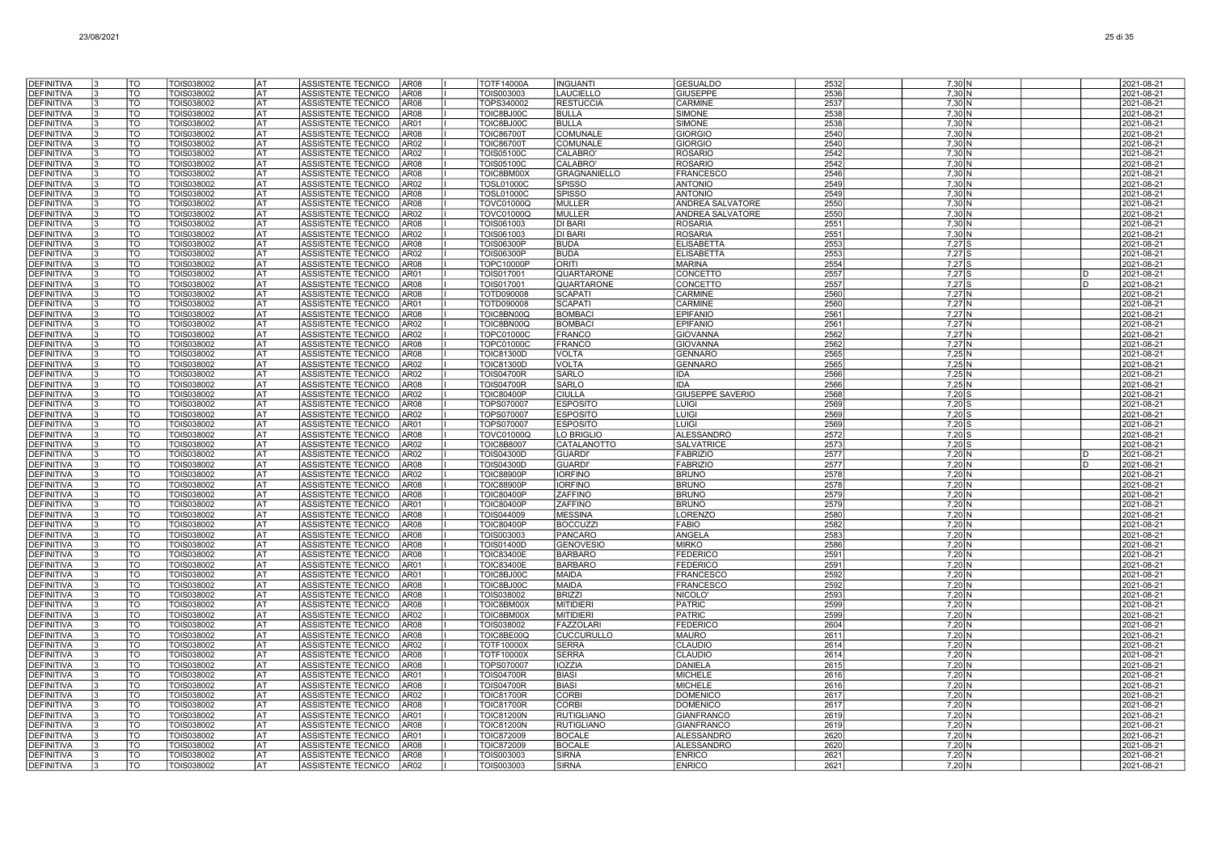| | | | | | | | | | | | | | | | | |
|---|---|---|---|---|---|---|---|---|---|---|---|---|---|---|---|---|
| DEFINITIVA | 3 | TO | TOIS038002 | AT | ASSISTENTE TECNICO | AR08 | I | TOTF14000A | INGUANTI | GESUALDO | 2532 | 7,30 | N | | | 2021-08-21 |
| DEFINITIVA | 3 | TO | TOIS038002 | AT | ASSISTENTE TECNICO | AR08 | I | TOIS003003 | LAUCIELLO | GIUSEPPE | 2536 | 7,30 | N | | | 2021-08-21 |
| DEFINITIVA | 3 | TO | TOIS038002 | AT | ASSISTENTE TECNICO | AR08 | I | TOPS340002 | RESTUCCIA | CARMINE | 2537 | 7,30 | N | | | 2021-08-21 |
| DEFINITIVA | 3 | TO | TOIS038002 | AT | ASSISTENTE TECNICO | AR08 | I | TOIC8BJ00C | BULLA | SIMONE | 2538 | 7,30 | N | | | 2021-08-21 |
| DEFINITIVA | 3 | TO | TOIS038002 | AT | ASSISTENTE TECNICO | AR01 | I | TOIC8BJ00C | BULLA | SIMONE | 2538 | 7,30 | N | | | 2021-08-21 |
| DEFINITIVA | 3 | TO | TOIS038002 | AT | ASSISTENTE TECNICO | AR08 | I | TOIC86700T | COMUNALE | GIORGIO | 2540 | 7,30 | N | | | 2021-08-21 |
| DEFINITIVA | 3 | TO | TOIS038002 | AT | ASSISTENTE TECNICO | AR02 | I | TOIC86700T | COMUNALE | GIORGIO | 2540 | 7,30 | N | | | 2021-08-21 |
| DEFINITIVA | 3 | TO | TOIS038002 | AT | ASSISTENTE TECNICO | AR02 | I | TOIS05100C | CALABRO' | ROSARIO | 2542 | 7,30 | N | | | 2021-08-21 |
| DEFINITIVA | 3 | TO | TOIS038002 | AT | ASSISTENTE TECNICO | AR08 | I | TOIS05100C | CALABRO' | ROSARIO | 2542 | 7,30 | N | | | 2021-08-21 |
| DEFINITIVA | 3 | TO | TOIS038002 | AT | ASSISTENTE TECNICO | AR08 | I | TOIC8BM00X | GRAGNANIELLO | FRANCESCO | 2546 | 7,30 | N | | | 2021-08-21 |
| DEFINITIVA | 3 | TO | TOIS038002 | AT | ASSISTENTE TECNICO | AR02 | I | TOSL01000C | SPISSO | ANTONIO | 2549 | 7,30 | N | | | 2021-08-21 |
| DEFINITIVA | 3 | TO | TOIS038002 | AT | ASSISTENTE TECNICO | AR08 | I | TOSL01000C | SPISSO | ANTONIO | 2549 | 7,30 | N | | | 2021-08-21 |
| DEFINITIVA | 3 | TO | TOIS038002 | AT | ASSISTENTE TECNICO | AR08 | I | TOVC01000Q | MULLER | ANDREA SALVATORE | 2550 | 7,30 | N | | | 2021-08-21 |
| DEFINITIVA | 3 | TO | TOIS038002 | AT | ASSISTENTE TECNICO | AR02 | I | TOVC01000Q | MULLER | ANDREA SALVATORE | 2550 | 7,30 | N | | | 2021-08-21 |
| DEFINITIVA | 3 | TO | TOIS038002 | AT | ASSISTENTE TECNICO | AR08 | I | TOIS061003 | DI BARI | ROSARIA | 2551 | 7,30 | N | | | 2021-08-21 |
| DEFINITIVA | 3 | TO | TOIS038002 | AT | ASSISTENTE TECNICO | AR02 | I | TOIS061003 | DI BARI | ROSARIA | 2551 | 7,30 | N | | | 2021-08-21 |
| DEFINITIVA | 3 | TO | TOIS038002 | AT | ASSISTENTE TECNICO | AR08 | I | TOIS06300P | BUDA | ELISABETTA | 2553 | 7,27 | S | | | 2021-08-21 |
| DEFINITIVA | 3 | TO | TOIS038002 | AT | ASSISTENTE TECNICO | AR02 | I | TOIS06300P | BUDA | ELISABETTA | 2553 | 7,27 | S | | | 2021-08-21 |
| DEFINITIVA | 3 | TO | TOIS038002 | AT | ASSISTENTE TECNICO | AR08 | I | TOPC10000P | ORITI | MARINA | 2554 | 7,27 | S | | | 2021-08-21 |
| DEFINITIVA | 3 | TO | TOIS038002 | AT | ASSISTENTE TECNICO | AR01 | I | TOIS017001 | QUARTARONE | CONCETTO | 2557 | 7,27 | S | | D | 2021-08-21 |
| DEFINITIVA | 3 | TO | TOIS038002 | AT | ASSISTENTE TECNICO | AR08 | I | TOIS017001 | QUARTARONE | CONCETTO | 2557 | 7,27 | S | | D | 2021-08-21 |
| DEFINITIVA | 3 | TO | TOIS038002 | AT | ASSISTENTE TECNICO | AR08 | I | TOTD090008 | SCAPATI | CARMINE | 2560 | 7,27 | N | | | 2021-08-21 |
| DEFINITIVA | 3 | TO | TOIS038002 | AT | ASSISTENTE TECNICO | AR01 | I | TOTD090008 | SCAPATI | CARMINE | 2560 | 7,27 | N | | | 2021-08-21 |
| DEFINITIVA | 3 | TO | TOIS038002 | AT | ASSISTENTE TECNICO | AR08 | I | TOIC8BN00Q | BOMBACI | EPIFANIO | 2561 | 7,27 | N | | | 2021-08-21 |
| DEFINITIVA | 3 | TO | TOIS038002 | AT | ASSISTENTE TECNICO | AR02 | I | TOIC8BN00Q | BOMBACI | EPIFANIO | 2561 | 7,27 | N | | | 2021-08-21 |
| DEFINITIVA | 3 | TO | TOIS038002 | AT | ASSISTENTE TECNICO | AR02 | I | TOPC01000C | FRANCO | GIOVANNA | 2562 | 7,27 | N | | | 2021-08-21 |
| DEFINITIVA | 3 | TO | TOIS038002 | AT | ASSISTENTE TECNICO | AR08 | I | TOPC01000C | FRANCO | GIOVANNA | 2562 | 7,27 | N | | | 2021-08-21 |
| DEFINITIVA | 3 | TO | TOIS038002 | AT | ASSISTENTE TECNICO | AR08 | I | TOIC81300D | VOLTA | GENNARO | 2565 | 7,25 | N | | | 2021-08-21 |
| DEFINITIVA | 3 | TO | TOIS038002 | AT | ASSISTENTE TECNICO | AR02 | I | TOIC81300D | VOLTA | GENNARO | 2565 | 7,25 | N | | | 2021-08-21 |
| DEFINITIVA | 3 | TO | TOIS038002 | AT | ASSISTENTE TECNICO | AR02 | I | TOIS04700R | SARLO | IDA | 2566 | 7,25 | N | | | 2021-08-21 |
| DEFINITIVA | 3 | TO | TOIS038002 | AT | ASSISTENTE TECNICO | AR08 | I | TOIS04700R | SARLO | IDA | 2566 | 7,25 | N | | | 2021-08-21 |
| DEFINITIVA | 3 | TO | TOIS038002 | AT | ASSISTENTE TECNICO | AR02 | I | TOIC80400P | CIULLA | GIUSEPPE SAVERIO | 2568 | 7,20 | S | | | 2021-08-21 |
| DEFINITIVA | 3 | TO | TOIS038002 | AT | ASSISTENTE TECNICO | AR08 | I | TOPS070007 | ESPOSITO | LUIGI | 2569 | 7,20 | S | | | 2021-08-21 |
| DEFINITIVA | 3 | TO | TOIS038002 | AT | ASSISTENTE TECNICO | AR02 | I | TOPS070007 | ESPOSITO | LUIGI | 2569 | 7,20 | S | | | 2021-08-21 |
| DEFINITIVA | 3 | TO | TOIS038002 | AT | ASSISTENTE TECNICO | AR01 | I | TOPS070007 | ESPOSITO | LUIGI | 2569 | 7,20 | S | | | 2021-08-21 |
| DEFINITIVA | 3 | TO | TOIS038002 | AT | ASSISTENTE TECNICO | AR08 | I | TOVC01000Q | LO BRIGLIO | ALESSANDRO | 2572 | 7,20 | S | | | 2021-08-21 |
| DEFINITIVA | 3 | TO | TOIS038002 | AT | ASSISTENTE TECNICO | AR02 | I | TOIC8B8007 | CATALANOTTO | SALVATRICE | 2573 | 7,20 | S | | | 2021-08-21 |
| DEFINITIVA | 3 | TO | TOIS038002 | AT | ASSISTENTE TECNICO | AR02 | I | TOIS04300D | GUARDI' | FABRIZIO | 2577 | 7,20 | N | | D | 2021-08-21 |
| DEFINITIVA | 3 | TO | TOIS038002 | AT | ASSISTENTE TECNICO | AR08 | I | TOIS04300D | GUARDI' | FABRIZIO | 2577 | 7,20 | N | | D | 2021-08-21 |
| DEFINITIVA | 3 | TO | TOIS038002 | AT | ASSISTENTE TECNICO | AR02 | I | TOIC88900P | IORFINO | BRUNO | 2578 | 7,20 | N | | | 2021-08-21 |
| DEFINITIVA | 3 | TO | TOIS038002 | AT | ASSISTENTE TECNICO | AR08 | I | TOIC88900P | IORFINO | BRUNO | 2578 | 7,20 | N | | | 2021-08-21 |
| DEFINITIVA | 3 | TO | TOIS038002 | AT | ASSISTENTE TECNICO | AR08 | I | TOIC80400P | ZAFFINO | BRUNO | 2579 | 7,20 | N | | | 2021-08-21 |
| DEFINITIVA | 3 | TO | TOIS038002 | AT | ASSISTENTE TECNICO | AR01 | I | TOIC80400P | ZAFFINO | BRUNO | 2579 | 7,20 | N | | | 2021-08-21 |
| DEFINITIVA | 3 | TO | TOIS038002 | AT | ASSISTENTE TECNICO | AR08 | I | TOIS044009 | MESSINA | LORENZO | 2580 | 7,20 | N | | | 2021-08-21 |
| DEFINITIVA | 3 | TO | TOIS038002 | AT | ASSISTENTE TECNICO | AR08 | I | TOIC80400P | BOCCUZZI | FABIO | 2582 | 7,20 | N | | | 2021-08-21 |
| DEFINITIVA | 3 | TO | TOIS038002 | AT | ASSISTENTE TECNICO | AR08 | I | TOIS003003 | PANCARO | ANGELA | 2583 | 7,20 | N | | | 2021-08-21 |
| DEFINITIVA | 3 | TO | TOIS038002 | AT | ASSISTENTE TECNICO | AR08 | I | TOIS01400D | GENOVESIO | MIRKO | 2586 | 7,20 | N | | | 2021-08-21 |
| DEFINITIVA | 3 | TO | TOIS038002 | AT | ASSISTENTE TECNICO | AR08 | I | TOIC83400E | BARBARO | FEDERICO | 2591 | 7,20 | N | | | 2021-08-21 |
| DEFINITIVA | 3 | TO | TOIS038002 | AT | ASSISTENTE TECNICO | AR01 | I | TOIC83400E | BARBARO | FEDERICO | 2591 | 7,20 | N | | | 2021-08-21 |
| DEFINITIVA | 3 | TO | TOIS038002 | AT | ASSISTENTE TECNICO | AR01 | I | TOIC8BJ00C | MAIDA | FRANCESCO | 2592 | 7,20 | N | | | 2021-08-21 |
| DEFINITIVA | 3 | TO | TOIS038002 | AT | ASSISTENTE TECNICO | AR08 | I | TOIC8BJ00C | MAIDA | FRANCESCO | 2592 | 7,20 | N | | | 2021-08-21 |
| DEFINITIVA | 3 | TO | TOIS038002 | AT | ASSISTENTE TECNICO | AR08 | I | TOIS038002 | BRIZZI | NICOLO' | 2593 | 7,20 | N | | | 2021-08-21 |
| DEFINITIVA | 3 | TO | TOIS038002 | AT | ASSISTENTE TECNICO | AR08 | I | TOIC8BM00X | MITIDIERI | PATRIC | 2599 | 7,20 | N | | | 2021-08-21 |
| DEFINITIVA | 3 | TO | TOIS038002 | AT | ASSISTENTE TECNICO | AR02 | I | TOIC8BM00X | MITIDIERI | PATRIC | 2599 | 7,20 | N | | | 2021-08-21 |
| DEFINITIVA | 3 | TO | TOIS038002 | AT | ASSISTENTE TECNICO | AR08 | I | TOIS038002 | FAZZOLARI | FEDERICO | 2604 | 7,20 | N | | | 2021-08-21 |
| DEFINITIVA | 3 | TO | TOIS038002 | AT | ASSISTENTE TECNICO | AR08 | I | TOIC8BE00Q | CUCCURULLO | MAURO | 2611 | 7,20 | N | | | 2021-08-21 |
| DEFINITIVA | 3 | TO | TOIS038002 | AT | ASSISTENTE TECNICO | AR02 | I | TOTF10000X | SERRA | CLAUDIO | 2614 | 7,20 | N | | | 2021-08-21 |
| DEFINITIVA | 3 | TO | TOIS038002 | AT | ASSISTENTE TECNICO | AR08 | I | TOTF10000X | SERRA | CLAUDIO | 2614 | 7,20 | N | | | 2021-08-21 |
| DEFINITIVA | 3 | TO | TOIS038002 | AT | ASSISTENTE TECNICO | AR08 | I | TOPS070007 | IOZZIA | DANIELA | 2615 | 7,20 | N | | | 2021-08-21 |
| DEFINITIVA | 3 | TO | TOIS038002 | AT | ASSISTENTE TECNICO | AR01 | I | TOIS04700R | BIASI | MICHELE | 2616 | 7,20 | N | | | 2021-08-21 |
| DEFINITIVA | 3 | TO | TOIS038002 | AT | ASSISTENTE TECNICO | AR08 | I | TOIS04700R | BIASI | MICHELE | 2616 | 7,20 | N | | | 2021-08-21 |
| DEFINITIVA | 3 | TO | TOIS038002 | AT | ASSISTENTE TECNICO | AR02 | I | TOIC81700R | CORBI | DOMENICO | 2617 | 7,20 | N | | | 2021-08-21 |
| DEFINITIVA | 3 | TO | TOIS038002 | AT | ASSISTENTE TECNICO | AR08 | I | TOIC81700R | CORBI | DOMENICO | 2617 | 7,20 | N | | | 2021-08-21 |
| DEFINITIVA | 3 | TO | TOIS038002 | AT | ASSISTENTE TECNICO | AR01 | I | TOIC81200N | RUTIGLIANO | GIANFRANCO | 2619 | 7,20 | N | | | 2021-08-21 |
| DEFINITIVA | 3 | TO | TOIS038002 | AT | ASSISTENTE TECNICO | AR08 | I | TOIC81200N | RUTIGLIANO | GIANFRANCO | 2619 | 7,20 | N | | | 2021-08-21 |
| DEFINITIVA | 3 | TO | TOIS038002 | AT | ASSISTENTE TECNICO | AR01 | I | TOIC872009 | BOCALE | ALESSANDRO | 2620 | 7,20 | N | | | 2021-08-21 |
| DEFINITIVA | 3 | TO | TOIS038002 | AT | ASSISTENTE TECNICO | AR08 | I | TOIC872009 | BOCALE | ALESSANDRO | 2620 | 7,20 | N | | | 2021-08-21 |
| DEFINITIVA | 3 | TO | TOIS038002 | AT | ASSISTENTE TECNICO | AR08 | I | TOIS003003 | SIRNA | ENRICO | 2621 | 7,20 | N | | | 2021-08-21 |
| DEFINITIVA | 3 | TO | TOIS038002 | AT | ASSISTENTE TECNICO | AR02 | I | TOIS003003 | SIRNA | ENRICO | 2621 | 7,20 | N | | | 2021-08-21 |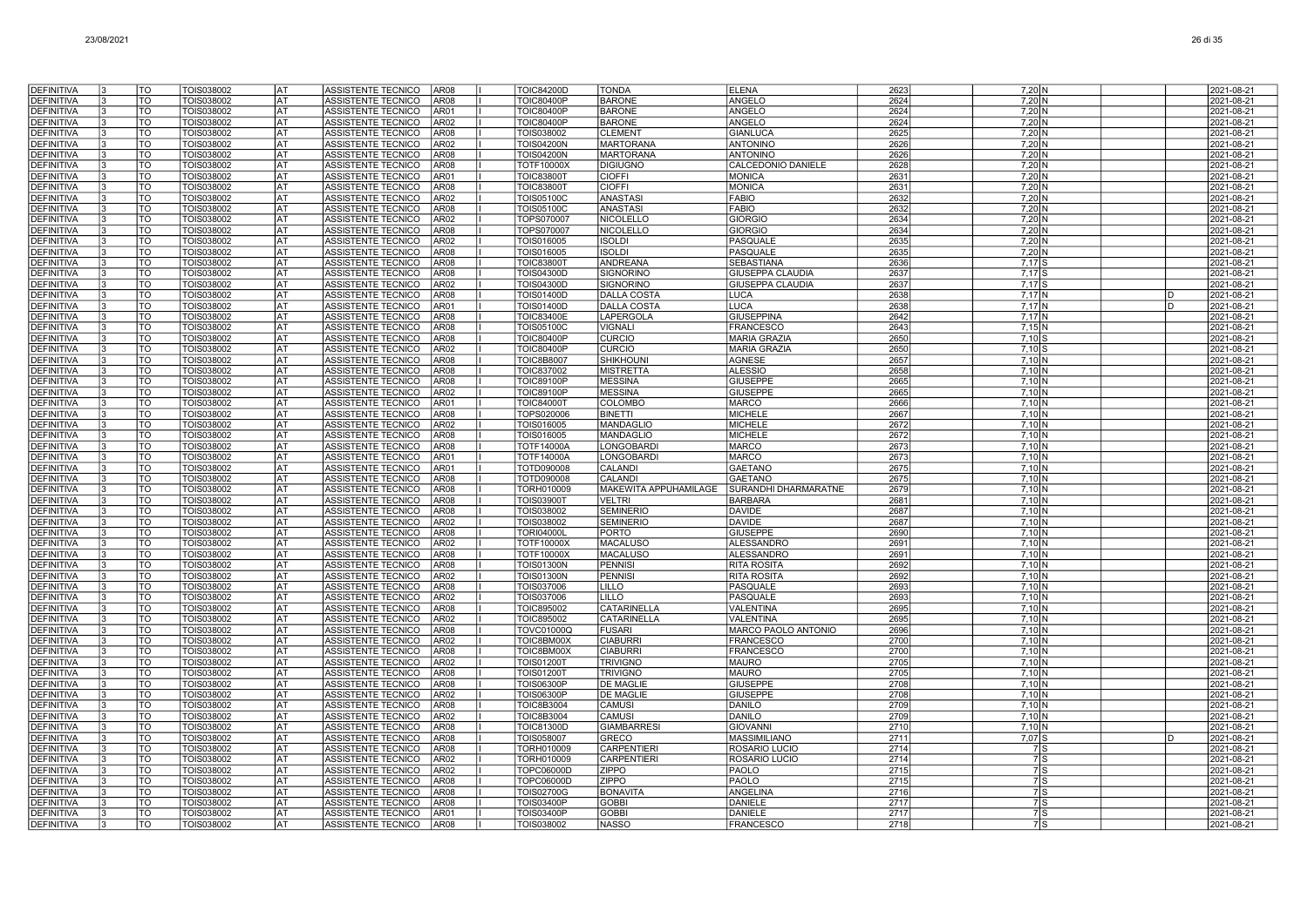| | | | | | | | | | | | | | | | | | |
|---|---|---|---|---|---|---|---|---|---|---|---|---|---|---|---|---|---|
| DEFINITIVA | 3 | TO | TOIS038002 | AT | ASSISTENTE TECNICO | AR08 | I | TOIC84200D | TONDA | ELENA | 2623 | 7,20 | N | | | | 2021-08-21 |
| DEFINITIVA | 3 | TO | TOIS038002 | AT | ASSISTENTE TECNICO | AR08 | I | TOIC80400P | BARONE | ANGELO | 2624 | 7,20 | N | | | | 2021-08-21 |
| DEFINITIVA | 3 | TO | TOIS038002 | AT | ASSISTENTE TECNICO | AR01 | I | TOIC80400P | BARONE | ANGELO | 2624 | 7,20 | N | | | | 2021-08-21 |
| DEFINITIVA | 3 | TO | TOIS038002 | AT | ASSISTENTE TECNICO | AR02 | I | TOIC80400P | BARONE | ANGELO | 2624 | 7,20 | N | | | | 2021-08-21 |
| DEFINITIVA | 3 | TO | TOIS038002 | AT | ASSISTENTE TECNICO | AR08 | I | TOIS038002 | CLEMENT | GIANLUCA | 2625 | 7,20 | N | | | | 2021-08-21 |
| DEFINITIVA | 3 | TO | TOIS038002 | AT | ASSISTENTE TECNICO | AR02 | I | TOIS04200N | MARTORANA | ANTONINO | 2626 | 7,20 | N | | | | 2021-08-21 |
| DEFINITIVA | 3 | TO | TOIS038002 | AT | ASSISTENTE TECNICO | AR08 | I | TOIS04200N | MARTORANA | ANTONINO | 2626 | 7,20 | N | | | | 2021-08-21 |
| DEFINITIVA | 3 | TO | TOIS038002 | AT | ASSISTENTE TECNICO | AR08 | I | TOTF10000X | DIGIUGNO | CALCEDONIO DANIELE | 2628 | 7,20 | N | | | | 2021-08-21 |
| DEFINITIVA | 3 | TO | TOIS038002 | AT | ASSISTENTE TECNICO | AR01 | I | TOIC83800T | CIOFFI | MONICA | 2631 | 7,20 | N | | | | 2021-08-21 |
| DEFINITIVA | 3 | TO | TOIS038002 | AT | ASSISTENTE TECNICO | AR08 | I | TOIC83800T | CIOFFI | MONICA | 2631 | 7,20 | N | | | | 2021-08-21 |
| DEFINITIVA | 3 | TO | TOIS038002 | AT | ASSISTENTE TECNICO | AR02 | I | TOIS05100C | ANASTASI | FABIO | 2632 | 7,20 | N | | | | 2021-08-21 |
| DEFINITIVA | 3 | TO | TOIS038002 | AT | ASSISTENTE TECNICO | AR08 | I | TOIS05100C | ANASTASI | FABIO | 2632 | 7,20 | N | | | | 2021-08-21 |
| DEFINITIVA | 3 | TO | TOIS038002 | AT | ASSISTENTE TECNICO | AR02 | I | TOPS070007 | NICOLELLO | GIORGIO | 2634 | 7,20 | N | | | | 2021-08-21 |
| DEFINITIVA | 3 | TO | TOIS038002 | AT | ASSISTENTE TECNICO | AR08 | I | TOPS070007 | NICOLELLO | GIORGIO | 2634 | 7,20 | N | | | | 2021-08-21 |
| DEFINITIVA | 3 | TO | TOIS038002 | AT | ASSISTENTE TECNICO | AR02 | I | TOIS016005 | ISOLDI | PASQUALE | 2635 | 7,20 | N | | | | 2021-08-21 |
| DEFINITIVA | 3 | TO | TOIS038002 | AT | ASSISTENTE TECNICO | AR08 | I | TOIS016005 | ISOLDI | PASQUALE | 2635 | 7,20 | N | | | | 2021-08-21 |
| DEFINITIVA | 3 | TO | TOIS038002 | AT | ASSISTENTE TECNICO | AR08 | I | TOIC83800T | ANDREANA | SEBASTIANA | 2636 | 7,17 | S | | | | 2021-08-21 |
| DEFINITIVA | 3 | TO | TOIS038002 | AT | ASSISTENTE TECNICO | AR08 | I | TOIS04300D | SIGNORINO | GIUSEPPA CLAUDIA | 2637 | 7,17 | S | | | | 2021-08-21 |
| DEFINITIVA | 3 | TO | TOIS038002 | AT | ASSISTENTE TECNICO | AR02 | I | TOIS04300D | SIGNORINO | GIUSEPPA CLAUDIA | 2637 | 7,17 | S | | | | 2021-08-21 |
| DEFINITIVA | 3 | TO | TOIS038002 | AT | ASSISTENTE TECNICO | AR08 | I | TOIS01400D | DALLA COSTA | LUCA | 2638 | 7,17 | N | | | D | 2021-08-21 |
| DEFINITIVA | 3 | TO | TOIS038002 | AT | ASSISTENTE TECNICO | AR01 | I | TOIS01400D | DALLA COSTA | LUCA | 2638 | 7,17 | N | | | D | 2021-08-21 |
| DEFINITIVA | 3 | TO | TOIS038002 | AT | ASSISTENTE TECNICO | AR08 | I | TOIC83400E | LAPERGOLA | GIUSEPPINA | 2642 | 7,17 | N | | | | 2021-08-21 |
| DEFINITIVA | 3 | TO | TOIS038002 | AT | ASSISTENTE TECNICO | AR08 | I | TOIS05100C | VIGNALI | FRANCESCO | 2643 | 7,15 | N | | | | 2021-08-21 |
| DEFINITIVA | 3 | TO | TOIS038002 | AT | ASSISTENTE TECNICO | AR08 | I | TOIC80400P | CURCIO | MARIA GRAZIA | 2650 | 7,10 | S | | | | 2021-08-21 |
| DEFINITIVA | 3 | TO | TOIS038002 | AT | ASSISTENTE TECNICO | AR02 | I | TOIC80400P | CURCIO | MARIA GRAZIA | 2650 | 7,10 | S | | | | 2021-08-21 |
| DEFINITIVA | 3 | TO | TOIS038002 | AT | ASSISTENTE TECNICO | AR08 | I | TOIC8B8007 | SHIKHOUNI | AGNESE | 2657 | 7,10 | N | | | | 2021-08-21 |
| DEFINITIVA | 3 | TO | TOIS038002 | AT | ASSISTENTE TECNICO | AR08 | I | TOIC837002 | MISTRETTA | ALESSIO | 2658 | 7,10 | N | | | | 2021-08-21 |
| DEFINITIVA | 3 | TO | TOIS038002 | AT | ASSISTENTE TECNICO | AR08 | I | TOIC89100P | MESSINA | GIUSEPPE | 2665 | 7,10 | N | | | | 2021-08-21 |
| DEFINITIVA | 3 | TO | TOIS038002 | AT | ASSISTENTE TECNICO | AR02 | I | TOIC89100P | MESSINA | GIUSEPPE | 2665 | 7,10 | N | | | | 2021-08-21 |
| DEFINITIVA | 3 | TO | TOIS038002 | AT | ASSISTENTE TECNICO | AR01 | I | TOIC84000T | COLOMBO | MARCO | 2666 | 7,10 | N | | | | 2021-08-21 |
| DEFINITIVA | 3 | TO | TOIS038002 | AT | ASSISTENTE TECNICO | AR08 | I | TOPS020006 | BINETTI | MICHELE | 2667 | 7,10 | N | | | | 2021-08-21 |
| DEFINITIVA | 3 | TO | TOIS038002 | AT | ASSISTENTE TECNICO | AR02 | I | TOIS016005 | MANDAGLIO | MICHELE | 2672 | 7,10 | N | | | | 2021-08-21 |
| DEFINITIVA | 3 | TO | TOIS038002 | AT | ASSISTENTE TECNICO | AR08 | I | TOIS016005 | MANDAGLIO | MICHELE | 2672 | 7,10 | N | | | | 2021-08-21 |
| DEFINITIVA | 3 | TO | TOIS038002 | AT | ASSISTENTE TECNICO | AR08 | I | TOTF14000A | LONGOBARDI | MARCO | 2673 | 7,10 | N | | | | 2021-08-21 |
| DEFINITIVA | 3 | TO | TOIS038002 | AT | ASSISTENTE TECNICO | AR01 | I | TOTF14000A | LONGOBARDI | MARCO | 2673 | 7,10 | N | | | | 2021-08-21 |
| DEFINITIVA | 3 | TO | TOIS038002 | AT | ASSISTENTE TECNICO | AR01 | I | TOTD090008 | CALANDI | GAETANO | 2675 | 7,10 | N | | | | 2021-08-21 |
| DEFINITIVA | 3 | TO | TOIS038002 | AT | ASSISTENTE TECNICO | AR08 | I | TOTD090008 | CALANDI | GAETANO | 2675 | 7,10 | N | | | | 2021-08-21 |
| DEFINITIVA | 3 | TO | TOIS038002 | AT | ASSISTENTE TECNICO | AR08 | I | TORH010009 | MAKEWITA APPUHAMILAGE | SURANDHI DHARMARATNE | 2679 | 7,10 | N | | | | 2021-08-21 |
| DEFINITIVA | 3 | TO | TOIS038002 | AT | ASSISTENTE TECNICO | AR08 | I | TOIS03900T | VELTRI | BARBARA | 2681 | 7,10 | N | | | | 2021-08-21 |
| DEFINITIVA | 3 | TO | TOIS038002 | AT | ASSISTENTE TECNICO | AR08 | I | TOIS038002 | SEMINERIO | DAVIDE | 2687 | 7,10 | N | | | | 2021-08-21 |
| DEFINITIVA | 3 | TO | TOIS038002 | AT | ASSISTENTE TECNICO | AR02 | I | TOIS038002 | SEMINERIO | DAVIDE | 2687 | 7,10 | N | | | | 2021-08-21 |
| DEFINITIVA | 3 | TO | TOIS038002 | AT | ASSISTENTE TECNICO | AR08 | I | TORI04000L | PORTO | GIUSEPPE | 2690 | 7,10 | N | | | | 2021-08-21 |
| DEFINITIVA | 3 | TO | TOIS038002 | AT | ASSISTENTE TECNICO | AR02 | I | TOTF10000X | MACALUSO | ALESSANDRO | 2691 | 7,10 | N | | | | 2021-08-21 |
| DEFINITIVA | 3 | TO | TOIS038002 | AT | ASSISTENTE TECNICO | AR08 | I | TOTF10000X | MACALUSO | ALESSANDRO | 2691 | 7,10 | N | | | | 2021-08-21 |
| DEFINITIVA | 3 | TO | TOIS038002 | AT | ASSISTENTE TECNICO | AR08 | I | TOIS01300N | PENNISI | RITA ROSITA | 2692 | 7,10 | N | | | | 2021-08-21 |
| DEFINITIVA | 3 | TO | TOIS038002 | AT | ASSISTENTE TECNICO | AR02 | I | TOIS01300N | PENNISI | RITA ROSITA | 2692 | 7,10 | N | | | | 2021-08-21 |
| DEFINITIVA | 3 | TO | TOIS038002 | AT | ASSISTENTE TECNICO | AR08 | I | TOIS037006 | LILLO | PASQUALE | 2693 | 7,10 | N | | | | 2021-08-21 |
| DEFINITIVA | 3 | TO | TOIS038002 | AT | ASSISTENTE TECNICO | AR02 | I | TOIS037006 | LILLO | PASQUALE | 2693 | 7,10 | N | | | | 2021-08-21 |
| DEFINITIVA | 3 | TO | TOIS038002 | AT | ASSISTENTE TECNICO | AR08 | I | TOIC895002 | CATARINELLA | VALENTINA | 2695 | 7,10 | N | | | | 2021-08-21 |
| DEFINITIVA | 3 | TO | TOIS038002 | AT | ASSISTENTE TECNICO | AR02 | I | TOIC895002 | CATARINELLA | VALENTINA | 2695 | 7,10 | N | | | | 2021-08-21 |
| DEFINITIVA | 3 | TO | TOIS038002 | AT | ASSISTENTE TECNICO | AR08 | I | TOVC01000Q | FUSARI | MARCO PAOLO ANTONIO | 2696 | 7,10 | N | | | | 2021-08-21 |
| DEFINITIVA | 3 | TO | TOIS038002 | AT | ASSISTENTE TECNICO | AR02 | I | TOIC8BM00X | CIABURRI | FRANCESCO | 2700 | 7,10 | N | | | | 2021-08-21 |
| DEFINITIVA | 3 | TO | TOIS038002 | AT | ASSISTENTE TECNICO | AR08 | I | TOIC8BM00X | CIABURRI | FRANCESCO | 2700 | 7,10 | N | | | | 2021-08-21 |
| DEFINITIVA | 3 | TO | TOIS038002 | AT | ASSISTENTE TECNICO | AR02 | I | TOIS01200T | TRIVIGNO | MAURO | 2705 | 7,10 | N | | | | 2021-08-21 |
| DEFINITIVA | 3 | TO | TOIS038002 | AT | ASSISTENTE TECNICO | AR08 | I | TOIS01200T | TRIVIGNO | MAURO | 2705 | 7,10 | N | | | | 2021-08-21 |
| DEFINITIVA | 3 | TO | TOIS038002 | AT | ASSISTENTE TECNICO | AR08 | I | TOIS06300P | DE MAGLIE | GIUSEPPE | 2708 | 7,10 | N | | | | 2021-08-21 |
| DEFINITIVA | 3 | TO | TOIS038002 | AT | ASSISTENTE TECNICO | AR02 | I | TOIS06300P | DE MAGLIE | GIUSEPPE | 2708 | 7,10 | N | | | | 2021-08-21 |
| DEFINITIVA | 3 | TO | TOIS038002 | AT | ASSISTENTE TECNICO | AR08 | I | TOIC8B3004 | CAMUSI | DANILO | 2709 | 7,10 | N | | | | 2021-08-21 |
| DEFINITIVA | 3 | TO | TOIS038002 | AT | ASSISTENTE TECNICO | AR02 | I | TOIC8B3004 | CAMUSI | DANILO | 2709 | 7,10 | N | | | | 2021-08-21 |
| DEFINITIVA | 3 | TO | TOIS038002 | AT | ASSISTENTE TECNICO | AR08 | I | TOIC81300D | GIAMBARRESI | GIOVANNI | 2710 | 7,10 | N | | | | 2021-08-21 |
| DEFINITIVA | 3 | TO | TOIS038002 | AT | ASSISTENTE TECNICO | AR08 | I | TOIS058007 | GRECO | MASSIMILIANO | 2711 | 7,07 | S | | | D | 2021-08-21 |
| DEFINITIVA | 3 | TO | TOIS038002 | AT | ASSISTENTE TECNICO | AR08 | I | TORH010009 | CARPENTIERI | ROSARIO LUCIO | 2714 | 7 | S | | | | 2021-08-21 |
| DEFINITIVA | 3 | TO | TOIS038002 | AT | ASSISTENTE TECNICO | AR02 | I | TORH010009 | CARPENTIERI | ROSARIO LUCIO | 2714 | 7 | S | | | | 2021-08-21 |
| DEFINITIVA | 3 | TO | TOIS038002 | AT | ASSISTENTE TECNICO | AR02 | I | TOPC06000D | ZIPPO | PAOLO | 2715 | 7 | S | | | | 2021-08-21 |
| DEFINITIVA | 3 | TO | TOIS038002 | AT | ASSISTENTE TECNICO | AR08 | I | TOPC06000D | ZIPPO | PAOLO | 2715 | 7 | S | | | | 2021-08-21 |
| DEFINITIVA | 3 | TO | TOIS038002 | AT | ASSISTENTE TECNICO | AR08 | I | TOIS02700G | BONAVITA | ANGELINA | 2716 | 7 | S | | | | 2021-08-21 |
| DEFINITIVA | 3 | TO | TOIS038002 | AT | ASSISTENTE TECNICO | AR08 | I | TOIS03400P | GOBBI | DANIELE | 2717 | 7 | S | | | | 2021-08-21 |
| DEFINITIVA | 3 | TO | TOIS038002 | AT | ASSISTENTE TECNICO | AR01 | I | TOIS03400P | GOBBI | DANIELE | 2717 | 7 | S | | | | 2021-08-21 |
| DEFINITIVA | 3 | TO | TOIS038002 | AT | ASSISTENTE TECNICO | AR08 | I | TOIS038002 | NASSO | FRANCESCO | 2718 | 7 | S | | | | 2021-08-21 |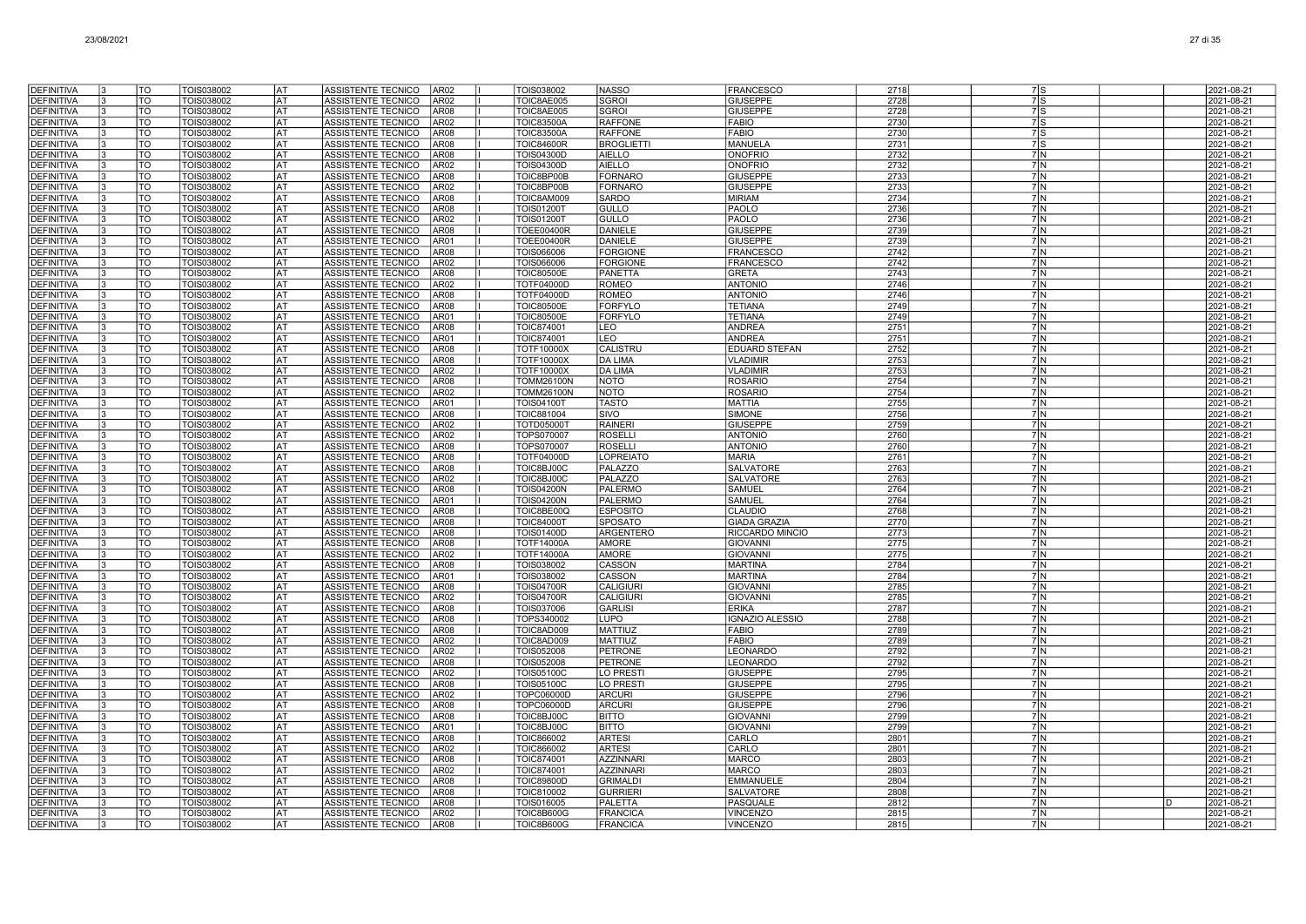| DEFINITIVA | 3 | TO | TOIS038002 | AT | ASSISTENTE TECNICO | AR02 | I | TOIS038002 | NASSO | FRANCESCO | 2718 | | 7 | S | | | 2021-08-21 |
|---|---|---|---|---|---|---|---|---|---|---|---|---|---|---|---|---|---|
| DEFINITIVA | 3 | TO | TOIS038002 | AT | ASSISTENTE TECNICO | AR02 | I | TOIC8AE005 | SGROI | GIUSEPPE | 2728 | | 7 | S | | | 2021-08-21 |
| DEFINITIVA | 3 | TO | TOIS038002 | AT | ASSISTENTE TECNICO | AR08 | I | TOIC8AE005 | SGROI | GIUSEPPE | 2728 | | 7 | S | | | 2021-08-21 |
| DEFINITIVA | 3 | TO | TOIS038002 | AT | ASSISTENTE TECNICO | AR02 | I | TOIC83500A | RAFFONE | FABIO | 2730 | | 7 | S | | | 2021-08-21 |
| DEFINITIVA | 3 | TO | TOIS038002 | AT | ASSISTENTE TECNICO | AR08 | I | TOIC83500A | RAFFONE | FABIO | 2730 | | 7 | S | | | 2021-08-21 |
| DEFINITIVA | 3 | TO | TOIS038002 | AT | ASSISTENTE TECNICO | AR08 | I | TOIC84600R | BROGLIETTI | MANUELA | 2731 | | 7 | S | | | 2021-08-21 |
| DEFINITIVA | 3 | TO | TOIS038002 | AT | ASSISTENTE TECNICO | AR08 | I | TOIS04300D | AIELLO | ONOFRIO | 2732 | | 7 | N | | | 2021-08-21 |
| DEFINITIVA | 3 | TO | TOIS038002 | AT | ASSISTENTE TECNICO | AR02 | I | TOIS04300D | AIELLO | ONOFRIO | 2732 | | 7 | N | | | 2021-08-21 |
| DEFINITIVA | 3 | TO | TOIS038002 | AT | ASSISTENTE TECNICO | AR08 | I | TOIC8BP00B | FORNARO | GIUSEPPE | 2733 | | 7 | N | | | 2021-08-21 |
| DEFINITIVA | 3 | TO | TOIS038002 | AT | ASSISTENTE TECNICO | AR02 | I | TOIC8BP00B | FORNARO | GIUSEPPE | 2733 | | 7 | N | | | 2021-08-21 |
| DEFINITIVA | 3 | TO | TOIS038002 | AT | ASSISTENTE TECNICO | AR08 | I | TOIC8AM009 | SARDO | MIRIAM | 2734 | | 7 | N | | | 2021-08-21 |
| DEFINITIVA | 3 | TO | TOIS038002 | AT | ASSISTENTE TECNICO | AR08 | I | TOIS01200T | GULLO | PAOLO | 2736 | | 7 | N | | | 2021-08-21 |
| DEFINITIVA | 3 | TO | TOIS038002 | AT | ASSISTENTE TECNICO | AR02 | I | TOIS01200T | GULLO | PAOLO | 2736 | | 7 | N | | | 2021-08-21 |
| DEFINITIVA | 3 | TO | TOIS038002 | AT | ASSISTENTE TECNICO | AR08 | I | TOEE00400R | DANIELE | GIUSEPPE | 2739 | | 7 | N | | | 2021-08-21 |
| DEFINITIVA | 3 | TO | TOIS038002 | AT | ASSISTENTE TECNICO | AR01 | I | TOEE00400R | DANIELE | GIUSEPPE | 2739 | | 7 | N | | | 2021-08-21 |
| DEFINITIVA | 3 | TO | TOIS038002 | AT | ASSISTENTE TECNICO | AR08 | I | TOIS066006 | FORGIONE | FRANCESCO | 2742 | | 7 | N | | | 2021-08-21 |
| DEFINITIVA | 3 | TO | TOIS038002 | AT | ASSISTENTE TECNICO | AR02 | I | TOIS066006 | FORGIONE | FRANCESCO | 2742 | | 7 | N | | | 2021-08-21 |
| DEFINITIVA | 3 | TO | TOIS038002 | AT | ASSISTENTE TECNICO | AR08 | I | TOIC80500E | PANETTA | GRETA | 2743 | | 7 | N | | | 2021-08-21 |
| DEFINITIVA | 3 | TO | TOIS038002 | AT | ASSISTENTE TECNICO | AR02 | I | TOTF04000D | ROMEO | ANTONIO | 2746 | | 7 | N | | | 2021-08-21 |
| DEFINITIVA | 3 | TO | TOIS038002 | AT | ASSISTENTE TECNICO | AR08 | I | TOTF04000D | ROMEO | ANTONIO | 2746 | | 7 | N | | | 2021-08-21 |
| DEFINITIVA | 3 | TO | TOIS038002 | AT | ASSISTENTE TECNICO | AR08 | I | TOIC80500E | FORFYLO | TETIANA | 2749 | | 7 | N | | | 2021-08-21 |
| DEFINITIVA | 3 | TO | TOIS038002 | AT | ASSISTENTE TECNICO | AR01 | I | TOIC80500E | FORFYLO | TETIANA | 2749 | | 7 | N | | | 2021-08-21 |
| DEFINITIVA | 3 | TO | TOIS038002 | AT | ASSISTENTE TECNICO | AR08 | I | TOIC874001 | LEO | ANDREA | 2751 | | 7 | N | | | 2021-08-21 |
| DEFINITIVA | 3 | TO | TOIS038002 | AT | ASSISTENTE TECNICO | AR01 | I | TOIC874001 | LEO | ANDREA | 2751 | | 7 | N | | | 2021-08-21 |
| DEFINITIVA | 3 | TO | TOIS038002 | AT | ASSISTENTE TECNICO | AR08 | I | TOTF10000X | CALISTRU | EDUARD STEFAN | 2752 | | 7 | N | | | 2021-08-21 |
| DEFINITIVA | 3 | TO | TOIS038002 | AT | ASSISTENTE TECNICO | AR08 | I | TOTF10000X | DA LIMA | VLADIMIR | 2753 | | 7 | N | | | 2021-08-21 |
| DEFINITIVA | 3 | TO | TOIS038002 | AT | ASSISTENTE TECNICO | AR02 | I | TOTF10000X | DA LIMA | VLADIMIR | 2753 | | 7 | N | | | 2021-08-21 |
| DEFINITIVA | 3 | TO | TOIS038002 | AT | ASSISTENTE TECNICO | AR08 | I | TOMM26100N | NOTO | ROSARIO | 2754 | | 7 | N | | | 2021-08-21 |
| DEFINITIVA | 3 | TO | TOIS038002 | AT | ASSISTENTE TECNICO | AR02 | I | TOMM26100N | NOTO | ROSARIO | 2754 | | 7 | N | | | 2021-08-21 |
| DEFINITIVA | 3 | TO | TOIS038002 | AT | ASSISTENTE TECNICO | AR01 | I | TOIS04100T | TASTO | MATTIA | 2755 | | 7 | N | | | 2021-08-21 |
| DEFINITIVA | 3 | TO | TOIS038002 | AT | ASSISTENTE TECNICO | AR08 | I | TOIC881004 | SIVO | SIMONE | 2756 | | 7 | N | | | 2021-08-21 |
| DEFINITIVA | 3 | TO | TOIS038002 | AT | ASSISTENTE TECNICO | AR02 | I | TOTD05000T | RAINERI | GIUSEPPE | 2759 | | 7 | N | | | 2021-08-21 |
| DEFINITIVA | 3 | TO | TOIS038002 | AT | ASSISTENTE TECNICO | AR02 | I | TOPS070007 | ROSELLI | ANTONIO | 2760 | | 7 | N | | | 2021-08-21 |
| DEFINITIVA | 3 | TO | TOIS038002 | AT | ASSISTENTE TECNICO | AR08 | I | TOPS070007 | ROSELLI | ANTONIO | 2760 | | 7 | N | | | 2021-08-21 |
| DEFINITIVA | 3 | TO | TOIS038002 | AT | ASSISTENTE TECNICO | AR08 | I | TOTF04000D | LOPREIATO | MARIA | 2761 | | 7 | N | | | 2021-08-21 |
| DEFINITIVA | 3 | TO | TOIS038002 | AT | ASSISTENTE TECNICO | AR08 | I | TOIC8BJ00C | PALAZZO | SALVATORE | 2763 | | 7 | N | | | 2021-08-21 |
| DEFINITIVA | 3 | TO | TOIS038002 | AT | ASSISTENTE TECNICO | AR02 | I | TOIC8BJ00C | PALAZZO | SALVATORE | 2763 | | 7 | N | | | 2021-08-21 |
| DEFINITIVA | 3 | TO | TOIS038002 | AT | ASSISTENTE TECNICO | AR08 | I | TOIS04200N | PALERMO | SAMUEL | 2764 | | 7 | N | | | 2021-08-21 |
| DEFINITIVA | 3 | TO | TOIS038002 | AT | ASSISTENTE TECNICO | AR01 | I | TOIS04200N | PALERMO | SAMUEL | 2764 | | 7 | N | | | 2021-08-21 |
| DEFINITIVA | 3 | TO | TOIS038002 | AT | ASSISTENTE TECNICO | AR08 | I | TOIC8BE00Q | ESPOSITO | CLAUDIO | 2768 | | 7 | N | | | 2021-08-21 |
| DEFINITIVA | 3 | TO | TOIS038002 | AT | ASSISTENTE TECNICO | AR08 | I | TOIC84000T | SPOSATO | GIADA GRAZIA | 2770 | | 7 | N | | | 2021-08-21 |
| DEFINITIVA | 3 | TO | TOIS038002 | AT | ASSISTENTE TECNICO | AR08 | I | TOIS01400D | ARGENTERO | RICCARDO MINCIO | 2773 | | 7 | N | | | 2021-08-21 |
| DEFINITIVA | 3 | TO | TOIS038002 | AT | ASSISTENTE TECNICO | AR08 | I | TOTF14000A | AMORE | GIOVANNI | 2775 | | 7 | N | | | 2021-08-21 |
| DEFINITIVA | 3 | TO | TOIS038002 | AT | ASSISTENTE TECNICO | AR02 | I | TOTF14000A | AMORE | GIOVANNI | 2775 | | 7 | N | | | 2021-08-21 |
| DEFINITIVA | 3 | TO | TOIS038002 | AT | ASSISTENTE TECNICO | AR08 | I | TOIS038002 | CASSON | MARTINA | 2784 | | 7 | N | | | 2021-08-21 |
| DEFINITIVA | 3 | TO | TOIS038002 | AT | ASSISTENTE TECNICO | AR01 | I | TOIS038002 | CASSON | MARTINA | 2784 | | 7 | N | | | 2021-08-21 |
| DEFINITIVA | 3 | TO | TOIS038002 | AT | ASSISTENTE TECNICO | AR08 | I | TOIS04700R | CALIGIURI | GIOVANNI | 2785 | | 7 | N | | | 2021-08-21 |
| DEFINITIVA | 3 | TO | TOIS038002 | AT | ASSISTENTE TECNICO | AR02 | I | TOIS04700R | CALIGIURI | GIOVANNI | 2785 | | 7 | N | | | 2021-08-21 |
| DEFINITIVA | 3 | TO | TOIS038002 | AT | ASSISTENTE TECNICO | AR08 | I | TOIS037006 | GARLISI | ERIKA | 2787 | | 7 | N | | | 2021-08-21 |
| DEFINITIVA | 3 | TO | TOIS038002 | AT | ASSISTENTE TECNICO | AR08 | I | TOPS340002 | LUPO | IGNAZIO ALESSIO | 2788 | | 7 | N | | | 2021-08-21 |
| DEFINITIVA | 3 | TO | TOIS038002 | AT | ASSISTENTE TECNICO | AR08 | I | TOIC8AD009 | MATTIUZ | FABIO | 2789 | | 7 | N | | | 2021-08-21 |
| DEFINITIVA | 3 | TO | TOIS038002 | AT | ASSISTENTE TECNICO | AR02 | I | TOIC8AD009 | MATTIUZ | FABIO | 2789 | | 7 | N | | | 2021-08-21 |
| DEFINITIVA | 3 | TO | TOIS038002 | AT | ASSISTENTE TECNICO | AR02 | I | TOIS052008 | PETRONE | LEONARDO | 2792 | | 7 | N | | | 2021-08-21 |
| DEFINITIVA | 3 | TO | TOIS038002 | AT | ASSISTENTE TECNICO | AR08 | I | TOIS052008 | PETRONE | LEONARDO | 2792 | | 7 | N | | | 2021-08-21 |
| DEFINITIVA | 3 | TO | TOIS038002 | AT | ASSISTENTE TECNICO | AR02 | I | TOIS05100C | LO PRESTI | GIUSEPPE | 2795 | | 7 | N | | | 2021-08-21 |
| DEFINITIVA | 3 | TO | TOIS038002 | AT | ASSISTENTE TECNICO | AR08 | I | TOIS05100C | LO PRESTI | GIUSEPPE | 2795 | | 7 | N | | | 2021-08-21 |
| DEFINITIVA | 3 | TO | TOIS038002 | AT | ASSISTENTE TECNICO | AR02 | I | TOPC06000D | ARCURI | GIUSEPPE | 2796 | | 7 | N | | | 2021-08-21 |
| DEFINITIVA | 3 | TO | TOIS038002 | AT | ASSISTENTE TECNICO | AR08 | I | TOPC06000D | ARCURI | GIUSEPPE | 2796 | | 7 | N | | | 2021-08-21 |
| DEFINITIVA | 3 | TO | TOIS038002 | AT | ASSISTENTE TECNICO | AR08 | I | TOIC8BJ00C | BITTO | GIOVANNI | 2799 | | 7 | N | | | 2021-08-21 |
| DEFINITIVA | 3 | TO | TOIS038002 | AT | ASSISTENTE TECNICO | AR01 | I | TOIC8BJ00C | BITTO | GIOVANNI | 2799 | | 7 | N | | | 2021-08-21 |
| DEFINITIVA | 3 | TO | TOIS038002 | AT | ASSISTENTE TECNICO | AR08 | I | TOIC866002 | ARTESI | CARLO | 2801 | | 7 | N | | | 2021-08-21 |
| DEFINITIVA | 3 | TO | TOIS038002 | AT | ASSISTENTE TECNICO | AR02 | I | TOIC866002 | ARTESI | CARLO | 2801 | | 7 | N | | | 2021-08-21 |
| DEFINITIVA | 3 | TO | TOIS038002 | AT | ASSISTENTE TECNICO | AR08 | I | TOIC874001 | AZZINNARI | MARCO | 2803 | | 7 | N | | | 2021-08-21 |
| DEFINITIVA | 3 | TO | TOIS038002 | AT | ASSISTENTE TECNICO | AR02 | I | TOIC874001 | AZZINNARI | MARCO | 2803 | | 7 | N | | | 2021-08-21 |
| DEFINITIVA | 3 | TO | TOIS038002 | AT | ASSISTENTE TECNICO | AR08 | I | TOIC89800D | GRIMALDI | EMMANUELE | 2804 | | 7 | N | | | 2021-08-21 |
| DEFINITIVA | 3 | TO | TOIS038002 | AT | ASSISTENTE TECNICO | AR08 | I | TOIC810002 | GURRIERI | SALVATORE | 2808 | | 7 | N | | | 2021-08-21 |
| DEFINITIVA | 3 | TO | TOIS038002 | AT | ASSISTENTE TECNICO | AR08 | I | TOIS016005 | PALETTA | PASQUALE | 2812 | | 7 | N | | D | 2021-08-21 |
| DEFINITIVA | 3 | TO | TOIS038002 | AT | ASSISTENTE TECNICO | AR02 | I | TOIC8B600G | FRANCICA | VINCENZO | 2815 | | 7 | N | | | 2021-08-21 |
| DEFINITIVA | 3 | TO | TOIS038002 | AT | ASSISTENTE TECNICO | AR08 | I | TOIC8B600G | FRANCICA | VINCENZO | 2815 | | 7 | N | | | 2021-08-21 |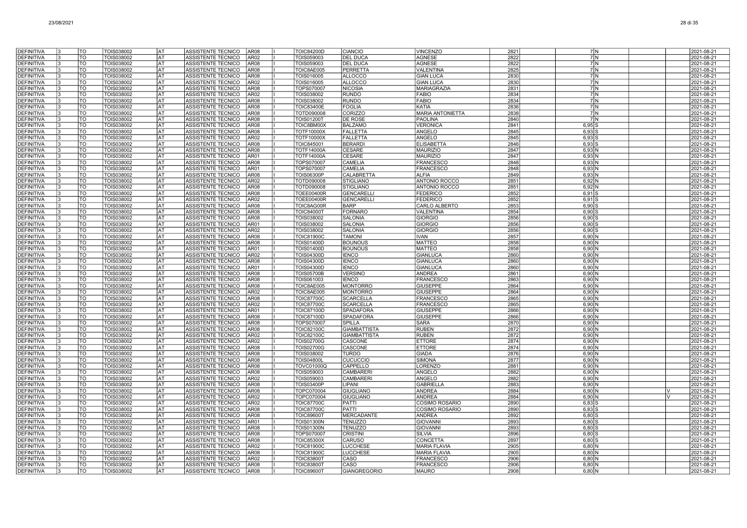| | | | | | | | | | | | | | | | | |
|---|---|---|---|---|---|---|---|---|---|---|---|---|---|---|---|---|
| DEFINITIVA | 3 | TO | TOIS038002 | AT | ASSISTENTE TECNICO | AR08 | I | TOIC84200D | CIANCIO | VINCENZO | 2821 | | 7 | N | | 2021-08-21 |
| DEFINITIVA | 3 | TO | TOIS038002 | AT | ASSISTENTE TECNICO | AR02 | I | TOIS059003 | DEL DUCA | AGNESE | 2822 | | 7 | N | | 2021-08-21 |
| DEFINITIVA | 3 | TO | TOIS038002 | AT | ASSISTENTE TECNICO | AR08 | I | TOIS059003 | DEL DUCA | AGNESE | 2822 | | 7 | N | | 2021-08-21 |
| DEFINITIVA | 3 | TO | TOIS038002 | AT | ASSISTENTE TECNICO | AR08 | I | TOIC8AE005 | PERRETTA | VALENTINA | 2825 | | 7 | N | | 2021-08-21 |
| DEFINITIVA | 3 | TO | TOIS038002 | AT | ASSISTENTE TECNICO | AR08 | I | TOIS016005 | ALLOCCO | GIAN LUCA | 2830 | | 7 | N | | 2021-08-21 |
| DEFINITIVA | 3 | TO | TOIS038002 | AT | ASSISTENTE TECNICO | AR02 | I | TOIS016005 | ALLOCCO | GIAN LUCA | 2830 | | 7 | N | | 2021-08-21 |
| DEFINITIVA | 3 | TO | TOIS038002 | AT | ASSISTENTE TECNICO | AR08 | I | TOPS070007 | NICOSIA | MARIAGRAZIA | 2831 | | 7 | N | | 2021-08-21 |
| DEFINITIVA | 3 | TO | TOIS038002 | AT | ASSISTENTE TECNICO | AR02 | I | TOIS038002 | RUNDO | FABIO | 2834 | | 7 | N | | 2021-08-21 |
| DEFINITIVA | 3 | TO | TOIS038002 | AT | ASSISTENTE TECNICO | AR08 | I | TOIS038002 | RUNDO | FABIO | 2834 | | 7 | N | | 2021-08-21 |
| DEFINITIVA | 3 | TO | TOIS038002 | AT | ASSISTENTE TECNICO | AR08 | I | TOIC83400E | FOGLIA | KATIA | 2836 | | 7 | N | | 2021-08-21 |
| DEFINITIVA | 3 | TO | TOIS038002 | AT | ASSISTENTE TECNICO | AR08 | I | TOTD090008 | CORIZZO | MARIA ANTONIETTA | 2838 | | 7 | N | | 2021-08-21 |
| DEFINITIVA | 3 | TO | TOIS038002 | AT | ASSISTENTE TECNICO | AR08 | I | TOIS01200T | DE ROSE | PAOLINA | 2840 | | 7 | N | | 2021-08-21 |
| DEFINITIVA | 3 | TO | TOIS038002 | AT | ASSISTENTE TECNICO | AR08 | I | TOIC8BM00X | BALZAMO | VERONICA | 2841 | | 6,95 | S | | 2021-08-21 |
| DEFINITIVA | 3 | TO | TOIS038002 | AT | ASSISTENTE TECNICO | AR08 | I | TOTF10000X | FALLETTA | ANGELO | 2845 | | 6,93 | S | | 2021-08-21 |
| DEFINITIVA | 3 | TO | TOIS038002 | AT | ASSISTENTE TECNICO | AR02 | I | TOTF10000X | FALLETTA | ANGELO | 2845 | | 6,93 | S | | 2021-08-21 |
| DEFINITIVA | 3 | TO | TOIS038002 | AT | ASSISTENTE TECNICO | AR08 | I | TOIC845001 | BERARDI | ELISABETTA | 2846 | | 6,93 | S | | 2021-08-21 |
| DEFINITIVA | 3 | TO | TOIS038002 | AT | ASSISTENTE TECNICO | AR08 | I | TOTF14000A | CESARE | MAURIZIO | 2847 | | 6,93 | N | | 2021-08-21 |
| DEFINITIVA | 3 | TO | TOIS038002 | AT | ASSISTENTE TECNICO | AR01 | I | TOTF14000A | CESARE | MAURIZIO | 2847 | | 6,93 | N | | 2021-08-21 |
| DEFINITIVA | 3 | TO | TOIS038002 | AT | ASSISTENTE TECNICO | AR08 | I | TOPS070007 | CAMELIA | FRANCESCO | 2848 | | 6,93 | N | | 2021-08-21 |
| DEFINITIVA | 3 | TO | TOIS038002 | AT | ASSISTENTE TECNICO | AR01 | I | TOPS070007 | CAMELIA | FRANCESCO | 2848 | | 6,93 | N | | 2021-08-21 |
| DEFINITIVA | 3 | TO | TOIS038002 | AT | ASSISTENTE TECNICO | AR08 | I | TOIS06300P | CALABRETTA | ALFIA | 2849 | | 6,93 | N | | 2021-08-21 |
| DEFINITIVA | 3 | TO | TOIS038002 | AT | ASSISTENTE TECNICO | AR02 | I | TOTD090008 | STIGLIANO | ANTONIO ROCCO | 2851 | | 6,92 | N | | 2021-08-21 |
| DEFINITIVA | 3 | TO | TOIS038002 | AT | ASSISTENTE TECNICO | AR08 | I | TOTD090008 | STIGLIANO | ANTONIO ROCCO | 2851 | | 6,92 | N | | 2021-08-21 |
| DEFINITIVA | 3 | TO | TOIS038002 | AT | ASSISTENTE TECNICO | AR08 | I | TOEE00400R | GENCARELLI | FEDERICO | 2852 | | 6,91 | S | | 2021-08-21 |
| DEFINITIVA | 3 | TO | TOIS038002 | AT | ASSISTENTE TECNICO | AR02 | I | TOEE00400R | GENCARELLI | FEDERICO | 2852 | | 6,91 | S | | 2021-08-21 |
| DEFINITIVA | 3 | TO | TOIS038002 | AT | ASSISTENTE TECNICO | AR08 | I | TOIC8AG00R | BARP | CARLO ALBERTO | 2853 | | 6,90 | S | | 2021-08-21 |
| DEFINITIVA | 3 | TO | TOIS038002 | AT | ASSISTENTE TECNICO | AR08 | I | TOIC84000T | FORNARO | VALENTINA | 2854 | | 6,90 | S | | 2021-08-21 |
| DEFINITIVA | 3 | TO | TOIS038002 | AT | ASSISTENTE TECNICO | AR08 | I | TOIS038002 | SALONIA | GIORGIO | 2856 | | 6,90 | S | | 2021-08-21 |
| DEFINITIVA | 3 | TO | TOIS038002 | AT | ASSISTENTE TECNICO | AR01 | I | TOIS038002 | SALONIA | GIORGIO | 2856 | | 6,90 | S | | 2021-08-21 |
| DEFINITIVA | 3 | TO | TOIS038002 | AT | ASSISTENTE TECNICO | AR02 | I | TOIS038002 | SALONIA | GIORGIO | 2856 | | 6,90 | S | | 2021-08-21 |
| DEFINITIVA | 3 | TO | TOIS038002 | AT | ASSISTENTE TECNICO | AR08 | I | TOIC81900C | TAMONI | IVAN | 2857 | | 6,90 | N | | 2021-08-21 |
| DEFINITIVA | 3 | TO | TOIS038002 | AT | ASSISTENTE TECNICO | AR08 | I | TOIS01400D | BOUNOUS | MATTEO | 2858 | | 6,90 | N | | 2021-08-21 |
| DEFINITIVA | 3 | TO | TOIS038002 | AT | ASSISTENTE TECNICO | AR01 | I | TOIS01400D | BOUNOUS | MATTEO | 2858 | | 6,90 | N | | 2021-08-21 |
| DEFINITIVA | 3 | TO | TOIS038002 | AT | ASSISTENTE TECNICO | AR02 | I | TOIS04300D | IENCO | GIANLUCA | 2860 | | 6,90 | N | | 2021-08-21 |
| DEFINITIVA | 3 | TO | TOIS038002 | AT | ASSISTENTE TECNICO | AR08 | I | TOIS04300D | IENCO | GIANLUCA | 2860 | | 6,90 | N | | 2021-08-21 |
| DEFINITIVA | 3 | TO | TOIS038002 | AT | ASSISTENTE TECNICO | AR01 | I | TOIS04300D | IENCO | GIANLUCA | 2860 | | 6,90 | N | | 2021-08-21 |
| DEFINITIVA | 3 | TO | TOIS038002 | AT | ASSISTENTE TECNICO | AR08 | I | TOIS05700B | VERSINO | ANDREA | 2861 | | 6,90 | N | | 2021-08-21 |
| DEFINITIVA | 3 | TO | TOIS038002 | AT | ASSISTENTE TECNICO | AR08 | I | TOIS061003 | IENCO | FRANCESCO | 2863 | | 6,90 | N | | 2021-08-21 |
| DEFINITIVA | 3 | TO | TOIS038002 | AT | ASSISTENTE TECNICO | AR08 | I | TOIC8AE005 | MONTORRO | GIUSEPPE | 2864 | | 6,90 | N | | 2021-08-21 |
| DEFINITIVA | 3 | TO | TOIS038002 | AT | ASSISTENTE TECNICO | AR02 | I | TOIC8AE005 | MONTORRO | GIUSEPPE | 2864 | | 6,90 | N | | 2021-08-21 |
| DEFINITIVA | 3 | TO | TOIS038002 | AT | ASSISTENTE TECNICO | AR08 | I | TOIC87700C | SCARCELLA | FRANCESCO | 2865 | | 6,90 | N | | 2021-08-21 |
| DEFINITIVA | 3 | TO | TOIS038002 | AT | ASSISTENTE TECNICO | AR02 | I | TOIC87700C | SCARCELLA | FRANCESCO | 2865 | | 6,90 | N | | 2021-08-21 |
| DEFINITIVA | 3 | TO | TOIS038002 | AT | ASSISTENTE TECNICO | AR01 | I | TOIC87100D | SPADAFORA | GIUSEPPE | 2866 | | 6,90 | N | | 2021-08-21 |
| DEFINITIVA | 3 | TO | TOIS038002 | AT | ASSISTENTE TECNICO | AR08 | I | TOIC87100D | SPADAFORA | GIUSEPPE | 2866 | | 6,90 | N | | 2021-08-21 |
| DEFINITIVA | 3 | TO | TOIS038002 | AT | ASSISTENTE TECNICO | AR08 | I | TOPS070007 | SPILLA | SARA | 2870 | | 6,90 | N | | 2021-08-21 |
| DEFINITIVA | 3 | TO | TOIS038002 | AT | ASSISTENTE TECNICO | AR08 | I | TOIC82100C | GIAMBATTISTA | RUBEN | 2872 | | 6,90 | N | | 2021-08-21 |
| DEFINITIVA | 3 | TO | TOIS038002 | AT | ASSISTENTE TECNICO | AR02 | I | TOIC82100C | GIAMBATTISTA | RUBEN | 2872 | | 6,90 | N | | 2021-08-21 |
| DEFINITIVA | 3 | TO | TOIS038002 | AT | ASSISTENTE TECNICO | AR02 | I | TOIS02700G | CASCONE | ETTORE | 2874 | | 6,90 | N | | 2021-08-21 |
| DEFINITIVA | 3 | TO | TOIS038002 | AT | ASSISTENTE TECNICO | AR08 | I | TOIS02700G | CASCONE | ETTORE | 2874 | | 6,90 | N | | 2021-08-21 |
| DEFINITIVA | 3 | TO | TOIS038002 | AT | ASSISTENTE TECNICO | AR08 | I | TOIS038002 | TURDO | GIADA | 2876 | | 6,90 | N | | 2021-08-21 |
| DEFINITIVA | 3 | TO | TOIS038002 | AT | ASSISTENTE TECNICO | AR08 | I | TOIS04800L | CUCUCCIO | SIMONA | 2877 | | 6,90 | N | | 2021-08-21 |
| DEFINITIVA | 3 | TO | TOIS038002 | AT | ASSISTENTE TECNICO | AR08 | I | TOVC01000Q | CAPPELLO | LORENZO | 2881 | | 6,90 | N | | 2021-08-21 |
| DEFINITIVA | 3 | TO | TOIS038002 | AT | ASSISTENTE TECNICO | AR08 | I | TOIS059003 | CAMBARERI | ANGELO | 2882 | | 6,90 | N | | 2021-08-21 |
| DEFINITIVA | 3 | TO | TOIS038002 | AT | ASSISTENTE TECNICO | AR02 | I | TOIS059003 | CAMBARERI | ANGELO | 2882 | | 6,90 | N | | 2021-08-21 |
| DEFINITIVA | 3 | TO | TOIS038002 | AT | ASSISTENTE TECNICO | AR08 | I | TOIS03400P | LIPANI | GABRIELLA | 2883 | | 6,90 | N | | 2021-08-21 |
| DEFINITIVA | 3 | TO | TOIS038002 | AT | ASSISTENTE TECNICO | AR08 | I | TOPC070004 | GIUGLIANO | ANDREA | 2884 | | 6,90 | N | V | 2021-08-21 |
| DEFINITIVA | 3 | TO | TOIS038002 | AT | ASSISTENTE TECNICO | AR02 | I | TOPC070004 | GIUGLIANO | ANDREA | 2884 | | 6,90 | N | V | 2021-08-21 |
| DEFINITIVA | 3 | TO | TOIS038002 | AT | ASSISTENTE TECNICO | AR02 | I | TOIC87700C | PATTI | COSIMO ROSARIO | 2890 | | 6,83 | S | | 2021-08-21 |
| DEFINITIVA | 3 | TO | TOIS038002 | AT | ASSISTENTE TECNICO | AR08 | I | TOIC87700C | PATTI | COSIMO ROSARIO | 2890 | | 6,83 | S | | 2021-08-21 |
| DEFINITIVA | 3 | TO | TOIS038002 | AT | ASSISTENTE TECNICO | AR08 | I | TOIC89600T | MERCADANTE | ANDREA | 2892 | | 6,80 | S | | 2021-08-21 |
| DEFINITIVA | 3 | TO | TOIS038002 | AT | ASSISTENTE TECNICO | AR01 | I | TOIS01300N | TENUZZO | GIOVANNI | 2893 | | 6,80 | S | | 2021-08-21 |
| DEFINITIVA | 3 | TO | TOIS038002 | AT | ASSISTENTE TECNICO | AR08 | I | TOIS01300N | TENUZZO | GIOVANNI | 2893 | | 6,80 | S | | 2021-08-21 |
| DEFINITIVA | 3 | TO | TOIS038002 | AT | ASSISTENTE TECNICO | AR08 | I | TOPS070007 | CRISTINI | SILVIA | 2896 | | 6,80 | S | | 2021-08-21 |
| DEFINITIVA | 3 | TO | TOIS038002 | AT | ASSISTENTE TECNICO | AR08 | I | TOIC85300X | CARUSO | CONCETTA | 2897 | | 6,80 | S | | 2021-08-21 |
| DEFINITIVA | 3 | TO | TOIS038002 | AT | ASSISTENTE TECNICO | AR02 | I | TOIC81900C | LUCCHESE | MARIA FLAVIA | 2905 | | 6,80 | N | | 2021-08-21 |
| DEFINITIVA | 3 | TO | TOIS038002 | AT | ASSISTENTE TECNICO | AR08 | I | TOIC81900C | LUCCHESE | MARIA FLAVIA | 2905 | | 6,80 | N | | 2021-08-21 |
| DEFINITIVA | 3 | TO | TOIS038002 | AT | ASSISTENTE TECNICO | AR02 | I | TOIC83800T | CASO | FRANCESCO | 2906 | | 6,80 | N | | 2021-08-21 |
| DEFINITIVA | 3 | TO | TOIS038002 | AT | ASSISTENTE TECNICO | AR08 | I | TOIC83800T | CASO | FRANCESCO | 2906 | | 6,80 | N | | 2021-08-21 |
| DEFINITIVA | 3 | TO | TOIS038002 | AT | ASSISTENTE TECNICO | AR08 | I | TOIC89600T | GIANGREGORIO | MAURO | 2908 | | 6,80 | N | | 2021-08-21 |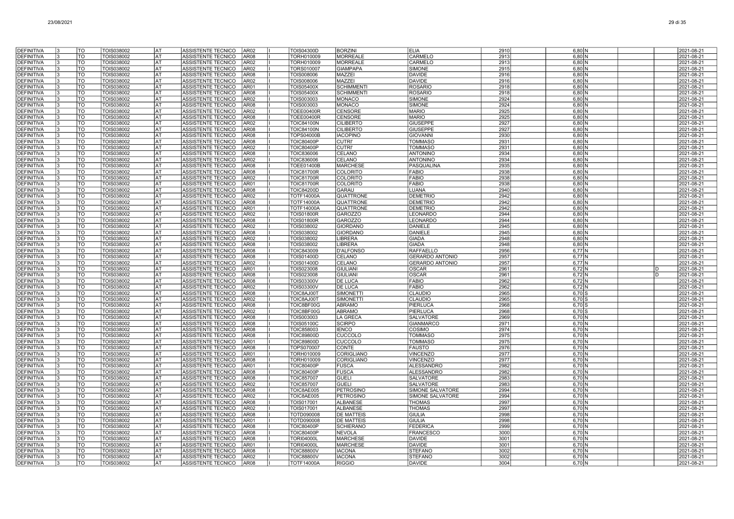| | | | | | | | | | | | | | | | | |
|---|---|---|---|---|---|---|---|---|---|---|---|---|---|---|---|---|
| DEFINITIVA | 3 | TO | TOIS038002 | AT | ASSISTENTE TECNICO | AR02 | I | TOIS04300D | BORZINI | ELIA | 2910 | 6,80 | N | | | 2021-08-21 |
| DEFINITIVA | 3 | TO | TOIS038002 | AT | ASSISTENTE TECNICO | AR08 | I | TORH010009 | MORREALE | CARMELO | 2913 | 6,80 | N | | | 2021-08-21 |
| DEFINITIVA | 3 | TO | TOIS038002 | AT | ASSISTENTE TECNICO | AR02 | I | TORH010009 | MORREALE | CARMELO | 2913 | 6,80 | N | | | 2021-08-21 |
| DEFINITIVA | 3 | TO | TOIS038002 | AT | ASSISTENTE TECNICO | AR02 | I | TORS010007 | GIAMPAPA | SIMONE | 2915 | 6,80 | N | | | 2021-08-21 |
| DEFINITIVA | 3 | TO | TOIS038002 | AT | ASSISTENTE TECNICO | AR08 | I | TOIS008006 | MAZZEI | DAVIDE | 2916 | 6,80 | N | | | 2021-08-21 |
| DEFINITIVA | 3 | TO | TOIS038002 | AT | ASSISTENTE TECNICO | AR02 | I | TOIS008006 | MAZZEI | DAVIDE | 2916 | 6,80 | N | | | 2021-08-21 |
| DEFINITIVA | 3 | TO | TOIS038002 | AT | ASSISTENTE TECNICO | AR01 | I | TOIS05400X | SCHIMMENTI | ROSARIO | 2918 | 6,80 | N | | | 2021-08-21 |
| DEFINITIVA | 3 | TO | TOIS038002 | AT | ASSISTENTE TECNICO | AR08 | I | TOIS05400X | SCHIMMENTI | ROSARIO | 2918 | 6,80 | N | | | 2021-08-21 |
| DEFINITIVA | 3 | TO | TOIS038002 | AT | ASSISTENTE TECNICO | AR02 | I | TOIS003003 | MONACO | SIMONE | 2924 | 6,80 | N | | | 2021-08-21 |
| DEFINITIVA | 3 | TO | TOIS038002 | AT | ASSISTENTE TECNICO | AR08 | I | TOIS003003 | MONACO | SIMONE | 2924 | 6,80 | N | | | 2021-08-21 |
| DEFINITIVA | 3 | TO | TOIS038002 | AT | ASSISTENTE TECNICO | AR02 | I | TOEE00400R | CENSORE | MARIO | 2925 | 6,80 | N | | | 2021-08-21 |
| DEFINITIVA | 3 | TO | TOIS038002 | AT | ASSISTENTE TECNICO | AR08 | I | TOEE00400R | CENSORE | MARIO | 2925 | 6,80 | N | | | 2021-08-21 |
| DEFINITIVA | 3 | TO | TOIS038002 | AT | ASSISTENTE TECNICO | AR02 | I | TOIC84100N | CILIBERTO | GIUSEPPE | 2927 | 6,80 | N | | | 2021-08-21 |
| DEFINITIVA | 3 | TO | TOIS038002 | AT | ASSISTENTE TECNICO | AR08 | I | TOIC84100N | CILIBERTO | GIUSEPPE | 2927 | 6,80 | N | | | 2021-08-21 |
| DEFINITIVA | 3 | TO | TOIS038002 | AT | ASSISTENTE TECNICO | AR08 | I | TOPS04000B | IACOPINO | GIOVANNI | 2930 | 6,80 | N | | | 2021-08-21 |
| DEFINITIVA | 3 | TO | TOIS038002 | AT | ASSISTENTE TECNICO | AR08 | I | TOIC80400P | CUTRI' | TOMMASO | 2931 | 6,80 | N | | | 2021-08-21 |
| DEFINITIVA | 3 | TO | TOIS038002 | AT | ASSISTENTE TECNICO | AR02 | I | TOIC80400P | CUTRI' | TOMMASO | 2931 | 6,80 | N | | | 2021-08-21 |
| DEFINITIVA | 3 | TO | TOIS038002 | AT | ASSISTENTE TECNICO | AR08 | I | TOIC836006 | CELANO | ANTONINO | 2934 | 6,80 | N | | | 2021-08-21 |
| DEFINITIVA | 3 | TO | TOIS038002 | AT | ASSISTENTE TECNICO | AR02 | I | TOIC836006 | CELANO | ANTONINO | 2934 | 6,80 | N | | | 2021-08-21 |
| DEFINITIVA | 3 | TO | TOIS038002 | AT | ASSISTENTE TECNICO | AR08 | I | TOEE01400B | MARCHESE | PASQUALINA | 2935 | 6,80 | N | | | 2021-08-21 |
| DEFINITIVA | 3 | TO | TOIS038002 | AT | ASSISTENTE TECNICO | AR08 | I | TOIC81700R | COLORITO | FABIO | 2938 | 6,80 | N | | | 2021-08-21 |
| DEFINITIVA | 3 | TO | TOIS038002 | AT | ASSISTENTE TECNICO | AR02 | I | TOIC81700R | COLORITO | FABIO | 2938 | 6,80 | N | | | 2021-08-21 |
| DEFINITIVA | 3 | TO | TOIS038002 | AT | ASSISTENTE TECNICO | AR01 | I | TOIC81700R | COLORITO | FABIO | 2938 | 6,80 | N | | | 2021-08-21 |
| DEFINITIVA | 3 | TO | TOIS038002 | AT | ASSISTENTE TECNICO | AR08 | I | TOIC84200D | GARAU | LUANA | 2940 | 6,80 | N | | | 2021-08-21 |
| DEFINITIVA | 3 | TO | TOIS038002 | AT | ASSISTENTE TECNICO | AR02 | I | TOTF14000A | QUATTRONE | DEMETRIO | 2942 | 6,80 | N | | | 2021-08-21 |
| DEFINITIVA | 3 | TO | TOIS038002 | AT | ASSISTENTE TECNICO | AR08 | I | TOTF14000A | QUATTRONE | DEMETRIO | 2942 | 6,80 | N | | | 2021-08-21 |
| DEFINITIVA | 3 | TO | TOIS038002 | AT | ASSISTENTE TECNICO | AR01 | I | TOTF14000A | QUATTRONE | DEMETRIO | 2942 | 6,80 | N | | | 2021-08-21 |
| DEFINITIVA | 3 | TO | TOIS038002 | AT | ASSISTENTE TECNICO | AR02 | I | TOIS01800R | GAROZZO | LEONARDO | 2944 | 6,80 | N | | | 2021-08-21 |
| DEFINITIVA | 3 | TO | TOIS038002 | AT | ASSISTENTE TECNICO | AR08 | I | TOIS01800R | GAROZZO | LEONARDO | 2944 | 6,80 | N | | | 2021-08-21 |
| DEFINITIVA | 3 | TO | TOIS038002 | AT | ASSISTENTE TECNICO | AR02 | I | TOIS038002 | GIORDANO | DANIELE | 2945 | 6,80 | N | | | 2021-08-21 |
| DEFINITIVA | 3 | TO | TOIS038002 | AT | ASSISTENTE TECNICO | AR08 | I | TOIS038002 | GIORDANO | DANIELE | 2945 | 6,80 | N | | | 2021-08-21 |
| DEFINITIVA | 3 | TO | TOIS038002 | AT | ASSISTENTE TECNICO | AR02 | I | TOIS038002 | LIBRERA | GIADA | 2948 | 6,80 | N | | | 2021-08-21 |
| DEFINITIVA | 3 | TO | TOIS038002 | AT | ASSISTENTE TECNICO | AR08 | I | TOIS038002 | LIBRERA | GIADA | 2948 | 6,80 | N | | | 2021-08-21 |
| DEFINITIVA | 3 | TO | TOIS038002 | AT | ASSISTENTE TECNICO | AR08 | I | TOIC843009 | D'ALFONSO | RAFFAELLO | 2956 | 6,77 | N | | | 2021-08-21 |
| DEFINITIVA | 3 | TO | TOIS038002 | AT | ASSISTENTE TECNICO | AR08 | I | TOIS01400D | CELANO | GERARDO ANTONIO | 2957 | 6,77 | N | | | 2021-08-21 |
| DEFINITIVA | 3 | TO | TOIS038002 | AT | ASSISTENTE TECNICO | AR02 | I | TOIS01400D | CELANO | GERARDO ANTONIO | 2957 | 6,77 | N | | | 2021-08-21 |
| DEFINITIVA | 3 | TO | TOIS038002 | AT | ASSISTENTE TECNICO | AR01 | I | TOIS023008 | GIULIANI | OSCAR | 2961 | 6,72 | N | | D | 2021-08-21 |
| DEFINITIVA | 3 | TO | TOIS038002 | AT | ASSISTENTE TECNICO | AR08 | I | TOIS023008 | GIULIANI | OSCAR | 2961 | 6,72 | N | | D | 2021-08-21 |
| DEFINITIVA | 3 | TO | TOIS038002 | AT | ASSISTENTE TECNICO | AR08 | I | TOIS03300V | DE LUCA | FABIO | 2962 | 6,72 | N | | | 2021-08-21 |
| DEFINITIVA | 3 | TO | TOIS038002 | AT | ASSISTENTE TECNICO | AR02 | I | TOIS03300V | DE LUCA | FABIO | 2962 | 6,72 | N | | | 2021-08-21 |
| DEFINITIVA | 3 | TO | TOIS038002 | AT | ASSISTENTE TECNICO | AR08 | I | TOIC8AJ00T | SIMONETTI | CLAUDIO | 2965 | 6,70 | S | | | 2021-08-21 |
| DEFINITIVA | 3 | TO | TOIS038002 | AT | ASSISTENTE TECNICO | AR02 | I | TOIC8AJ00T | SIMONETTI | CLAUDIO | 2965 | 6,70 | S | | | 2021-08-21 |
| DEFINITIVA | 3 | TO | TOIS038002 | AT | ASSISTENTE TECNICO | AR08 | I | TOIC8BF00G | ABRAMO | PIERLUCA | 2968 | 6,70 | S | | | 2021-08-21 |
| DEFINITIVA | 3 | TO | TOIS038002 | AT | ASSISTENTE TECNICO | AR02 | I | TOIC8BF00G | ABRAMO | PIERLUCA | 2968 | 6,70 | S | | | 2021-08-21 |
| DEFINITIVA | 3 | TO | TOIS038002 | AT | ASSISTENTE TECNICO | AR08 | I | TOIS003003 | LA GRECA | SALVATORE | 2969 | 6,70 | N | | | 2021-08-21 |
| DEFINITIVA | 3 | TO | TOIS038002 | AT | ASSISTENTE TECNICO | AR08 | I | TOIS05100C | SCIRPO | GIANMARCO | 2971 | 6,70 | N | | | 2021-08-21 |
| DEFINITIVA | 3 | TO | TOIS038002 | AT | ASSISTENTE TECNICO | AR08 | I | TOIC858003 | IENCO | COSIMO | 2974 | 6,70 | N | | | 2021-08-21 |
| DEFINITIVA | 3 | TO | TOIS038002 | AT | ASSISTENTE TECNICO | AR08 | I | TOIC89800D | CUCCOLO | TOMMASO | 2975 | 6,70 | N | | | 2021-08-21 |
| DEFINITIVA | 3 | TO | TOIS038002 | AT | ASSISTENTE TECNICO | AR01 | I | TOIC89800D | CUCCOLO | TOMMASO | 2975 | 6,70 | N | | | 2021-08-21 |
| DEFINITIVA | 3 | TO | TOIS038002 | AT | ASSISTENTE TECNICO | AR08 | I | TOPS070007 | CONTE | FAUSTO | 2976 | 6,70 | N | | | 2021-08-21 |
| DEFINITIVA | 3 | TO | TOIS038002 | AT | ASSISTENTE TECNICO | AR01 | I | TORH010009 | CORIGLIANO | VINCENZO | 2977 | 6,70 | N | | | 2021-08-21 |
| DEFINITIVA | 3 | TO | TOIS038002 | AT | ASSISTENTE TECNICO | AR08 | I | TORH010009 | CORIGLIANO | VINCENZO | 2977 | 6,70 | N | | | 2021-08-21 |
| DEFINITIVA | 3 | TO | TOIS038002 | AT | ASSISTENTE TECNICO | AR01 | I | TOIC80400P | FUSCA | ALESSANDRO | 2982 | 6,70 | N | | | 2021-08-21 |
| DEFINITIVA | 3 | TO | TOIS038002 | AT | ASSISTENTE TECNICO | AR08 | I | TOIC80400P | FUSCA | ALESSANDRO | 2982 | 6,70 | N | | | 2021-08-21 |
| DEFINITIVA | 3 | TO | TOIS038002 | AT | ASSISTENTE TECNICO | AR08 | I | TOIC857007 | GUELI | SALVATORE | 2983 | 6,70 | N | | | 2021-08-21 |
| DEFINITIVA | 3 | TO | TOIS038002 | AT | ASSISTENTE TECNICO | AR02 | I | TOIC857007 | GUELI | SALVATORE | 2983 | 6,70 | N | | | 2021-08-21 |
| DEFINITIVA | 3 | TO | TOIS038002 | AT | ASSISTENTE TECNICO | AR08 | I | TOIC8AE005 | PETROSINO | SIMONE SALVATORE | 2994 | 6,70 | N | | | 2021-08-21 |
| DEFINITIVA | 3 | TO | TOIS038002 | AT | ASSISTENTE TECNICO | AR02 | I | TOIC8AE005 | PETROSINO | SIMONE SALVATORE | 2994 | 6,70 | N | | | 2021-08-21 |
| DEFINITIVA | 3 | TO | TOIS038002 | AT | ASSISTENTE TECNICO | AR08 | I | TOIS017001 | ALBANESE | THOMAS | 2997 | 6,70 | N | | | 2021-08-21 |
| DEFINITIVA | 3 | TO | TOIS038002 | AT | ASSISTENTE TECNICO | AR02 | I | TOIS017001 | ALBANESE | THOMAS | 2997 | 6,70 | N | | | 2021-08-21 |
| DEFINITIVA | 3 | TO | TOIS038002 | AT | ASSISTENTE TECNICO | AR08 | I | TOTD090008 | DE MATTEIS | GIULIA | 2998 | 6,70 | N | | | 2021-08-21 |
| DEFINITIVA | 3 | TO | TOIS038002 | AT | ASSISTENTE TECNICO | AR01 | I | TOTD090008 | DE MATTEIS | GIULIA | 2998 | 6,70 | N | | | 2021-08-21 |
| DEFINITIVA | 3 | TO | TOIS038002 | AT | ASSISTENTE TECNICO | AR08 | I | TOIC80400P | SCHIERANO | FEDERICA | 2999 | 6,70 | N | | | 2021-08-21 |
| DEFINITIVA | 3 | TO | TOIS038002 | AT | ASSISTENTE TECNICO | AR08 | I | TOIC80400P | NEVOLA | FRANCESCO | 3000 | 6,70 | N | | | 2021-08-21 |
| DEFINITIVA | 3 | TO | TOIS038002 | AT | ASSISTENTE TECNICO | AR08 | I | TORI04000L | MARCHESE | DAVIDE | 3001 | 6,70 | N | | | 2021-08-21 |
| DEFINITIVA | 3 | TO | TOIS038002 | AT | ASSISTENTE TECNICO | AR01 | I | TORI04000L | MARCHESE | DAVIDE | 3001 | 6,70 | N | | | 2021-08-21 |
| DEFINITIVA | 3 | TO | TOIS038002 | AT | ASSISTENTE TECNICO | AR08 | I | TOIC88800V | IACONA | STEFANO | 3002 | 6,70 | N | | | 2021-08-21 |
| DEFINITIVA | 3 | TO | TOIS038002 | AT | ASSISTENTE TECNICO | AR02 | I | TOIC88800V | IACONA | STEFANO | 3002 | 6,70 | N | | | 2021-08-21 |
| DEFINITIVA | 3 | TO | TOIS038002 | AT | ASSISTENTE TECNICO | AR08 | I | TOTF14000A | RIGGIO | DAVIDE | 3004 | 6,70 | N | | | 2021-08-21 |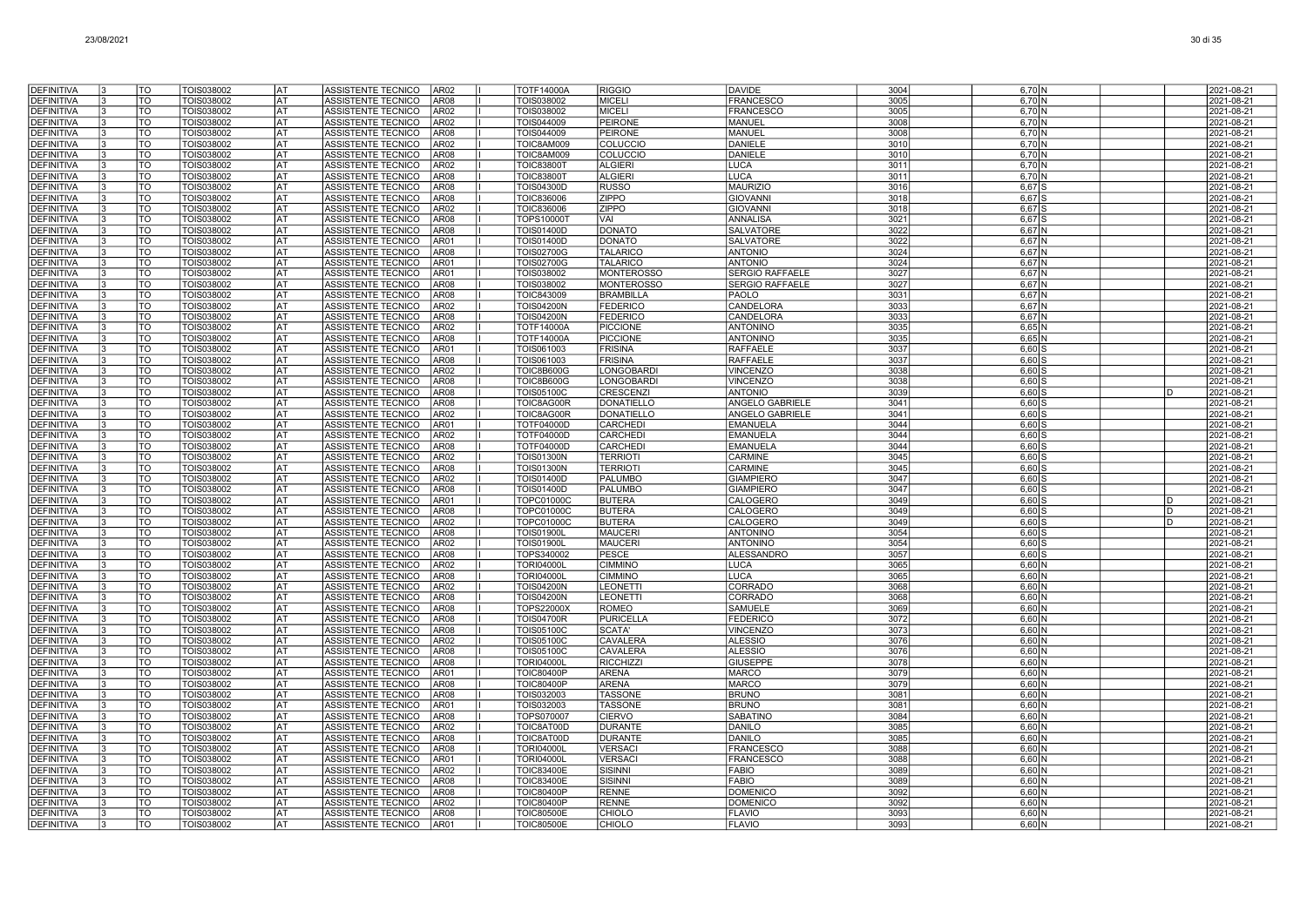| | | | | | | | | | | | | | | | | | |
|---|---|---|---|---|---|---|---|---|---|---|---|---|---|---|---|---|---|
| DEFINITIVA | 3 | TO | TOIS038002 | AT | ASSISTENTE TECNICO | AR02 | I | TOTF14000A | RIGGIO | DAVIDE | 3004 | 6,70 | N | | | | 2021-08-21 |
| DEFINITIVA | 3 | TO | TOIS038002 | AT | ASSISTENTE TECNICO | AR08 | I | TOIS038002 | MICELI | FRANCESCO | 3005 | 6,70 | N | | | | 2021-08-21 |
| DEFINITIVA | 3 | TO | TOIS038002 | AT | ASSISTENTE TECNICO | AR02 | I | TOIS038002 | MICELI | FRANCESCO | 3005 | 6,70 | N | | | | 2021-08-21 |
| DEFINITIVA | 3 | TO | TOIS038002 | AT | ASSISTENTE TECNICO | AR02 | I | TOIS044009 | PEIRONE | MANUEL | 3008 | 6,70 | N | | | | 2021-08-21 |
| DEFINITIVA | 3 | TO | TOIS038002 | AT | ASSISTENTE TECNICO | AR08 | I | TOIS044009 | PEIRONE | MANUEL | 3008 | 6,70 | N | | | | 2021-08-21 |
| DEFINITIVA | 3 | TO | TOIS038002 | AT | ASSISTENTE TECNICO | AR02 | I | TOIC8AM009 | COLUCCIO | DANIELE | 3010 | 6,70 | N | | | | 2021-08-21 |
| DEFINITIVA | 3 | TO | TOIS038002 | AT | ASSISTENTE TECNICO | AR08 | I | TOIC8AM009 | COLUCCIO | DANIELE | 3010 | 6,70 | N | | | | 2021-08-21 |
| DEFINITIVA | 3 | TO | TOIS038002 | AT | ASSISTENTE TECNICO | AR02 | I | TOIC83800T | ALGIERI | LUCA | 3011 | 6,70 | N | | | | 2021-08-21 |
| DEFINITIVA | 3 | TO | TOIS038002 | AT | ASSISTENTE TECNICO | AR08 | I | TOIC83800T | ALGIERI | LUCA | 3011 | 6,70 | N | | | | 2021-08-21 |
| DEFINITIVA | 3 | TO | TOIS038002 | AT | ASSISTENTE TECNICO | AR08 | I | TOIS04300D | RUSSO | MAURIZIO | 3016 | 6,67 | S | | | | 2021-08-21 |
| DEFINITIVA | 3 | TO | TOIS038002 | AT | ASSISTENTE TECNICO | AR08 | I | TOIC836006 | ZIPPO | GIOVANNI | 3018 | 6,67 | S | | | | 2021-08-21 |
| DEFINITIVA | 3 | TO | TOIS038002 | AT | ASSISTENTE TECNICO | AR02 | I | TOIC836006 | ZIPPO | GIOVANNI | 3018 | 6,67 | S | | | | 2021-08-21 |
| DEFINITIVA | 3 | TO | TOIS038002 | AT | ASSISTENTE TECNICO | AR08 | I | TOPS10000T | VAI | ANNALISA | 3021 | 6,67 | S | | | | 2021-08-21 |
| DEFINITIVA | 3 | TO | TOIS038002 | AT | ASSISTENTE TECNICO | AR08 | I | TOIS01400D | DONATO | SALVATORE | 3022 | 6,67 | N | | | | 2021-08-21 |
| DEFINITIVA | 3 | TO | TOIS038002 | AT | ASSISTENTE TECNICO | AR01 | I | TOIS01400D | DONATO | SALVATORE | 3022 | 6,67 | N | | | | 2021-08-21 |
| DEFINITIVA | 3 | TO | TOIS038002 | AT | ASSISTENTE TECNICO | AR08 | I | TOIS02700G | TALARICO | ANTONIO | 3024 | 6,67 | N | | | | 2021-08-21 |
| DEFINITIVA | 3 | TO | TOIS038002 | AT | ASSISTENTE TECNICO | AR01 | I | TOIS02700G | TALARICO | ANTONIO | 3024 | 6,67 | N | | | | 2021-08-21 |
| DEFINITIVA | 3 | TO | TOIS038002 | AT | ASSISTENTE TECNICO | AR01 | I | TOIS038002 | MONTEROSSO | SERGIO RAFFAELE | 3027 | 6,67 | N | | | | 2021-08-21 |
| DEFINITIVA | 3 | TO | TOIS038002 | AT | ASSISTENTE TECNICO | AR08 | I | TOIS038002 | MONTEROSSO | SERGIO RAFFAELE | 3027 | 6,67 | N | | | | 2021-08-21 |
| DEFINITIVA | 3 | TO | TOIS038002 | AT | ASSISTENTE TECNICO | AR08 | I | TOIC843009 | BRAMBILLA | PAOLO | 3031 | 6,67 | N | | | | 2021-08-21 |
| DEFINITIVA | 3 | TO | TOIS038002 | AT | ASSISTENTE TECNICO | AR02 | I | TOIS04200N | FEDERICO | CANDELORA | 3033 | 6,67 | N | | | | 2021-08-21 |
| DEFINITIVA | 3 | TO | TOIS038002 | AT | ASSISTENTE TECNICO | AR08 | I | TOIS04200N | FEDERICO | CANDELORA | 3033 | 6,67 | N | | | | 2021-08-21 |
| DEFINITIVA | 3 | TO | TOIS038002 | AT | ASSISTENTE TECNICO | AR02 | I | TOTF14000A | PICCIONE | ANTONINO | 3035 | 6,65 | N | | | | 2021-08-21 |
| DEFINITIVA | 3 | TO | TOIS038002 | AT | ASSISTENTE TECNICO | AR08 | I | TOTF14000A | PICCIONE | ANTONINO | 3035 | 6,65 | N | | | | 2021-08-21 |
| DEFINITIVA | 3 | TO | TOIS038002 | AT | ASSISTENTE TECNICO | AR01 | I | TOIS061003 | FRISINA | RAFFAELE | 3037 | 6,60 | S | | | | 2021-08-21 |
| DEFINITIVA | 3 | TO | TOIS038002 | AT | ASSISTENTE TECNICO | AR08 | I | TOIS061003 | FRISINA | RAFFAELE | 3037 | 6,60 | S | | | | 2021-08-21 |
| DEFINITIVA | 3 | TO | TOIS038002 | AT | ASSISTENTE TECNICO | AR02 | I | TOIC8B600G | LONGOBARDI | VINCENZO | 3038 | 6,60 | S | | | | 2021-08-21 |
| DEFINITIVA | 3 | TO | TOIS038002 | AT | ASSISTENTE TECNICO | AR08 | I | TOIC8B600G | LONGOBARDI | VINCENZO | 3038 | 6,60 | S | | | | 2021-08-21 |
| DEFINITIVA | 3 | TO | TOIS038002 | AT | ASSISTENTE TECNICO | AR08 | I | TOIS05100C | CRESCENZI | ANTONIO | 3039 | 6,60 | S | | | D | 2021-08-21 |
| DEFINITIVA | 3 | TO | TOIS038002 | AT | ASSISTENTE TECNICO | AR08 | I | TOIC8AG00R | DONATIELLO | ANGELO GABRIELE | 3041 | 6,60 | S | | | | 2021-08-21 |
| DEFINITIVA | 3 | TO | TOIS038002 | AT | ASSISTENTE TECNICO | AR02 | I | TOIC8AG00R | DONATIELLO | ANGELO GABRIELE | 3041 | 6,60 | S | | | | 2021-08-21 |
| DEFINITIVA | 3 | TO | TOIS038002 | AT | ASSISTENTE TECNICO | AR01 | I | TOTF04000D | CARCHEDI | EMANUELA | 3044 | 6,60 | S | | | | 2021-08-21 |
| DEFINITIVA | 3 | TO | TOIS038002 | AT | ASSISTENTE TECNICO | AR02 | I | TOTF04000D | CARCHEDI | EMANUELA | 3044 | 6,60 | S | | | | 2021-08-21 |
| DEFINITIVA | 3 | TO | TOIS038002 | AT | ASSISTENTE TECNICO | AR08 | I | TOTF04000D | CARCHEDI | EMANUELA | 3044 | 6,60 | S | | | | 2021-08-21 |
| DEFINITIVA | 3 | TO | TOIS038002 | AT | ASSISTENTE TECNICO | AR02 | I | TOIS01300N | TERRIOTI | CARMINE | 3045 | 6,60 | S | | | | 2021-08-21 |
| DEFINITIVA | 3 | TO | TOIS038002 | AT | ASSISTENTE TECNICO | AR08 | I | TOIS01300N | TERRIOTI | CARMINE | 3045 | 6,60 | S | | | | 2021-08-21 |
| DEFINITIVA | 3 | TO | TOIS038002 | AT | ASSISTENTE TECNICO | AR02 | I | TOIS01400D | PALUMBO | GIAMPIERO | 3047 | 6,60 | S | | | | 2021-08-21 |
| DEFINITIVA | 3 | TO | TOIS038002 | AT | ASSISTENTE TECNICO | AR08 | I | TOIS01400D | PALUMBO | GIAMPIERO | 3047 | 6,60 | S | | | | 2021-08-21 |
| DEFINITIVA | 3 | TO | TOIS038002 | AT | ASSISTENTE TECNICO | AR01 | I | TOPC01000C | BUTERA | CALOGERO | 3049 | 6,60 | S | | | D | 2021-08-21 |
| DEFINITIVA | 3 | TO | TOIS038002 | AT | ASSISTENTE TECNICO | AR08 | I | TOPC01000C | BUTERA | CALOGERO | 3049 | 6,60 | S | | | D | 2021-08-21 |
| DEFINITIVA | 3 | TO | TOIS038002 | AT | ASSISTENTE TECNICO | AR02 | I | TOPC01000C | BUTERA | CALOGERO | 3049 | 6,60 | S | | | D | 2021-08-21 |
| DEFINITIVA | 3 | TO | TOIS038002 | AT | ASSISTENTE TECNICO | AR08 | I | TOIS01900L | MAUCERI | ANTONINO | 3054 | 6,60 | S | | | | 2021-08-21 |
| DEFINITIVA | 3 | TO | TOIS038002 | AT | ASSISTENTE TECNICO | AR02 | I | TOIS01900L | MAUCERI | ANTONINO | 3054 | 6,60 | S | | | | 2021-08-21 |
| DEFINITIVA | 3 | TO | TOIS038002 | AT | ASSISTENTE TECNICO | AR08 | I | TOPS340002 | PESCE | ALESSANDRO | 3057 | 6,60 | S | | | | 2021-08-21 |
| DEFINITIVA | 3 | TO | TOIS038002 | AT | ASSISTENTE TECNICO | AR02 | I | TORI04000L | CIMMINO | LUCA | 3065 | 6,60 | N | | | | 2021-08-21 |
| DEFINITIVA | 3 | TO | TOIS038002 | AT | ASSISTENTE TECNICO | AR08 | I | TORI04000L | CIMMINO | LUCA | 3065 | 6,60 | N | | | | 2021-08-21 |
| DEFINITIVA | 3 | TO | TOIS038002 | AT | ASSISTENTE TECNICO | AR02 | I | TOIS04200N | LEONETTI | CORRADO | 3068 | 6,60 | N | | | | 2021-08-21 |
| DEFINITIVA | 3 | TO | TOIS038002 | AT | ASSISTENTE TECNICO | AR08 | I | TOIS04200N | LEONETTI | CORRADO | 3068 | 6,60 | N | | | | 2021-08-21 |
| DEFINITIVA | 3 | TO | TOIS038002 | AT | ASSISTENTE TECNICO | AR08 | I | TOPS22000X | ROMEO | SAMUELE | 3069 | 6,60 | N | | | | 2021-08-21 |
| DEFINITIVA | 3 | TO | TOIS038002 | AT | ASSISTENTE TECNICO | AR08 | I | TOIS04700R | PURICELLA | FEDERICO | 3072 | 6,60 | N | | | | 2021-08-21 |
| DEFINITIVA | 3 | TO | TOIS038002 | AT | ASSISTENTE TECNICO | AR08 | I | TOIS05100C | SCATA' | VINCENZO | 3073 | 6,60 | N | | | | 2021-08-21 |
| DEFINITIVA | 3 | TO | TOIS038002 | AT | ASSISTENTE TECNICO | AR02 | I | TOIS05100C | CAVALERA | ALESSIO | 3076 | 6,60 | N | | | | 2021-08-21 |
| DEFINITIVA | 3 | TO | TOIS038002 | AT | ASSISTENTE TECNICO | AR08 | I | TOIS05100C | CAVALERA | ALESSIO | 3076 | 6,60 | N | | | | 2021-08-21 |
| DEFINITIVA | 3 | TO | TOIS038002 | AT | ASSISTENTE TECNICO | AR08 | I | TORI04000L | RICCHIZZI | GIUSEPPE | 3078 | 6,60 | N | | | | 2021-08-21 |
| DEFINITIVA | 3 | TO | TOIS038002 | AT | ASSISTENTE TECNICO | AR01 | I | TOIC80400P | ARENA | MARCO | 3079 | 6,60 | N | | | | 2021-08-21 |
| DEFINITIVA | 3 | TO | TOIS038002 | AT | ASSISTENTE TECNICO | AR08 | I | TOIC80400P | ARENA | MARCO | 3079 | 6,60 | N | | | | 2021-08-21 |
| DEFINITIVA | 3 | TO | TOIS038002 | AT | ASSISTENTE TECNICO | AR08 | I | TOIS032003 | TASSONE | BRUNO | 3081 | 6,60 | N | | | | 2021-08-21 |
| DEFINITIVA | 3 | TO | TOIS038002 | AT | ASSISTENTE TECNICO | AR01 | I | TOIS032003 | TASSONE | BRUNO | 3081 | 6,60 | N | | | | 2021-08-21 |
| DEFINITIVA | 3 | TO | TOIS038002 | AT | ASSISTENTE TECNICO | AR08 | I | TOPS070007 | CIERVO | SABATINO | 3084 | 6,60 | N | | | | 2021-08-21 |
| DEFINITIVA | 3 | TO | TOIS038002 | AT | ASSISTENTE TECNICO | AR02 | I | TOIC8AT00D | DURANTE | DANILO | 3085 | 6,60 | N | | | | 2021-08-21 |
| DEFINITIVA | 3 | TO | TOIS038002 | AT | ASSISTENTE TECNICO | AR08 | I | TOIC8AT00D | DURANTE | DANILO | 3085 | 6,60 | N | | | | 2021-08-21 |
| DEFINITIVA | 3 | TO | TOIS038002 | AT | ASSISTENTE TECNICO | AR08 | I | TORI04000L | VERSACI | FRANCESCO | 3088 | 6,60 | N | | | | 2021-08-21 |
| DEFINITIVA | 3 | TO | TOIS038002 | AT | ASSISTENTE TECNICO | AR01 | I | TORI04000L | VERSACI | FRANCESCO | 3088 | 6,60 | N | | | | 2021-08-21 |
| DEFINITIVA | 3 | TO | TOIS038002 | AT | ASSISTENTE TECNICO | AR02 | I | TOIC83400E | SISINNI | FABIO | 3089 | 6,60 | N | | | | 2021-08-21 |
| DEFINITIVA | 3 | TO | TOIS038002 | AT | ASSISTENTE TECNICO | AR08 | I | TOIC83400E | SISINNI | FABIO | 3089 | 6,60 | N | | | | 2021-08-21 |
| DEFINITIVA | 3 | TO | TOIS038002 | AT | ASSISTENTE TECNICO | AR08 | I | TOIC80400P | RENNE | DOMENICO | 3092 | 6,60 | N | | | | 2021-08-21 |
| DEFINITIVA | 3 | TO | TOIS038002 | AT | ASSISTENTE TECNICO | AR02 | I | TOIC80400P | RENNE | DOMENICO | 3092 | 6,60 | N | | | | 2021-08-21 |
| DEFINITIVA | 3 | TO | TOIS038002 | AT | ASSISTENTE TECNICO | AR08 | I | TOIC80500E | CHIOLO | FLAVIO | 3093 | 6,60 | N | | | | 2021-08-21 |
| DEFINITIVA | 3 | TO | TOIS038002 | AT | ASSISTENTE TECNICO | AR01 | I | TOIC80500E | CHIOLO | FLAVIO | 3093 | 6,60 | N | | | | 2021-08-21 |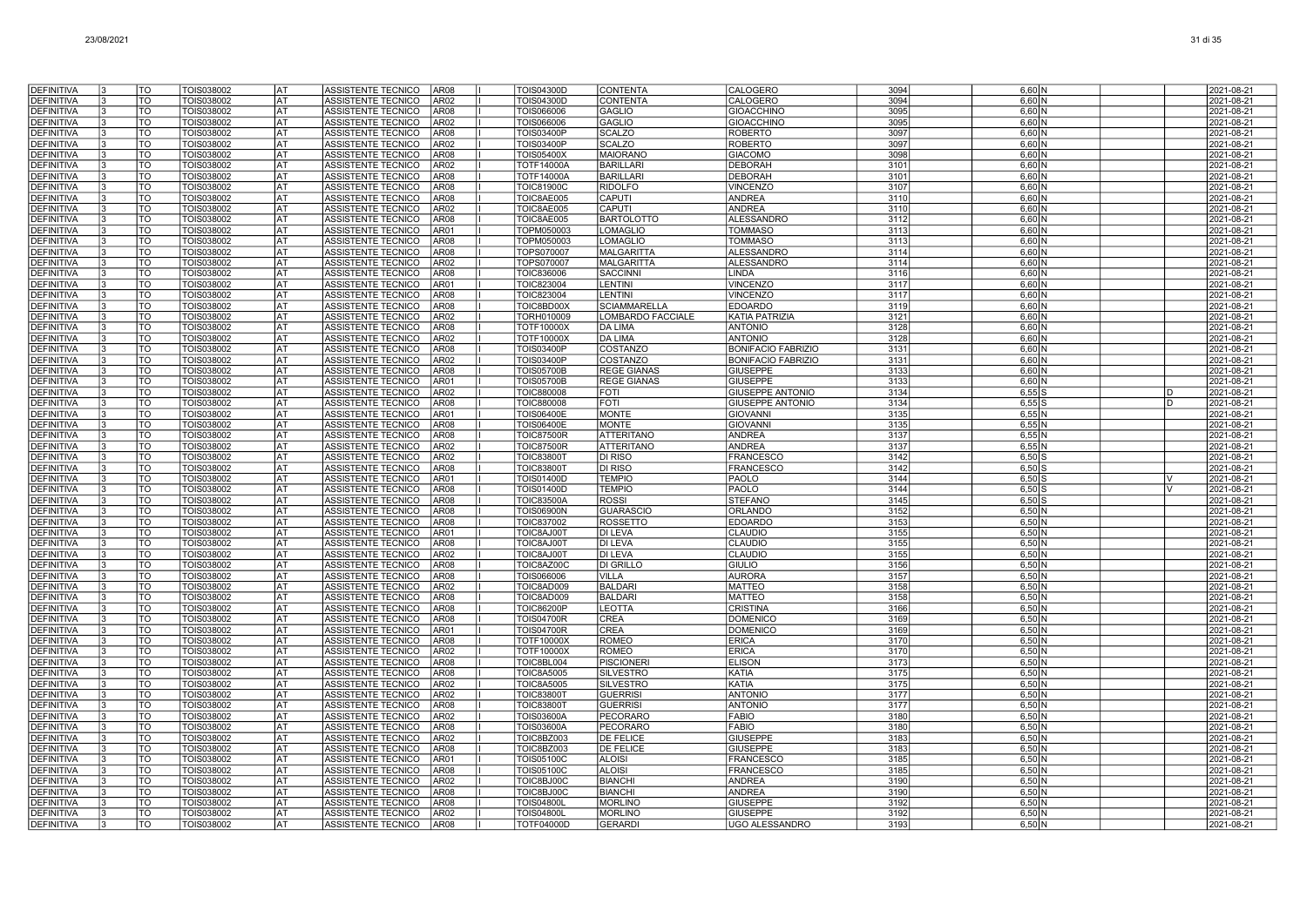| | | | | | | | | | | | | | | | |
|---|---|---|---|---|---|---|---|---|---|---|---|---|---|---|---|
| DEFINITIVA | 3 | TO | TOIS038002 | AT | ASSISTENTE TECNICO | AR08 | I | TOIS04300D | CONTENTA | CALOGERO | 3094 | 6,60 | N | | 2021-08-21 |
| DEFINITIVA | 3 | TO | TOIS038002 | AT | ASSISTENTE TECNICO | AR02 | I | TOIS04300D | CONTENTA | CALOGERO | 3094 | 6,60 | N | | 2021-08-21 |
| DEFINITIVA | 3 | TO | TOIS038002 | AT | ASSISTENTE TECNICO | AR08 | I | TOIS066006 | GAGLIO | GIOACCHINO | 3095 | 6,60 | N | | 2021-08-21 |
| DEFINITIVA | 3 | TO | TOIS038002 | AT | ASSISTENTE TECNICO | AR02 | I | TOIS066006 | GAGLIO | GIOACCHINO | 3095 | 6,60 | N | | 2021-08-21 |
| DEFINITIVA | 3 | TO | TOIS038002 | AT | ASSISTENTE TECNICO | AR08 | I | TOIS03400P | SCALZO | ROBERTO | 3097 | 6,60 | N | | 2021-08-21 |
| DEFINITIVA | 3 | TO | TOIS038002 | AT | ASSISTENTE TECNICO | AR02 | I | TOIS03400P | SCALZO | ROBERTO | 3097 | 6,60 | N | | 2021-08-21 |
| DEFINITIVA | 3 | TO | TOIS038002 | AT | ASSISTENTE TECNICO | AR08 | I | TOIS05400X | MAIORANO | GIACOMO | 3098 | 6,60 | N | | 2021-08-21 |
| DEFINITIVA | 3 | TO | TOIS038002 | AT | ASSISTENTE TECNICO | AR02 | I | TOTF14000A | BARILLARI | DEBORAH | 3101 | 6,60 | N | | 2021-08-21 |
| DEFINITIVA | 3 | TO | TOIS038002 | AT | ASSISTENTE TECNICO | AR08 | I | TOTF14000A | BARILLARI | DEBORAH | 3101 | 6,60 | N | | 2021-08-21 |
| DEFINITIVA | 3 | TO | TOIS038002 | AT | ASSISTENTE TECNICO | AR08 | I | TOIC81900C | RIDOLFO | VINCENZO | 3107 | 6,60 | N | | 2021-08-21 |
| DEFINITIVA | 3 | TO | TOIS038002 | AT | ASSISTENTE TECNICO | AR08 | I | TOIC8AE005 | CAPUTI | ANDREA | 3110 | 6,60 | N | | 2021-08-21 |
| DEFINITIVA | 3 | TO | TOIS038002 | AT | ASSISTENTE TECNICO | AR02 | I | TOIC8AE005 | CAPUTI | ANDREA | 3110 | 6,60 | N | | 2021-08-21 |
| DEFINITIVA | 3 | TO | TOIS038002 | AT | ASSISTENTE TECNICO | AR08 | I | TOIC8AE005 | BARTOLOTTO | ALESSANDRO | 3112 | 6,60 | N | | 2021-08-21 |
| DEFINITIVA | 3 | TO | TOIS038002 | AT | ASSISTENTE TECNICO | AR01 | I | TOPM050003 | LOMAGLIO | TOMMASO | 3113 | 6,60 | N | | 2021-08-21 |
| DEFINITIVA | 3 | TO | TOIS038002 | AT | ASSISTENTE TECNICO | AR08 | I | TOPM050003 | LOMAGLIO | TOMMASO | 3113 | 6,60 | N | | 2021-08-21 |
| DEFINITIVA | 3 | TO | TOIS038002 | AT | ASSISTENTE TECNICO | AR08 | I | TOPS070007 | MALGARITTA | ALESSANDRO | 3114 | 6,60 | N | | 2021-08-21 |
| DEFINITIVA | 3 | TO | TOIS038002 | AT | ASSISTENTE TECNICO | AR02 | I | TOPS070007 | MALGARITTA | ALESSANDRO | 3114 | 6,60 | N | | 2021-08-21 |
| DEFINITIVA | 3 | TO | TOIS038002 | AT | ASSISTENTE TECNICO | AR08 | I | TOIC836006 | SACCINNI | LINDA | 3116 | 6,60 | N | | 2021-08-21 |
| DEFINITIVA | 3 | TO | TOIS038002 | AT | ASSISTENTE TECNICO | AR01 | I | TOIC823004 | LENTINI | VINCENZO | 3117 | 6,60 | N | | 2021-08-21 |
| DEFINITIVA | 3 | TO | TOIS038002 | AT | ASSISTENTE TECNICO | AR08 | I | TOIC823004 | LENTINI | VINCENZO | 3117 | 6,60 | N | | 2021-08-21 |
| DEFINITIVA | 3 | TO | TOIS038002 | AT | ASSISTENTE TECNICO | AR08 | I | TOIC8BD00X | SCIAMMARELLA | EDOARDO | 3119 | 6,60 | N | | 2021-08-21 |
| DEFINITIVA | 3 | TO | TOIS038002 | AT | ASSISTENTE TECNICO | AR02 | I | TORH010009 | LOMBARDO FACCIALE | KATIA PATRIZIA | 3121 | 6,60 | N | | 2021-08-21 |
| DEFINITIVA | 3 | TO | TOIS038002 | AT | ASSISTENTE TECNICO | AR08 | I | TOTF10000X | DA LIMA | ANTONIO | 3128 | 6,60 | N | | 2021-08-21 |
| DEFINITIVA | 3 | TO | TOIS038002 | AT | ASSISTENTE TECNICO | AR02 | I | TOTF10000X | DA LIMA | ANTONIO | 3128 | 6,60 | N | | 2021-08-21 |
| DEFINITIVA | 3 | TO | TOIS038002 | AT | ASSISTENTE TECNICO | AR08 | I | TOIS03400P | COSTANZO | BONIFACIO FABRIZIO | 3131 | 6,60 | N | | 2021-08-21 |
| DEFINITIVA | 3 | TO | TOIS038002 | AT | ASSISTENTE TECNICO | AR02 | I | TOIS03400P | COSTANZO | BONIFACIO FABRIZIO | 3131 | 6,60 | N | | 2021-08-21 |
| DEFINITIVA | 3 | TO | TOIS038002 | AT | ASSISTENTE TECNICO | AR08 | I | TOIS05700B | REGE GIANAS | GIUSEPPE | 3133 | 6,60 | N | | 2021-08-21 |
| DEFINITIVA | 3 | TO | TOIS038002 | AT | ASSISTENTE TECNICO | AR01 | I | TOIS05700B | REGE GIANAS | GIUSEPPE | 3133 | 6,60 | N | | 2021-08-21 |
| DEFINITIVA | 3 | TO | TOIS038002 | AT | ASSISTENTE TECNICO | AR02 | I | TOIC880008 | FOTI | GIUSEPPE ANTONIO | 3134 | 6,55 | S | D | 2021-08-21 |
| DEFINITIVA | 3 | TO | TOIS038002 | AT | ASSISTENTE TECNICO | AR08 | I | TOIC880008 | FOTI | GIUSEPPE ANTONIO | 3134 | 6,55 | S | D | 2021-08-21 |
| DEFINITIVA | 3 | TO | TOIS038002 | AT | ASSISTENTE TECNICO | AR01 | I | TOIS06400E | MONTE | GIOVANNI | 3135 | 6,55 | N | | 2021-08-21 |
| DEFINITIVA | 3 | TO | TOIS038002 | AT | ASSISTENTE TECNICO | AR08 | I | TOIS06400E | MONTE | GIOVANNI | 3135 | 6,55 | N | | 2021-08-21 |
| DEFINITIVA | 3 | TO | TOIS038002 | AT | ASSISTENTE TECNICO | AR08 | I | TOIC87500R | ATTERITANO | ANDREA | 3137 | 6,55 | N | | 2021-08-21 |
| DEFINITIVA | 3 | TO | TOIS038002 | AT | ASSISTENTE TECNICO | AR02 | I | TOIC87500R | ATTERITANO | ANDREA | 3137 | 6,55 | N | | 2021-08-21 |
| DEFINITIVA | 3 | TO | TOIS038002 | AT | ASSISTENTE TECNICO | AR02 | I | TOIC83800T | DI RISO | FRANCESCO | 3142 | 6,50 | S | | 2021-08-21 |
| DEFINITIVA | 3 | TO | TOIS038002 | AT | ASSISTENTE TECNICO | AR08 | I | TOIC83800T | DI RISO | FRANCESCO | 3142 | 6,50 | S | | 2021-08-21 |
| DEFINITIVA | 3 | TO | TOIS038002 | AT | ASSISTENTE TECNICO | AR01 | I | TOIS01400D | TEMPIO | PAOLO | 3144 | 6,50 | S | V | 2021-08-21 |
| DEFINITIVA | 3 | TO | TOIS038002 | AT | ASSISTENTE TECNICO | AR08 | I | TOIS01400D | TEMPIO | PAOLO | 3144 | 6,50 | S | V | 2021-08-21 |
| DEFINITIVA | 3 | TO | TOIS038002 | AT | ASSISTENTE TECNICO | AR08 | I | TOIC83500A | ROSSI | STEFANO | 3145 | 6,50 | S | | 2021-08-21 |
| DEFINITIVA | 3 | TO | TOIS038002 | AT | ASSISTENTE TECNICO | AR08 | I | TOIS06900N | GUARASCIO | ORLANDO | 3152 | 6,50 | N | | 2021-08-21 |
| DEFINITIVA | 3 | TO | TOIS038002 | AT | ASSISTENTE TECNICO | AR08 | I | TOIC837002 | ROSSETTO | EDOARDO | 3153 | 6,50 | N | | 2021-08-21 |
| DEFINITIVA | 3 | TO | TOIS038002 | AT | ASSISTENTE TECNICO | AR01 | I | TOIC8AJ00T | DI LEVA | CLAUDIO | 3155 | 6,50 | N | | 2021-08-21 |
| DEFINITIVA | 3 | TO | TOIS038002 | AT | ASSISTENTE TECNICO | AR08 | I | TOIC8AJ00T | DI LEVA | CLAUDIO | 3155 | 6,50 | N | | 2021-08-21 |
| DEFINITIVA | 3 | TO | TOIS038002 | AT | ASSISTENTE TECNICO | AR02 | I | TOIC8AJ00T | DI LEVA | CLAUDIO | 3155 | 6,50 | N | | 2021-08-21 |
| DEFINITIVA | 3 | TO | TOIS038002 | AT | ASSISTENTE TECNICO | AR08 | I | TOIC8AZ00C | DI GRILLO | GIULIO | 3156 | 6,50 | N | | 2021-08-21 |
| DEFINITIVA | 3 | TO | TOIS038002 | AT | ASSISTENTE TECNICO | AR08 | I | TOIS066006 | VILLA | AURORA | 3157 | 6,50 | N | | 2021-08-21 |
| DEFINITIVA | 3 | TO | TOIS038002 | AT | ASSISTENTE TECNICO | AR02 | I | TOIC8AD009 | BALDARI | MATTEO | 3158 | 6,50 | N | | 2021-08-21 |
| DEFINITIVA | 3 | TO | TOIS038002 | AT | ASSISTENTE TECNICO | AR08 | I | TOIC8AD009 | BALDARI | MATTEO | 3158 | 6,50 | N | | 2021-08-21 |
| DEFINITIVA | 3 | TO | TOIS038002 | AT | ASSISTENTE TECNICO | AR08 | I | TOIC86200P | LEOTTA | CRISTINA | 3166 | 6,50 | N | | 2021-08-21 |
| DEFINITIVA | 3 | TO | TOIS038002 | AT | ASSISTENTE TECNICO | AR08 | I | TOIS04700R | CREA | DOMENICO | 3169 | 6,50 | N | | 2021-08-21 |
| DEFINITIVA | 3 | TO | TOIS038002 | AT | ASSISTENTE TECNICO | AR01 | I | TOIS04700R | CREA | DOMENICO | 3169 | 6,50 | N | | 2021-08-21 |
| DEFINITIVA | 3 | TO | TOIS038002 | AT | ASSISTENTE TECNICO | AR08 | I | TOTF10000X | ROMEO | ERICA | 3170 | 6,50 | N | | 2021-08-21 |
| DEFINITIVA | 3 | TO | TOIS038002 | AT | ASSISTENTE TECNICO | AR02 | I | TOTF10000X | ROMEO | ERICA | 3170 | 6,50 | N | | 2021-08-21 |
| DEFINITIVA | 3 | TO | TOIS038002 | AT | ASSISTENTE TECNICO | AR08 | I | TOIC8BL004 | PISCIONERI | ELISON | 3173 | 6,50 | N | | 2021-08-21 |
| DEFINITIVA | 3 | TO | TOIS038002 | AT | ASSISTENTE TECNICO | AR08 | I | TOIC8A5005 | SILVESTRO | KATIA | 3175 | 6,50 | N | | 2021-08-21 |
| DEFINITIVA | 3 | TO | TOIS038002 | AT | ASSISTENTE TECNICO | AR02 | I | TOIC8A5005 | SILVESTRO | KATIA | 3175 | 6,50 | N | | 2021-08-21 |
| DEFINITIVA | 3 | TO | TOIS038002 | AT | ASSISTENTE TECNICO | AR02 | I | TOIC83800T | GUERRISI | ANTONIO | 3177 | 6,50 | N | | 2021-08-21 |
| DEFINITIVA | 3 | TO | TOIS038002 | AT | ASSISTENTE TECNICO | AR08 | I | TOIC83800T | GUERRISI | ANTONIO | 3177 | 6,50 | N | | 2021-08-21 |
| DEFINITIVA | 3 | TO | TOIS038002 | AT | ASSISTENTE TECNICO | AR02 | I | TOIS03600A | PECORARO | FABIO | 3180 | 6,50 | N | | 2021-08-21 |
| DEFINITIVA | 3 | TO | TOIS038002 | AT | ASSISTENTE TECNICO | AR08 | I | TOIS03600A | PECORARO | FABIO | 3180 | 6,50 | N | | 2021-08-21 |
| DEFINITIVA | 3 | TO | TOIS038002 | AT | ASSISTENTE TECNICO | AR02 | I | TOIC8BZ003 | DE FELICE | GIUSEPPE | 3183 | 6,50 | N | | 2021-08-21 |
| DEFINITIVA | 3 | TO | TOIS038002 | AT | ASSISTENTE TECNICO | AR08 | I | TOIC8BZ003 | DE FELICE | GIUSEPPE | 3183 | 6,50 | N | | 2021-08-21 |
| DEFINITIVA | 3 | TO | TOIS038002 | AT | ASSISTENTE TECNICO | AR01 | I | TOIS05100C | ALOISI | FRANCESCO | 3185 | 6,50 | N | | 2021-08-21 |
| DEFINITIVA | 3 | TO | TOIS038002 | AT | ASSISTENTE TECNICO | AR08 | I | TOIS05100C | ALOISI | FRANCESCO | 3185 | 6,50 | N | | 2021-08-21 |
| DEFINITIVA | 3 | TO | TOIS038002 | AT | ASSISTENTE TECNICO | AR02 | I | TOIC8BJ00C | BIANCHI | ANDREA | 3190 | 6,50 | N | | 2021-08-21 |
| DEFINITIVA | 3 | TO | TOIS038002 | AT | ASSISTENTE TECNICO | AR08 | I | TOIC8BJ00C | BIANCHI | ANDREA | 3190 | 6,50 | N | | 2021-08-21 |
| DEFINITIVA | 3 | TO | TOIS038002 | AT | ASSISTENTE TECNICO | AR08 | I | TOIS04800L | MORLINO | GIUSEPPE | 3192 | 6,50 | N | | 2021-08-21 |
| DEFINITIVA | 3 | TO | TOIS038002 | AT | ASSISTENTE TECNICO | AR02 | I | TOIS04800L | MORLINO | GIUSEPPE | 3192 | 6,50 | N | | 2021-08-21 |
| DEFINITIVA | 3 | TO | TOIS038002 | AT | ASSISTENTE TECNICO | AR08 | I | TOTF04000D | GERARDI | UGO ALESSANDRO | 3193 | 6,50 | N | | 2021-08-21 |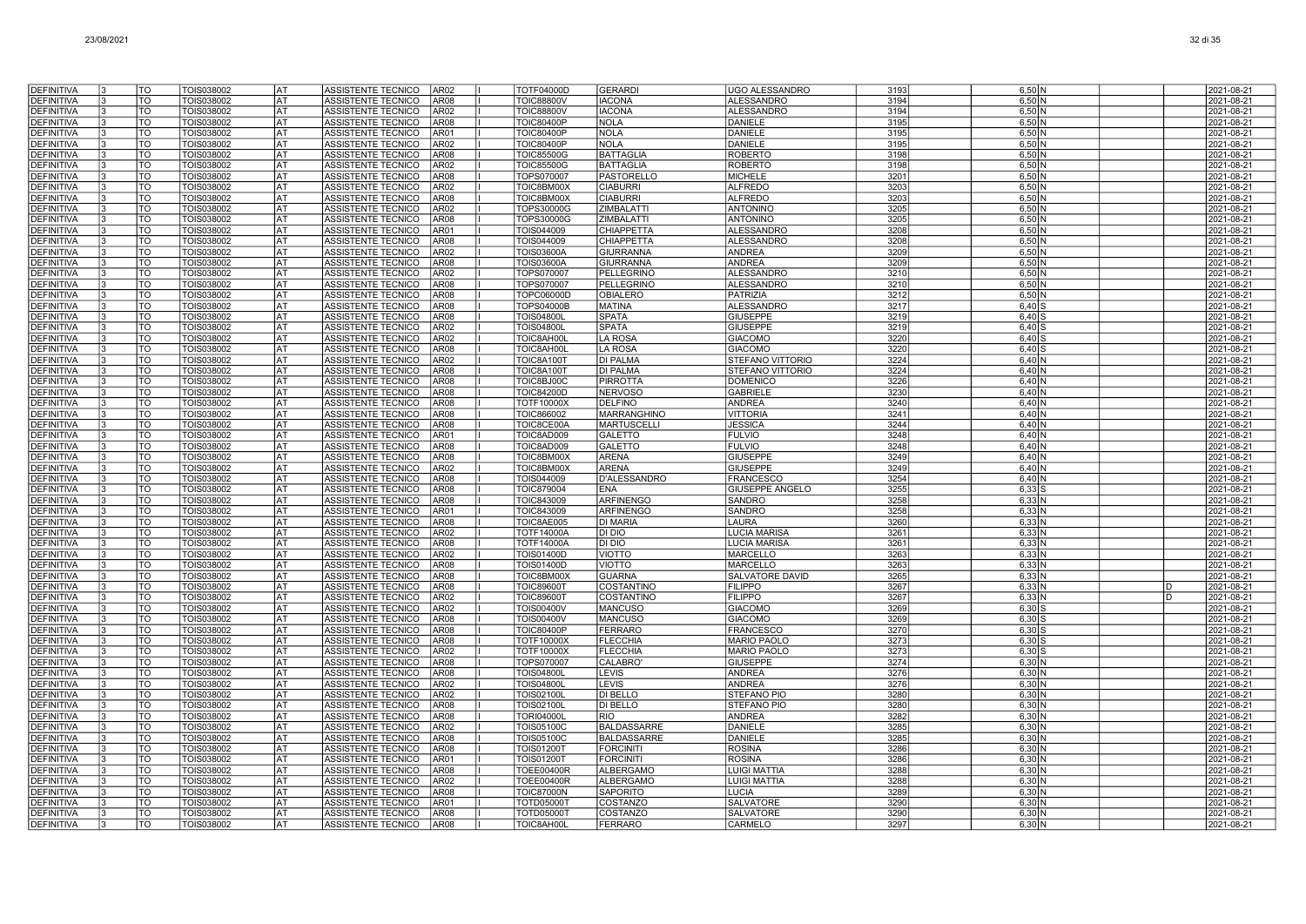| | | | | | | | | | | | | | | | | | |
|---|---|---|---|---|---|---|---|---|---|---|---|---|---|---|---|---|---|
| DEFINITIVA | 3 | TO | TOIS038002 | AT | ASSISTENTE TECNICO | AR02 | I | TOTF04000D | GERARDI | UGO ALESSANDRO | 3193 | | 6,50 | N | | | 2021-08-21 |
| DEFINITIVA | 3 | TO | TOIS038002 | AT | ASSISTENTE TECNICO | AR08 | I | TOIC88800V | IACONA | ALESSANDRO | 3194 | | 6,50 | N | | | 2021-08-21 |
| DEFINITIVA | 3 | TO | TOIS038002 | AT | ASSISTENTE TECNICO | AR02 | I | TOIC88800V | IACONA | ALESSANDRO | 3194 | | 6,50 | N | | | 2021-08-21 |
| DEFINITIVA | 3 | TO | TOIS038002 | AT | ASSISTENTE TECNICO | AR08 | I | TOIC80400P | NOLA | DANIELE | 3195 | | 6,50 | N | | | 2021-08-21 |
| DEFINITIVA | 3 | TO | TOIS038002 | AT | ASSISTENTE TECNICO | AR01 | I | TOIC80400P | NOLA | DANIELE | 3195 | | 6,50 | N | | | 2021-08-21 |
| DEFINITIVA | 3 | TO | TOIS038002 | AT | ASSISTENTE TECNICO | AR02 | I | TOIC80400P | NOLA | DANIELE | 3195 | | 6,50 | N | | | 2021-08-21 |
| DEFINITIVA | 3 | TO | TOIS038002 | AT | ASSISTENTE TECNICO | AR08 | I | TOIC85500G | BATTAGLIA | ROBERTO | 3198 | | 6,50 | N | | | 2021-08-21 |
| DEFINITIVA | 3 | TO | TOIS038002 | AT | ASSISTENTE TECNICO | AR02 | I | TOIC85500G | BATTAGLIA | ROBERTO | 3198 | | 6,50 | N | | | 2021-08-21 |
| DEFINITIVA | 3 | TO | TOIS038002 | AT | ASSISTENTE TECNICO | AR08 | I | TOPS070007 | PASTORELLO | MICHELE | 3201 | | 6,50 | N | | | 2021-08-21 |
| DEFINITIVA | 3 | TO | TOIS038002 | AT | ASSISTENTE TECNICO | AR02 | I | TOIC8BM00X | CIABURRI | ALFREDO | 3203 | | 6,50 | N | | | 2021-08-21 |
| DEFINITIVA | 3 | TO | TOIS038002 | AT | ASSISTENTE TECNICO | AR08 | I | TOIC8BM00X | CIABURRI | ALFREDO | 3203 | | 6,50 | N | | | 2021-08-21 |
| DEFINITIVA | 3 | TO | TOIS038002 | AT | ASSISTENTE TECNICO | AR02 | I | TOPS30000G | ZIMBALATTI | ANTONINO | 3205 | | 6,50 | N | | | 2021-08-21 |
| DEFINITIVA | 3 | TO | TOIS038002 | AT | ASSISTENTE TECNICO | AR08 | I | TOPS30000G | ZIMBALATTI | ANTONINO | 3205 | | 6,50 | N | | | 2021-08-21 |
| DEFINITIVA | 3 | TO | TOIS038002 | AT | ASSISTENTE TECNICO | AR01 | I | TOIS044009 | CHIAPPETTA | ALESSANDRO | 3208 | | 6,50 | N | | | 2021-08-21 |
| DEFINITIVA | 3 | TO | TOIS038002 | AT | ASSISTENTE TECNICO | AR08 | I | TOIS044009 | CHIAPPETTA | ALESSANDRO | 3208 | | 6,50 | N | | | 2021-08-21 |
| DEFINITIVA | 3 | TO | TOIS038002 | AT | ASSISTENTE TECNICO | AR02 | I | TOIS03600A | GIURRANNA | ANDREA | 3209 | | 6,50 | N | | | 2021-08-21 |
| DEFINITIVA | 3 | TO | TOIS038002 | AT | ASSISTENTE TECNICO | AR08 | I | TOIS03600A | GIURRANNA | ANDREA | 3209 | | 6,50 | N | | | 2021-08-21 |
| DEFINITIVA | 3 | TO | TOIS038002 | AT | ASSISTENTE TECNICO | AR02 | I | TOPS070007 | PELLEGRINO | ALESSANDRO | 3210 | | 6,50 | N | | | 2021-08-21 |
| DEFINITIVA | 3 | TO | TOIS038002 | AT | ASSISTENTE TECNICO | AR08 | I | TOPS070007 | PELLEGRINO | ALESSANDRO | 3210 | | 6,50 | N | | | 2021-08-21 |
| DEFINITIVA | 3 | TO | TOIS038002 | AT | ASSISTENTE TECNICO | AR08 | I | TOPC06000D | OBIALERO | PATRIZIA | 3212 | | 6,50 | N | | | 2021-08-21 |
| DEFINITIVA | 3 | TO | TOIS038002 | AT | ASSISTENTE TECNICO | AR08 | I | TOPS04000B | MATINA | ALESSANDRO | 3217 | | 6,40 | S | | | 2021-08-21 |
| DEFINITIVA | 3 | TO | TOIS038002 | AT | ASSISTENTE TECNICO | AR08 | I | TOIS04800L | SPATA | GIUSEPPE | 3219 | | 6,40 | S | | | 2021-08-21 |
| DEFINITIVA | 3 | TO | TOIS038002 | AT | ASSISTENTE TECNICO | AR02 | I | TOIS04800L | SPATA | GIUSEPPE | 3219 | | 6,40 | S | | | 2021-08-21 |
| DEFINITIVA | 3 | TO | TOIS038002 | AT | ASSISTENTE TECNICO | AR02 | I | TOIC8AH00L | LA ROSA | GIACOMO | 3220 | | 6,40 | S | | | 2021-08-21 |
| DEFINITIVA | 3 | TO | TOIS038002 | AT | ASSISTENTE TECNICO | AR08 | I | TOIC8AH00L | LA ROSA | GIACOMO | 3220 | | 6,40 | S | | | 2021-08-21 |
| DEFINITIVA | 3 | TO | TOIS038002 | AT | ASSISTENTE TECNICO | AR02 | I | TOIC8A100T | DI PALMA | STEFANO VITTORIO | 3224 | | 6,40 | N | | | 2021-08-21 |
| DEFINITIVA | 3 | TO | TOIS038002 | AT | ASSISTENTE TECNICO | AR08 | I | TOIC8A100T | DI PALMA | STEFANO VITTORIO | 3224 | | 6,40 | N | | | 2021-08-21 |
| DEFINITIVA | 3 | TO | TOIS038002 | AT | ASSISTENTE TECNICO | AR08 | I | TOIC8BJ00C | PIRROTTA | DOMENICO | 3226 | | 6,40 | N | | | 2021-08-21 |
| DEFINITIVA | 3 | TO | TOIS038002 | AT | ASSISTENTE TECNICO | AR08 | I | TOIC84200D | NERVOSO | GABRIELE | 3230 | | 6,40 | N | | | 2021-08-21 |
| DEFINITIVA | 3 | TO | TOIS038002 | AT | ASSISTENTE TECNICO | AR08 | I | TOTF10000X | DELFINO | ANDREA | 3240 | | 6,40 | N | | | 2021-08-21 |
| DEFINITIVA | 3 | TO | TOIS038002 | AT | ASSISTENTE TECNICO | AR08 | I | TOIC866002 | MARRANGHINO | VITTORIA | 3241 | | 6,40 | N | | | 2021-08-21 |
| DEFINITIVA | 3 | TO | TOIS038002 | AT | ASSISTENTE TECNICO | AR08 | I | TOIC8CE00A | MARTUSCELLI | JESSICA | 3244 | | 6,40 | N | | | 2021-08-21 |
| DEFINITIVA | 3 | TO | TOIS038002 | AT | ASSISTENTE TECNICO | AR01 | I | TOIC8AD009 | GALETTO | FULVIO | 3248 | | 6,40 | N | | | 2021-08-21 |
| DEFINITIVA | 3 | TO | TOIS038002 | AT | ASSISTENTE TECNICO | AR08 | I | TOIC8AD009 | GALETTO | FULVIO | 3248 | | 6,40 | N | | | 2021-08-21 |
| DEFINITIVA | 3 | TO | TOIS038002 | AT | ASSISTENTE TECNICO | AR08 | I | TOIC8BM00X | ARENA | GIUSEPPE | 3249 | | 6,40 | N | | | 2021-08-21 |
| DEFINITIVA | 3 | TO | TOIS038002 | AT | ASSISTENTE TECNICO | AR02 | I | TOIC8BM00X | ARENA | GIUSEPPE | 3249 | | 6,40 | N | | | 2021-08-21 |
| DEFINITIVA | 3 | TO | TOIS038002 | AT | ASSISTENTE TECNICO | AR08 | I | TOIS044009 | D'ALESSANDRO | FRANCESCO | 3254 | | 6,40 | N | | | 2021-08-21 |
| DEFINITIVA | 3 | TO | TOIS038002 | AT | ASSISTENTE TECNICO | AR08 | I | TOIC879004 | ENA | GIUSEPPE ANGELO | 3255 | | 6,33 | S | | | 2021-08-21 |
| DEFINITIVA | 3 | TO | TOIS038002 | AT | ASSISTENTE TECNICO | AR08 | I | TOIC843009 | ARFINENGO | SANDRO | 3258 | | 6,33 | N | | | 2021-08-21 |
| DEFINITIVA | 3 | TO | TOIS038002 | AT | ASSISTENTE TECNICO | AR01 | I | TOIC843009 | ARFINENGO | SANDRO | 3258 | | 6,33 | N | | | 2021-08-21 |
| DEFINITIVA | 3 | TO | TOIS038002 | AT | ASSISTENTE TECNICO | AR08 | I | TOIC8AE005 | DI MARIA | LAURA | 3260 | | 6,33 | N | | | 2021-08-21 |
| DEFINITIVA | 3 | TO | TOIS038002 | AT | ASSISTENTE TECNICO | AR02 | I | TOTF14000A | DI DIO | LUCIA MARISA | 3261 | | 6,33 | N | | | 2021-08-21 |
| DEFINITIVA | 3 | TO | TOIS038002 | AT | ASSISTENTE TECNICO | AR08 | I | TOTF14000A | DI DIO | LUCIA MARISA | 3261 | | 6,33 | N | | | 2021-08-21 |
| DEFINITIVA | 3 | TO | TOIS038002 | AT | ASSISTENTE TECNICO | AR02 | I | TOIS01400D | VIOTTO | MARCELLO | 3263 | | 6,33 | N | | | 2021-08-21 |
| DEFINITIVA | 3 | TO | TOIS038002 | AT | ASSISTENTE TECNICO | AR08 | I | TOIS01400D | VIOTTO | MARCELLO | 3263 | | 6,33 | N | | | 2021-08-21 |
| DEFINITIVA | 3 | TO | TOIS038002 | AT | ASSISTENTE TECNICO | AR08 | I | TOIC8BM00X | GUARNA | SALVATORE DAVID | 3265 | | 6,33 | N | | | 2021-08-21 |
| DEFINITIVA | 3 | TO | TOIS038002 | AT | ASSISTENTE TECNICO | AR08 | I | TOIC89600T | COSTANTINO | FILIPPO | 3267 | | 6,33 | N | | D | 2021-08-21 |
| DEFINITIVA | 3 | TO | TOIS038002 | AT | ASSISTENTE TECNICO | AR02 | I | TOIC89600T | COSTANTINO | FILIPPO | 3267 | | 6,33 | N | | D | 2021-08-21 |
| DEFINITIVA | 3 | TO | TOIS038002 | AT | ASSISTENTE TECNICO | AR02 | I | TOIS00400V | MANCUSO | GIACOMO | 3269 | | 6,30 | S | | | 2021-08-21 |
| DEFINITIVA | 3 | TO | TOIS038002 | AT | ASSISTENTE TECNICO | AR08 | I | TOIS00400V | MANCUSO | GIACOMO | 3269 | | 6,30 | S | | | 2021-08-21 |
| DEFINITIVA | 3 | TO | TOIS038002 | AT | ASSISTENTE TECNICO | AR08 | I | TOIC80400P | FERRARO | FRANCESCO | 3270 | | 6,30 | S | | | 2021-08-21 |
| DEFINITIVA | 3 | TO | TOIS038002 | AT | ASSISTENTE TECNICO | AR08 | I | TOTF10000X | FLECCHIA | MARIO PAOLO | 3273 | | 6,30 | S | | | 2021-08-21 |
| DEFINITIVA | 3 | TO | TOIS038002 | AT | ASSISTENTE TECNICO | AR02 | I | TOTF10000X | FLECCHIA | MARIO PAOLO | 3273 | | 6,30 | S | | | 2021-08-21 |
| DEFINITIVA | 3 | TO | TOIS038002 | AT | ASSISTENTE TECNICO | AR08 | I | TOPS070007 | CALABRO' | GIUSEPPE | 3274 | | 6,30 | N | | | 2021-08-21 |
| DEFINITIVA | 3 | TO | TOIS038002 | AT | ASSISTENTE TECNICO | AR08 | I | TOIS04800L | LEVIS | ANDREA | 3276 | | 6,30 | N | | | 2021-08-21 |
| DEFINITIVA | 3 | TO | TOIS038002 | AT | ASSISTENTE TECNICO | AR02 | I | TOIS04800L | LEVIS | ANDREA | 3276 | | 6,30 | N | | | 2021-08-21 |
| DEFINITIVA | 3 | TO | TOIS038002 | AT | ASSISTENTE TECNICO | AR02 | I | TOIS02100L | DI BELLO | STEFANO PIO | 3280 | | 6,30 | N | | | 2021-08-21 |
| DEFINITIVA | 3 | TO | TOIS038002 | AT | ASSISTENTE TECNICO | AR08 | I | TOIS02100L | DI BELLO | STEFANO PIO | 3280 | | 6,30 | N | | | 2021-08-21 |
| DEFINITIVA | 3 | TO | TOIS038002 | AT | ASSISTENTE TECNICO | AR08 | I | TORI04000L | RIO | ANDREA | 3282 | | 6,30 | N | | | 2021-08-21 |
| DEFINITIVA | 3 | TO | TOIS038002 | AT | ASSISTENTE TECNICO | AR02 | I | TOIS05100C | BALDASSARRE | DANIELE | 3285 | | 6,30 | N | | | 2021-08-21 |
| DEFINITIVA | 3 | TO | TOIS038002 | AT | ASSISTENTE TECNICO | AR08 | I | TOIS05100C | BALDASSARRE | DANIELE | 3285 | | 6,30 | N | | | 2021-08-21 |
| DEFINITIVA | 3 | TO | TOIS038002 | AT | ASSISTENTE TECNICO | AR08 | I | TOIS01200T | FORCINITI | ROSINA | 3286 | | 6,30 | N | | | 2021-08-21 |
| DEFINITIVA | 3 | TO | TOIS038002 | AT | ASSISTENTE TECNICO | AR01 | I | TOIS01200T | FORCINITI | ROSINA | 3286 | | 6,30 | N | | | 2021-08-21 |
| DEFINITIVA | 3 | TO | TOIS038002 | AT | ASSISTENTE TECNICO | AR08 | I | TOEE00400R | ALBERGAMO | LUIGI MATTIA | 3288 | | 6,30 | N | | | 2021-08-21 |
| DEFINITIVA | 3 | TO | TOIS038002 | AT | ASSISTENTE TECNICO | AR02 | I | TOEE00400R | ALBERGAMO | LUIGI MATTIA | 3288 | | 6,30 | N | | | 2021-08-21 |
| DEFINITIVA | 3 | TO | TOIS038002 | AT | ASSISTENTE TECNICO | AR08 | I | TOIC87000N | SAPORITO | LUCIA | 3289 | | 6,30 | N | | | 2021-08-21 |
| DEFINITIVA | 3 | TO | TOIS038002 | AT | ASSISTENTE TECNICO | AR01 | I | TOTD05000T | COSTANZO | SALVATORE | 3290 | | 6,30 | N | | | 2021-08-21 |
| DEFINITIVA | 3 | TO | TOIS038002 | AT | ASSISTENTE TECNICO | AR08 | I | TOTD05000T | COSTANZO | SALVATORE | 3290 | | 6,30 | N | | | 2021-08-21 |
| DEFINITIVA | 3 | TO | TOIS038002 | AT | ASSISTENTE TECNICO | AR08 | I | TOIC8AH00L | FERRARO | CARMELO | 3297 | | 6,30 | N | | | 2021-08-21 |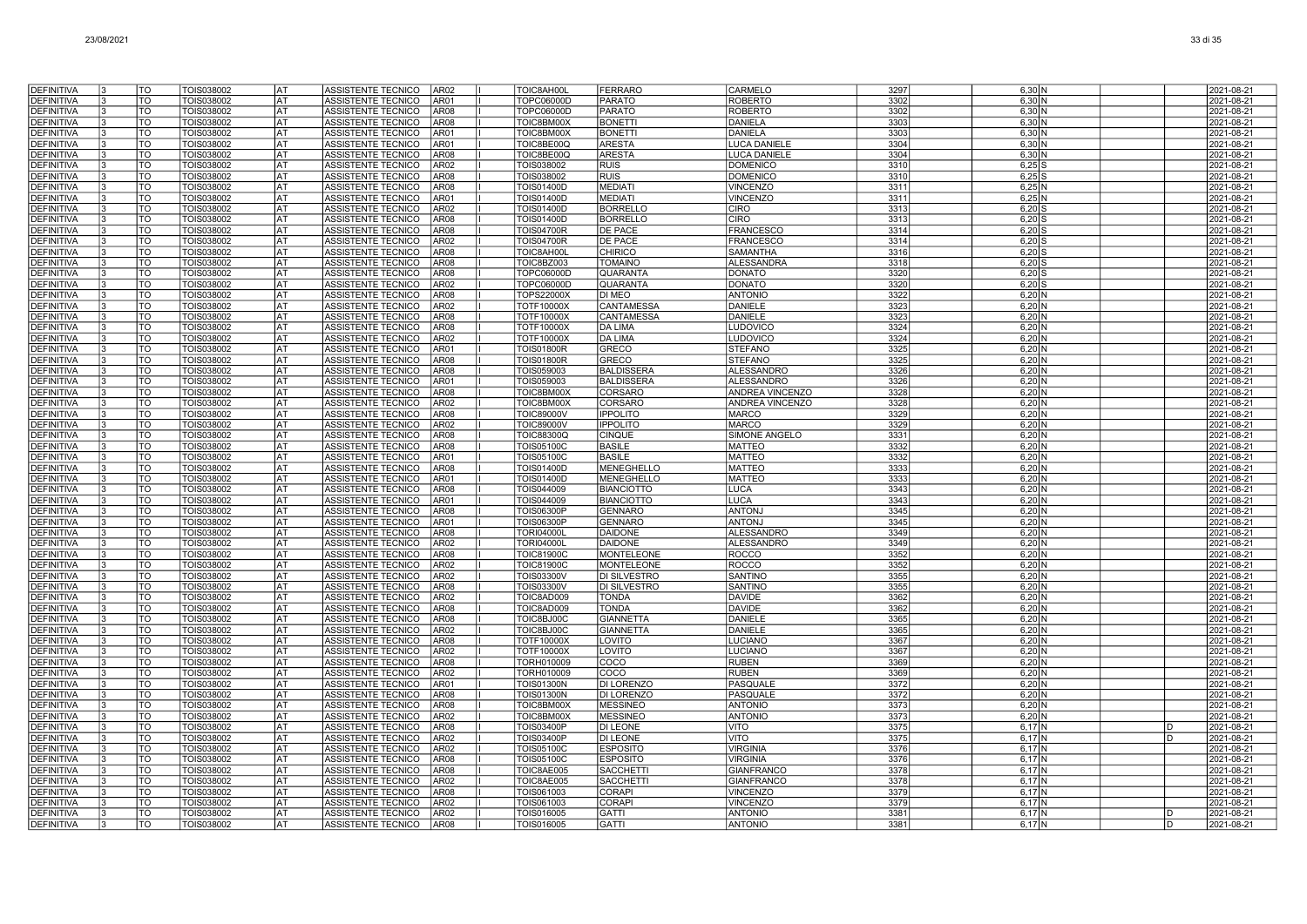| | | | | | | | | | | | | | | | | | |
|---|---|---|---|---|---|---|---|---|---|---|---|---|---|---|---|---|---|
| DEFINITIVA | 3 | TO | TOIS038002 | AT | ASSISTENTE TECNICO | AR02 | I | TOIC8AH00L | FERRARO | CARMELO | 3297 | | 6,30 | N | | | 2021-08-21 |
| DEFINITIVA | 3 | TO | TOIS038002 | AT | ASSISTENTE TECNICO | AR01 | I | TOPC06000D | PARATO | ROBERTO | 3302 | | 6,30 | N | | | 2021-08-21 |
| DEFINITIVA | 3 | TO | TOIS038002 | AT | ASSISTENTE TECNICO | AR08 | I | TOPC06000D | PARATO | ROBERTO | 3302 | | 6,30 | N | | | 2021-08-21 |
| DEFINITIVA | 3 | TO | TOIS038002 | AT | ASSISTENTE TECNICO | AR08 | I | TOIC8BM00X | BONETTI | DANIELA | 3303 | | 6,30 | N | | | 2021-08-21 |
| DEFINITIVA | 3 | TO | TOIS038002 | AT | ASSISTENTE TECNICO | AR01 | I | TOIC8BM00X | BONETTI | DANIELA | 3303 | | 6,30 | N | | | 2021-08-21 |
| DEFINITIVA | 3 | TO | TOIS038002 | AT | ASSISTENTE TECNICO | AR01 | I | TOIC8BE00Q | ARESTA | LUCA DANIELE | 3304 | | 6,30 | N | | | 2021-08-21 |
| DEFINITIVA | 3 | TO | TOIS038002 | AT | ASSISTENTE TECNICO | AR08 | I | TOIC8BE00Q | ARESTA | LUCA DANIELE | 3304 | | 6,30 | N | | | 2021-08-21 |
| DEFINITIVA | 3 | TO | TOIS038002 | AT | ASSISTENTE TECNICO | AR02 | I | TOIS038002 | RUIS | DOMENICO | 3310 | | 6,25 | S | | | 2021-08-21 |
| DEFINITIVA | 3 | TO | TOIS038002 | AT | ASSISTENTE TECNICO | AR08 | I | TOIS038002 | RUIS | DOMENICO | 3310 | | 6,25 | S | | | 2021-08-21 |
| DEFINITIVA | 3 | TO | TOIS038002 | AT | ASSISTENTE TECNICO | AR08 | I | TOIS01400D | MEDIATI | VINCENZO | 3311 | | 6,25 | N | | | 2021-08-21 |
| DEFINITIVA | 3 | TO | TOIS038002 | AT | ASSISTENTE TECNICO | AR01 | I | TOIS01400D | MEDIATI | VINCENZO | 3311 | | 6,25 | N | | | 2021-08-21 |
| DEFINITIVA | 3 | TO | TOIS038002 | AT | ASSISTENTE TECNICO | AR02 | I | TOIS01400D | BORRELLO | CIRO | 3313 | | 6,20 | S | | | 2021-08-21 |
| DEFINITIVA | 3 | TO | TOIS038002 | AT | ASSISTENTE TECNICO | AR08 | I | TOIS01400D | BORRELLO | CIRO | 3313 | | 6,20 | S | | | 2021-08-21 |
| DEFINITIVA | 3 | TO | TOIS038002 | AT | ASSISTENTE TECNICO | AR08 | I | TOIS04700R | DE PACE | FRANCESCO | 3314 | | 6,20 | S | | | 2021-08-21 |
| DEFINITIVA | 3 | TO | TOIS038002 | AT | ASSISTENTE TECNICO | AR02 | I | TOIS04700R | DE PACE | FRANCESCO | 3314 | | 6,20 | S | | | 2021-08-21 |
| DEFINITIVA | 3 | TO | TOIS038002 | AT | ASSISTENTE TECNICO | AR08 | I | TOIC8AH00L | CHIRICO | SAMANTHA | 3316 | | 6,20 | S | | | 2021-08-21 |
| DEFINITIVA | 3 | TO | TOIS038002 | AT | ASSISTENTE TECNICO | AR08 | I | TOIC8BZ003 | TOMAINO | ALESSANDRA | 3318 | | 6,20 | S | | | 2021-08-21 |
| DEFINITIVA | 3 | TO | TOIS038002 | AT | ASSISTENTE TECNICO | AR08 | I | TOPC06000D | QUARANTA | DONATO | 3320 | | 6,20 | S | | | 2021-08-21 |
| DEFINITIVA | 3 | TO | TOIS038002 | AT | ASSISTENTE TECNICO | AR02 | I | TOPC06000D | QUARANTA | DONATO | 3320 | | 6,20 | S | | | 2021-08-21 |
| DEFINITIVA | 3 | TO | TOIS038002 | AT | ASSISTENTE TECNICO | AR08 | I | TOPS22000X | DI MEO | ANTONIO | 3322 | | 6,20 | N | | | 2021-08-21 |
| DEFINITIVA | 3 | TO | TOIS038002 | AT | ASSISTENTE TECNICO | AR02 | I | TOTF10000X | CANTAMESSA | DANIELE | 3323 | | 6,20 | N | | | 2021-08-21 |
| DEFINITIVA | 3 | TO | TOIS038002 | AT | ASSISTENTE TECNICO | AR08 | I | TOTF10000X | CANTAMESSA | DANIELE | 3323 | | 6,20 | N | | | 2021-08-21 |
| DEFINITIVA | 3 | TO | TOIS038002 | AT | ASSISTENTE TECNICO | AR08 | I | TOTF10000X | DA LIMA | LUDOVICO | 3324 | | 6,20 | N | | | 2021-08-21 |
| DEFINITIVA | 3 | TO | TOIS038002 | AT | ASSISTENTE TECNICO | AR02 | I | TOTF10000X | DA LIMA | LUDOVICO | 3324 | | 6,20 | N | | | 2021-08-21 |
| DEFINITIVA | 3 | TO | TOIS038002 | AT | ASSISTENTE TECNICO | AR01 | I | TOIS01800R | GRECO | STEFANO | 3325 | | 6,20 | N | | | 2021-08-21 |
| DEFINITIVA | 3 | TO | TOIS038002 | AT | ASSISTENTE TECNICO | AR08 | I | TOIS01800R | GRECO | STEFANO | 3325 | | 6,20 | N | | | 2021-08-21 |
| DEFINITIVA | 3 | TO | TOIS038002 | AT | ASSISTENTE TECNICO | AR08 | I | TOIS059003 | BALDISSERA | ALESSANDRO | 3326 | | 6,20 | N | | | 2021-08-21 |
| DEFINITIVA | 3 | TO | TOIS038002 | AT | ASSISTENTE TECNICO | AR01 | I | TOIS059003 | BALDISSERA | ALESSANDRO | 3326 | | 6,20 | N | | | 2021-08-21 |
| DEFINITIVA | 3 | TO | TOIS038002 | AT | ASSISTENTE TECNICO | AR08 | I | TOIC8BM00X | CORSARO | ANDREA VINCENZO | 3328 | | 6,20 | N | | | 2021-08-21 |
| DEFINITIVA | 3 | TO | TOIS038002 | AT | ASSISTENTE TECNICO | AR02 | I | TOIC8BM00X | CORSARO | ANDREA VINCENZO | 3328 | | 6,20 | N | | | 2021-08-21 |
| DEFINITIVA | 3 | TO | TOIS038002 | AT | ASSISTENTE TECNICO | AR08 | I | TOIC89000V | IPPOLITO | MARCO | 3329 | | 6,20 | N | | | 2021-08-21 |
| DEFINITIVA | 3 | TO | TOIS038002 | AT | ASSISTENTE TECNICO | AR02 | I | TOIC89000V | IPPOLITO | MARCO | 3329 | | 6,20 | N | | | 2021-08-21 |
| DEFINITIVA | 3 | TO | TOIS038002 | AT | ASSISTENTE TECNICO | AR08 | I | TOIC88300Q | CINQUE | SIMONE ANGELO | 3331 | | 6,20 | N | | | 2021-08-21 |
| DEFINITIVA | 3 | TO | TOIS038002 | AT | ASSISTENTE TECNICO | AR08 | I | TOIS05100C | BASILE | MATTEO | 3332 | | 6,20 | N | | | 2021-08-21 |
| DEFINITIVA | 3 | TO | TOIS038002 | AT | ASSISTENTE TECNICO | AR01 | I | TOIS05100C | BASILE | MATTEO | 3332 | | 6,20 | N | | | 2021-08-21 |
| DEFINITIVA | 3 | TO | TOIS038002 | AT | ASSISTENTE TECNICO | AR08 | I | TOIS01400D | MENEGHELLO | MATTEO | 3333 | | 6,20 | N | | | 2021-08-21 |
| DEFINITIVA | 3 | TO | TOIS038002 | AT | ASSISTENTE TECNICO | AR01 | I | TOIS01400D | MENEGHELLO | MATTEO | 3333 | | 6,20 | N | | | 2021-08-21 |
| DEFINITIVA | 3 | TO | TOIS038002 | AT | ASSISTENTE TECNICO | AR08 | I | TOIS044009 | BIANCIOTTO | LUCA | 3343 | | 6,20 | N | | | 2021-08-21 |
| DEFINITIVA | 3 | TO | TOIS038002 | AT | ASSISTENTE TECNICO | AR01 | I | TOIS044009 | BIANCIOTTO | LUCA | 3343 | | 6,20 | N | | | 2021-08-21 |
| DEFINITIVA | 3 | TO | TOIS038002 | AT | ASSISTENTE TECNICO | AR08 | I | TOIS06300P | GENNARO | ANTONJ | 3345 | | 6,20 | N | | | 2021-08-21 |
| DEFINITIVA | 3 | TO | TOIS038002 | AT | ASSISTENTE TECNICO | AR01 | I | TOIS06300P | GENNARO | ANTONJ | 3345 | | 6,20 | N | | | 2021-08-21 |
| DEFINITIVA | 3 | TO | TOIS038002 | AT | ASSISTENTE TECNICO | AR08 | I | TORI04000L | DAIDONE | ALESSANDRO | 3349 | | 6,20 | N | | | 2021-08-21 |
| DEFINITIVA | 3 | TO | TOIS038002 | AT | ASSISTENTE TECNICO | AR02 | I | TORI04000L | DAIDONE | ALESSANDRO | 3349 | | 6,20 | N | | | 2021-08-21 |
| DEFINITIVA | 3 | TO | TOIS038002 | AT | ASSISTENTE TECNICO | AR08 | I | TOIC81900C | MONTELEONE | ROCCO | 3352 | | 6,20 | N | | | 2021-08-21 |
| DEFINITIVA | 3 | TO | TOIS038002 | AT | ASSISTENTE TECNICO | AR02 | I | TOIC81900C | MONTELEONE | ROCCO | 3352 | | 6,20 | N | | | 2021-08-21 |
| DEFINITIVA | 3 | TO | TOIS038002 | AT | ASSISTENTE TECNICO | AR02 | I | TOIS03300V | DI SILVESTRO | SANTINO | 3355 | | 6,20 | N | | | 2021-08-21 |
| DEFINITIVA | 3 | TO | TOIS038002 | AT | ASSISTENTE TECNICO | AR08 | I | TOIS03300V | DI SILVESTRO | SANTINO | 3355 | | 6,20 | N | | | 2021-08-21 |
| DEFINITIVA | 3 | TO | TOIS038002 | AT | ASSISTENTE TECNICO | AR02 | I | TOIC8AD009 | TONDA | DAVIDE | 3362 | | 6,20 | N | | | 2021-08-21 |
| DEFINITIVA | 3 | TO | TOIS038002 | AT | ASSISTENTE TECNICO | AR08 | I | TOIC8AD009 | TONDA | DAVIDE | 3362 | | 6,20 | N | | | 2021-08-21 |
| DEFINITIVA | 3 | TO | TOIS038002 | AT | ASSISTENTE TECNICO | AR08 | I | TOIC8BJ00C | GIANNETTA | DANIELE | 3365 | | 6,20 | N | | | 2021-08-21 |
| DEFINITIVA | 3 | TO | TOIS038002 | AT | ASSISTENTE TECNICO | AR02 | I | TOIC8BJ00C | GIANNETTA | DANIELE | 3365 | | 6,20 | N | | | 2021-08-21 |
| DEFINITIVA | 3 | TO | TOIS038002 | AT | ASSISTENTE TECNICO | AR08 | I | TOTF10000X | LOVITO | LUCIANO | 3367 | | 6,20 | N | | | 2021-08-21 |
| DEFINITIVA | 3 | TO | TOIS038002 | AT | ASSISTENTE TECNICO | AR02 | I | TOTF10000X | LOVITO | LUCIANO | 3367 | | 6,20 | N | | | 2021-08-21 |
| DEFINITIVA | 3 | TO | TOIS038002 | AT | ASSISTENTE TECNICO | AR08 | I | TORH010009 | COCO | RUBEN | 3369 | | 6,20 | N | | | 2021-08-21 |
| DEFINITIVA | 3 | TO | TOIS038002 | AT | ASSISTENTE TECNICO | AR02 | I | TORH010009 | COCO | RUBEN | 3369 | | 6,20 | N | | | 2021-08-21 |
| DEFINITIVA | 3 | TO | TOIS038002 | AT | ASSISTENTE TECNICO | AR01 | I | TOIS01300N | DI LORENZO | PASQUALE | 3372 | | 6,20 | N | | | 2021-08-21 |
| DEFINITIVA | 3 | TO | TOIS038002 | AT | ASSISTENTE TECNICO | AR08 | I | TOIS01300N | DI LORENZO | PASQUALE | 3372 | | 6,20 | N | | | 2021-08-21 |
| DEFINITIVA | 3 | TO | TOIS038002 | AT | ASSISTENTE TECNICO | AR08 | I | TOIC8BM00X | MESSINEO | ANTONIO | 3373 | | 6,20 | N | | | 2021-08-21 |
| DEFINITIVA | 3 | TO | TOIS038002 | AT | ASSISTENTE TECNICO | AR02 | I | TOIC8BM00X | MESSINEO | ANTONIO | 3373 | | 6,20 | N | | | 2021-08-21 |
| DEFINITIVA | 3 | TO | TOIS038002 | AT | ASSISTENTE TECNICO | AR08 | I | TOIS03400P | DI LEONE | VITO | 3375 | | 6,17 | N | | D | 2021-08-21 |
| DEFINITIVA | 3 | TO | TOIS038002 | AT | ASSISTENTE TECNICO | AR02 | I | TOIS03400P | DI LEONE | VITO | 3375 | | 6,17 | N | | D | 2021-08-21 |
| DEFINITIVA | 3 | TO | TOIS038002 | AT | ASSISTENTE TECNICO | AR02 | I | TOIS05100C | ESPOSITO | VIRGINIA | 3376 | | 6,17 | N | | | 2021-08-21 |
| DEFINITIVA | 3 | TO | TOIS038002 | AT | ASSISTENTE TECNICO | AR08 | I | TOIS05100C | ESPOSITO | VIRGINIA | 3376 | | 6,17 | N | | | 2021-08-21 |
| DEFINITIVA | 3 | TO | TOIS038002 | AT | ASSISTENTE TECNICO | AR08 | I | TOIC8AE005 | SACCHETTI | GIANFRANCO | 3378 | | 6,17 | N | | | 2021-08-21 |
| DEFINITIVA | 3 | TO | TOIS038002 | AT | ASSISTENTE TECNICO | AR02 | I | TOIC8AE005 | SACCHETTI | GIANFRANCO | 3378 | | 6,17 | N | | | 2021-08-21 |
| DEFINITIVA | 3 | TO | TOIS038002 | AT | ASSISTENTE TECNICO | AR08 | I | TOIS061003 | CORAPI | VINCENZO | 3379 | | 6,17 | N | | | 2021-08-21 |
| DEFINITIVA | 3 | TO | TOIS038002 | AT | ASSISTENTE TECNICO | AR02 | I | TOIS061003 | CORAPI | VINCENZO | 3379 | | 6,17 | N | | | 2021-08-21 |
| DEFINITIVA | 3 | TO | TOIS038002 | AT | ASSISTENTE TECNICO | AR02 | I | TOIS016005 | GATTI | ANTONIO | 3381 | | 6,17 | N | | D | 2021-08-21 |
| DEFINITIVA | 3 | TO | TOIS038002 | AT | ASSISTENTE TECNICO | AR08 | I | TOIS016005 | GATTI | ANTONIO | 3381 | | 6,17 | N | | D | 2021-08-21 |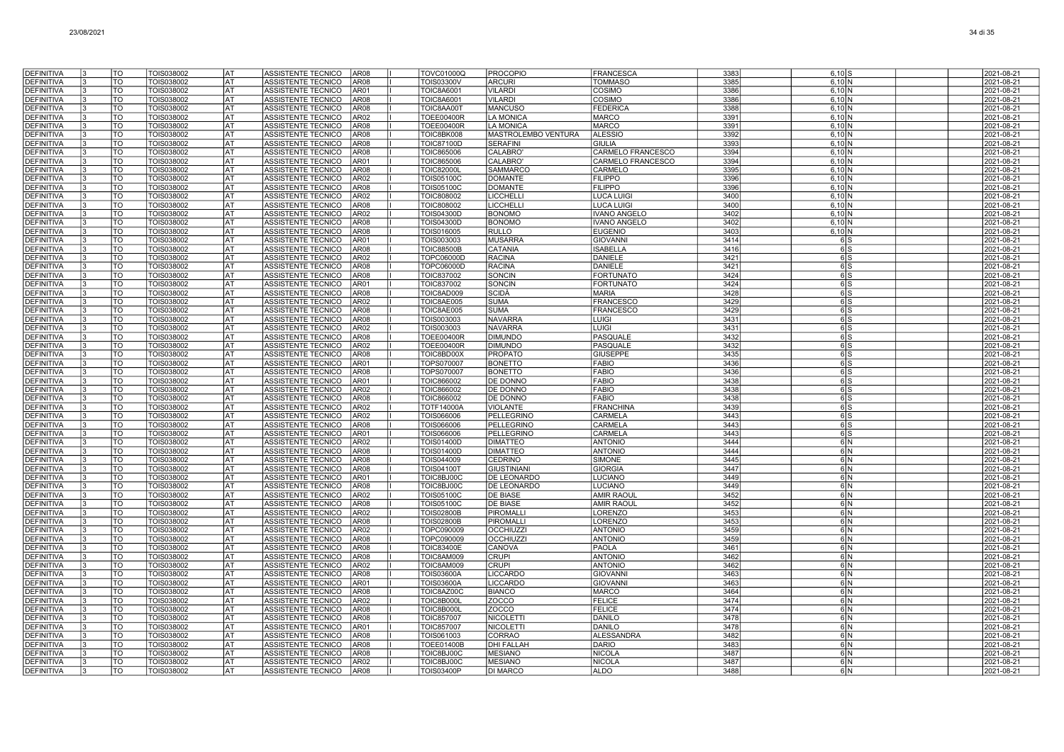| | | | | | | | | | | | | | | | |
|---|---|---|---|---|---|---|---|---|---|---|---|---|---|---|---|
| DEFINITIVA | 3 | TO | TOIS038002 | AT | ASSISTENTE TECNICO | AR08 | I | TOVC01000Q | PROCOPIO | FRANCESCA | 3383 | 6,10 | S | | 2021-08-21 |
| DEFINITIVA | 3 | TO | TOIS038002 | AT | ASSISTENTE TECNICO | AR08 | I | TOIS03300V | ARCURI | TOMMASO | 3385 | 6,10 | N | | 2021-08-21 |
| DEFINITIVA | 3 | TO | TOIS038002 | AT | ASSISTENTE TECNICO | AR01 | I | TOIC8A6001 | VILARDI | COSIMO | 3386 | 6,10 | N | | 2021-08-21 |
| DEFINITIVA | 3 | TO | TOIS038002 | AT | ASSISTENTE TECNICO | AR08 | I | TOIC8A6001 | VILARDI | COSIMO | 3386 | 6,10 | N | | 2021-08-21 |
| DEFINITIVA | 3 | TO | TOIS038002 | AT | ASSISTENTE TECNICO | AR08 | I | TOIC8AA00T | MANCUSO | FEDERICA | 3388 | 6,10 | N | | 2021-08-21 |
| DEFINITIVA | 3 | TO | TOIS038002 | AT | ASSISTENTE TECNICO | AR02 | I | TOEE00400R | LA MONICA | MARCO | 3391 | 6,10 | N | | 2021-08-21 |
| DEFINITIVA | 3 | TO | TOIS038002 | AT | ASSISTENTE TECNICO | AR08 | I | TOEE00400R | LA MONICA | MARCO | 3391 | 6,10 | N | | 2021-08-21 |
| DEFINITIVA | 3 | TO | TOIS038002 | AT | ASSISTENTE TECNICO | AR08 | I | TOIC8BK008 | MASTROLEMBO VENTURA | ALESSIO | 3392 | 6,10 | N | | 2021-08-21 |
| DEFINITIVA | 3 | TO | TOIS038002 | AT | ASSISTENTE TECNICO | AR08 | I | TOIC87100D | SERAFINI | GIULIA | 3393 | 6,10 | N | | 2021-08-21 |
| DEFINITIVA | 3 | TO | TOIS038002 | AT | ASSISTENTE TECNICO | AR08 | I | TOIC865006 | CALABRO' | CARMELO FRANCESCO | 3394 | 6,10 | N | | 2021-08-21 |
| DEFINITIVA | 3 | TO | TOIS038002 | AT | ASSISTENTE TECNICO | AR01 | I | TOIC865006 | CALABRO' | CARMELO FRANCESCO | 3394 | 6,10 | N | | 2021-08-21 |
| DEFINITIVA | 3 | TO | TOIS038002 | AT | ASSISTENTE TECNICO | AR08 | I | TOIC82000L | SAMMARCO | CARMELO | 3395 | 6,10 | N | | 2021-08-21 |
| DEFINITIVA | 3 | TO | TOIS038002 | AT | ASSISTENTE TECNICO | AR02 | I | TOIS05100C | DOMANTE | FILIPPO | 3396 | 6,10 | N | | 2021-08-21 |
| DEFINITIVA | 3 | TO | TOIS038002 | AT | ASSISTENTE TECNICO | AR08 | I | TOIS05100C | DOMANTE | FILIPPO | 3396 | 6,10 | N | | 2021-08-21 |
| DEFINITIVA | 3 | TO | TOIS038002 | AT | ASSISTENTE TECNICO | AR02 | I | TOIC808002 | LICCHELLI | LUCA LUIGI | 3400 | 6,10 | N | | 2021-08-21 |
| DEFINITIVA | 3 | TO | TOIS038002 | AT | ASSISTENTE TECNICO | AR08 | I | TOIC808002 | LICCHELLI | LUCA LUIGI | 3400 | 6,10 | N | | 2021-08-21 |
| DEFINITIVA | 3 | TO | TOIS038002 | AT | ASSISTENTE TECNICO | AR02 | I | TOIS04300D | BONOMO | IVANO ANGELO | 3402 | 6,10 | N | | 2021-08-21 |
| DEFINITIVA | 3 | TO | TOIS038002 | AT | ASSISTENTE TECNICO | AR08 | I | TOIS04300D | BONOMO | IVANO ANGELO | 3402 | 6,10 | N | | 2021-08-21 |
| DEFINITIVA | 3 | TO | TOIS038002 | AT | ASSISTENTE TECNICO | AR08 | I | TOIS016005 | RULLO | EUGENIO | 3403 | 6,10 | N | | 2021-08-21 |
| DEFINITIVA | 3 | TO | TOIS038002 | AT | ASSISTENTE TECNICO | AR01 | I | TOIS003003 | MUSARRA | GIOVANNI | 3414 | 6 | S | | 2021-08-21 |
| DEFINITIVA | 3 | TO | TOIS038002 | AT | ASSISTENTE TECNICO | AR08 | I | TOIC88500B | CATANIA | ISABELLA | 3416 | 6 | S | | 2021-08-21 |
| DEFINITIVA | 3 | TO | TOIS038002 | AT | ASSISTENTE TECNICO | AR02 | I | TOPC06000D | RACINA | DANIELE | 3421 | 6 | S | | 2021-08-21 |
| DEFINITIVA | 3 | TO | TOIS038002 | AT | ASSISTENTE TECNICO | AR08 | I | TOPC06000D | RACINA | DANIELE | 3421 | 6 | S | | 2021-08-21 |
| DEFINITIVA | 3 | TO | TOIS038002 | AT | ASSISTENTE TECNICO | AR08 | I | TOIC837002 | SONCIN | FORTUNATO | 3424 | 6 | S | | 2021-08-21 |
| DEFINITIVA | 3 | TO | TOIS038002 | AT | ASSISTENTE TECNICO | AR01 | I | TOIC837002 | SONCIN | FORTUNATO | 3424 | 6 | S | | 2021-08-21 |
| DEFINITIVA | 3 | TO | TOIS038002 | AT | ASSISTENTE TECNICO | AR08 | I | TOIC8AD009 | SCIDÀ | MARIA | 3428 | 6 | S | | 2021-08-21 |
| DEFINITIVA | 3 | TO | TOIS038002 | AT | ASSISTENTE TECNICO | AR02 | I | TOIC8AE005 | SUMA | FRANCESCO | 3429 | 6 | S | | 2021-08-21 |
| DEFINITIVA | 3 | TO | TOIS038002 | AT | ASSISTENTE TECNICO | AR08 | I | TOIC8AE005 | SUMA | FRANCESCO | 3429 | 6 | S | | 2021-08-21 |
| DEFINITIVA | 3 | TO | TOIS038002 | AT | ASSISTENTE TECNICO | AR08 | I | TOIS003003 | NAVARRA | LUIGI | 3431 | 6 | S | | 2021-08-21 |
| DEFINITIVA | 3 | TO | TOIS038002 | AT | ASSISTENTE TECNICO | AR02 | I | TOIS003003 | NAVARRA | LUIGI | 3431 | 6 | S | | 2021-08-21 |
| DEFINITIVA | 3 | TO | TOIS038002 | AT | ASSISTENTE TECNICO | AR08 | I | TOEE00400R | DIMUNDO | PASQUALE | 3432 | 6 | S | | 2021-08-21 |
| DEFINITIVA | 3 | TO | TOIS038002 | AT | ASSISTENTE TECNICO | AR02 | I | TOEE00400R | DIMUNDO | PASQUALE | 3432 | 6 | S | | 2021-08-21 |
| DEFINITIVA | 3 | TO | TOIS038002 | AT | ASSISTENTE TECNICO | AR08 | I | TOIC8BD00X | PROPATO | GIUSEPPE | 3435 | 6 | S | | 2021-08-21 |
| DEFINITIVA | 3 | TO | TOIS038002 | AT | ASSISTENTE TECNICO | AR01 | I | TOPS070007 | BONETTO | FABIO | 3436 | 6 | S | | 2021-08-21 |
| DEFINITIVA | 3 | TO | TOIS038002 | AT | ASSISTENTE TECNICO | AR08 | I | TOPS070007 | BONETTO | FABIO | 3436 | 6 | S | | 2021-08-21 |
| DEFINITIVA | 3 | TO | TOIS038002 | AT | ASSISTENTE TECNICO | AR01 | I | TOIC866002 | DE DONNO | FABIO | 3438 | 6 | S | | 2021-08-21 |
| DEFINITIVA | 3 | TO | TOIS038002 | AT | ASSISTENTE TECNICO | AR02 | I | TOIC866002 | DE DONNO | FABIO | 3438 | 6 | S | | 2021-08-21 |
| DEFINITIVA | 3 | TO | TOIS038002 | AT | ASSISTENTE TECNICO | AR08 | I | TOIC866002 | DE DONNO | FABIO | 3438 | 6 | S | | 2021-08-21 |
| DEFINITIVA | 3 | TO | TOIS038002 | AT | ASSISTENTE TECNICO | AR02 | I | TOTF14000A | VIOLANTE | FRANCHINA | 3439 | 6 | S | | 2021-08-21 |
| DEFINITIVA | 3 | TO | TOIS038002 | AT | ASSISTENTE TECNICO | AR02 | I | TOIS066006 | PELLEGRINO | CARMELA | 3443 | 6 | S | | 2021-08-21 |
| DEFINITIVA | 3 | TO | TOIS038002 | AT | ASSISTENTE TECNICO | AR08 | I | TOIS066006 | PELLEGRINO | CARMELA | 3443 | 6 | S | | 2021-08-21 |
| DEFINITIVA | 3 | TO | TOIS038002 | AT | ASSISTENTE TECNICO | AR01 | I | TOIS066006 | PELLEGRINO | CARMELA | 3443 | 6 | S | | 2021-08-21 |
| DEFINITIVA | 3 | TO | TOIS038002 | AT | ASSISTENTE TECNICO | AR02 | I | TOIS01400D | DIMATTEO | ANTONIO | 3444 | 6 | N | | 2021-08-21 |
| DEFINITIVA | 3 | TO | TOIS038002 | AT | ASSISTENTE TECNICO | AR08 | I | TOIS01400D | DIMATTEO | ANTONIO | 3444 | 6 | N | | 2021-08-21 |
| DEFINITIVA | 3 | TO | TOIS038002 | AT | ASSISTENTE TECNICO | AR08 | I | TOIS044009 | CEDRINO | SIMONE | 3445 | 6 | N | | 2021-08-21 |
| DEFINITIVA | 3 | TO | TOIS038002 | AT | ASSISTENTE TECNICO | AR08 | I | TOIS04100T | GIUSTINIANI | GIORGIA | 3447 | 6 | N | | 2021-08-21 |
| DEFINITIVA | 3 | TO | TOIS038002 | AT | ASSISTENTE TECNICO | AR01 | I | TOIC8BJ00C | DE LEONARDO | LUCIANO | 3449 | 6 | N | | 2021-08-21 |
| DEFINITIVA | 3 | TO | TOIS038002 | AT | ASSISTENTE TECNICO | AR08 | I | TOIC8BJ00C | DE LEONARDO | LUCIANO | 3449 | 6 | N | | 2021-08-21 |
| DEFINITIVA | 3 | TO | TOIS038002 | AT | ASSISTENTE TECNICO | AR02 | I | TOIS05100C | DE BIASE | AMIR RAOUL | 3452 | 6 | N | | 2021-08-21 |
| DEFINITIVA | 3 | TO | TOIS038002 | AT | ASSISTENTE TECNICO | AR08 | I | TOIS05100C | DE BIASE | AMIR RAOUL | 3452 | 6 | N | | 2021-08-21 |
| DEFINITIVA | 3 | TO | TOIS038002 | AT | ASSISTENTE TECNICO | AR02 | I | TOIS02800B | PIROMALLI | LORENZO | 3453 | 6 | N | | 2021-08-21 |
| DEFINITIVA | 3 | TO | TOIS038002 | AT | ASSISTENTE TECNICO | AR08 | I | TOIS02800B | PIROMALLI | LORENZO | 3453 | 6 | N | | 2021-08-21 |
| DEFINITIVA | 3 | TO | TOIS038002 | AT | ASSISTENTE TECNICO | AR02 | I | TOPC090009 | OCCHIUZZI | ANTONIO | 3459 | 6 | N | | 2021-08-21 |
| DEFINITIVA | 3 | TO | TOIS038002 | AT | ASSISTENTE TECNICO | AR08 | I | TOPC090009 | OCCHIUZZI | ANTONIO | 3459 | 6 | N | | 2021-08-21 |
| DEFINITIVA | 3 | TO | TOIS038002 | AT | ASSISTENTE TECNICO | AR08 | I | TOIC83400E | CANOVA | PAOLA | 3461 | 6 | N | | 2021-08-21 |
| DEFINITIVA | 3 | TO | TOIS038002 | AT | ASSISTENTE TECNICO | AR08 | I | TOIC8AM009 | CRUPI | ANTONIO | 3462 | 6 | N | | 2021-08-21 |
| DEFINITIVA | 3 | TO | TOIS038002 | AT | ASSISTENTE TECNICO | AR02 | I | TOIC8AM009 | CRUPI | ANTONIO | 3462 | 6 | N | | 2021-08-21 |
| DEFINITIVA | 3 | TO | TOIS038002 | AT | ASSISTENTE TECNICO | AR08 | I | TOIS03600A | LICCARDO | GIOVANNI | 3463 | 6 | N | | 2021-08-21 |
| DEFINITIVA | 3 | TO | TOIS038002 | AT | ASSISTENTE TECNICO | AR01 | I | TOIS03600A | LICCARDO | GIOVANNI | 3463 | 6 | N | | 2021-08-21 |
| DEFINITIVA | 3 | TO | TOIS038002 | AT | ASSISTENTE TECNICO | AR08 | I | TOIC8AZ00C | BIANCO | MARCO | 3464 | 6 | N | | 2021-08-21 |
| DEFINITIVA | 3 | TO | TOIS038002 | AT | ASSISTENTE TECNICO | AR02 | I | TOIC8B000L | ZOCCO | FELICE | 3474 | 6 | N | | 2021-08-21 |
| DEFINITIVA | 3 | TO | TOIS038002 | AT | ASSISTENTE TECNICO | AR08 | I | TOIC8B000L | ZOCCO | FELICE | 3474 | 6 | N | | 2021-08-21 |
| DEFINITIVA | 3 | TO | TOIS038002 | AT | ASSISTENTE TECNICO | AR08 | I | TOIC857007 | NICOLETTI | DANILO | 3478 | 6 | N | | 2021-08-21 |
| DEFINITIVA | 3 | TO | TOIS038002 | AT | ASSISTENTE TECNICO | AR01 | I | TOIC857007 | NICOLETTI | DANILO | 3478 | 6 | N | | 2021-08-21 |
| DEFINITIVA | 3 | TO | TOIS038002 | AT | ASSISTENTE TECNICO | AR08 | I | TOIS061003 | CORRAO | ALESSANDRA | 3482 | 6 | N | | 2021-08-21 |
| DEFINITIVA | 3 | TO | TOIS038002 | AT | ASSISTENTE TECNICO | AR08 | I | TOEE01400B | DHI FALLAH | DARIO | 3483 | 6 | N | | 2021-08-21 |
| DEFINITIVA | 3 | TO | TOIS038002 | AT | ASSISTENTE TECNICO | AR08 | I | TOIC8BJ00C | MESIANO | NICOLA | 3487 | 6 | N | | 2021-08-21 |
| DEFINITIVA | 3 | TO | TOIS038002 | AT | ASSISTENTE TECNICO | AR02 | I | TOIC8BJ00C | MESIANO | NICOLA | 3487 | 6 | N | | 2021-08-21 |
| DEFINITIVA | 3 | TO | TOIS038002 | AT | ASSISTENTE TECNICO | AR08 | I | TOIS03400P | DI MARCO | ALDO | 3488 | 6 | N | | 2021-08-21 |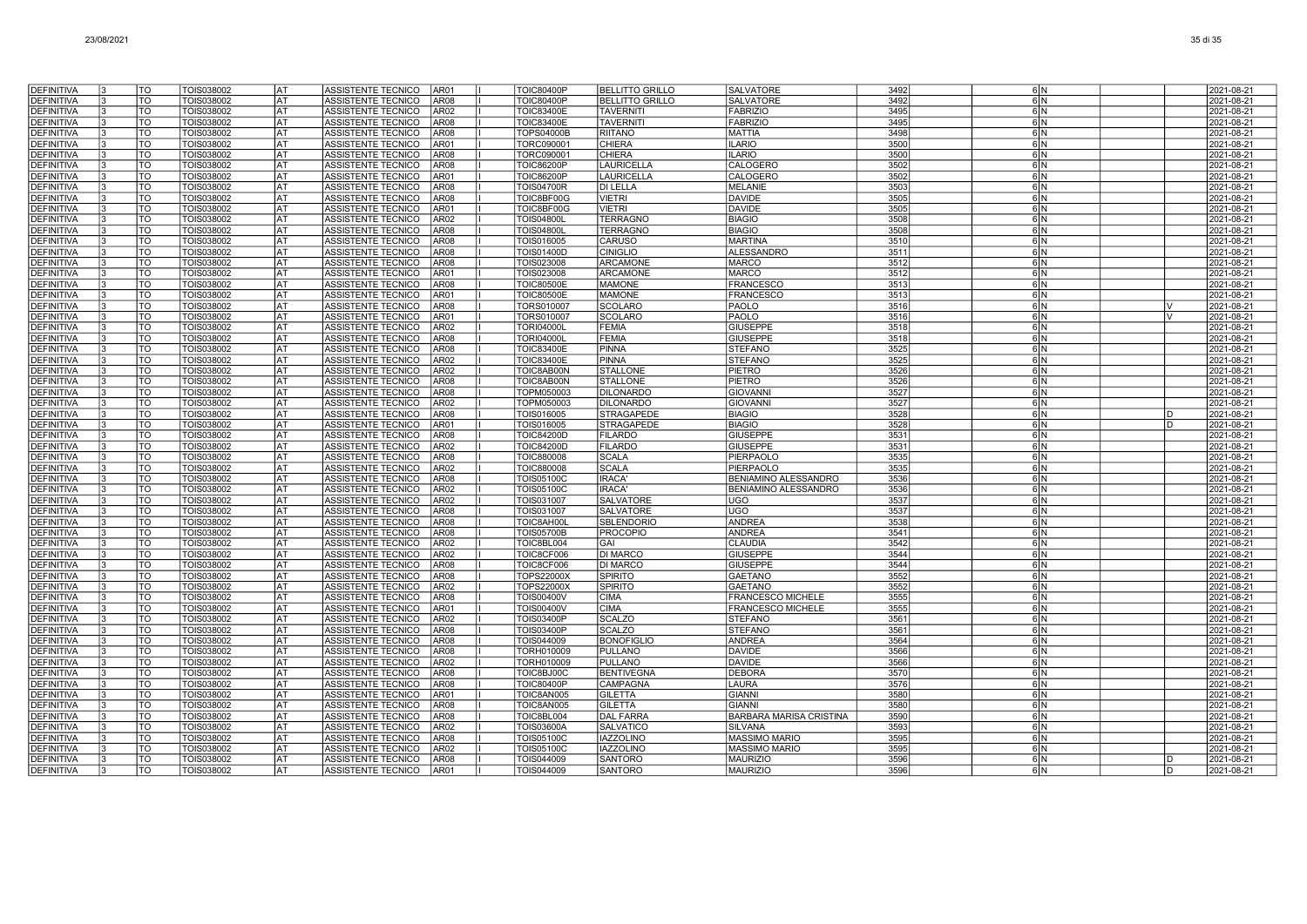| | | | | | | | | | | | | | | | | |
|---|---|---|---|---|---|---|---|---|---|---|---|---|---|---|---|---|
| DEFINITIVA | 3 | TO | TOIS038002 | AT | ASSISTENTE TECNICO | AR01 | I | TOIC80400P | BELLITTO GRILLO | SALVATORE | 3492 | | 6 | N | | 2021-08-21 |
| DEFINITIVA | 3 | TO | TOIS038002 | AT | ASSISTENTE TECNICO | AR08 | I | TOIC80400P | BELLITTO GRILLO | SALVATORE | 3492 | | 6 | N | | 2021-08-21 |
| DEFINITIVA | 3 | TO | TOIS038002 | AT | ASSISTENTE TECNICO | AR02 | I | TOIC83400E | TAVERNITI | FABRIZIO | 3495 | | 6 | N | | 2021-08-21 |
| DEFINITIVA | 3 | TO | TOIS038002 | AT | ASSISTENTE TECNICO | AR08 | I | TOIC83400E | TAVERNITI | FABRIZIO | 3495 | | 6 | N | | 2021-08-21 |
| DEFINITIVA | 3 | TO | TOIS038002 | AT | ASSISTENTE TECNICO | AR08 | I | TOPS04000B | RIITANO | MATTIA | 3498 | | 6 | N | | 2021-08-21 |
| DEFINITIVA | 3 | TO | TOIS038002 | AT | ASSISTENTE TECNICO | AR01 | I | TORC090001 | CHIERA | ILARIO | 3500 | | 6 | N | | 2021-08-21 |
| DEFINITIVA | 3 | TO | TOIS038002 | AT | ASSISTENTE TECNICO | AR08 | I | TORC090001 | CHIERA | ILARIO | 3500 | | 6 | N | | 2021-08-21 |
| DEFINITIVA | 3 | TO | TOIS038002 | AT | ASSISTENTE TECNICO | AR08 | I | TOIC86200P | LAURICELLA | CALOGERO | 3502 | | 6 | N | | 2021-08-21 |
| DEFINITIVA | 3 | TO | TOIS038002 | AT | ASSISTENTE TECNICO | AR01 | I | TOIC86200P | LAURICELLA | CALOGERO | 3502 | | 6 | N | | 2021-08-21 |
| DEFINITIVA | 3 | TO | TOIS038002 | AT | ASSISTENTE TECNICO | AR08 | I | TOIS04700R | DI LELLA | MELANIE | 3503 | | 6 | N | | 2021-08-21 |
| DEFINITIVA | 3 | TO | TOIS038002 | AT | ASSISTENTE TECNICO | AR08 | I | TOIC8BF00G | VIETRI | DAVIDE | 3505 | | 6 | N | | 2021-08-21 |
| DEFINITIVA | 3 | TO | TOIS038002 | AT | ASSISTENTE TECNICO | AR01 | I | TOIC8BF00G | VIETRI | DAVIDE | 3505 | | 6 | N | | 2021-08-21 |
| DEFINITIVA | 3 | TO | TOIS038002 | AT | ASSISTENTE TECNICO | AR02 | I | TOIS04800L | TERRAGNO | BIAGIO | 3508 | | 6 | N | | 2021-08-21 |
| DEFINITIVA | 3 | TO | TOIS038002 | AT | ASSISTENTE TECNICO | AR08 | I | TOIS04800L | TERRAGNO | BIAGIO | 3508 | | 6 | N | | 2021-08-21 |
| DEFINITIVA | 3 | TO | TOIS038002 | AT | ASSISTENTE TECNICO | AR08 | I | TOIS016005 | CARUSO | MARTINA | 3510 | | 6 | N | | 2021-08-21 |
| DEFINITIVA | 3 | TO | TOIS038002 | AT | ASSISTENTE TECNICO | AR08 | I | TOIS01400D | CINIGLIO | ALESSANDRO | 3511 | | 6 | N | | 2021-08-21 |
| DEFINITIVA | 3 | TO | TOIS038002 | AT | ASSISTENTE TECNICO | AR08 | I | TOIS023008 | ARCAMONE | MARCO | 3512 | | 6 | N | | 2021-08-21 |
| DEFINITIVA | 3 | TO | TOIS038002 | AT | ASSISTENTE TECNICO | AR01 | I | TOIS023008 | ARCAMONE | MARCO | 3512 | | 6 | N | | 2021-08-21 |
| DEFINITIVA | 3 | TO | TOIS038002 | AT | ASSISTENTE TECNICO | AR08 | I | TOIC80500E | MAMONE | FRANCESCO | 3513 | | 6 | N | | 2021-08-21 |
| DEFINITIVA | 3 | TO | TOIS038002 | AT | ASSISTENTE TECNICO | AR01 | I | TOIC80500E | MAMONE | FRANCESCO | 3513 | | 6 | N | | 2021-08-21 |
| DEFINITIVA | 3 | TO | TOIS038002 | AT | ASSISTENTE TECNICO | AR08 | I | TORS010007 | SCOLARO | PAOLO | 3516 | | 6 | N | V | 2021-08-21 |
| DEFINITIVA | 3 | TO | TOIS038002 | AT | ASSISTENTE TECNICO | AR01 | I | TORS010007 | SCOLARO | PAOLO | 3516 | | 6 | N | V | 2021-08-21 |
| DEFINITIVA | 3 | TO | TOIS038002 | AT | ASSISTENTE TECNICO | AR02 | I | TORI04000L | FEMIA | GIUSEPPE | 3518 | | 6 | N | | 2021-08-21 |
| DEFINITIVA | 3 | TO | TOIS038002 | AT | ASSISTENTE TECNICO | AR08 | I | TORI04000L | FEMIA | GIUSEPPE | 3518 | | 6 | N | | 2021-08-21 |
| DEFINITIVA | 3 | TO | TOIS038002 | AT | ASSISTENTE TECNICO | AR08 | I | TOIC83400E | PINNA | STEFANO | 3525 | | 6 | N | | 2021-08-21 |
| DEFINITIVA | 3 | TO | TOIS038002 | AT | ASSISTENTE TECNICO | AR02 | I | TOIC83400E | PINNA | STEFANO | 3525 | | 6 | N | | 2021-08-21 |
| DEFINITIVA | 3 | TO | TOIS038002 | AT | ASSISTENTE TECNICO | AR02 | I | TOIC8AB00N | STALLONE | PIETRO | 3526 | | 6 | N | | 2021-08-21 |
| DEFINITIVA | 3 | TO | TOIS038002 | AT | ASSISTENTE TECNICO | AR08 | I | TOIC8AB00N | STALLONE | PIETRO | 3526 | | 6 | N | | 2021-08-21 |
| DEFINITIVA | 3 | TO | TOIS038002 | AT | ASSISTENTE TECNICO | AR08 | I | TOPM050003 | DILONARDO | GIOVANNI | 3527 | | 6 | N | | 2021-08-21 |
| DEFINITIVA | 3 | TO | TOIS038002 | AT | ASSISTENTE TECNICO | AR02 | I | TOPM050003 | DILONARDO | GIOVANNI | 3527 | | 6 | N | | 2021-08-21 |
| DEFINITIVA | 3 | TO | TOIS038002 | AT | ASSISTENTE TECNICO | AR08 | I | TOIS016005 | STRAGAPEDE | BIAGIO | 3528 | | 6 | N | D | 2021-08-21 |
| DEFINITIVA | 3 | TO | TOIS038002 | AT | ASSISTENTE TECNICO | AR01 | I | TOIS016005 | STRAGAPEDE | BIAGIO | 3528 | | 6 | N | D | 2021-08-21 |
| DEFINITIVA | 3 | TO | TOIS038002 | AT | ASSISTENTE TECNICO | AR08 | I | TOIC84200D | FILARDO | GIUSEPPE | 3531 | | 6 | N | | 2021-08-21 |
| DEFINITIVA | 3 | TO | TOIS038002 | AT | ASSISTENTE TECNICO | AR02 | I | TOIC84200D | FILARDO | GIUSEPPE | 3531 | | 6 | N | | 2021-08-21 |
| DEFINITIVA | 3 | TO | TOIS038002 | AT | ASSISTENTE TECNICO | AR08 | I | TOIC880008 | SCALA | PIERPAOLO | 3535 | | 6 | N | | 2021-08-21 |
| DEFINITIVA | 3 | TO | TOIS038002 | AT | ASSISTENTE TECNICO | AR02 | I | TOIC880008 | SCALA | PIERPAOLO | 3535 | | 6 | N | | 2021-08-21 |
| DEFINITIVA | 3 | TO | TOIS038002 | AT | ASSISTENTE TECNICO | AR08 | I | TOIS05100C | IRACA' | BENIAMINO ALESSANDRO | 3536 | | 6 | N | | 2021-08-21 |
| DEFINITIVA | 3 | TO | TOIS038002 | AT | ASSISTENTE TECNICO | AR02 | I | TOIS05100C | IRACA' | BENIAMINO ALESSANDRO | 3536 | | 6 | N | | 2021-08-21 |
| DEFINITIVA | 3 | TO | TOIS038002 | AT | ASSISTENTE TECNICO | AR02 | I | TOIS031007 | SALVATORE | UGO | 3537 | | 6 | N | | 2021-08-21 |
| DEFINITIVA | 3 | TO | TOIS038002 | AT | ASSISTENTE TECNICO | AR08 | I | TOIS031007 | SALVATORE | UGO | 3537 | | 6 | N | | 2021-08-21 |
| DEFINITIVA | 3 | TO | TOIS038002 | AT | ASSISTENTE TECNICO | AR08 | I | TOIC8AH00L | SBLENDORIO | ANDREA | 3538 | | 6 | N | | 2021-08-21 |
| DEFINITIVA | 3 | TO | TOIS038002 | AT | ASSISTENTE TECNICO | AR08 | I | TOIS05700B | PROCOPIO | ANDREA | 3541 | | 6 | N | | 2021-08-21 |
| DEFINITIVA | 3 | TO | TOIS038002 | AT | ASSISTENTE TECNICO | AR02 | I | TOIC8BL004 | GAI | CLAUDIA | 3542 | | 6 | N | | 2021-08-21 |
| DEFINITIVA | 3 | TO | TOIS038002 | AT | ASSISTENTE TECNICO | AR02 | I | TOIC8CF006 | DI MARCO | GIUSEPPE | 3544 | | 6 | N | | 2021-08-21 |
| DEFINITIVA | 3 | TO | TOIS038002 | AT | ASSISTENTE TECNICO | AR08 | I | TOIC8CF006 | DI MARCO | GIUSEPPE | 3544 | | 6 | N | | 2021-08-21 |
| DEFINITIVA | 3 | TO | TOIS038002 | AT | ASSISTENTE TECNICO | AR08 | I | TOPS22000X | SPIRITO | GAETANO | 3552 | | 6 | N | | 2021-08-21 |
| DEFINITIVA | 3 | TO | TOIS038002 | AT | ASSISTENTE TECNICO | AR02 | I | TOPS22000X | SPIRITO | GAETANO | 3552 | | 6 | N | | 2021-08-21 |
| DEFINITIVA | 3 | TO | TOIS038002 | AT | ASSISTENTE TECNICO | AR08 | I | TOIS00400V | CIMA | FRANCESCO MICHELE | 3555 | | 6 | N | | 2021-08-21 |
| DEFINITIVA | 3 | TO | TOIS038002 | AT | ASSISTENTE TECNICO | AR01 | I | TOIS00400V | CIMA | FRANCESCO MICHELE | 3555 | | 6 | N | | 2021-08-21 |
| DEFINITIVA | 3 | TO | TOIS038002 | AT | ASSISTENTE TECNICO | AR02 | I | TOIS03400P | SCALZO | STEFANO | 3561 | | 6 | N | | 2021-08-21 |
| DEFINITIVA | 3 | TO | TOIS038002 | AT | ASSISTENTE TECNICO | AR08 | I | TOIS03400P | SCALZO | STEFANO | 3561 | | 6 | N | | 2021-08-21 |
| DEFINITIVA | 3 | TO | TOIS038002 | AT | ASSISTENTE TECNICO | AR08 | I | TOIS044009 | BONOFIGLIO | ANDREA | 3564 | | 6 | N | | 2021-08-21 |
| DEFINITIVA | 3 | TO | TOIS038002 | AT | ASSISTENTE TECNICO | AR08 | I | TORH010009 | PULLANO | DAVIDE | 3566 | | 6 | N | | 2021-08-21 |
| DEFINITIVA | 3 | TO | TOIS038002 | AT | ASSISTENTE TECNICO | AR02 | I | TORH010009 | PULLANO | DAVIDE | 3566 | | 6 | N | | 2021-08-21 |
| DEFINITIVA | 3 | TO | TOIS038002 | AT | ASSISTENTE TECNICO | AR08 | I | TOIC8BJ00C | BENTIVEGNA | DEBORA | 3570 | | 6 | N | | 2021-08-21 |
| DEFINITIVA | 3 | TO | TOIS038002 | AT | ASSISTENTE TECNICO | AR08 | I | TOIC80400P | CAMPAGNA | LAURA | 3576 | | 6 | N | | 2021-08-21 |
| DEFINITIVA | 3 | TO | TOIS038002 | AT | ASSISTENTE TECNICO | AR01 | I | TOIC8AN005 | GILETTA | GIANNI | 3580 | | 6 | N | | 2021-08-21 |
| DEFINITIVA | 3 | TO | TOIS038002 | AT | ASSISTENTE TECNICO | AR08 | I | TOIC8AN005 | GILETTA | GIANNI | 3580 | | 6 | N | | 2021-08-21 |
| DEFINITIVA | 3 | TO | TOIS038002 | AT | ASSISTENTE TECNICO | AR08 | I | TOIC8BL004 | DAL FARRA | BARBARA MARISA CRISTINA | 3590 | | 6 | N | | 2021-08-21 |
| DEFINITIVA | 3 | TO | TOIS038002 | AT | ASSISTENTE TECNICO | AR02 | I | TOIS03600A | SALVATICO | SILVANA | 3593 | | 6 | N | | 2021-08-21 |
| DEFINITIVA | 3 | TO | TOIS038002 | AT | ASSISTENTE TECNICO | AR08 | I | TOIS05100C | IAZZOLINO | MASSIMO MARIO | 3595 | | 6 | N | | 2021-08-21 |
| DEFINITIVA | 3 | TO | TOIS038002 | AT | ASSISTENTE TECNICO | AR02 | I | TOIS05100C | IAZZOLINO | MASSIMO MARIO | 3595 | | 6 | N | | 2021-08-21 |
| DEFINITIVA | 3 | TO | TOIS038002 | AT | ASSISTENTE TECNICO | AR08 | I | TOIS044009 | SANTORO | MAURIZIO | 3596 | | 6 | N | D | 2021-08-21 |
| DEFINITIVA | 3 | TO | TOIS038002 | AT | ASSISTENTE TECNICO | AR01 | I | TOIS044009 | SANTORO | MAURIZIO | 3596 | | 6 | N | D | 2021-08-21 |